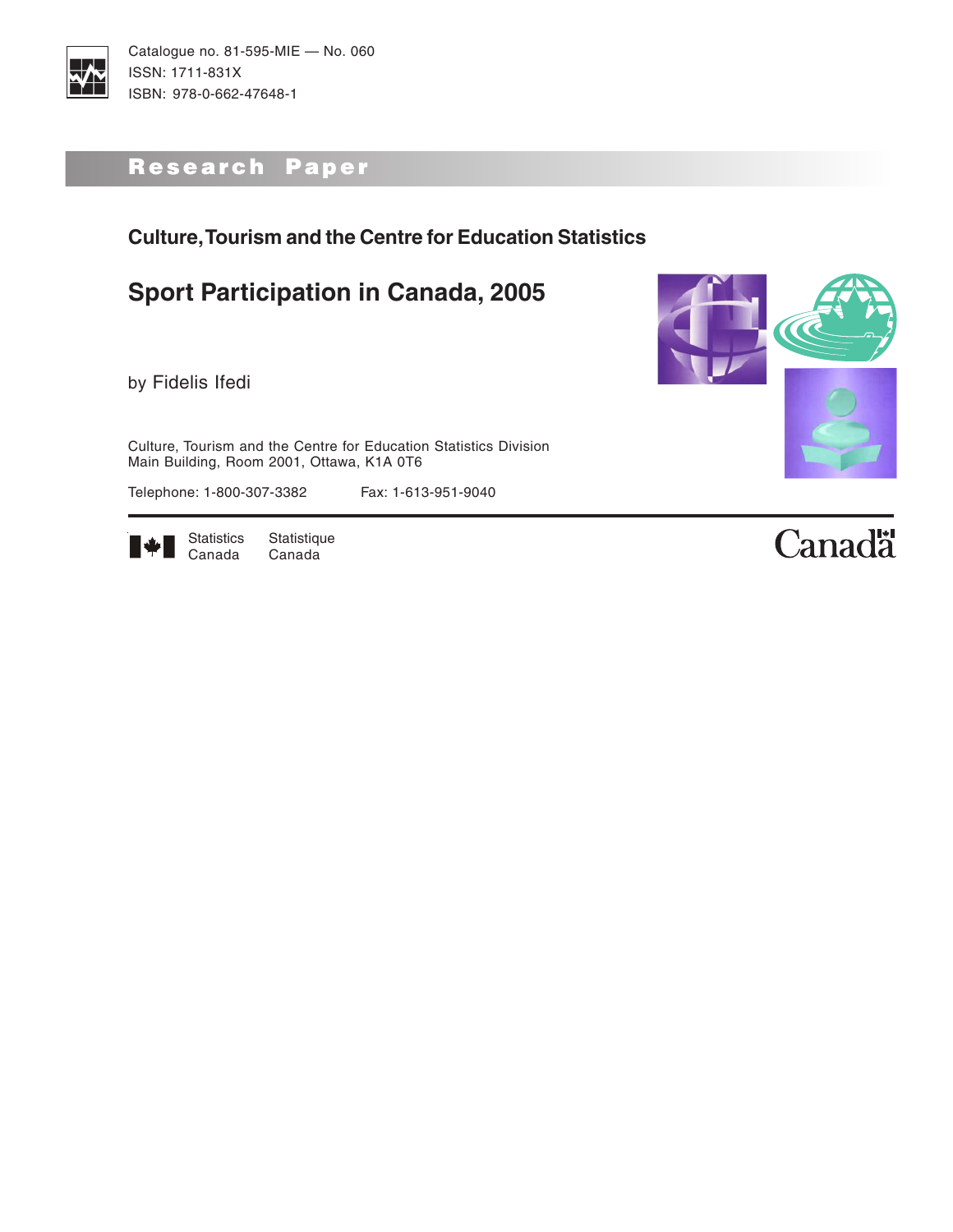Catalogue no. 81-595-MIE — No. 060
ISSN: 1711-831X
ISBN: 978-0-662-47648-1

**Research Paper**

### Culture, Tourism and the Centre for Education Statistics

# Sport Participation in Canada, 2005

by Fidelis Ifedi

Culture, Tourism and the Centre for Education Statistics Division
Main Building, Room 2001, Ottawa, K1A 0T6

Telephone: 1-800-307-3382 Fax: 1-613-951-9040

Statistics Canada Statistique Canada

Canada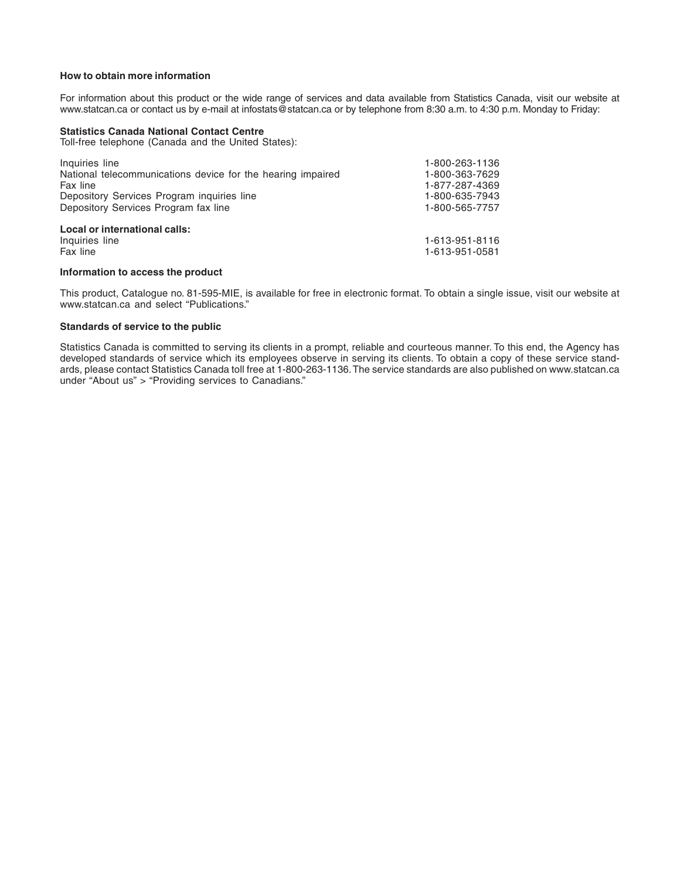**How to obtain more information**

For information about this product or the wide range of services and data available from Statistics Canada, visit our website at www.statcan.ca or contact us by e-mail at infostats@statcan.ca or by telephone from 8:30 a.m. to 4:30 p.m. Monday to Friday:

**Statistics Canada National Contact Centre**
Toll-free telephone (Canada and the United States):

| | |
|---|---|
| Inquiries line | 1-800-263-1136 |
| National telecommunications device for the hearing impaired | 1-800-363-7629 |
| Fax line | 1-877-287-4369 |
| Depository Services Program inquiries line | 1-800-635-7943 |
| Depository Services Program fax line | 1-800-565-7757 |

**Local or international calls:**

| | |
|---|---|
| Inquiries line | 1-613-951-8116 |
| Fax line | 1-613-951-0581 |

**Information to access the product**

This product, Catalogue no. 81-595-MIE, is available for free in electronic format. To obtain a single issue, visit our website at www.statcan.ca and select "Publications."

**Standards of service to the public**

Statistics Canada is committed to serving its clients in a prompt, reliable and courteous manner. To this end, the Agency has developed standards of service which its employees observe in serving its clients. To obtain a copy of these service standards, please contact Statistics Canada toll free at 1-800-263-1136. The service standards are also published on www.statcan.ca under "About us" > "Providing services to Canadians."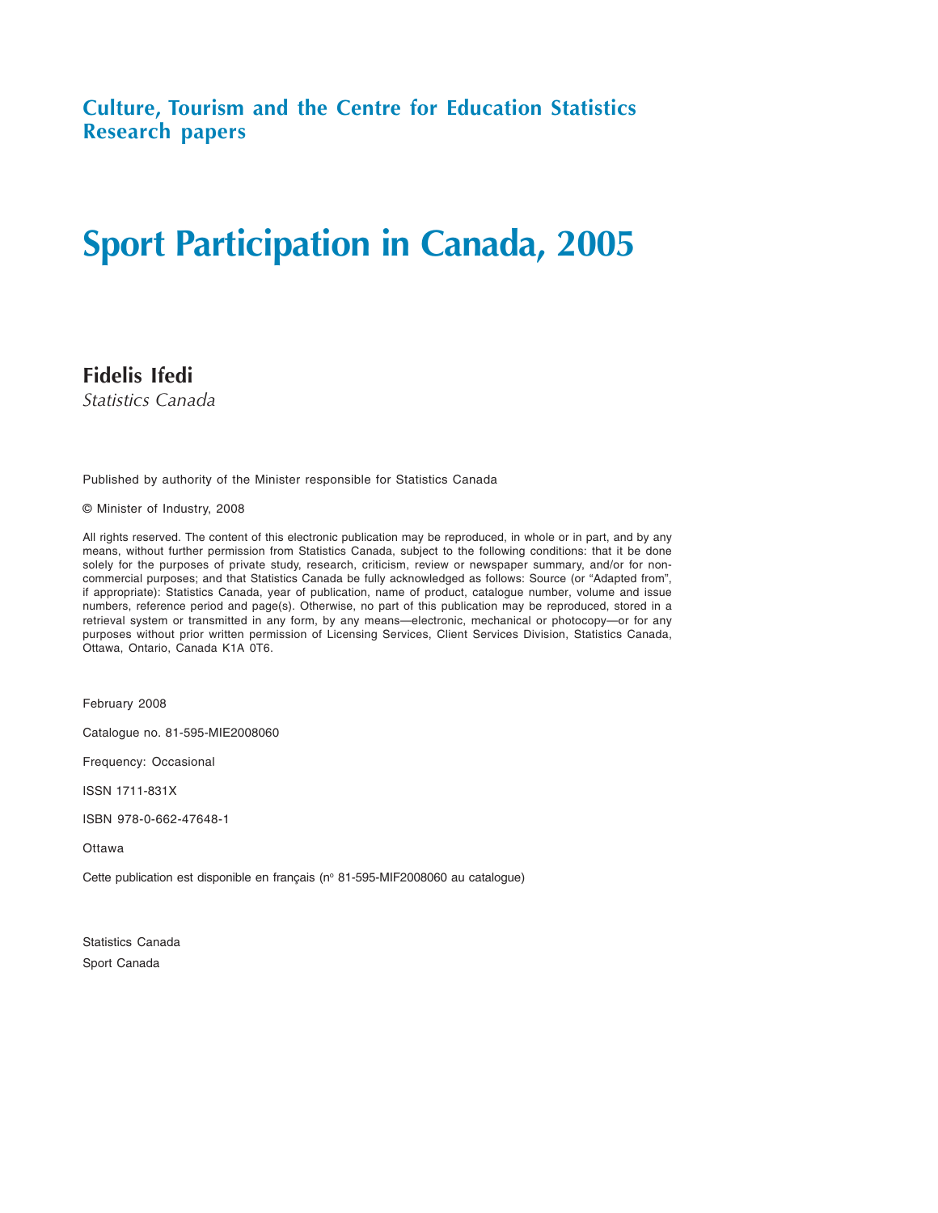## Culture, Tourism and the Centre for Education Statistics Research papers

# Sport Participation in Canada, 2005

**Fidelis Ifedi**

*Statistics Canada*

Published by authority of the Minister responsible for Statistics Canada

© Minister of Industry, 2008

All rights reserved. The content of this electronic publication may be reproduced, in whole or in part, and by any means, without further permission from Statistics Canada, subject to the following conditions: that it be done solely for the purposes of private study, research, criticism, review or newspaper summary, and/or for non-commercial purposes; and that Statistics Canada be fully acknowledged as follows: Source (or "Adapted from", if appropriate): Statistics Canada, year of publication, name of product, catalogue number, volume and issue numbers, reference period and page(s). Otherwise, no part of this publication may be reproduced, stored in a retrieval system or transmitted in any form, by any means—electronic, mechanical or photocopy—or for any purposes without prior written permission of Licensing Services, Client Services Division, Statistics Canada, Ottawa, Ontario, Canada K1A 0T6.

February 2008

Catalogue no. 81-595-MIE2008060

Frequency: Occasional

ISSN 1711-831X

ISBN 978-0-662-47648-1

Ottawa

Cette publication est disponible en français (n° 81-595-MIF2008060 au catalogue)

Statistics Canada

Sport Canada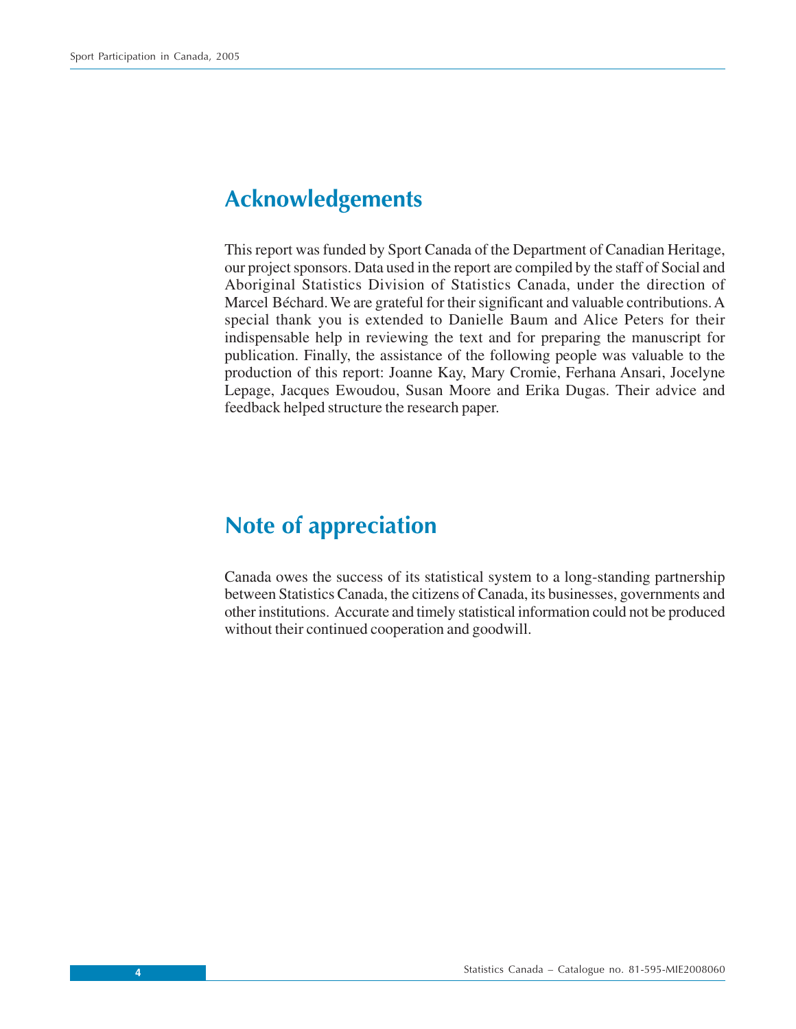## Acknowledgements

This report was funded by Sport Canada of the Department of Canadian Heritage, our project sponsors. Data used in the report are compiled by the staff of Social and Aboriginal Statistics Division of Statistics Canada, under the direction of Marcel Béchard. We are grateful for their significant and valuable contributions. A special thank you is extended to Danielle Baum and Alice Peters for their indispensable help in reviewing the text and for preparing the manuscript for publication. Finally, the assistance of the following people was valuable to the production of this report: Joanne Kay, Mary Cromie, Ferhana Ansari, Jocelyne Lepage, Jacques Ewoudou, Susan Moore and Erika Dugas. Their advice and feedback helped structure the research paper.

## Note of appreciation

Canada owes the success of its statistical system to a long-standing partnership between Statistics Canada, the citizens of Canada, its businesses, governments and other institutions. Accurate and timely statistical information could not be produced without their continued cooperation and goodwill.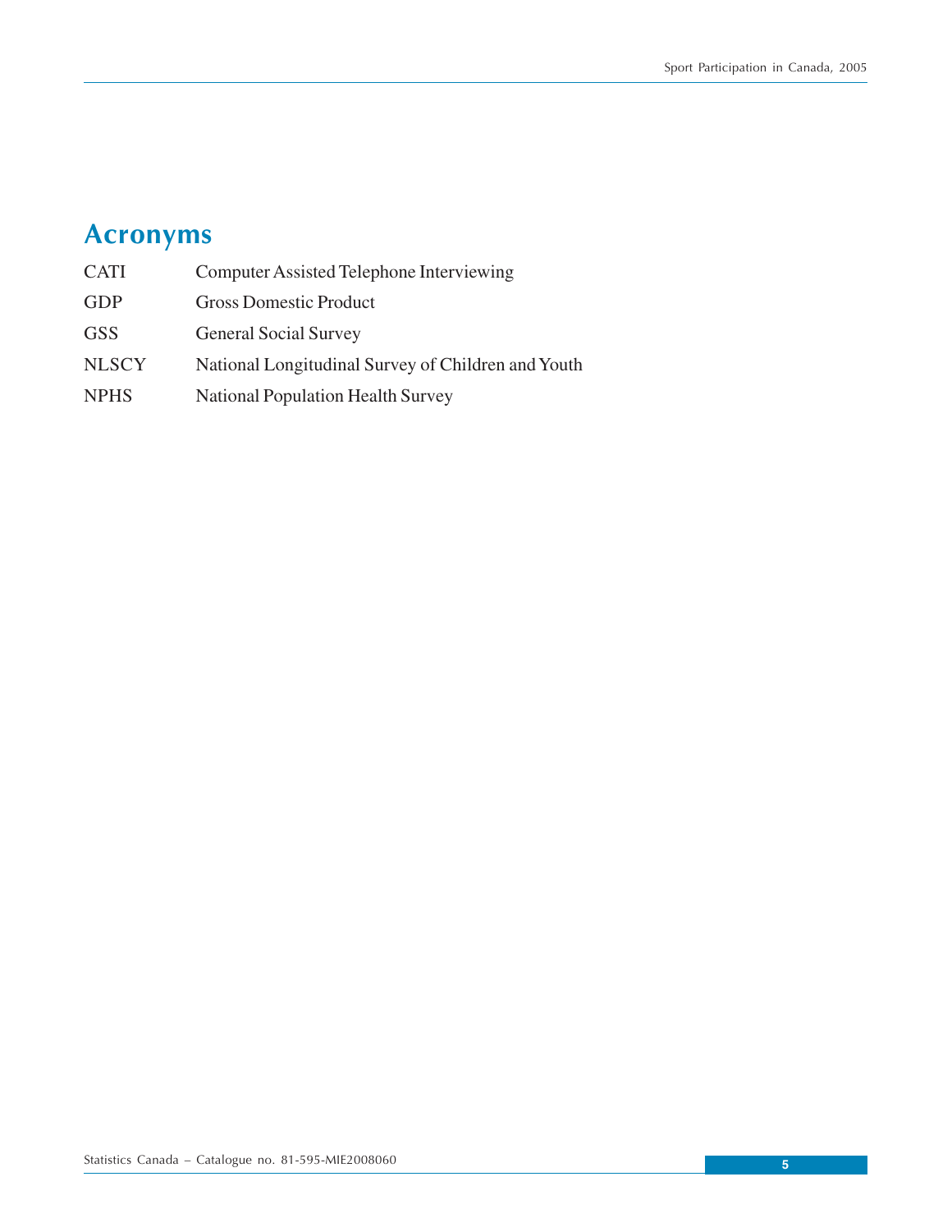# Acronyms

| | |
|---|---|
| CATI | Computer Assisted Telephone Interviewing |
| GDP | Gross Domestic Product |
| GSS | General Social Survey |
| NLSCY | National Longitudinal Survey of Children and Youth |
| NPHS | National Population Health Survey |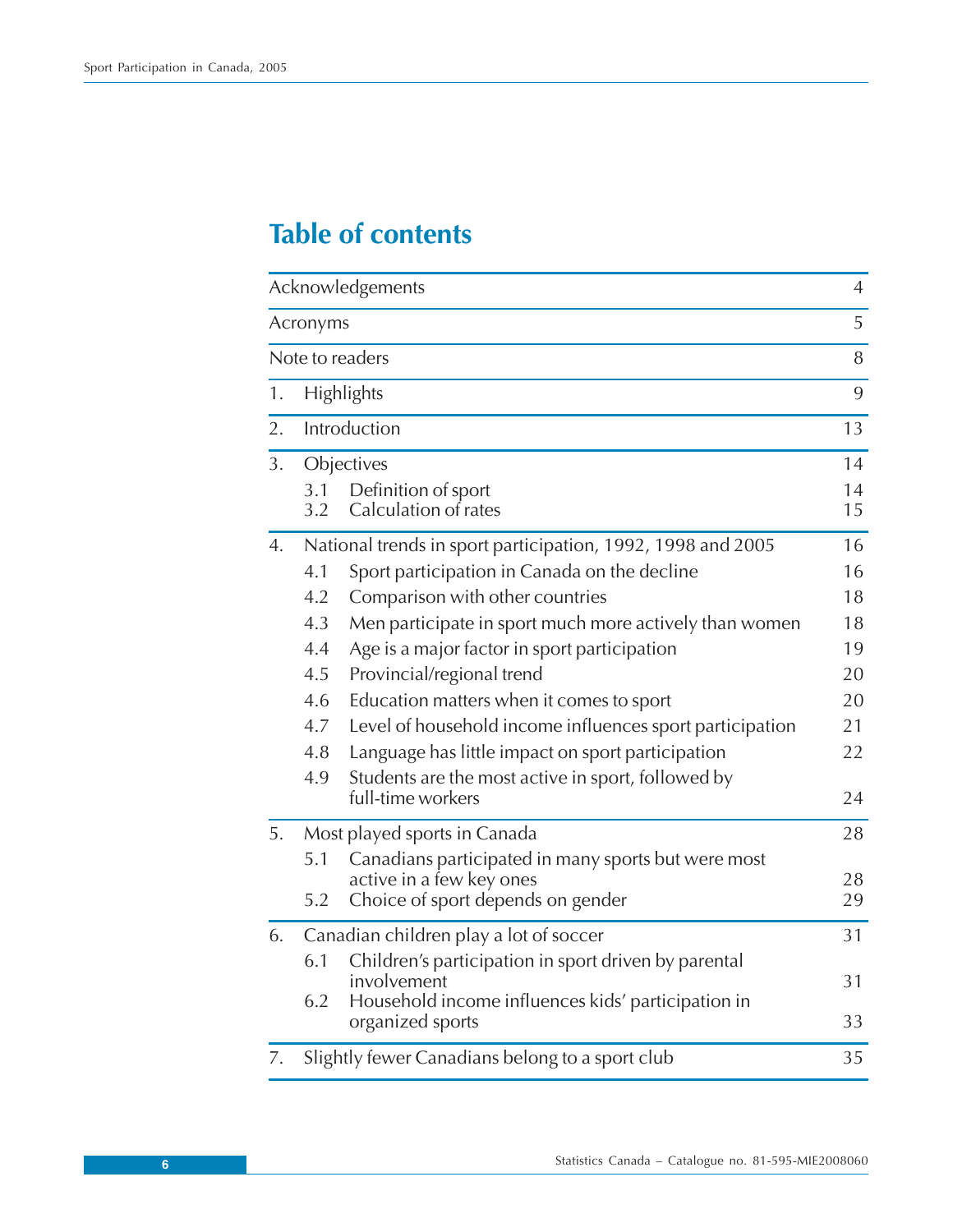# Table of contents

| | | |
|---|---|---|
| Acknowledgements | | 4 |
| Acronyms | | 5 |
| Note to readers | | 8 |
| 1. | Highlights | 9 |
| 2. | Introduction | 13 |
| 3. | Objectives | 14 |
| | 3.1 Definition of sport | 14 |
| | 3.2 Calculation of rates | 15 |
| 4. | National trends in sport participation, 1992, 1998 and 2005 | 16 |
| | 4.1 Sport participation in Canada on the decline | 16 |
| | 4.2 Comparison with other countries | 18 |
| | 4.3 Men participate in sport much more actively than women | 18 |
| | 4.4 Age is a major factor in sport participation | 19 |
| | 4.5 Provincial/regional trend | 20 |
| | 4.6 Education matters when it comes to sport | 20 |
| | 4.7 Level of household income influences sport participation | 21 |
| | 4.8 Language has little impact on sport participation | 22 |
| | 4.9 Students are the most active in sport, followed by full-time workers | 24 |
| 5. | Most played sports in Canada | 28 |
| | 5.1 Canadians participated in many sports but were most active in a few key ones | 28 |
| | 5.2 Choice of sport depends on gender | 29 |
| 6. | Canadian children play a lot of soccer | 31 |
| | 6.1 Children's participation in sport driven by parental involvement | 31 |
| | 6.2 Household income influences kids' participation in organized sports | 33 |
| 7. | Slightly fewer Canadians belong to a sport club | 35 |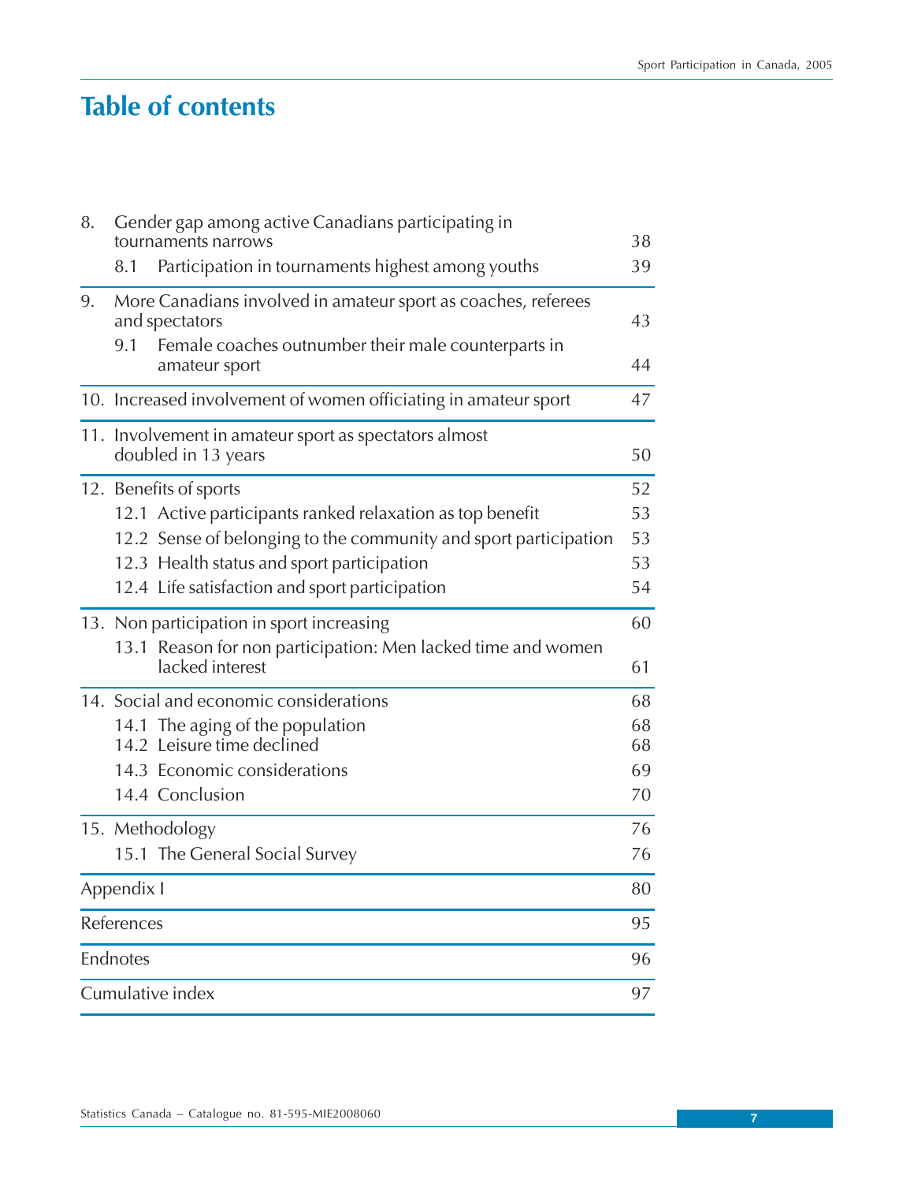# Table of contents

| | | |
|---|---|---|
| 8. | Gender gap among active Canadians participating in tournaments narrows | 38 |
| | 8.1 Participation in tournaments highest among youths | 39 |
| 9. | More Canadians involved in amateur sport as coaches, referees and spectators | 43 |
| | 9.1 Female coaches outnumber their male counterparts in amateur sport | 44 |
| 10. | Increased involvement of women officiating in amateur sport | 47 |
| 11. | Involvement in amateur sport as spectators almost doubled in 13 years | 50 |
| 12. | Benefits of sports | 52 |
| | 12.1 Active participants ranked relaxation as top benefit | 53 |
| | 12.2 Sense of belonging to the community and sport participation | 53 |
| | 12.3 Health status and sport participation | 53 |
| | 12.4 Life satisfaction and sport participation | 54 |
| 13. | Non participation in sport increasing | 60 |
| | 13.1 Reason for non participation: Men lacked time and women lacked interest | 61 |
| 14. | Social and economic considerations | 68 |
| | 14.1 The aging of the population | 68 |
| | 14.2 Leisure time declined | 68 |
| | 14.3 Economic considerations | 69 |
| | 14.4 Conclusion | 70 |
| 15. | Methodology | 76 |
| | 15.1 The General Social Survey | 76 |
| Appendix I | | 80 |
| References | | 95 |
| Endnotes | | 96 |
| Cumulative index | | 97 |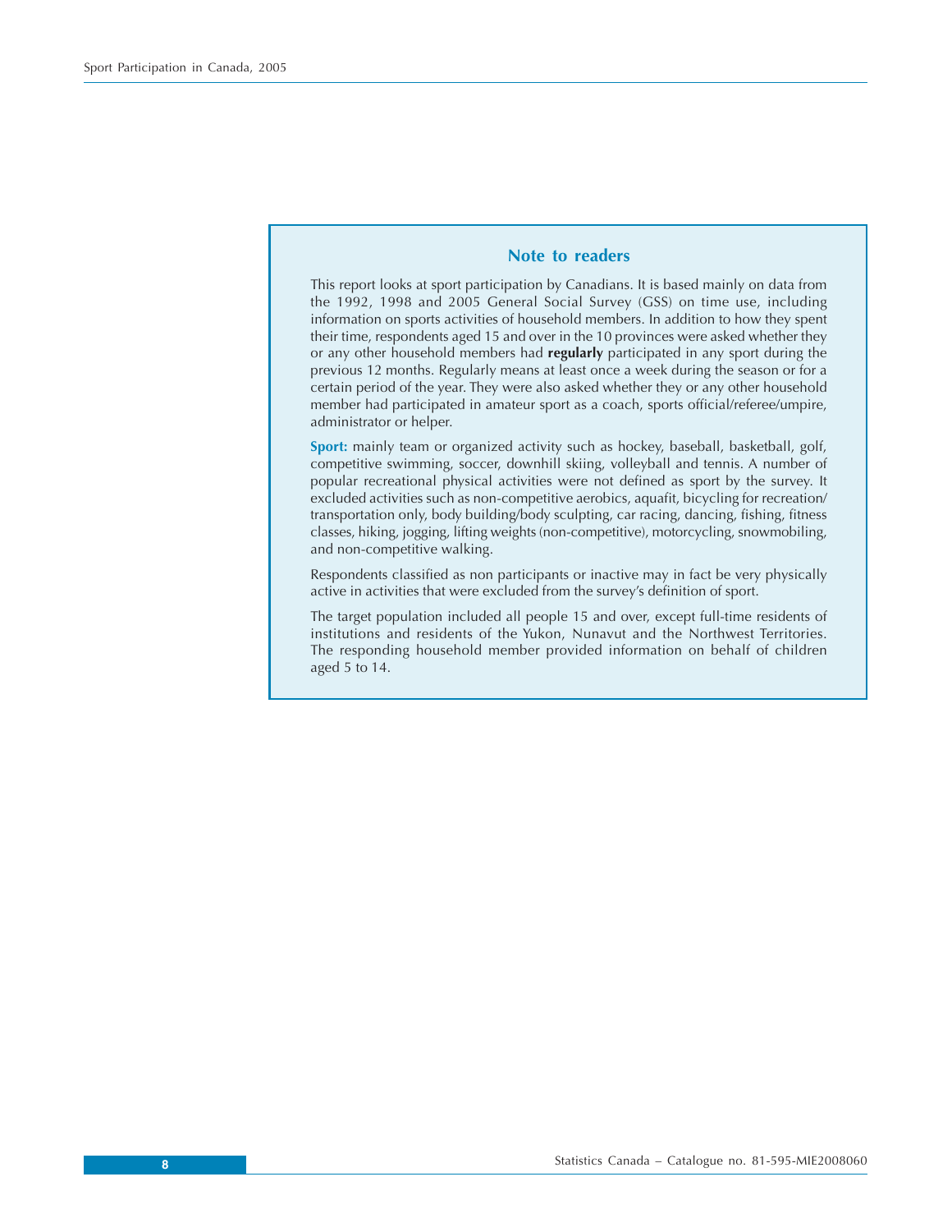## Note to readers

This report looks at sport participation by Canadians. It is based mainly on data from the 1992, 1998 and 2005 General Social Survey (GSS) on time use, including information on sports activities of household members. In addition to how they spent their time, respondents aged 15 and over in the 10 provinces were asked whether they or any other household members had **regularly** participated in any sport during the previous 12 months. Regularly means at least once a week during the season or for a certain period of the year. They were also asked whether they or any other household member had participated in amateur sport as a coach, sports official/referee/umpire, administrator or helper.

**Sport:** mainly team or organized activity such as hockey, baseball, basketball, golf, competitive swimming, soccer, downhill skiing, volleyball and tennis. A number of popular recreational physical activities were not defined as sport by the survey. It excluded activities such as non-competitive aerobics, aquafit, bicycling for recreation/transportation only, body building/body sculpting, car racing, dancing, fishing, fitness classes, hiking, jogging, lifting weights (non-competitive), motorcycling, snowmobiling, and non-competitive walking.

Respondents classified as non participants or inactive may in fact be very physically active in activities that were excluded from the survey's definition of sport.

The target population included all people 15 and over, except full-time residents of institutions and residents of the Yukon, Nunavut and the Northwest Territories. The responding household member provided information on behalf of children aged 5 to 14.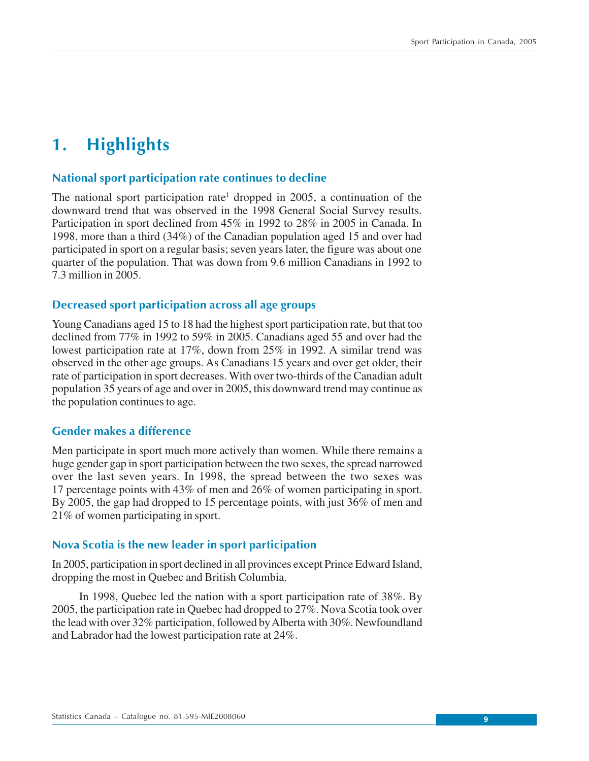# 1. Highlights

## National sport participation rate continues to decline

The national sport participation rate[1] dropped in 2005, a continuation of the downward trend that was observed in the 1998 General Social Survey results. Participation in sport declined from 45% in 1992 to 28% in 2005 in Canada. In 1998, more than a third (34%) of the Canadian population aged 15 and over had participated in sport on a regular basis; seven years later, the figure was about one quarter of the population. That was down from 9.6 million Canadians in 1992 to 7.3 million in 2005.

## Decreased sport participation across all age groups

Young Canadians aged 15 to 18 had the highest sport participation rate, but that too declined from 77% in 1992 to 59% in 2005. Canadians aged 55 and over had the lowest participation rate at 17%, down from 25% in 1992. A similar trend was observed in the other age groups. As Canadians 15 years and over get older, their rate of participation in sport decreases. With over two-thirds of the Canadian adult population 35 years of age and over in 2005, this downward trend may continue as the population continues to age.

## Gender makes a difference

Men participate in sport much more actively than women. While there remains a huge gender gap in sport participation between the two sexes, the spread narrowed over the last seven years. In 1998, the spread between the two sexes was 17 percentage points with 43% of men and 26% of women participating in sport. By 2005, the gap had dropped to 15 percentage points, with just 36% of men and 21% of women participating in sport.

## Nova Scotia is the new leader in sport participation

In 2005, participation in sport declined in all provinces except Prince Edward Island, dropping the most in Quebec and British Columbia.

In 1998, Quebec led the nation with a sport participation rate of 38%. By 2005, the participation rate in Quebec had dropped to 27%. Nova Scotia took over the lead with over 32% participation, followed by Alberta with 30%. Newfoundland and Labrador had the lowest participation rate at 24%.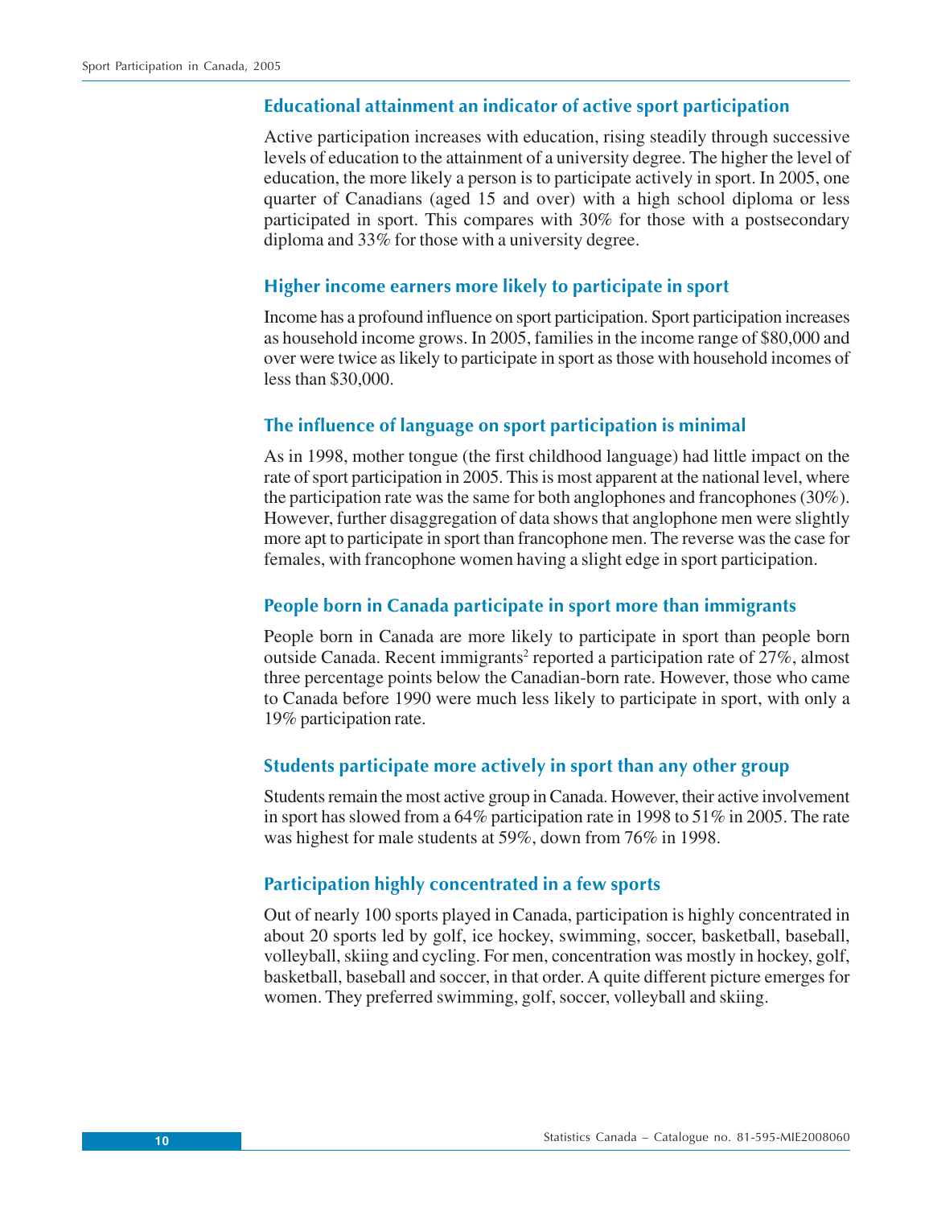## Educational attainment an indicator of active sport participation

Active participation increases with education, rising steadily through successive levels of education to the attainment of a university degree. The higher the level of education, the more likely a person is to participate actively in sport. In 2005, one quarter of Canadians (aged 15 and over) with a high school diploma or less participated in sport. This compares with 30% for those with a postsecondary diploma and 33% for those with a university degree.

## Higher income earners more likely to participate in sport

Income has a profound influence on sport participation. Sport participation increases as household income grows. In 2005, families in the income range of $80,000 and over were twice as likely to participate in sport as those with household incomes of less than $30,000.

## The influence of language on sport participation is minimal

As in 1998, mother tongue (the first childhood language) had little impact on the rate of sport participation in 2005. This is most apparent at the national level, where the participation rate was the same for both anglophones and francophones (30%). However, further disaggregation of data shows that anglophone men were slightly more apt to participate in sport than francophone men. The reverse was the case for females, with francophone women having a slight edge in sport participation.

## People born in Canada participate in sport more than immigrants

People born in Canada are more likely to participate in sport than people born outside Canada. Recent immigrants[2] reported a participation rate of 27%, almost three percentage points below the Canadian-born rate. However, those who came to Canada before 1990 were much less likely to participate in sport, with only a 19% participation rate.

## Students participate more actively in sport than any other group

Students remain the most active group in Canada. However, their active involvement in sport has slowed from a 64% participation rate in 1998 to 51% in 2005. The rate was highest for male students at 59%, down from 76% in 1998.

## Participation highly concentrated in a few sports

Out of nearly 100 sports played in Canada, participation is highly concentrated in about 20 sports led by golf, ice hockey, swimming, soccer, basketball, baseball, volleyball, skiing and cycling. For men, concentration was mostly in hockey, golf, basketball, baseball and soccer, in that order. A quite different picture emerges for women. They preferred swimming, golf, soccer, volleyball and skiing.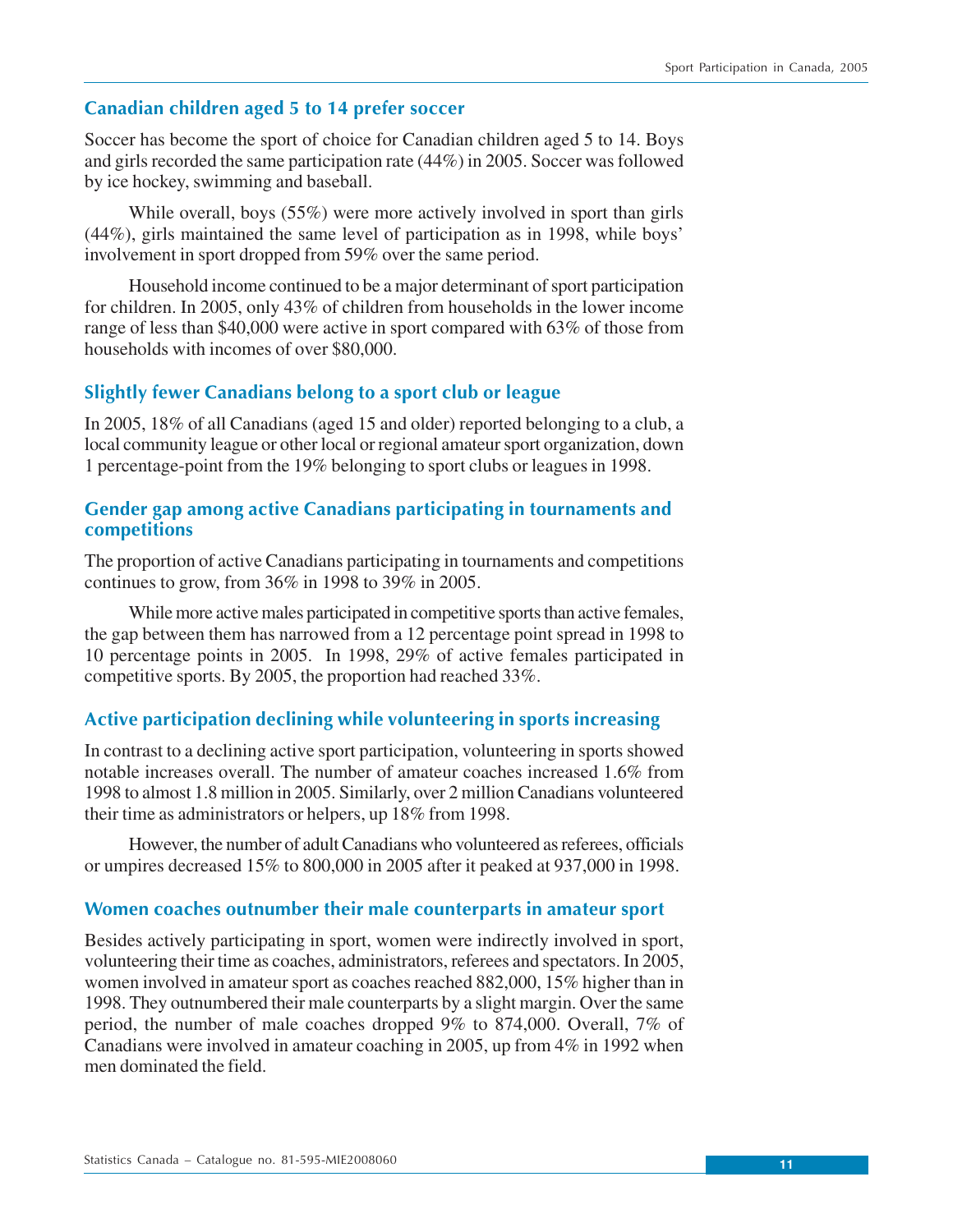### Canadian children aged 5 to 14 prefer soccer

Soccer has become the sport of choice for Canadian children aged 5 to 14. Boys and girls recorded the same participation rate (44%) in 2005. Soccer was followed by ice hockey, swimming and baseball.

While overall, boys (55%) were more actively involved in sport than girls (44%), girls maintained the same level of participation as in 1998, while boys' involvement in sport dropped from 59% over the same period.

Household income continued to be a major determinant of sport participation for children. In 2005, only 43% of children from households in the lower income range of less than $40,000 were active in sport compared with 63% of those from households with incomes of over $80,000.

### Slightly fewer Canadians belong to a sport club or league

In 2005, 18% of all Canadians (aged 15 and older) reported belonging to a club, a local community league or other local or regional amateur sport organization, down 1 percentage-point from the 19% belonging to sport clubs or leagues in 1998.

### Gender gap among active Canadians participating in tournaments and competitions

The proportion of active Canadians participating in tournaments and competitions continues to grow, from 36% in 1998 to 39% in 2005.

While more active males participated in competitive sports than active females, the gap between them has narrowed from a 12 percentage point spread in 1998 to 10 percentage points in 2005. In 1998, 29% of active females participated in competitive sports. By 2005, the proportion had reached 33%.

### Active participation declining while volunteering in sports increasing

In contrast to a declining active sport participation, volunteering in sports showed notable increases overall. The number of amateur coaches increased 1.6% from 1998 to almost 1.8 million in 2005. Similarly, over 2 million Canadians volunteered their time as administrators or helpers, up 18% from 1998.

However, the number of adult Canadians who volunteered as referees, officials or umpires decreased 15% to 800,000 in 2005 after it peaked at 937,000 in 1998.

### Women coaches outnumber their male counterparts in amateur sport

Besides actively participating in sport, women were indirectly involved in sport, volunteering their time as coaches, administrators, referees and spectators. In 2005, women involved in amateur sport as coaches reached 882,000, 15% higher than in 1998. They outnumbered their male counterparts by a slight margin. Over the same period, the number of male coaches dropped 9% to 874,000. Overall, 7% of Canadians were involved in amateur coaching in 2005, up from 4% in 1992 when men dominated the field.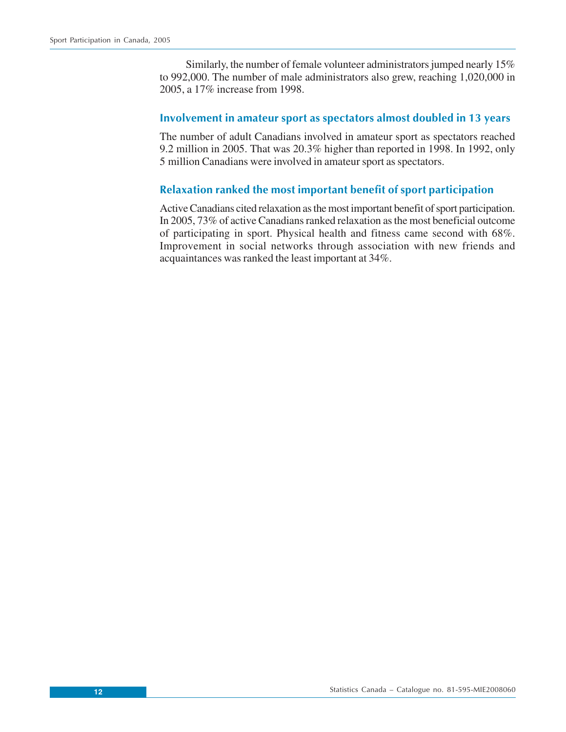Similarly, the number of female volunteer administrators jumped nearly 15% to 992,000. The number of male administrators also grew, reaching 1,020,000 in 2005, a 17% increase from 1998.

## Involvement in amateur sport as spectators almost doubled in 13 years

The number of adult Canadians involved in amateur sport as spectators reached 9.2 million in 2005. That was 20.3% higher than reported in 1998. In 1992, only 5 million Canadians were involved in amateur sport as spectators.

## Relaxation ranked the most important benefit of sport participation

Active Canadians cited relaxation as the most important benefit of sport participation. In 2005, 73% of active Canadians ranked relaxation as the most beneficial outcome of participating in sport. Physical health and fitness came second with 68%. Improvement in social networks through association with new friends and acquaintances was ranked the least important at 34%.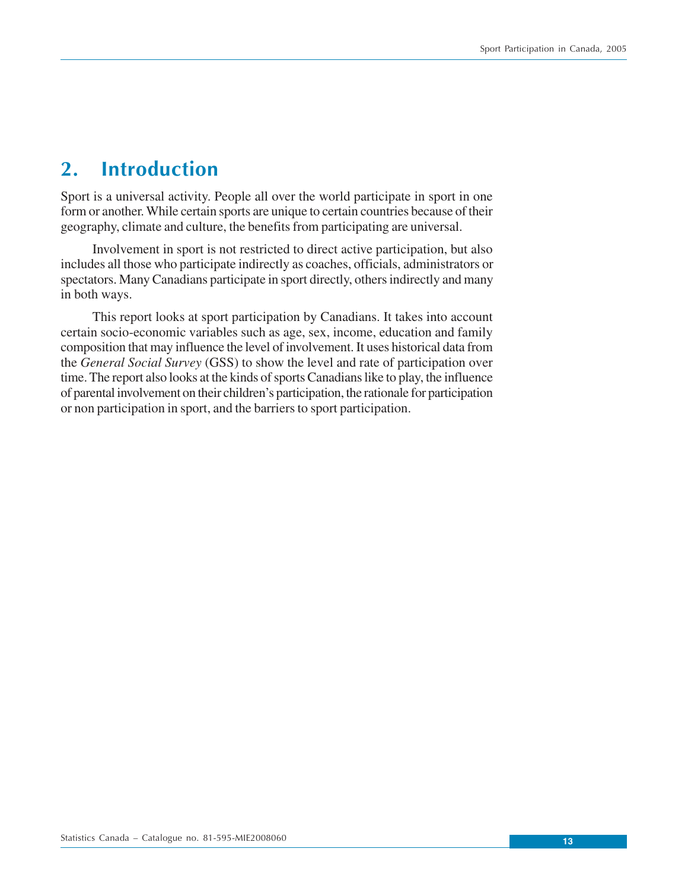## 2. Introduction

Sport is a universal activity. People all over the world participate in sport in one form or another. While certain sports are unique to certain countries because of their geography, climate and culture, the benefits from participating are universal.

Involvement in sport is not restricted to direct active participation, but also includes all those who participate indirectly as coaches, officials, administrators or spectators. Many Canadians participate in sport directly, others indirectly and many in both ways.

This report looks at sport participation by Canadians. It takes into account certain socio-economic variables such as age, sex, income, education and family composition that may influence the level of involvement. It uses historical data from the *General Social Survey* (GSS) to show the level and rate of participation over time. The report also looks at the kinds of sports Canadians like to play, the influence of parental involvement on their children's participation, the rationale for participation or non participation in sport, and the barriers to sport participation.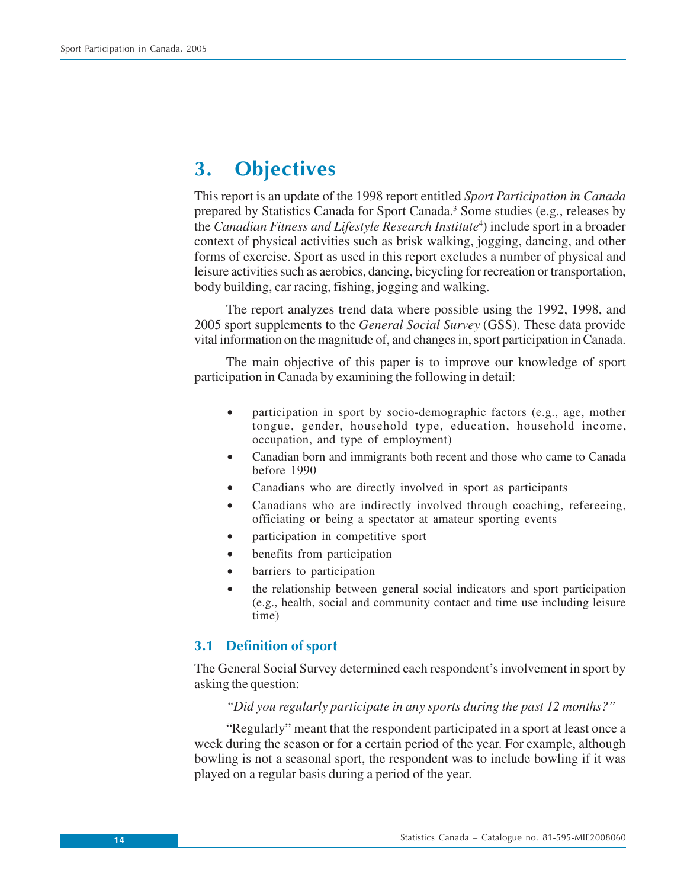# 3. Objectives

This report is an update of the 1998 report entitled *Sport Participation in Canada* prepared by Statistics Canada for Sport Canada.[3] Some studies (e.g., releases by the *Canadian Fitness and Lifestyle Research Institute*[4]) include sport in a broader context of physical activities such as brisk walking, jogging, dancing, and other forms of exercise. Sport as used in this report excludes a number of physical and leisure activities such as aerobics, dancing, bicycling for recreation or transportation, body building, car racing, fishing, jogging and walking.

The report analyzes trend data where possible using the 1992, 1998, and 2005 sport supplements to the *General Social Survey* (GSS). These data provide vital information on the magnitude of, and changes in, sport participation in Canada.

The main objective of this paper is to improve our knowledge of sport participation in Canada by examining the following in detail:

- participation in sport by socio-demographic factors (e.g., age, mother tongue, gender, household type, education, household income, occupation, and type of employment)
- Canadian born and immigrants both recent and those who came to Canada before 1990
- Canadians who are directly involved in sport as participants
- Canadians who are indirectly involved through coaching, refereeing, officiating or being a spectator at amateur sporting events
- participation in competitive sport
- benefits from participation
- barriers to participation
- the relationship between general social indicators and sport participation (e.g., health, social and community contact and time use including leisure time)

## 3.1 Definition of sport

The General Social Survey determined each respondent's involvement in sport by asking the question:

*"Did you regularly participate in any sports during the past 12 months?"*

"Regularly" meant that the respondent participated in a sport at least once a week during the season or for a certain period of the year. For example, although bowling is not a seasonal sport, the respondent was to include bowling if it was played on a regular basis during a period of the year.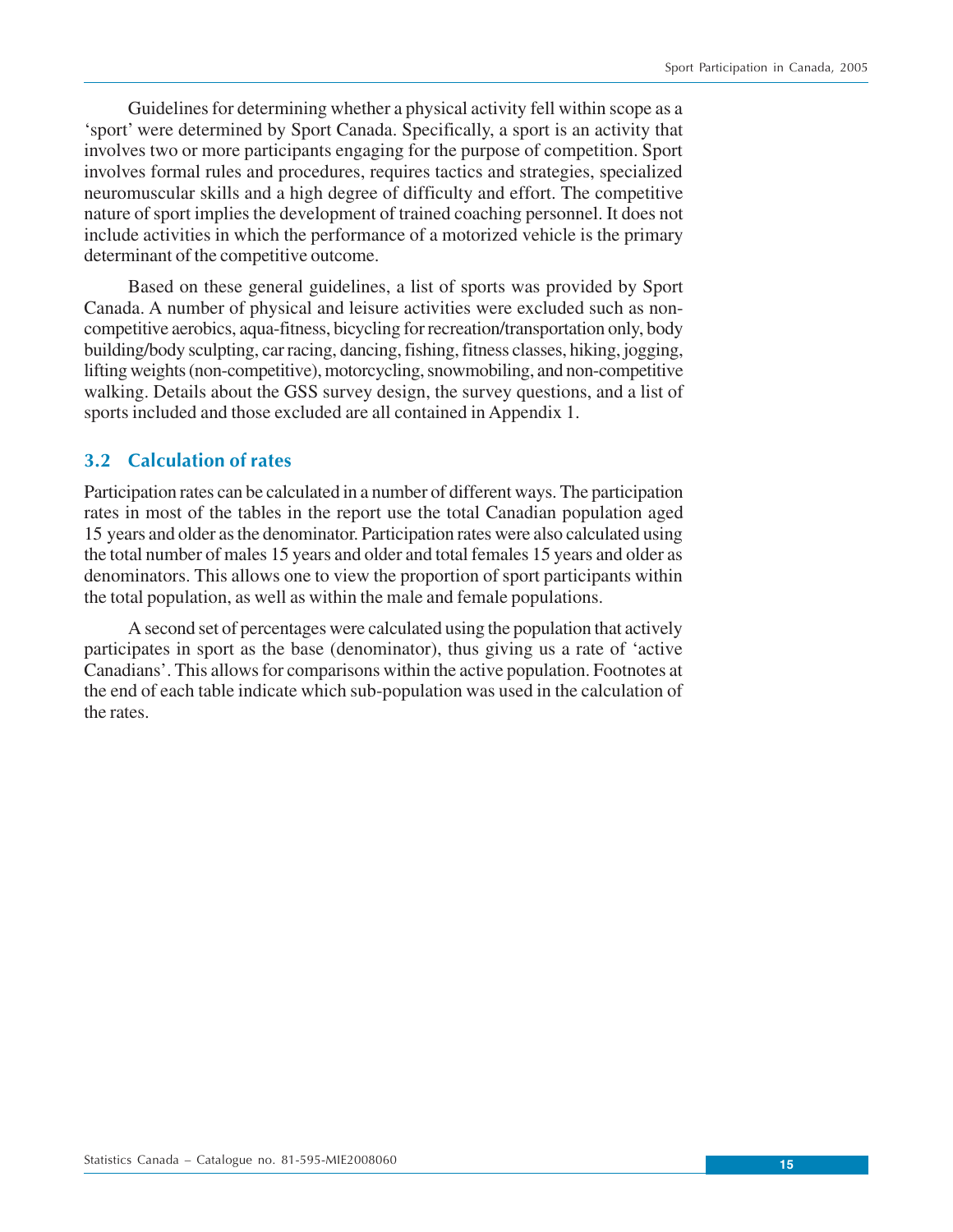Guidelines for determining whether a physical activity fell within scope as a 'sport' were determined by Sport Canada. Specifically, a sport is an activity that involves two or more participants engaging for the purpose of competition. Sport involves formal rules and procedures, requires tactics and strategies, specialized neuromuscular skills and a high degree of difficulty and effort. The competitive nature of sport implies the development of trained coaching personnel. It does not include activities in which the performance of a motorized vehicle is the primary determinant of the competitive outcome.

Based on these general guidelines, a list of sports was provided by Sport Canada. A number of physical and leisure activities were excluded such as non-competitive aerobics, aqua-fitness, bicycling for recreation/transportation only, body building/body sculpting, car racing, dancing, fishing, fitness classes, hiking, jogging, lifting weights (non-competitive), motorcycling, snowmobiling, and non-competitive walking. Details about the GSS survey design, the survey questions, and a list of sports included and those excluded are all contained in Appendix 1.

### 3.2 Calculation of rates

Participation rates can be calculated in a number of different ways. The participation rates in most of the tables in the report use the total Canadian population aged 15 years and older as the denominator. Participation rates were also calculated using the total number of males 15 years and older and total females 15 years and older as denominators. This allows one to view the proportion of sport participants within the total population, as well as within the male and female populations.

A second set of percentages were calculated using the population that actively participates in sport as the base (denominator), thus giving us a rate of 'active Canadians'. This allows for comparisons within the active population. Footnotes at the end of each table indicate which sub-population was used in the calculation of the rates.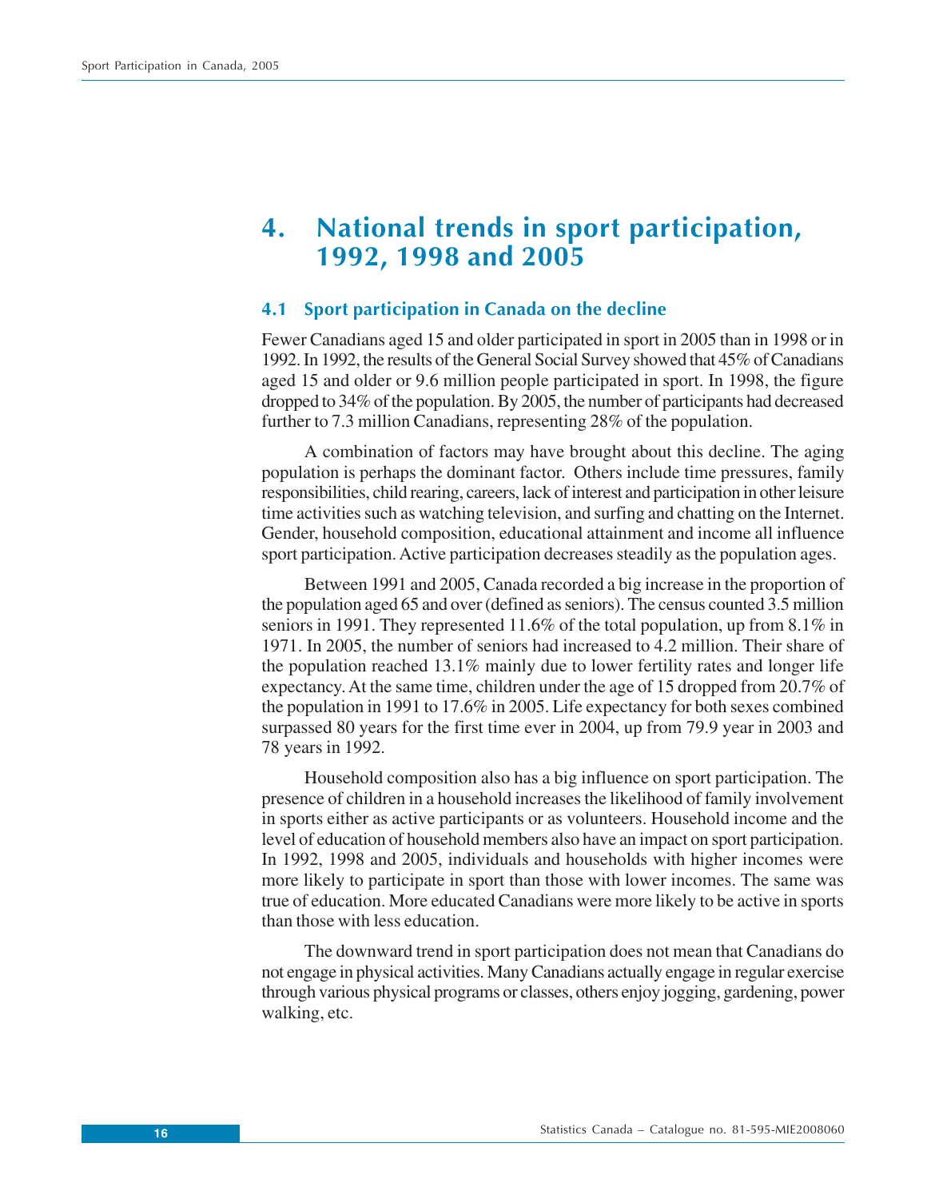# 4. National trends in sport participation, 1992, 1998 and 2005

## 4.1 Sport participation in Canada on the decline

Fewer Canadians aged 15 and older participated in sport in 2005 than in 1998 or in 1992. In 1992, the results of the General Social Survey showed that 45% of Canadians aged 15 and older or 9.6 million people participated in sport. In 1998, the figure dropped to 34% of the population. By 2005, the number of participants had decreased further to 7.3 million Canadians, representing 28% of the population.

A combination of factors may have brought about this decline. The aging population is perhaps the dominant factor. Others include time pressures, family responsibilities, child rearing, careers, lack of interest and participation in other leisure time activities such as watching television, and surfing and chatting on the Internet. Gender, household composition, educational attainment and income all influence sport participation. Active participation decreases steadily as the population ages.

Between 1991 and 2005, Canada recorded a big increase in the proportion of the population aged 65 and over (defined as seniors). The census counted 3.5 million seniors in 1991. They represented 11.6% of the total population, up from 8.1% in 1971. In 2005, the number of seniors had increased to 4.2 million. Their share of the population reached 13.1% mainly due to lower fertility rates and longer life expectancy. At the same time, children under the age of 15 dropped from 20.7% of the population in 1991 to 17.6% in 2005. Life expectancy for both sexes combined surpassed 80 years for the first time ever in 2004, up from 79.9 year in 2003 and 78 years in 1992.

Household composition also has a big influence on sport participation. The presence of children in a household increases the likelihood of family involvement in sports either as active participants or as volunteers. Household income and the level of education of household members also have an impact on sport participation. In 1992, 1998 and 2005, individuals and households with higher incomes were more likely to participate in sport than those with lower incomes. The same was true of education. More educated Canadians were more likely to be active in sports than those with less education.

The downward trend in sport participation does not mean that Canadians do not engage in physical activities. Many Canadians actually engage in regular exercise through various physical programs or classes, others enjoy jogging, gardening, power walking, etc.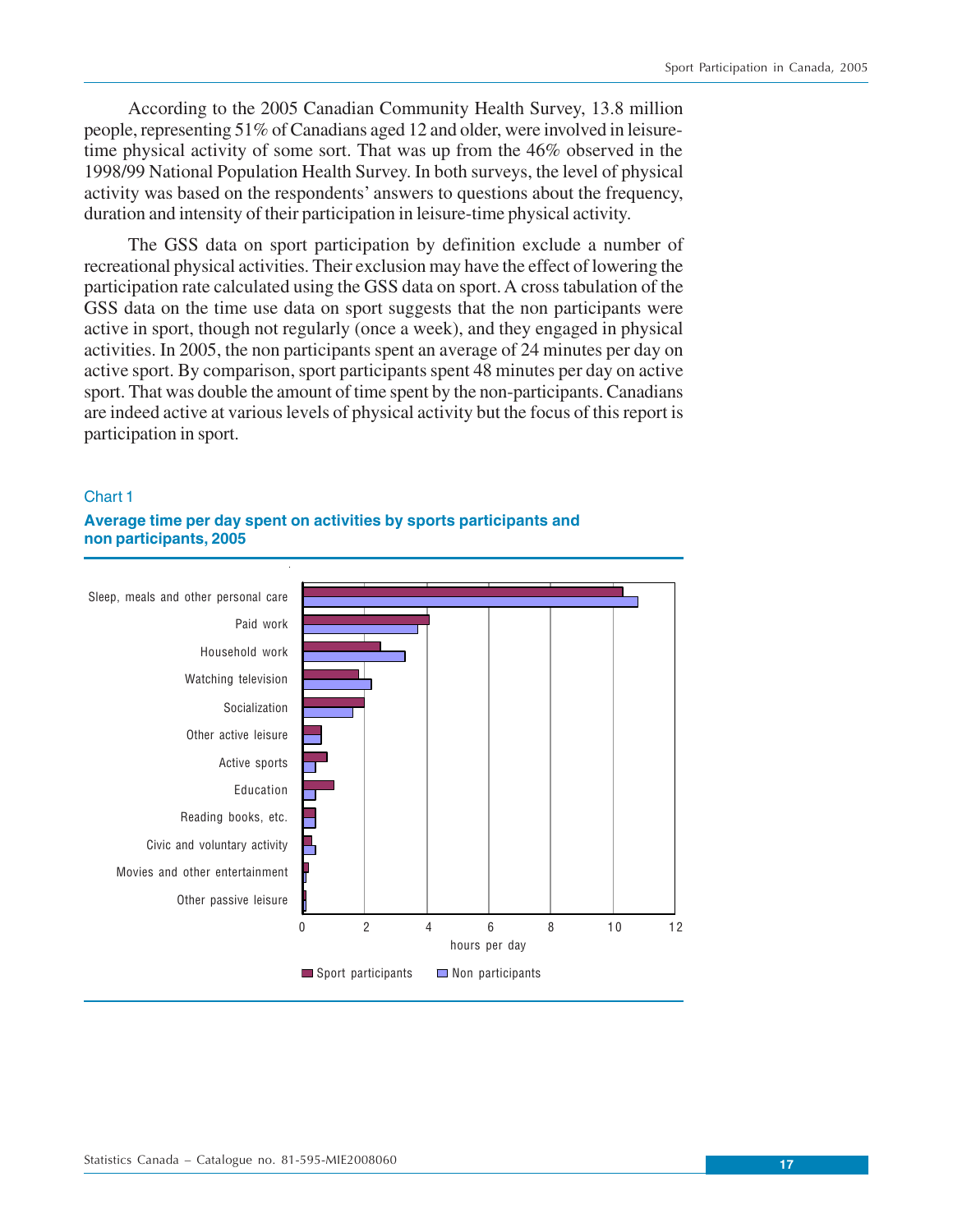According to the 2005 Canadian Community Health Survey, 13.8 million people, representing 51% of Canadians aged 12 and older, were involved in leisure-time physical activity of some sort. That was up from the 46% observed in the 1998/99 National Population Health Survey. In both surveys, the level of physical activity was based on the respondents' answers to questions about the frequency, duration and intensity of their participation in leisure-time physical activity.

The GSS data on sport participation by definition exclude a number of recreational physical activities. Their exclusion may have the effect of lowering the participation rate calculated using the GSS data on sport. A cross tabulation of the GSS data on the time use data on sport suggests that the non participants were active in sport, though not regularly (once a week), and they engaged in physical activities. In 2005, the non participants spent an average of 24 minutes per day on active sport. By comparison, sport participants spent 48 minutes per day on active sport. That was double the amount of time spent by the non-participants. Canadians are indeed active at various levels of physical activity but the focus of this report is participation in sport.

### Chart 1

**Average time per day spent on activities by sports participants and non participants, 2005**

Categories: Sleep, meals and other personal care; Paid work; Household work; Watching television; Socialization; Other active leisure; Active sports; Education; Reading books, etc.; Civic and voluntary activity; Movies and other entertainment; Other passive leisure

Axis: 0, 2, 4, 6, 8, 10, 12 — hours per day

Legend: Sport participants; Non participants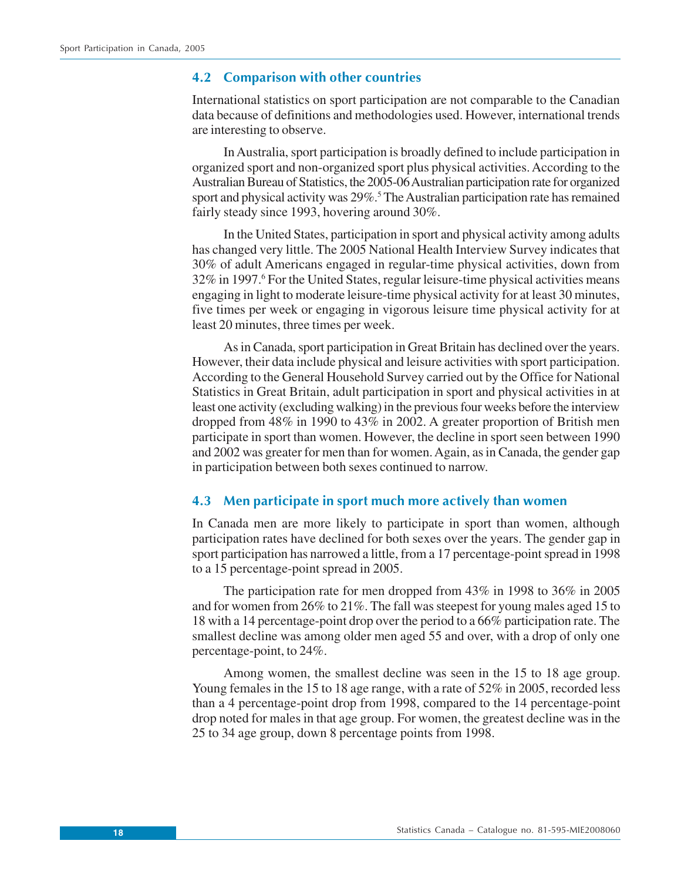## 4.2 Comparison with other countries

International statistics on sport participation are not comparable to the Canadian data because of definitions and methodologies used. However, international trends are interesting to observe.

In Australia, sport participation is broadly defined to include participation in organized sport and non-organized sport plus physical activities. According to the Australian Bureau of Statistics, the 2005-06 Australian participation rate for organized sport and physical activity was 29%.[5] The Australian participation rate has remained fairly steady since 1993, hovering around 30%.

In the United States, participation in sport and physical activity among adults has changed very little. The 2005 National Health Interview Survey indicates that 30% of adult Americans engaged in regular-time physical activities, down from 32% in 1997.[6] For the United States, regular leisure-time physical activities means engaging in light to moderate leisure-time physical activity for at least 30 minutes, five times per week or engaging in vigorous leisure time physical activity for at least 20 minutes, three times per week.

As in Canada, sport participation in Great Britain has declined over the years. However, their data include physical and leisure activities with sport participation. According to the General Household Survey carried out by the Office for National Statistics in Great Britain, adult participation in sport and physical activities in at least one activity (excluding walking) in the previous four weeks before the interview dropped from 48% in 1990 to 43% in 2002. A greater proportion of British men participate in sport than women. However, the decline in sport seen between 1990 and 2002 was greater for men than for women. Again, as in Canada, the gender gap in participation between both sexes continued to narrow.

## 4.3 Men participate in sport much more actively than women

In Canada men are more likely to participate in sport than women, although participation rates have declined for both sexes over the years. The gender gap in sport participation has narrowed a little, from a 17 percentage-point spread in 1998 to a 15 percentage-point spread in 2005.

The participation rate for men dropped from 43% in 1998 to 36% in 2005 and for women from 26% to 21%. The fall was steepest for young males aged 15 to 18 with a 14 percentage-point drop over the period to a 66% participation rate. The smallest decline was among older men aged 55 and over, with a drop of only one percentage-point, to 24%.

Among women, the smallest decline was seen in the 15 to 18 age group. Young females in the 15 to 18 age range, with a rate of 52% in 2005, recorded less than a 4 percentage-point drop from 1998, compared to the 14 percentage-point drop noted for males in that age group. For women, the greatest decline was in the 25 to 34 age group, down 8 percentage points from 1998.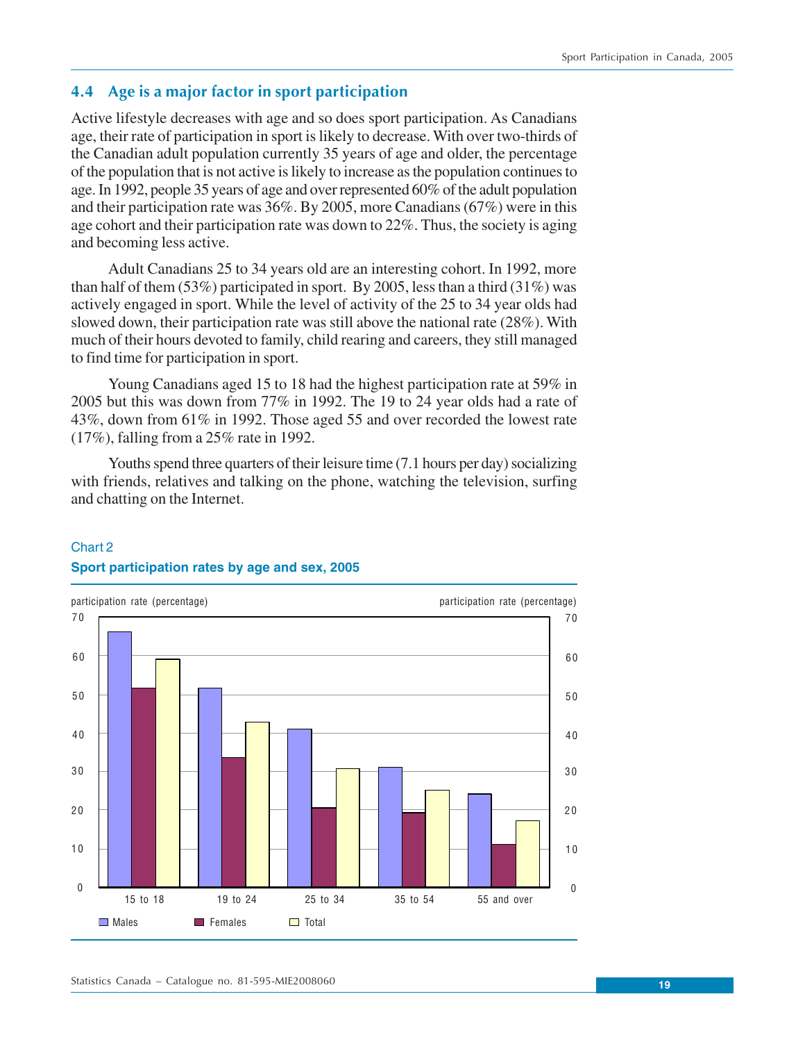## 4.4 Age is a major factor in sport participation

Active lifestyle decreases with age and so does sport participation. As Canadians age, their rate of participation in sport is likely to decrease. With over two-thirds of the Canadian adult population currently 35 years of age and older, the percentage of the population that is not active is likely to increase as the population continues to age. In 1992, people 35 years of age and over represented 60% of the adult population and their participation rate was 36%. By 2005, more Canadians (67%) were in this age cohort and their participation rate was down to 22%. Thus, the society is aging and becoming less active.

Adult Canadians 25 to 34 years old are an interesting cohort. In 1992, more than half of them (53%) participated in sport. By 2005, less than a third (31%) was actively engaged in sport. While the level of activity of the 25 to 34 year olds had slowed down, their participation rate was still above the national rate (28%). With much of their hours devoted to family, child rearing and careers, they still managed to find time for participation in sport.

Young Canadians aged 15 to 18 had the highest participation rate at 59% in 2005 but this was down from 77% in 1992. The 19 to 24 year olds had a rate of 43%, down from 61% in 1992. Those aged 55 and over recorded the lowest rate (17%), falling from a 25% rate in 1992.

Youths spend three quarters of their leisure time (7.1 hours per day) socializing with friends, relatives and talking on the phone, watching the television, surfing and chatting on the Internet.

Chart 2

**Sport participation rates by age and sex, 2005**

participation rate (percentage)

| Age group | Males | Females | Total |
|---|---|---|---|
| 15 to 18 | 66 | 52 | 59 |
| 19 to 24 | 52 | 34 | 43 |
| 25 to 34 | 41 | 21 | 31 |
| 35 to 54 | 31 | 19 | 25 |
| 55 and over | 24 | 11 | 17 |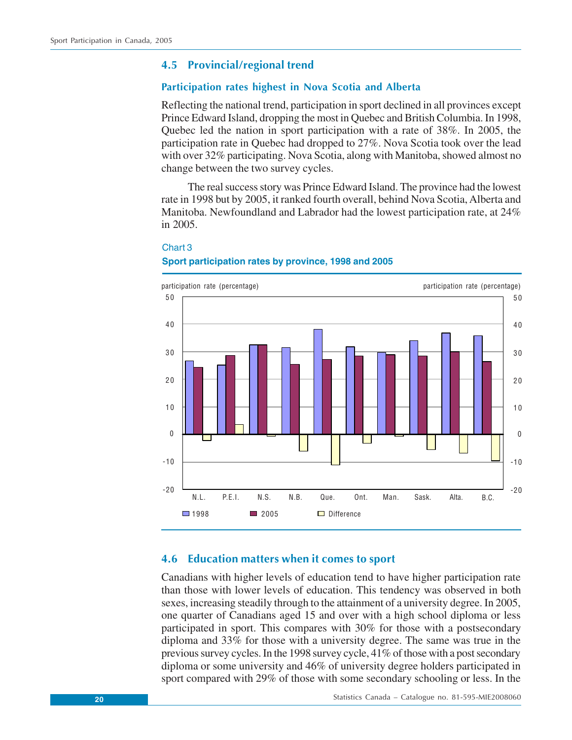## 4.5 Provincial/regional trend

### Participation rates highest in Nova Scotia and Alberta

Reflecting the national trend, participation in sport declined in all provinces except Prince Edward Island, dropping the most in Quebec and British Columbia. In 1998, Quebec led the nation in sport participation with a rate of 38%. In 2005, the participation rate in Quebec had dropped to 27%. Nova Scotia took over the lead with over 32% participating. Nova Scotia, along with Manitoba, showed almost no change between the two survey cycles.

The real success story was Prince Edward Island. The province had the lowest rate in 1998 but by 2005, it ranked fourth overall, behind Nova Scotia, Alberta and Manitoba. Newfoundland and Labrador had the lowest participation rate, at 24% in 2005.

Chart 3

**Sport participation rates by province, 1998 and 2005**

## 4.6 Education matters when it comes to sport

Canadians with higher levels of education tend to have higher participation rate than those with lower levels of education. This tendency was observed in both sexes, increasing steadily through to the attainment of a university degree. In 2005, one quarter of Canadians aged 15 and over with a high school diploma or less participated in sport. This compares with 30% for those with a postsecondary diploma and 33% for those with a university degree. The same was true in the previous survey cycles. In the 1998 survey cycle, 41% of those with a post secondary diploma or some university and 46% of university degree holders participated in sport compared with 29% of those with some secondary schooling or less. In the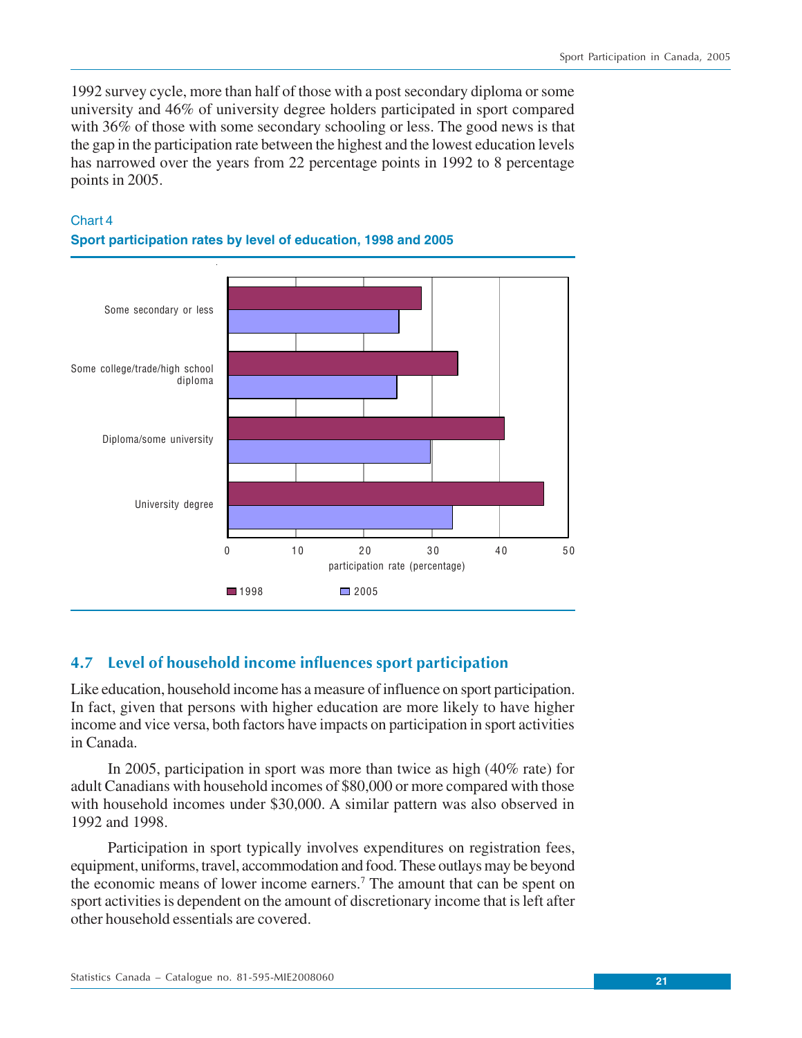1992 survey cycle, more than half of those with a post secondary diploma or some university and 46% of university degree holders participated in sport compared with 36% of those with some secondary schooling or less. The good news is that the gap in the participation rate between the highest and the lowest education levels has narrowed over the years from 22 percentage points in 1992 to 8 percentage points in 2005.

Chart 4

**Sport participation rates by level of education, 1998 and 2005**

## 4.7 Level of household income influences sport participation

Like education, household income has a measure of influence on sport participation. In fact, given that persons with higher education are more likely to have higher income and vice versa, both factors have impacts on participation in sport activities in Canada.

In 2005, participation in sport was more than twice as high (40% rate) for adult Canadians with household incomes of $80,000 or more compared with those with household incomes under $30,000. A similar pattern was also observed in 1992 and 1998.

Participation in sport typically involves expenditures on registration fees, equipment, uniforms, travel, accommodation and food. These outlays may be beyond the economic means of lower income earners.[7] The amount that can be spent on sport activities is dependent on the amount of discretionary income that is left after other household essentials are covered.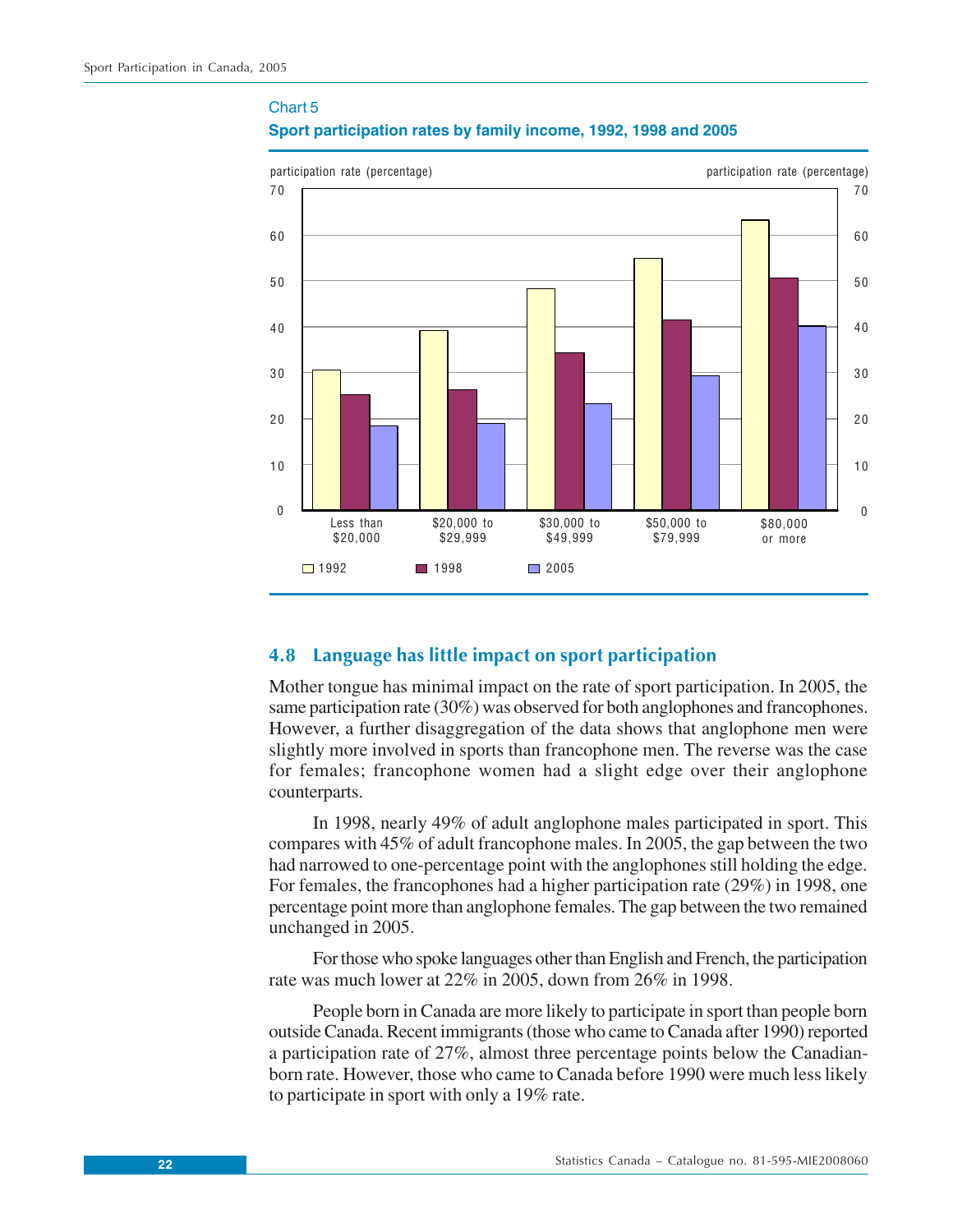Chart 5

**Sport participation rates by family income, 1992, 1998 and 2005**

## 4.8 Language has little impact on sport participation

Mother tongue has minimal impact on the rate of sport participation. In 2005, the same participation rate (30%) was observed for both anglophones and francophones. However, a further disaggregation of the data shows that anglophone men were slightly more involved in sports than francophone men. The reverse was the case for females; francophone women had a slight edge over their anglophone counterparts.

In 1998, nearly 49% of adult anglophone males participated in sport. This compares with 45% of adult francophone males. In 2005, the gap between the two had narrowed to one-percentage point with the anglophones still holding the edge. For females, the francophones had a higher participation rate (29%) in 1998, one percentage point more than anglophone females. The gap between the two remained unchanged in 2005.

For those who spoke languages other than English and French, the participation rate was much lower at 22% in 2005, down from 26% in 1998.

People born in Canada are more likely to participate in sport than people born outside Canada. Recent immigrants (those who came to Canada after 1990) reported a participation rate of 27%, almost three percentage points below the Canadian-born rate. However, those who came to Canada before 1990 were much less likely to participate in sport with only a 19% rate.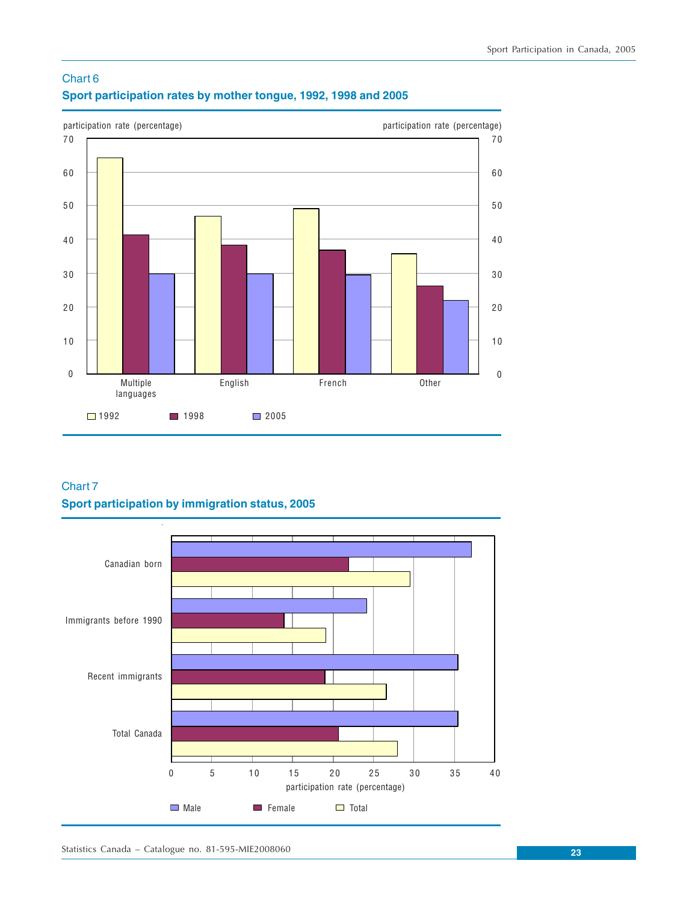Chart 6

**Sport participation rates by mother tongue, 1992, 1998 and 2005**

participation rate (percentage)

70
60
50
40
30
20
10
0

Multiple languages | English | French | Other

1992 | 1998 | 2005

Chart 7

**Sport participation by immigration status, 2005**

Canadian born

Immigrants before 1990

Recent immigrants

Total Canada

0 5 10 15 20 25 30 35 40

participation rate (percentage)

Male | Female | Total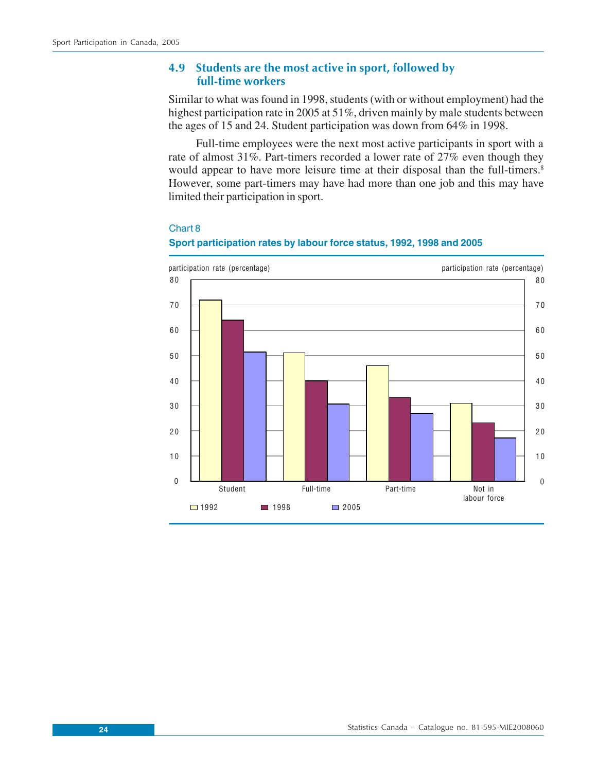### 4.9 Students are the most active in sport, followed by full-time workers

Similar to what was found in 1998, students (with or without employment) had the highest participation rate in 2005 at 51%, driven mainly by male students between the ages of 15 and 24. Student participation was down from 64% in 1998.

Full-time employees were the next most active participants in sport with a rate of almost 31%. Part-timers recorded a lower rate of 27% even though they would appear to have more leisure time at their disposal than the full-timers.[8] However, some part-timers may have had more than one job and this may have limited their participation in sport.

Chart 8

**Sport participation rates by labour force status, 1992, 1998 and 2005**

participation rate (percentage)

Student | Full-time | Part-time | Not in labour force

1992 | 1998 | 2005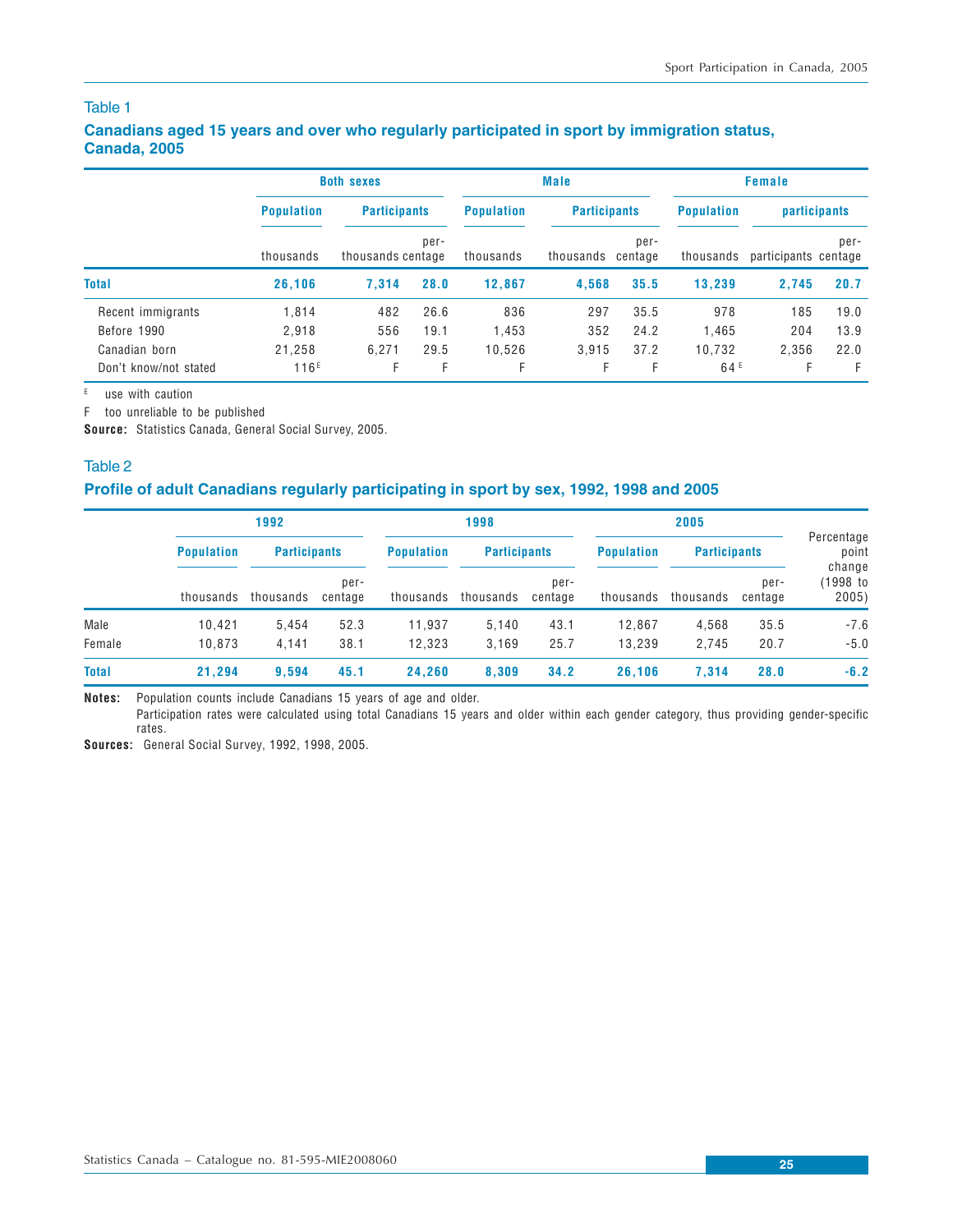Table 1

### Canadians aged 15 years and over who regularly participated in sport by immigration status, Canada, 2005

| | Both sexes | | | Male | | | Female | | |
|---|---|---|---|---|---|---|---|---|---|
| | Population | Participants | | Population | Participants | | Population | participants | |
| | thousands | thousands | per-centage | thousands | thousands | per-centage | thousands | participants | per-centage |
| **Total** | **26,106** | **7,314** | **28.0** | **12,867** | **4,568** | **35.5** | **13,239** | **2,745** | **20.7** |
| Recent immigrants | 1,814 | 482 | 26.6 | 836 | 297 | 35.5 | 978 | 185 | 19.0 |
| Before 1990 | 2,918 | 556 | 19.1 | 1,453 | 352 | 24.2 | 1,465 | 204 | 13.9 |
| Canadian born | 21,258 | 6,271 | 29.5 | 10,526 | 3,915 | 37.2 | 10,732 | 2,356 | 22.0 |
| Don't know/not stated | 116[E] | F | F | F | F | F | 64[E] | F | F |

[E] use with caution

F too unreliable to be published

**Source:** Statistics Canada, General Social Survey, 2005.

Table 2

### Profile of adult Canadians regularly participating in sport by sex, 1992, 1998 and 2005

| | 1992 | | | 1998 | | | 2005 | | | Percentage point change |
|---|---|---|---|---|---|---|---|---|---|---|
| | Population | Participants | | Population | Participants | | Population | Participants | | |
| | thousands | thousands | per-centage | thousands | thousands | per-centage | thousands | thousands | per-centage | (1998 to 2005) |
| Male | 10,421 | 5,454 | 52.3 | 11,937 | 5,140 | 43.1 | 12,867 | 4,568 | 35.5 | -7.6 |
| Female | 10,873 | 4,141 | 38.1 | 12,323 | 3,169 | 25.7 | 13,239 | 2,745 | 20.7 | -5.0 |
| **Total** | **21,294** | **9,594** | **45.1** | **24,260** | **8,309** | **34.2** | **26,106** | **7,314** | **28.0** | **-6.2** |

**Notes:** Population counts include Canadians 15 years of age and older.
Participation rates were calculated using total Canadians 15 years and older within each gender category, thus providing gender-specific rates.

**Sources:** General Social Survey, 1992, 1998, 2005.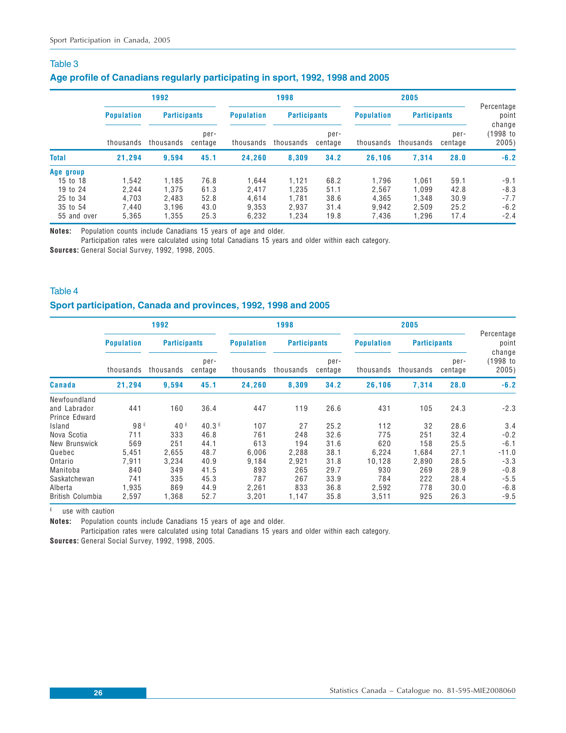## Table 3

### Age profile of Canadians regularly participating in sport, 1992, 1998 and 2005

| | 1992 | | | 1998 | | | 2005 | | | Percentage point change (1998 to 2005) |
|---|---|---|---|---|---|---|---|---|---|---|
| | Population | Participants | | Population | Participants | | Population | Participants | | |
| | thousands | thousands | percentage | thousands | thousands | percentage | thousands | thousands | percentage | |
| **Total** | **21,294** | **9,594** | **45.1** | **24,260** | **8,309** | **34.2** | **26,106** | **7,314** | **28.0** | **-6.2** |
| **Age group** | | | | | | | | | | |
| 15 to 18 | 1,542 | 1,185 | 76.8 | 1,644 | 1,121 | 68.2 | 1,796 | 1,061 | 59.1 | -9.1 |
| 19 to 24 | 2,244 | 1,375 | 61.3 | 2,417 | 1,235 | 51.1 | 2,567 | 1,099 | 42.8 | -8.3 |
| 25 to 34 | 4,703 | 2,483 | 52.8 | 4,614 | 1,781 | 38.6 | 4,365 | 1,348 | 30.9 | -7.7 |
| 35 to 54 | 7,440 | 3,196 | 43.0 | 9,353 | 2,937 | 31.4 | 9,942 | 2,509 | 25.2 | -6.2 |
| 55 and over | 5,365 | 1,355 | 25.3 | 6,232 | 1,234 | 19.8 | 7,436 | 1,296 | 17.4 | -2.4 |

**Notes:** Population counts include Canadians 15 years of age and older.
Participation rates were calculated using total Canadians 15 years and older within each category.

**Sources:** General Social Survey, 1992, 1998, 2005.

## Table 4

### Sport participation, Canada and provinces, 1992, 1998 and 2005

| | 1992 | | | 1998 | | | 2005 | | | Percentage point change (1998 to 2005) |
|---|---|---|---|---|---|---|---|---|---|---|
| | Population | Participants | | Population | Participants | | Population | Participants | | |
| | thousands | thousands | percentage | thousands | thousands | percentage | thousands | thousands | percentage | |
| **Canada** | **21,294** | **9,594** | **45.1** | **24,260** | **8,309** | **34.2** | **26,106** | **7,314** | **28.0** | **-6.2** |
| Newfoundland and Labrador | 441 | 160 | 36.4 | 447 | 119 | 26.6 | 431 | 105 | 24.3 | -2.3 |
| Prince Edward Island | 98 E | 40 E | 40.3 E | 107 | 27 | 25.2 | 112 | 32 | 28.6 | 3.4 |
| Nova Scotia | 711 | 333 | 46.8 | 761 | 248 | 32.6 | 775 | 251 | 32.4 | -0.2 |
| New Brunswick | 569 | 251 | 44.1 | 613 | 194 | 31.6 | 620 | 158 | 25.5 | -6.1 |
| Quebec | 5,451 | 2,655 | 48.7 | 6,006 | 2,288 | 38.1 | 6,224 | 1,684 | 27.1 | -11.0 |
| Ontario | 7,911 | 3,234 | 40.9 | 9,184 | 2,921 | 31.8 | 10,128 | 2,890 | 28.5 | -3.3 |
| Manitoba | 840 | 349 | 41.5 | 893 | 265 | 29.7 | 930 | 269 | 28.9 | -0.8 |
| Saskatchewan | 741 | 335 | 45.3 | 787 | 267 | 33.9 | 784 | 222 | 28.4 | -5.5 |
| Alberta | 1,935 | 869 | 44.9 | 2,261 | 833 | 36.8 | 2,592 | 778 | 30.0 | -6.8 |
| British Columbia | 2,597 | 1,368 | 52.7 | 3,201 | 1,147 | 35.8 | 3,511 | 925 | 26.3 | -9.5 |

E use with caution

**Notes:** Population counts include Canadians 15 years of age and older.
Participation rates were calculated using total Canadians 15 years and older within each category.

**Sources:** General Social Survey, 1992, 1998, 2005.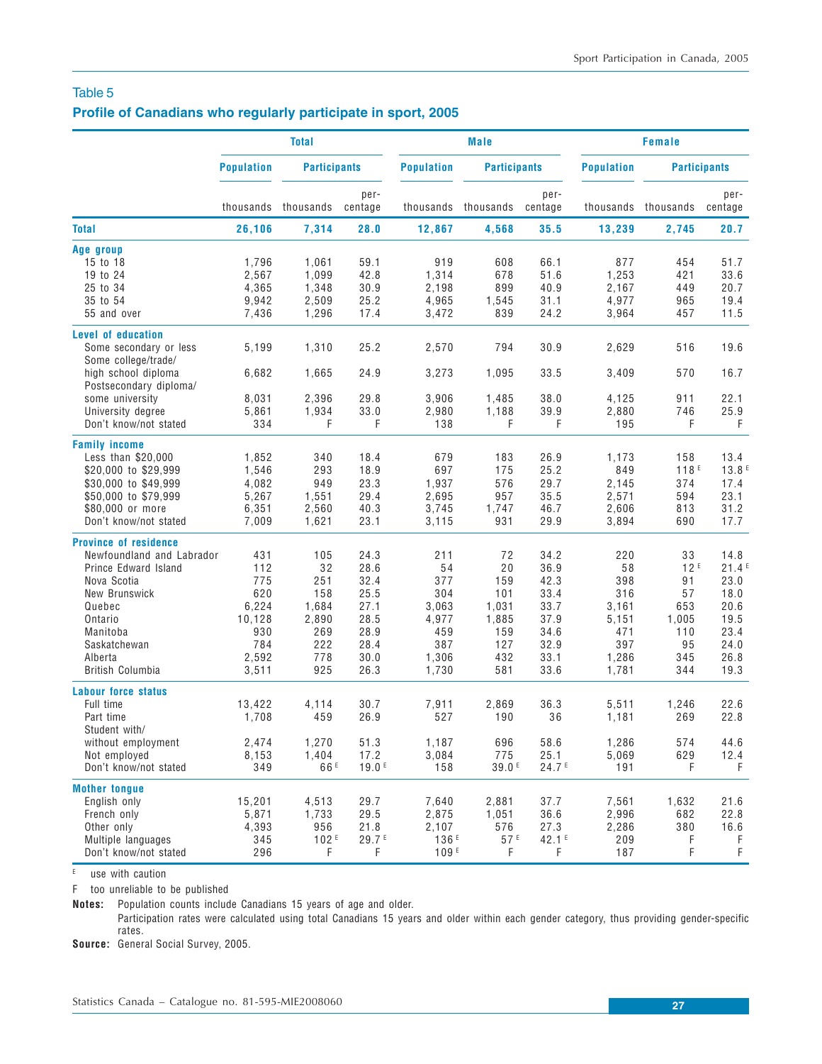## Table 5

### Profile of Canadians who regularly participate in sport, 2005

| | Total | | | Male | | | Female | | |
|---|---|---|---|---|---|---|---|---|---|
| | Population | Participants | | Population | Participants | | Population | Participants | |
| | thousands | thousands | percentage | thousands | thousands | percentage | thousands | thousands | percentage |
| **Total** | **26,106** | **7,314** | **28.0** | **12,867** | **4,568** | **35.5** | **13,239** | **2,745** | **20.7** |
| **Age group** | | | | | | | | | |
| 15 to 18 | 1,796 | 1,061 | 59.1 | 919 | 608 | 66.1 | 877 | 454 | 51.7 |
| 19 to 24 | 2,567 | 1,099 | 42.8 | 1,314 | 678 | 51.6 | 1,253 | 421 | 33.6 |
| 25 to 34 | 4,365 | 1,348 | 30.9 | 2,198 | 899 | 40.9 | 2,167 | 449 | 20.7 |
| 35 to 54 | 9,942 | 2,509 | 25.2 | 4,965 | 1,545 | 31.1 | 4,977 | 965 | 19.4 |
| 55 and over | 7,436 | 1,296 | 17.4 | 3,472 | 839 | 24.2 | 3,964 | 457 | 11.5 |
| **Level of education** | | | | | | | | | |
| Some secondary or less | 5,199 | 1,310 | 25.2 | 2,570 | 794 | 30.9 | 2,629 | 516 | 19.6 |
| Some college/trade/ high school diploma | 6,682 | 1,665 | 24.9 | 3,273 | 1,095 | 33.5 | 3,409 | 570 | 16.7 |
| Postsecondary diploma/ some university | 8,031 | 2,396 | 29.8 | 3,906 | 1,485 | 38.0 | 4,125 | 911 | 22.1 |
| University degree | 5,861 | 1,934 | 33.0 | 2,980 | 1,188 | 39.9 | 2,880 | 746 | 25.9 |
| Don't know/not stated | 334 | F | F | 138 | F | F | 195 | F | F |
| **Family income** | | | | | | | | | |
| Less than $20,000 | 1,852 | 340 | 18.4 | 679 | 183 | 26.9 | 1,173 | 158 | 13.4 |
| $20,000 to $29,999 | 1,546 | 293 | 18.9 | 697 | 175 | 25.2 | 849 | 118 E | 13.8 E |
| $30,000 to $49,999 | 4,082 | 949 | 23.3 | 1,937 | 576 | 29.7 | 2,145 | 374 | 17.4 |
| $50,000 to $79,999 | 5,267 | 1,551 | 29.4 | 2,695 | 957 | 35.5 | 2,571 | 594 | 23.1 |
| $80,000 or more | 6,351 | 2,560 | 40.3 | 3,745 | 1,747 | 46.7 | 2,606 | 813 | 31.2 |
| Don't know/not stated | 7,009 | 1,621 | 23.1 | 3,115 | 931 | 29.9 | 3,894 | 690 | 17.7 |
| **Province of residence** | | | | | | | | | |
| Newfoundland and Labrador | 431 | 105 | 24.3 | 211 | 72 | 34.2 | 220 | 33 | 14.8 |
| Prince Edward Island | 112 | 32 | 28.6 | 54 | 20 | 36.9 | 58 | 12 E | 21.4 E |
| Nova Scotia | 775 | 251 | 32.4 | 377 | 159 | 42.3 | 398 | 91 | 23.0 |
| New Brunswick | 620 | 158 | 25.5 | 304 | 101 | 33.4 | 316 | 57 | 18.0 |
| Quebec | 6,224 | 1,684 | 27.1 | 3,063 | 1,031 | 33.7 | 3,161 | 653 | 20.6 |
| Ontario | 10,128 | 2,890 | 28.5 | 4,977 | 1,885 | 37.9 | 5,151 | 1,005 | 19.5 |
| Manitoba | 930 | 269 | 28.9 | 459 | 159 | 34.6 | 471 | 110 | 23.4 |
| Saskatchewan | 784 | 222 | 28.4 | 387 | 127 | 32.9 | 397 | 95 | 24.0 |
| Alberta | 2,592 | 778 | 30.0 | 1,306 | 432 | 33.1 | 1,286 | 345 | 26.8 |
| British Columbia | 3,511 | 925 | 26.3 | 1,730 | 581 | 33.6 | 1,781 | 344 | 19.3 |
| **Labour force status** | | | | | | | | | |
| Full time | 13,422 | 4,114 | 30.7 | 7,911 | 2,869 | 36.3 | 5,511 | 1,246 | 22.6 |
| Part time | 1,708 | 459 | 26.9 | 527 | 190 | 36 | 1,181 | 269 | 22.8 |
| Student with/ without employment | 2,474 | 1,270 | 51.3 | 1,187 | 696 | 58.6 | 1,286 | 574 | 44.6 |
| Not employed | 8,153 | 1,404 | 17.2 | 3,084 | 775 | 25.1 | 5,069 | 629 | 12.4 |
| Don't know/not stated | 349 | 66 E | 19.0 E | 158 | 39.0 E | 24.7 E | 191 | F | F |
| **Mother tongue** | | | | | | | | | |
| English only | 15,201 | 4,513 | 29.7 | 7,640 | 2,881 | 37.7 | 7,561 | 1,632 | 21.6 |
| French only | 5,871 | 1,733 | 29.5 | 2,875 | 1,051 | 36.6 | 2,996 | 682 | 22.8 |
| Other only | 4,393 | 956 | 21.8 | 2,107 | 576 | 27.3 | 2,286 | 380 | 16.6 |
| Multiple languages | 345 | 102 E | 29.7 E | 136 E | 57 E | 42.1 E | 209 | F | F |
| Don't know/not stated | 296 | F | F | 109 E | F | F | 187 | F | F |

E use with caution

F too unreliable to be published

**Notes:** Population counts include Canadians 15 years of age and older.
Participation rates were calculated using total Canadians 15 years and older within each gender category, thus providing gender-specific rates.

**Source:** General Social Survey, 2005.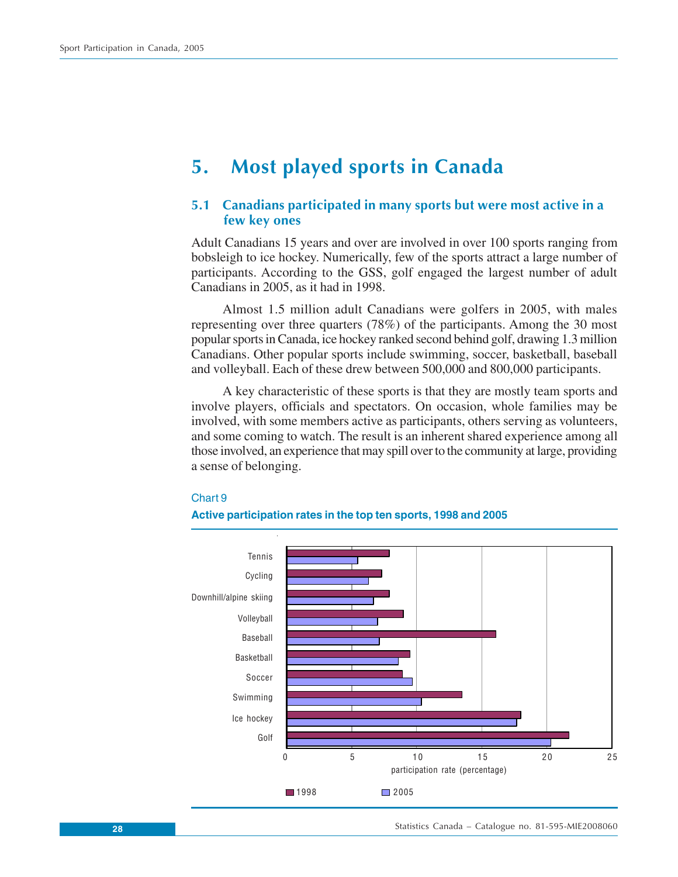# 5. Most played sports in Canada

## 5.1 Canadians participated in many sports but were most active in a few key ones

Adult Canadians 15 years and over are involved in over 100 sports ranging from bobsleigh to ice hockey. Numerically, few of the sports attract a large number of participants. According to the GSS, golf engaged the largest number of adult Canadians in 2005, as it had in 1998.

Almost 1.5 million adult Canadians were golfers in 2005, with males representing over three quarters (78%) of the participants. Among the 30 most popular sports in Canada, ice hockey ranked second behind golf, drawing 1.3 million Canadians. Other popular sports include swimming, soccer, basketball, baseball and volleyball. Each of these drew between 500,000 and 800,000 participants.

A key characteristic of these sports is that they are mostly team sports and involve players, officials and spectators. On occasion, whole families may be involved, with some members active as participants, others serving as volunteers, and some coming to watch. The result is an inherent shared experience among all those involved, an experience that may spill over to the community at large, providing a sense of belonging.

Chart 9

**Active participation rates in the top ten sports, 1998 and 2005**

| Sport | 1998 | 2005 |
|---|---|---|
| Tennis | 7.9 | 5.5 |
| Cycling | 7.3 | 6.3 |
| Downhill/alpine skiing | 7.9 | 6.7 |
| Volleyball | 9.0 | 7.0 |
| Baseball | 16.1 | 7.1 |
| Basketball | 9.5 | 8.6 |
| Soccer | 8.9 | 9.7 |
| Swimming | 13.5 | 10.4 |
| Ice hockey | 18.0 | 17.7 |
| Golf | 21.8 | 20.3 |

participation rate (percentage)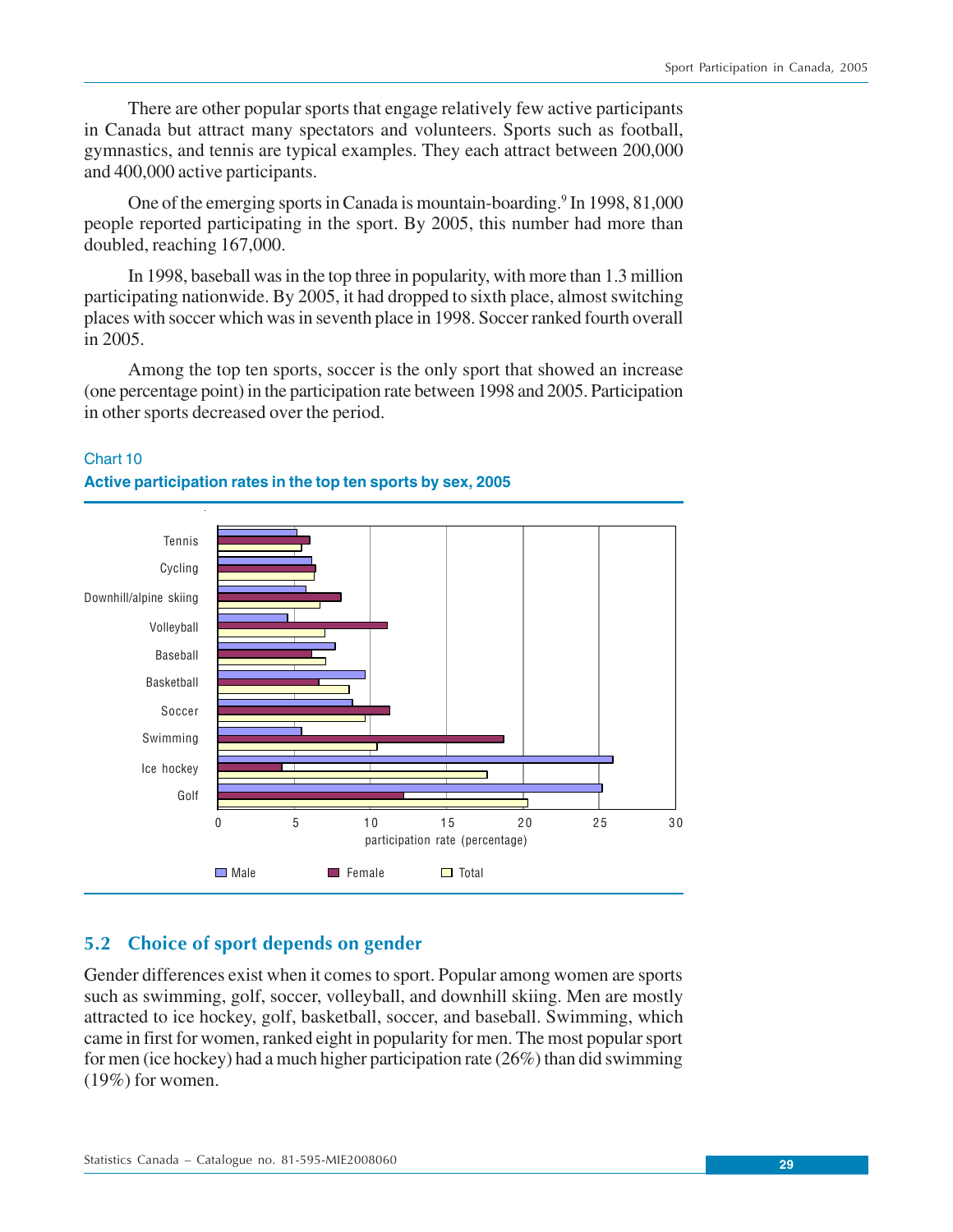There are other popular sports that engage relatively few active participants in Canada but attract many spectators and volunteers. Sports such as football, gymnastics, and tennis are typical examples. They each attract between 200,000 and 400,000 active participants.

One of the emerging sports in Canada is mountain-boarding.[9] In 1998, 81,000 people reported participating in the sport. By 2005, this number had more than doubled, reaching 167,000.

In 1998, baseball was in the top three in popularity, with more than 1.3 million participating nationwide. By 2005, it had dropped to sixth place, almost switching places with soccer which was in seventh place in 1998. Soccer ranked fourth overall in 2005.

Among the top ten sports, soccer is the only sport that showed an increase (one percentage point) in the participation rate between 1998 and 2005. Participation in other sports decreased over the period.

Chart 10

**Active participation rates in the top ten sports by sex, 2005**

Sports shown: Tennis, Cycling, Downhill/alpine skiing, Volleyball, Baseball, Basketball, Soccer, Swimming, Ice hockey, Golf

participation rate (percentage)

Male | Female | Total

## 5.2 Choice of sport depends on gender

Gender differences exist when it comes to sport. Popular among women are sports such as swimming, golf, soccer, volleyball, and downhill skiing. Men are mostly attracted to ice hockey, golf, basketball, soccer, and baseball. Swimming, which came in first for women, ranked eight in popularity for men. The most popular sport for men (ice hockey) had a much higher participation rate (26%) than did swimming (19%) for women.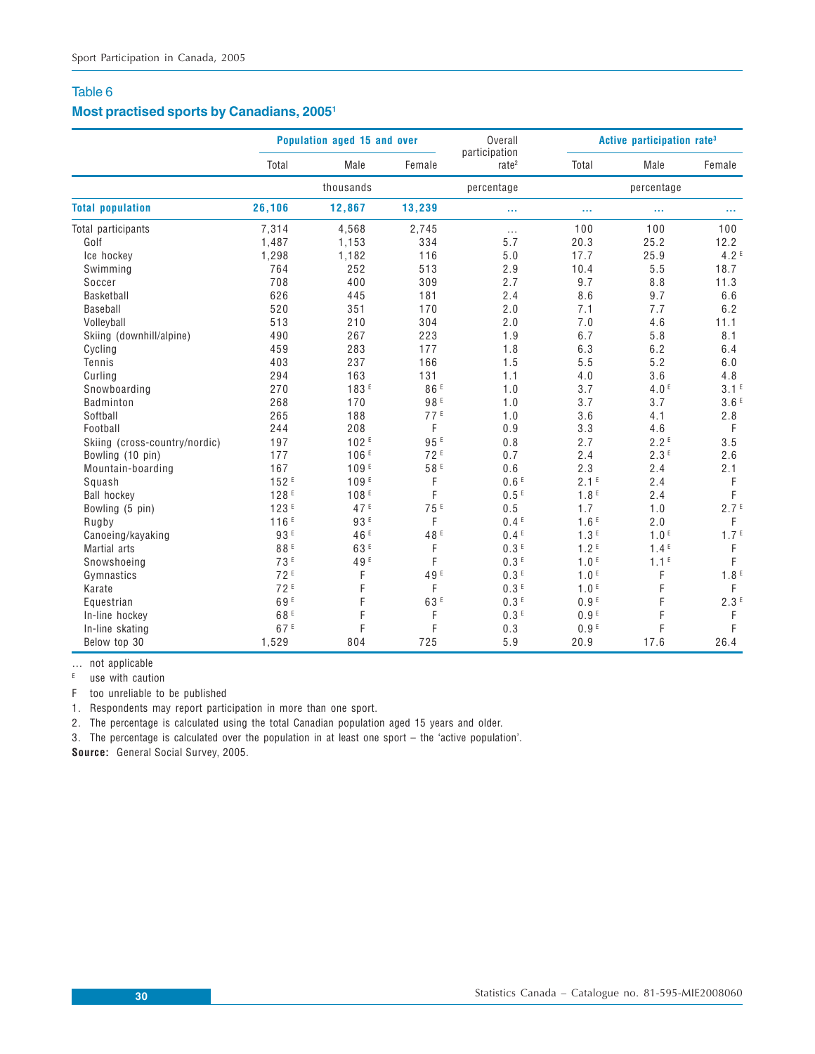## Table 6

### Most practised sports by Canadians, 2005[1]

| | Population aged 15 and over | | | Overall participation rate[2] | Active participation rate[3] | | |
|---|---|---|---|---|---|---|---|
| | Total | Male | Female | | Total | Male | Female |
| | thousands | | | percentage | percentage | | |
| **Total population** | **26,106** | **12,867** | **13,239** | ... | ... | ... | ... |
| Total participants | 7,314 | 4,568 | 2,745 | ... | 100 | 100 | 100 |
| Golf | 1,487 | 1,153 | 334 | 5.7 | 20.3 | 25.2 | 12.2 |
| Ice hockey | 1,298 | 1,182 | 116 | 5.0 | 17.7 | 25.9 | 4.2 E |
| Swimming | 764 | 252 | 513 | 2.9 | 10.4 | 5.5 | 18.7 |
| Soccer | 708 | 400 | 309 | 2.7 | 9.7 | 8.8 | 11.3 |
| Basketball | 626 | 445 | 181 | 2.4 | 8.6 | 9.7 | 6.6 |
| Baseball | 520 | 351 | 170 | 2.0 | 7.1 | 7.7 | 6.2 |
| Volleyball | 513 | 210 | 304 | 2.0 | 7.0 | 4.6 | 11.1 |
| Skiing (downhill/alpine) | 490 | 267 | 223 | 1.9 | 6.7 | 5.8 | 8.1 |
| Cycling | 459 | 283 | 177 | 1.8 | 6.3 | 6.2 | 6.4 |
| Tennis | 403 | 237 | 166 | 1.5 | 5.5 | 5.2 | 6.0 |
| Curling | 294 | 163 | 131 | 1.1 | 4.0 | 3.6 | 4.8 |
| Snowboarding | 270 | 183 E | 86 E | 1.0 | 3.7 | 4.0 E | 3.1 E |
| Badminton | 268 | 170 | 98 E | 1.0 | 3.7 | 3.7 | 3.6 E |
| Softball | 265 | 188 | 77 E | 1.0 | 3.6 | 4.1 | 2.8 |
| Football | 244 | 208 | F | 0.9 | 3.3 | 4.6 | F |
| Skiing (cross-country/nordic) | 197 | 102 E | 95 E | 0.8 | 2.7 | 2.2 E | 3.5 |
| Bowling (10 pin) | 177 | 106 E | 72 E | 0.7 | 2.4 | 2.3 E | 2.6 |
| Mountain-boarding | 167 | 109 E | 58 E | 0.6 | 2.3 | 2.4 | 2.1 |
| Squash | 152 E | 109 E | F | 0.6 E | 2.1 E | 2.4 | F |
| Ball hockey | 128 E | 108 E | F | 0.5 E | 1.8 E | 2.4 | F |
| Bowling (5 pin) | 123 E | 47 E | 75 E | 0.5 | 1.7 | 1.0 | 2.7 E |
| Rugby | 116 E | 93 E | F | 0.4 E | 1.6 E | 2.0 | F |
| Canoeing/kayaking | 93 E | 46 E | 48 E | 0.4 E | 1.3 E | 1.0 E | 1.7 E |
| Martial arts | 88 E | 63 E | F | 0.3 E | 1.2 E | 1.4 E | F |
| Snowshoeing | 73 E | 49 E | F | 0.3 E | 1.0 E | 1.1 E | F |
| Gymnastics | 72 E | F | 49 E | 0.3 E | 1.0 E | F | 1.8 E |
| Karate | 72 E | F | F | 0.3 E | 1.0 E | F | F |
| Equestrian | 69 E | F | 63 E | 0.3 E | 0.9 E | F | 2.3 E |
| In-line hockey | 68 E | F | F | 0.3 E | 0.9 E | F | F |
| In-line skating | 67 E | F | F | 0.3 | 0.9 E | F | F |
| Below top 30 | 1,529 | 804 | 725 | 5.9 | 20.9 | 17.6 | 26.4 |

... not applicable

E use with caution

F too unreliable to be published

1. Respondents may report participation in more than one sport.
2. The percentage is calculated using the total Canadian population aged 15 years and older.
3. The percentage is calculated over the population in at least one sport – the 'active population'.

**Source:** General Social Survey, 2005.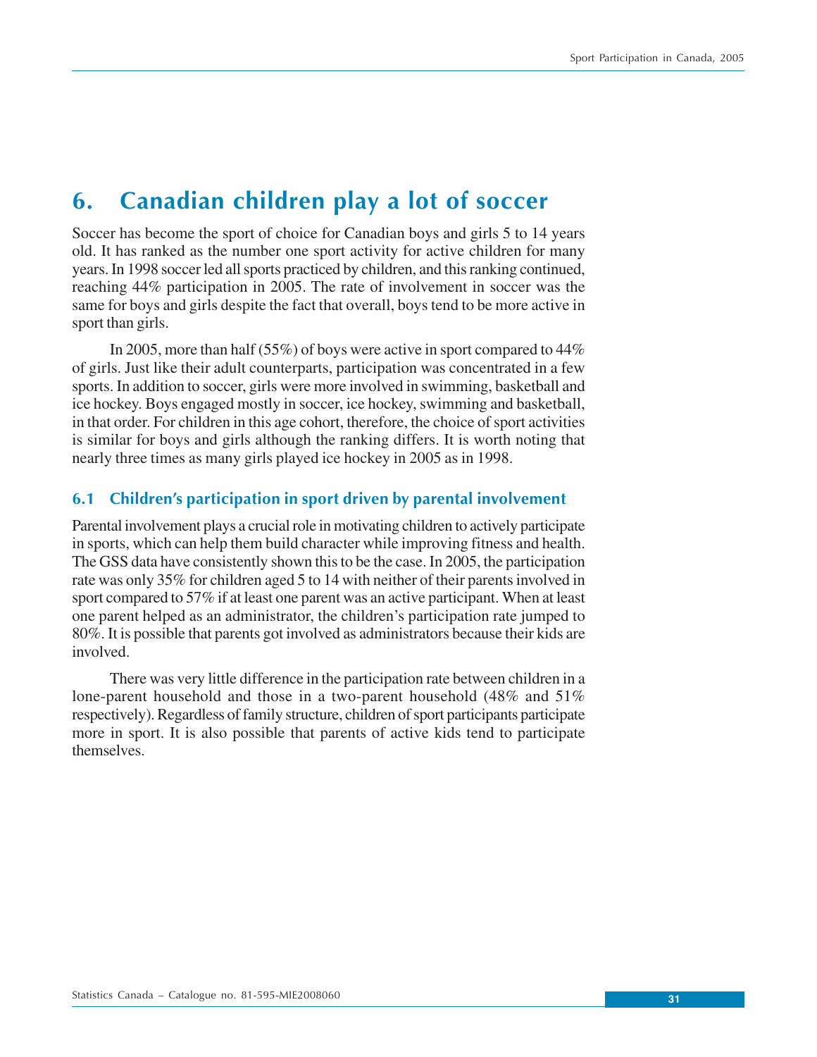# 6. Canadian children play a lot of soccer

Soccer has become the sport of choice for Canadian boys and girls 5 to 14 years old. It has ranked as the number one sport activity for active children for many years. In 1998 soccer led all sports practiced by children, and this ranking continued, reaching 44% participation in 2005. The rate of involvement in soccer was the same for boys and girls despite the fact that overall, boys tend to be more active in sport than girls.

In 2005, more than half (55%) of boys were active in sport compared to 44% of girls. Just like their adult counterparts, participation was concentrated in a few sports. In addition to soccer, girls were more involved in swimming, basketball and ice hockey. Boys engaged mostly in soccer, ice hockey, swimming and basketball, in that order. For children in this age cohort, therefore, the choice of sport activities is similar for boys and girls although the ranking differs. It is worth noting that nearly three times as many girls played ice hockey in 2005 as in 1998.

## 6.1 Children's participation in sport driven by parental involvement

Parental involvement plays a crucial role in motivating children to actively participate in sports, which can help them build character while improving fitness and health. The GSS data have consistently shown this to be the case. In 2005, the participation rate was only 35% for children aged 5 to 14 with neither of their parents involved in sport compared to 57% if at least one parent was an active participant. When at least one parent helped as an administrator, the children's participation rate jumped to 80%. It is possible that parents got involved as administrators because their kids are involved.

There was very little difference in the participation rate between children in a lone-parent household and those in a two-parent household (48% and 51% respectively). Regardless of family structure, children of sport participants participate more in sport. It is also possible that parents of active kids tend to participate themselves.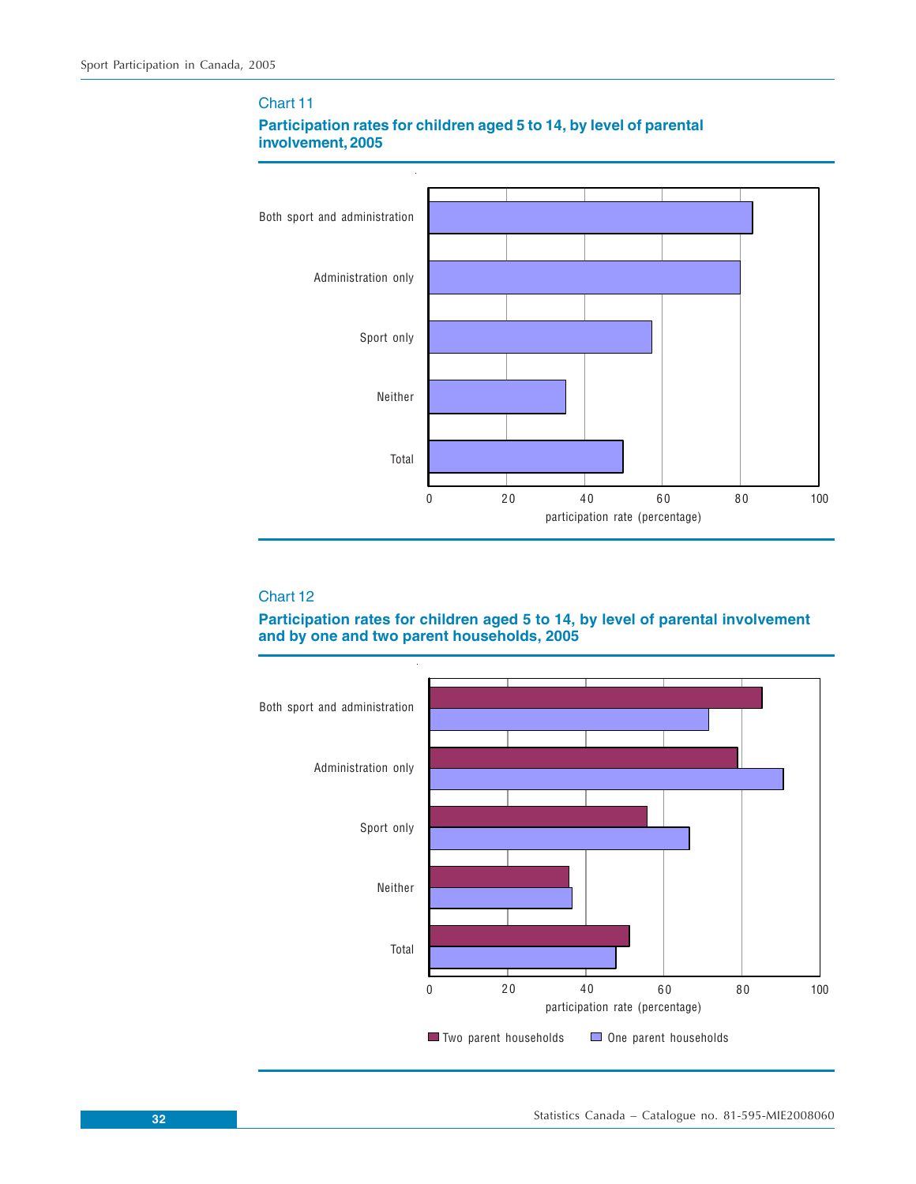### Chart 11

**Participation rates for children aged 5 to 14, by level of parental involvement, 2005**

Both sport and administration

Administration only

Sport only

Neither

Total

0 20 40 60 80 100

participation rate (percentage)

### Chart 12

**Participation rates for children aged 5 to 14, by level of parental involvement and by one and two parent households, 2005**

Both sport and administration

Administration only

Sport only

Neither

Total

0 20 40 60 80 100

participation rate (percentage)

Two parent households One parent households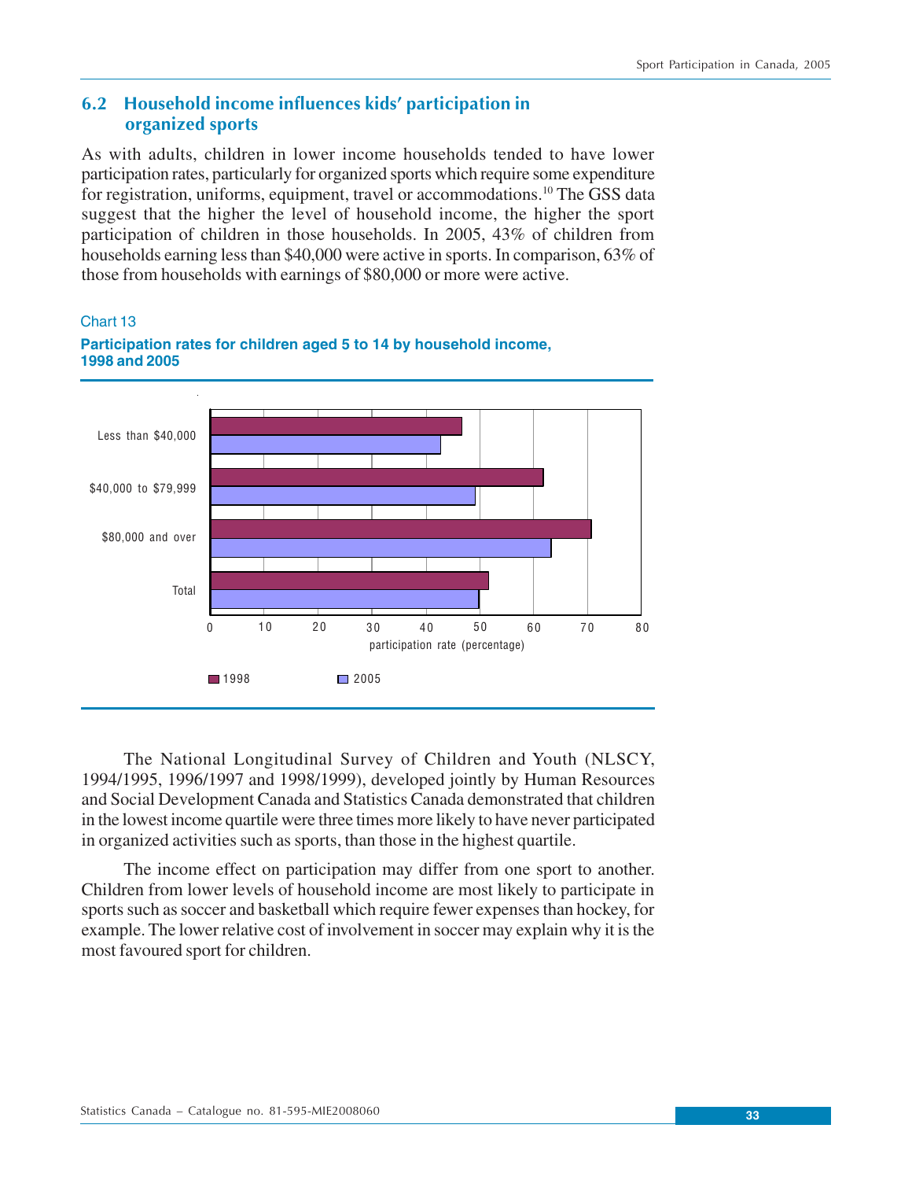## 6.2 Household income influences kids' participation in organized sports

As with adults, children in lower income households tended to have lower participation rates, particularly for organized sports which require some expenditure for registration, uniforms, equipment, travel or accommodations.[10] The GSS data suggest that the higher the level of household income, the higher the sport participation of children in those households. In 2005, 43% of children from households earning less than $40,000 were active in sports. In comparison, 63% of those from households with earnings of $80,000 or more were active.

Chart 13

**Participation rates for children aged 5 to 14 by household income, 1998 and 2005**

The National Longitudinal Survey of Children and Youth (NLSCY, 1994/1995, 1996/1997 and 1998/1999), developed jointly by Human Resources and Social Development Canada and Statistics Canada demonstrated that children in the lowest income quartile were three times more likely to have never participated in organized activities such as sports, than those in the highest quartile.

The income effect on participation may differ from one sport to another. Children from lower levels of household income are most likely to participate in sports such as soccer and basketball which require fewer expenses than hockey, for example. The lower relative cost of involvement in soccer may explain why it is the most favoured sport for children.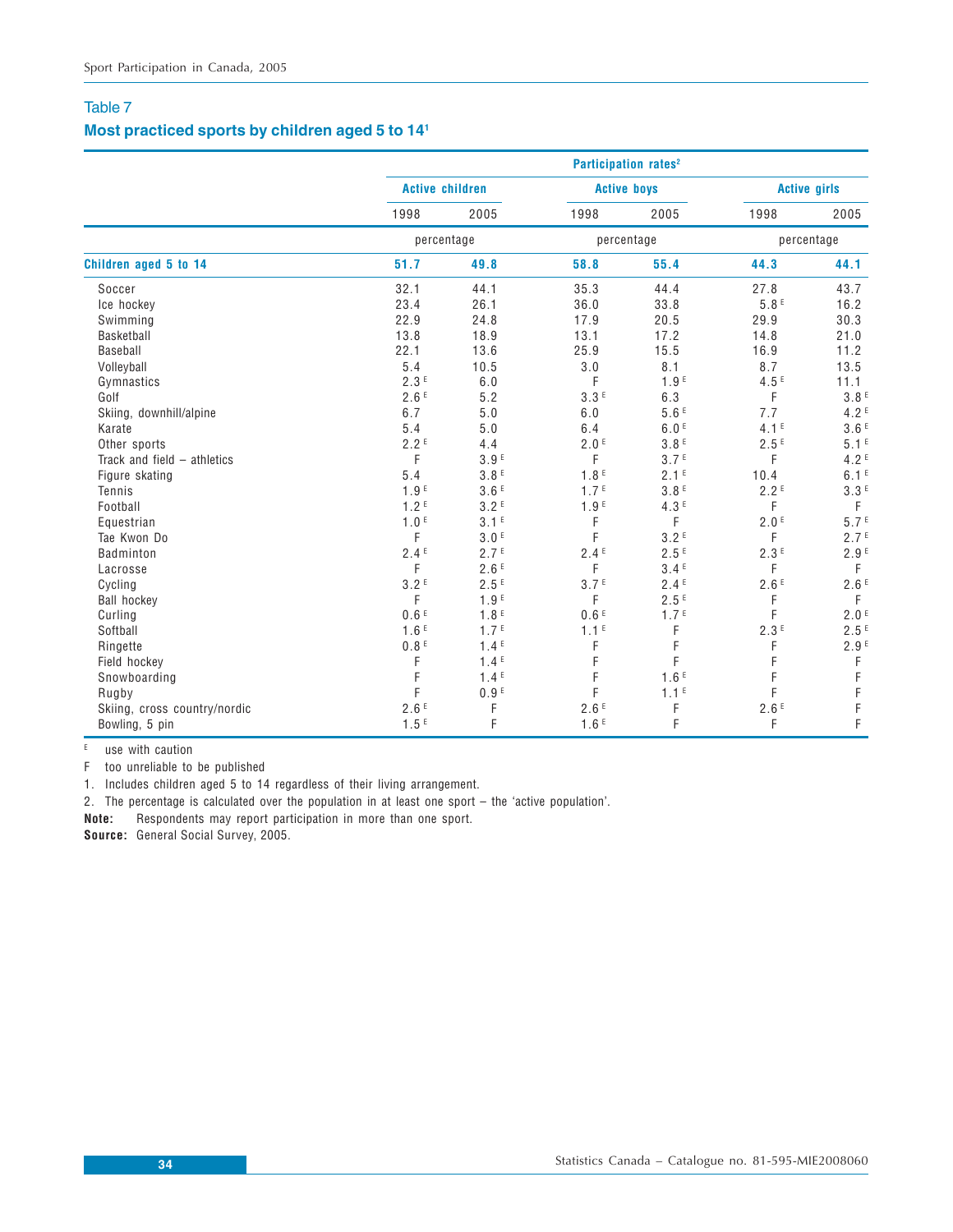## Table 7

### Most practiced sports by children aged 5 to 14[1]

| | Participation rates[2] | | | | | |
|---|---|---|---|---|---|---|
| | Active children | | Active boys | | Active girls | |
| | 1998 | 2005 | 1998 | 2005 | 1998 | 2005 |
| | percentage | | percentage | | percentage | |
| **Children aged 5 to 14** | **51.7** | **49.8** | **58.8** | **55.4** | **44.3** | **44.1** |
| Soccer | 32.1 | 44.1 | 35.3 | 44.4 | 27.8 | 43.7 |
| Ice hockey | 23.4 | 26.1 | 36.0 | 33.8 | 5.8 E | 16.2 |
| Swimming | 22.9 | 24.8 | 17.9 | 20.5 | 29.9 | 30.3 |
| Basketball | 13.8 | 18.9 | 13.1 | 17.2 | 14.8 | 21.0 |
| Baseball | 22.1 | 13.6 | 25.9 | 15.5 | 16.9 | 11.2 |
| Volleyball | 5.4 | 10.5 | 3.0 | 8.1 | 8.7 | 13.5 |
| Gymnastics | 2.3 E | 6.0 | F | 1.9 E | 4.5 E | 11.1 |
| Golf | 2.6 E | 5.2 | 3.3 E | 6.3 | F | 3.8 E |
| Skiing, downhill/alpine | 6.7 | 5.0 | 6.0 | 5.6 E | 7.7 | 4.2 E |
| Karate | 5.4 | 5.0 | 6.4 | 6.0 E | 4.1 E | 3.6 E |
| Other sports | 2.2 E | 4.4 | 2.0 E | 3.8 E | 2.5 E | 5.1 E |
| Track and field – athletics | F | 3.9 E | F | 3.7 E | F | 4.2 E |
| Figure skating | 5.4 | 3.8 E | 1.8 E | 2.1 E | 10.4 | 6.1 E |
| Tennis | 1.9 E | 3.6 E | 1.7 E | 3.8 E | 2.2 E | 3.3 E |
| Football | 1.2 E | 3.2 E | 1.9 E | 4.3 E | F | F |
| Equestrian | 1.0 E | 3.1 E | F | F | 2.0 E | 5.7 E |
| Tae Kwon Do | F | 3.0 E | F | 3.2 E | F | 2.7 E |
| Badminton | 2.4 E | 2.7 E | 2.4 E | 2.5 E | 2.3 E | 2.9 E |
| Lacrosse | F | 2.6 E | F | 3.4 E | F | F |
| Cycling | 3.2 E | 2.5 E | 3.7 E | 2.4 E | 2.6 E | 2.6 E |
| Ball hockey | F | 1.9 E | F | 2.5 E | F | F |
| Curling | 0.6 E | 1.8 E | 0.6 E | 1.7 E | F | 2.0 E |
| Softball | 1.6 E | 1.7 E | 1.1 E | F | 2.3 E | 2.5 E |
| Ringette | 0.8 E | 1.4 E | F | F | F | 2.9 E |
| Field hockey | F | 1.4 E | F | F | F | F |
| Snowboarding | F | 1.4 E | F | 1.6 E | F | F |
| Rugby | F | 0.9 E | F | 1.1 E | F | F |
| Skiing, cross country/nordic | 2.6 E | F | 2.6 E | F | 2.6 E | F |
| Bowling, 5 pin | 1.5 E | F | 1.6 E | F | F | F |

E use with caution

F too unreliable to be published

1. Includes children aged 5 to 14 regardless of their living arrangement.
2. The percentage is calculated over the population in at least one sport – the 'active population'.

**Note:** Respondents may report participation in more than one sport.

**Source:** General Social Survey, 2005.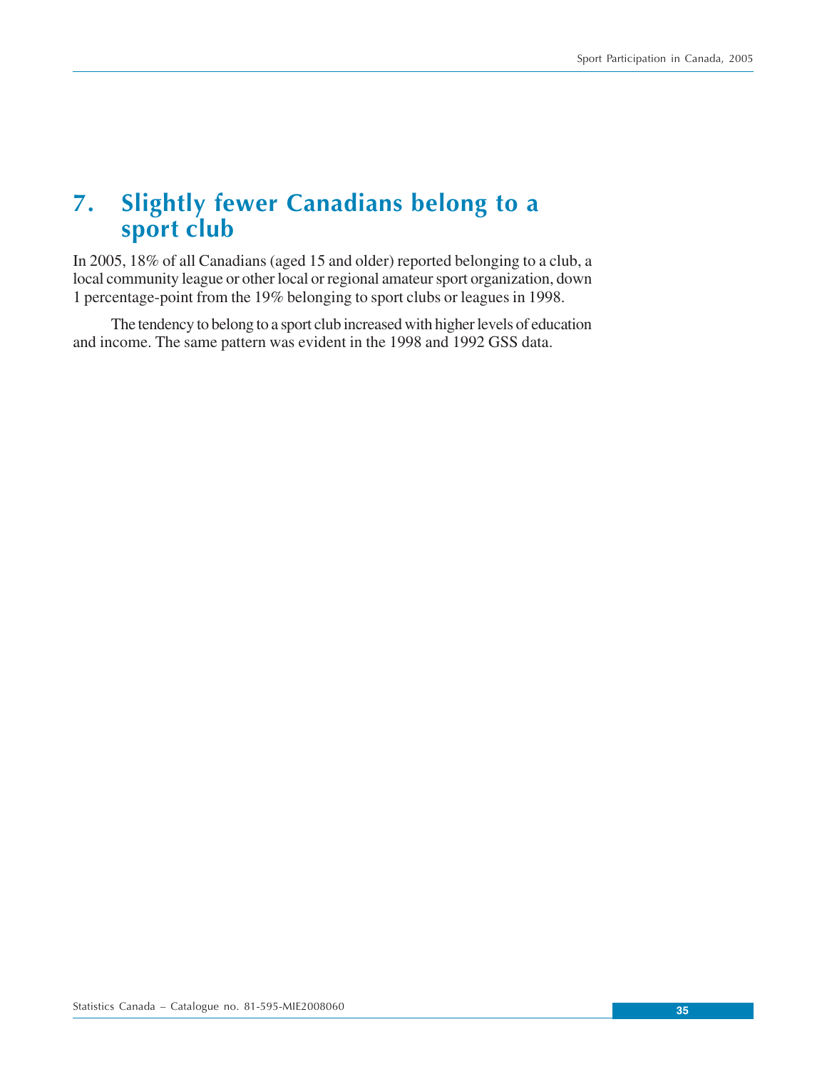# 7. Slightly fewer Canadians belong to a sport club

In 2005, 18% of all Canadians (aged 15 and older) reported belonging to a club, a local community league or other local or regional amateur sport organization, down 1 percentage-point from the 19% belonging to sport clubs or leagues in 1998.

The tendency to belong to a sport club increased with higher levels of education and income. The same pattern was evident in the 1998 and 1992 GSS data.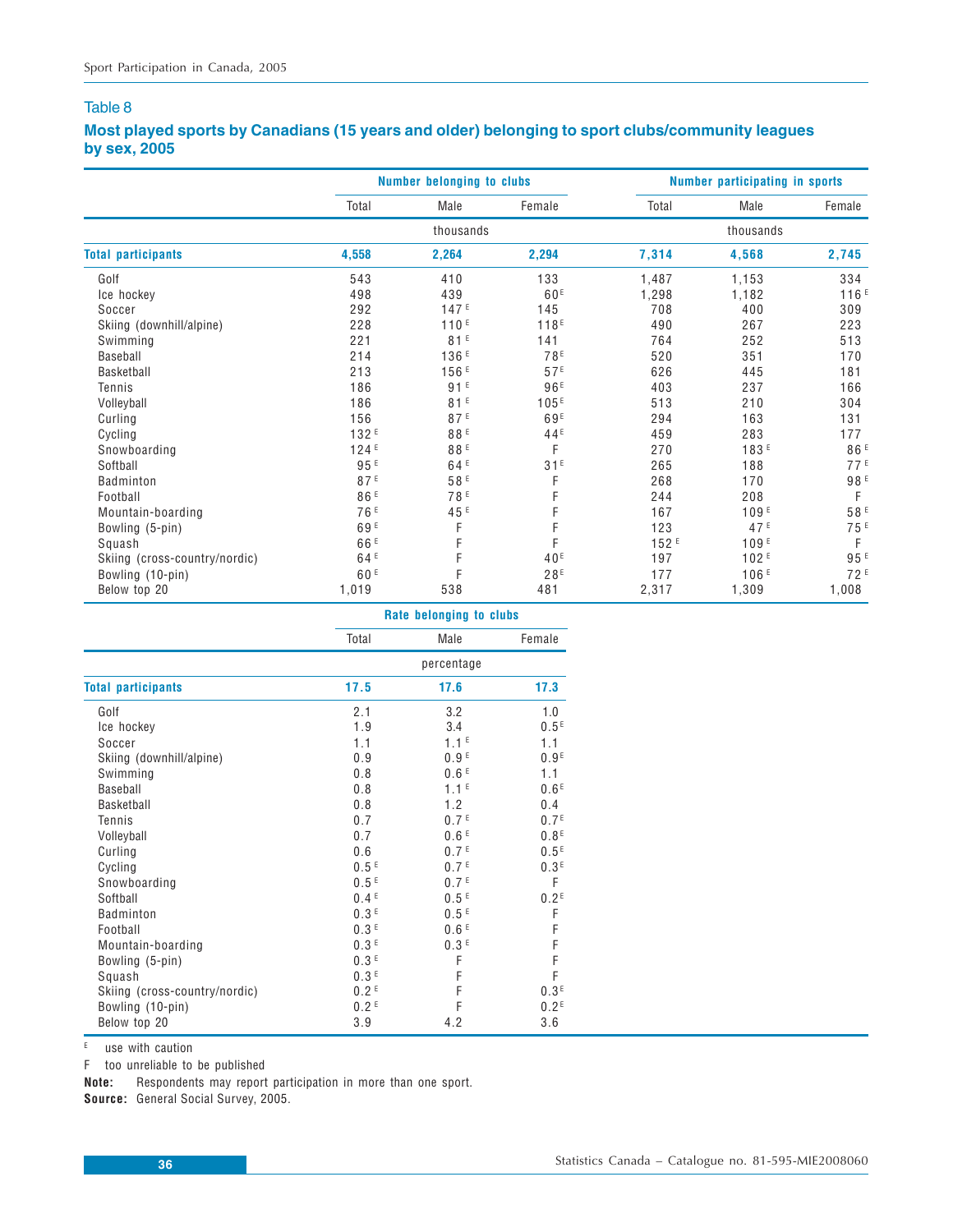## Table 8

### Most played sports by Canadians (15 years and older) belonging to sport clubs/community leagues by sex, 2005

| | Number belonging to clubs | | | Number participating in sports | | |
|---|---|---|---|---|---|---|
| | Total | Male | Female | Total | Male | Female |
| | thousands | | | thousands | | |
| **Total participants** | **4,558** | **2,264** | **2,294** | **7,314** | **4,568** | **2,745** |
| Golf | 543 | 410 | 133 | 1,487 | 1,153 | 334 |
| Ice hockey | 498 | 439 | 60 E | 1,298 | 1,182 | 116 E |
| Soccer | 292 | 147 E | 145 | 708 | 400 | 309 |
| Skiing (downhill/alpine) | 228 | 110 E | 118 E | 490 | 267 | 223 |
| Swimming | 221 | 81 E | 141 | 764 | 252 | 513 |
| Baseball | 214 | 136 E | 78 E | 520 | 351 | 170 |
| Basketball | 213 | 156 E | 57 E | 626 | 445 | 181 |
| Tennis | 186 | 91 E | 96 E | 403 | 237 | 166 |
| Volleyball | 186 | 81 E | 105 E | 513 | 210 | 304 |
| Curling | 156 | 87 E | 69 E | 294 | 163 | 131 |
| Cycling | 132 E | 88 E | 44 E | 459 | 283 | 177 |
| Snowboarding | 124 E | 88 E | F | 270 | 183 E | 86 E |
| Softball | 95 E | 64 E | 31 E | 265 | 188 | 77 E |
| Badminton | 87 E | 58 E | F | 268 | 170 | 98 E |
| Football | 86 E | 78 E | F | 244 | 208 | F |
| Mountain-boarding | 76 E | 45 E | F | 167 | 109 E | 58 E |
| Bowling (5-pin) | 69 E | F | F | 123 | 47 E | 75 E |
| Squash | 66 E | F | F | 152 E | 109 E | F |
| Skiing (cross-country/nordic) | 64 E | F | 40 E | 197 | 102 E | 95 E |
| Bowling (10-pin) | 60 E | F | 28 E | 177 | 106 E | 72 E |
| Below top 20 | 1,019 | 538 | 481 | 2,317 | 1,309 | 1,008 |

| | Rate belonging to clubs | | |
|---|---|---|---|
| | Total | Male | Female |
| | percentage | | |
| **Total participants** | **17.5** | **17.6** | **17.3** |
| Golf | 2.1 | 3.2 | 1.0 |
| Ice hockey | 1.9 | 3.4 | 0.5 E |
| Soccer | 1.1 | 1.1 E | 1.1 |
| Skiing (downhill/alpine) | 0.9 | 0.9 E | 0.9 E |
| Swimming | 0.8 | 0.6 E | 1.1 |
| Baseball | 0.8 | 1.1 E | 0.6 E |
| Basketball | 0.8 | 1.2 | 0.4 |
| Tennis | 0.7 | 0.7 E | 0.7 E |
| Volleyball | 0.7 | 0.6 E | 0.8 E |
| Curling | 0.6 | 0.7 E | 0.5 E |
| Cycling | 0.5 E | 0.7 E | 0.3 E |
| Snowboarding | 0.5 E | 0.7 E | F |
| Softball | 0.4 E | 0.5 E | 0.2 E |
| Badminton | 0.3 E | 0.5 E | F |
| Football | 0.3 E | 0.6 E | F |
| Mountain-boarding | 0.3 E | 0.3 E | F |
| Bowling (5-pin) | 0.3 E | F | F |
| Squash | 0.3 E | F | F |
| Skiing (cross-country/nordic) | 0.2 E | F | 0.3 E |
| Bowling (10-pin) | 0.2 E | F | 0.2 E |
| Below top 20 | 3.9 | 4.2 | 3.6 |

E use with caution

F too unreliable to be published

**Note:** Respondents may report participation in more than one sport.

**Source:** General Social Survey, 2005.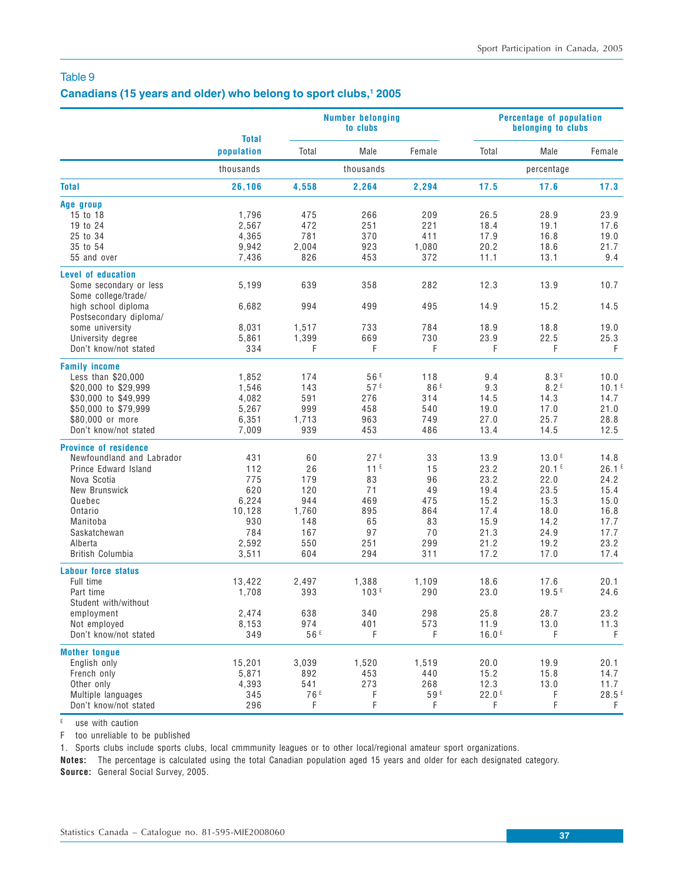## Table 9

### Canadians (15 years and older) who belong to sport clubs,[1] 2005

| | Total population | Number belonging to clubs | | | Percentage of population belonging to clubs | | |
|---|---|---|---|---|---|---|---|
| | | Total | Male | Female | Total | Male | Female |
| | thousands | thousands | | | percentage | | |
| **Total** | **26,106** | **4,558** | **2,264** | **2,294** | **17.5** | **17.6** | **17.3** |
| **Age group** | | | | | | | |
| 15 to 18 | 1,796 | 475 | 266 | 209 | 26.5 | 28.9 | 23.9 |
| 19 to 24 | 2,567 | 472 | 251 | 221 | 18.4 | 19.1 | 17.6 |
| 25 to 34 | 4,365 | 781 | 370 | 411 | 17.9 | 16.8 | 19.0 |
| 35 to 54 | 9,942 | 2,004 | 923 | 1,080 | 20.2 | 18.6 | 21.7 |
| 55 and over | 7,436 | 826 | 453 | 372 | 11.1 | 13.1 | 9.4 |
| **Level of education** | | | | | | | |
| Some secondary or less | 5,199 | 639 | 358 | 282 | 12.3 | 13.9 | 10.7 |
| Some college/trade/ high school diploma | 6,682 | 994 | 499 | 495 | 14.9 | 15.2 | 14.5 |
| Postsecondary diploma/ some university | 8,031 | 1,517 | 733 | 784 | 18.9 | 18.8 | 19.0 |
| University degree | 5,861 | 1,399 | 669 | 730 | 23.9 | 22.5 | 25.3 |
| Don't know/not stated | 334 | F | F | F | F | F | F |
| **Family income** | | | | | | | |
| Less than $20,000 | 1,852 | 174 | 56 E | 118 | 9.4 | 8.3 E | 10.0 |
| $20,000 to $29,999 | 1,546 | 143 | 57 E | 86 E | 9.3 | 8.2 E | 10.1 E |
| $30,000 to $49,999 | 4,082 | 591 | 276 | 314 | 14.5 | 14.3 | 14.7 |
| $50,000 to $79,999 | 5,267 | 999 | 458 | 540 | 19.0 | 17.0 | 21.0 |
| $80,000 or more | 6,351 | 1,713 | 963 | 749 | 27.0 | 25.7 | 28.8 |
| Don't know/not stated | 7,009 | 939 | 453 | 486 | 13.4 | 14.5 | 12.5 |
| **Province of residence** | | | | | | | |
| Newfoundland and Labrador | 431 | 60 | 27 E | 33 | 13.9 | 13.0 E | 14.8 |
| Prince Edward Island | 112 | 26 | 11 E | 15 | 23.2 | 20.1 E | 26.1 E |
| Nova Scotia | 775 | 179 | 83 | 96 | 23.2 | 22.0 | 24.2 |
| New Brunswick | 620 | 120 | 71 | 49 | 19.4 | 23.5 | 15.4 |
| Quebec | 6,224 | 944 | 469 | 475 | 15.2 | 15.3 | 15.0 |
| Ontario | 10,128 | 1,760 | 895 | 864 | 17.4 | 18.0 | 16.8 |
| Manitoba | 930 | 148 | 65 | 83 | 15.9 | 14.2 | 17.7 |
| Saskatchewan | 784 | 167 | 97 | 70 | 21.3 | 24.9 | 17.7 |
| Alberta | 2,592 | 550 | 251 | 299 | 21.2 | 19.2 | 23.2 |
| British Columbia | 3,511 | 604 | 294 | 311 | 17.2 | 17.0 | 17.4 |
| **Labour force status** | | | | | | | |
| Full time | 13,422 | 2,497 | 1,388 | 1,109 | 18.6 | 17.6 | 20.1 |
| Part time | 1,708 | 393 | 103 E | 290 | 23.0 | 19.5 E | 24.6 |
| Student with/without employment | 2,474 | 638 | 340 | 298 | 25.8 | 28.7 | 23.2 |
| Not employed | 8,153 | 974 | 401 | 573 | 11.9 | 13.0 | 11.3 |
| Don't know/not stated | 349 | 56 E | F | F | 16.0 E | F | F |
| **Mother tongue** | | | | | | | |
| English only | 15,201 | 3,039 | 1,520 | 1,519 | 20.0 | 19.9 | 20.1 |
| French only | 5,871 | 892 | 453 | 440 | 15.2 | 15.8 | 14.7 |
| Other only | 4,393 | 541 | 273 | 268 | 12.3 | 13.0 | 11.7 |
| Multiple languages | 345 | 76 E | F | 59 E | 22.0 E | F | 28.5 E |
| Don't know/not stated | 296 | F | F | F | F | F | F |

E use with caution

F too unreliable to be published

1. Sports clubs include sports clubs, local cmmmunity leagues or to other local/regional amateur sport organizations.

**Notes:** The percentage is calculated using the total Canadian population aged 15 years and older for each designated category.

**Source:** General Social Survey, 2005.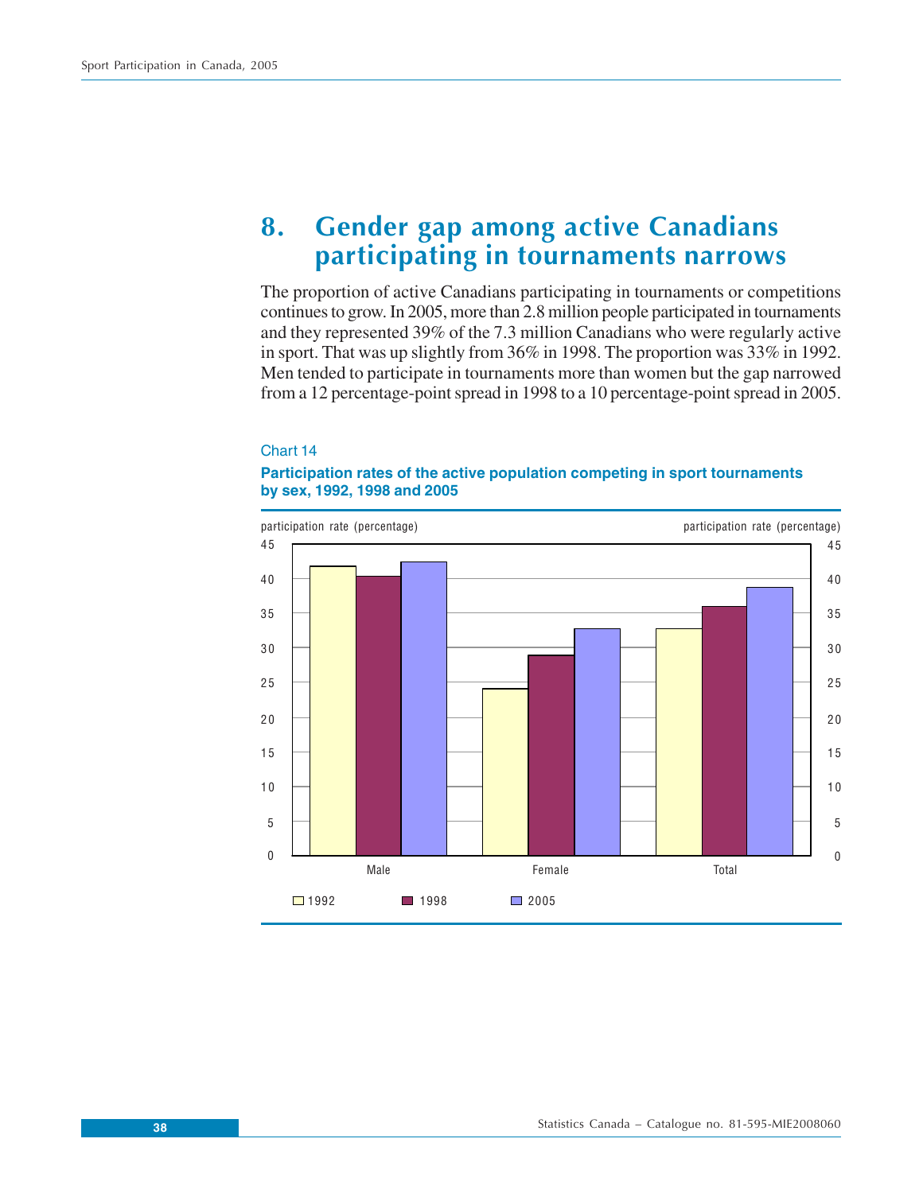# 8. Gender gap among active Canadians participating in tournaments narrows

The proportion of active Canadians participating in tournaments or competitions continues to grow. In 2005, more than 2.8 million people participated in tournaments and they represented 39% of the 7.3 million Canadians who were regularly active in sport. That was up slightly from 36% in 1998. The proportion was 33% in 1992. Men tended to participate in tournaments more than women but the gap narrowed from a 12 percentage-point spread in 1998 to a 10 percentage-point spread in 2005.

Chart 14

**Participation rates of the active population competing in sport tournaments by sex, 1992, 1998 and 2005**

participation rate (percentage)

| | 1992 | 1998 | 2005 |
|---|---|---|---|
| Male | 42 | 40 | 42 |
| Female | 24 | 29 | 33 |
| Total | 33 | 36 | 39 |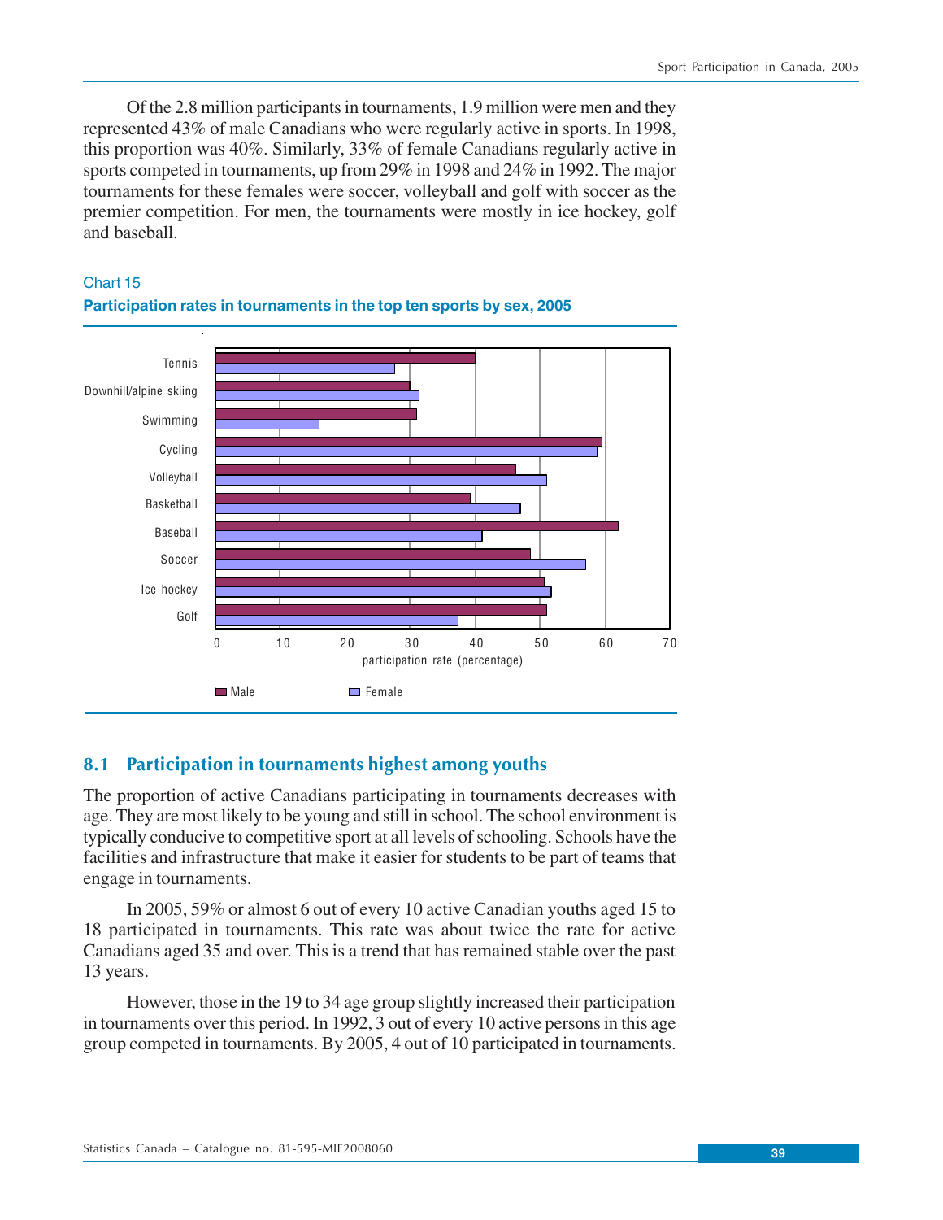Of the 2.8 million participants in tournaments, 1.9 million were men and they represented 43% of male Canadians who were regularly active in sports. In 1998, this proportion was 40%. Similarly, 33% of female Canadians regularly active in sports competed in tournaments, up from 29% in 1998 and 24% in 1992. The major tournaments for these females were soccer, volleyball and golf with soccer as the premier competition. For men, the tournaments were mostly in ice hockey, golf and baseball.

Chart 15

**Participation rates in tournaments in the top ten sports by sex, 2005**

## 8.1 Participation in tournaments highest among youths

The proportion of active Canadians participating in tournaments decreases with age. They are most likely to be young and still in school. The school environment is typically conducive to competitive sport at all levels of schooling. Schools have the facilities and infrastructure that make it easier for students to be part of teams that engage in tournaments.

In 2005, 59% or almost 6 out of every 10 active Canadian youths aged 15 to 18 participated in tournaments. This rate was about twice the rate for active Canadians aged 35 and over. This is a trend that has remained stable over the past 13 years.

However, those in the 19 to 34 age group slightly increased their participation in tournaments over this period. In 1992, 3 out of every 10 active persons in this age group competed in tournaments. By 2005, 4 out of 10 participated in tournaments.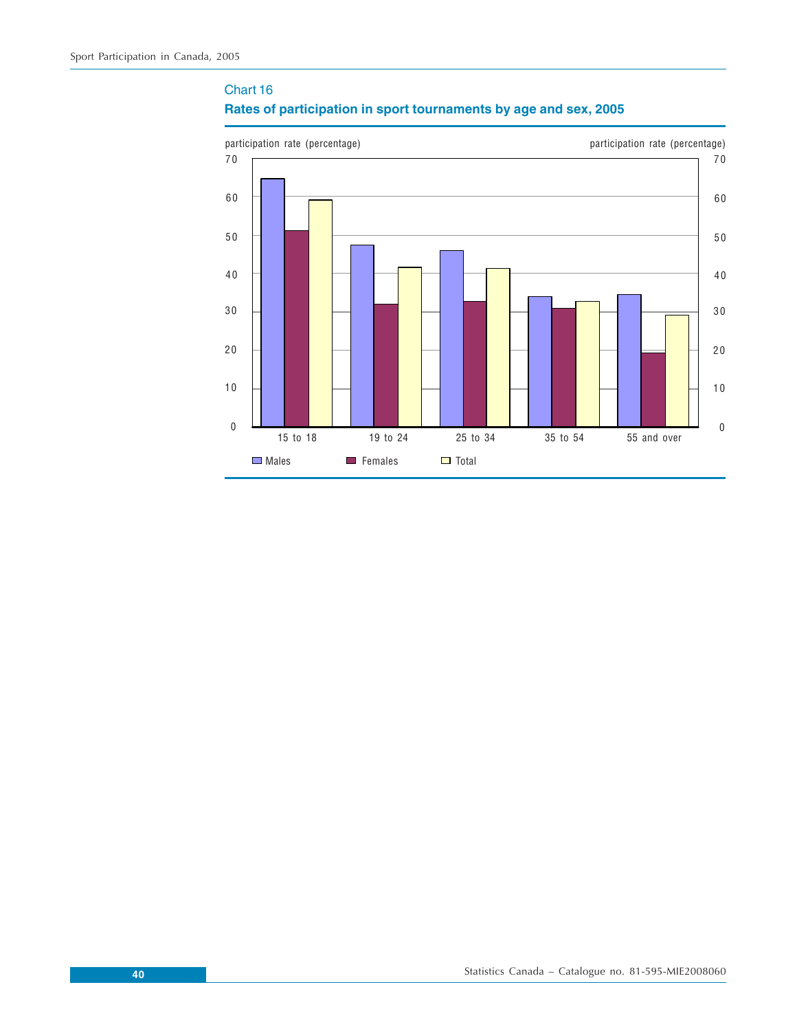Chart 16

**Rates of participation in sport tournaments by age and sex, 2005**

participation rate (percentage)

70
60
50
40
30
20
10
0

15 to 18 | 19 to 24 | 25 to 34 | 35 to 54 | 55 and over

Males | Females | Total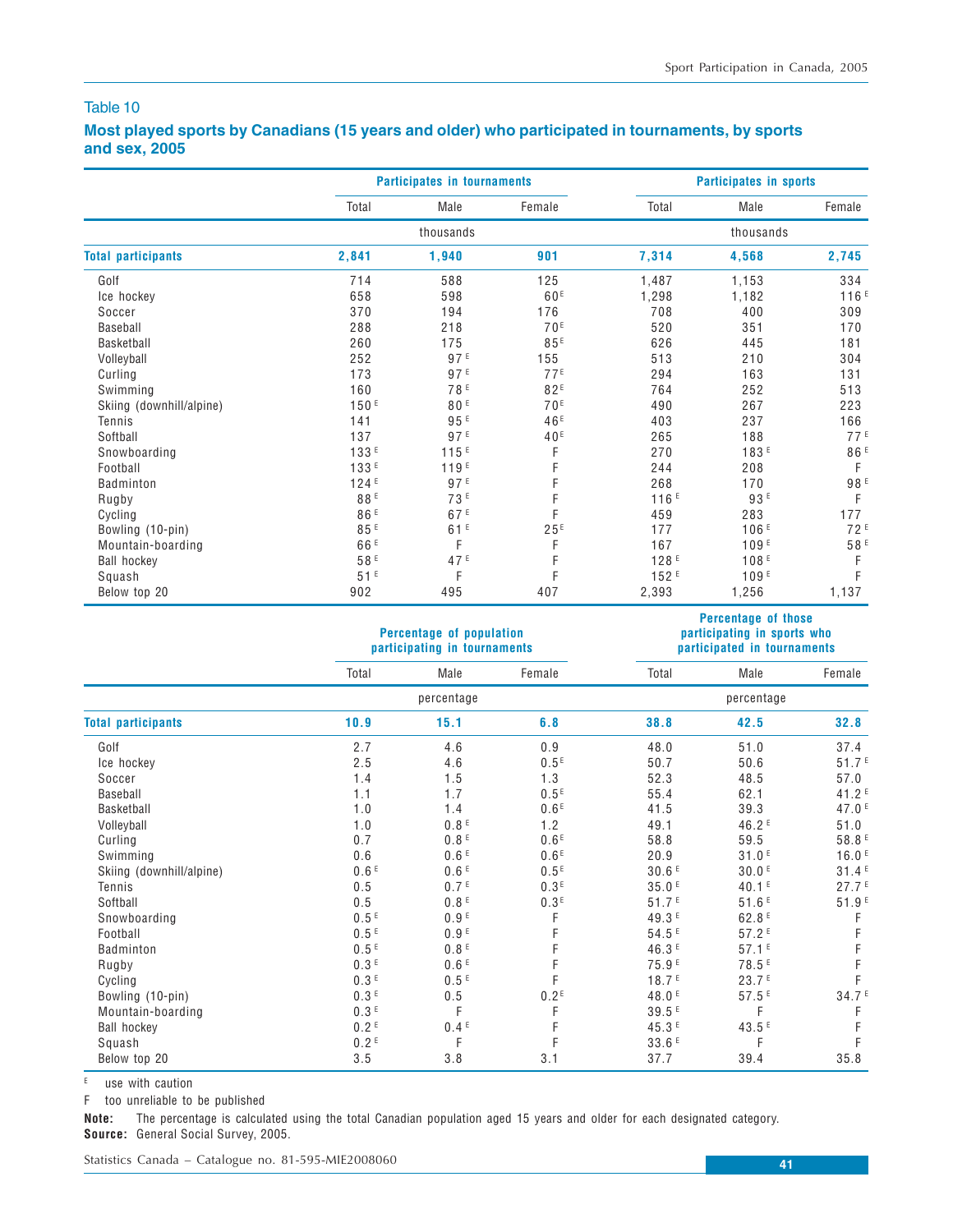Table 10

## Most played sports by Canadians (15 years and older) who participated in tournaments, by sports and sex, 2005

| | Participates in tournaments | | | Participates in sports | | |
|---|---|---|---|---|---|---|
| | Total | Male | Female | Total | Male | Female |
| | thousands | | | thousands | | |
| **Total participants** | **2,841** | **1,940** | **901** | **7,314** | **4,568** | **2,745** |
| Golf | 714 | 588 | 125 | 1,487 | 1,153 | 334 |
| Ice hockey | 658 | 598 | 60 E | 1,298 | 1,182 | 116 E |
| Soccer | 370 | 194 | 176 | 708 | 400 | 309 |
| Baseball | 288 | 218 | 70 E | 520 | 351 | 170 |
| Basketball | 260 | 175 | 85 E | 626 | 445 | 181 |
| Volleyball | 252 | 97 E | 155 | 513 | 210 | 304 |
| Curling | 173 | 97 E | 77 E | 294 | 163 | 131 |
| Swimming | 160 | 78 E | 82 E | 764 | 252 | 513 |
| Skiing (downhill/alpine) | 150 E | 80 E | 70 E | 490 | 267 | 223 |
| Tennis | 141 | 95 E | 46 E | 403 | 237 | 166 |
| Softball | 137 | 97 E | 40 E | 265 | 188 | 77 E |
| Snowboarding | 133 E | 115 E | F | 270 | 183 E | 86 E |
| Football | 133 E | 119 E | F | 244 | 208 | F |
| Badminton | 124 E | 97 E | F | 268 | 170 | 98 E |
| Rugby | 88 E | 73 E | F | 116 E | 93 E | F |
| Cycling | 86 E | 67 E | F | 459 | 283 | 177 |
| Bowling (10-pin) | 85 E | 61 E | 25 E | 177 | 106 E | 72 E |
| Mountain-boarding | 66 E | F | F | 167 | 109 E | 58 E |
| Ball hockey | 58 E | 47 E | F | 128 E | 108 E | F |
| Squash | 51 E | F | F | 152 E | 109 E | F |
| Below top 20 | 902 | 495 | 407 | 2,393 | 1,256 | 1,137 |

| | Percentage of population participating in tournaments | | | Percentage of those participating in sports who participated in tournaments | | |
|---|---|---|---|---|---|---|
| | Total | Male | Female | Total | Male | Female |
| | percentage | | | percentage | | |
| **Total participants** | **10.9** | **15.1** | **6.8** | **38.8** | **42.5** | **32.8** |
| Golf | 2.7 | 4.6 | 0.9 | 48.0 | 51.0 | 37.4 |
| Ice hockey | 2.5 | 4.6 | 0.5 E | 50.7 | 50.6 | 51.7 E |
| Soccer | 1.4 | 1.5 | 1.3 | 52.3 | 48.5 | 57.0 |
| Baseball | 1.1 | 1.7 | 0.5 E | 55.4 | 62.1 | 41.2 E |
| Basketball | 1.0 | 1.4 | 0.6 E | 41.5 | 39.3 | 47.0 E |
| Volleyball | 1.0 | 0.8 E | 1.2 | 49.1 | 46.2 E | 51.0 |
| Curling | 0.7 | 0.8 E | 0.6 E | 58.8 | 59.5 | 58.8 E |
| Swimming | 0.6 | 0.6 E | 0.6 E | 20.9 | 31.0 E | 16.0 E |
| Skiing (downhill/alpine) | 0.6 E | 0.6 E | 0.5 E | 30.6 E | 30.0 E | 31.4 E |
| Tennis | 0.5 | 0.7 E | 0.3 E | 35.0 E | 40.1 E | 27.7 E |
| Softball | 0.5 | 0.8 E | 0.3 E | 51.7 E | 51.6 E | 51.9 E |
| Snowboarding | 0.5 E | 0.9 E | F | 49.3 E | 62.8 E | F |
| Football | 0.5 E | 0.9 E | F | 54.5 E | 57.2 E | F |
| Badminton | 0.5 E | 0.8 E | F | 46.3 E | 57.1 E | F |
| Rugby | 0.3 E | 0.6 E | F | 75.9 E | 78.5 E | F |
| Cycling | 0.3 E | 0.5 E | F | 18.7 E | 23.7 E | F |
| Bowling (10-pin) | 0.3 E | 0.5 | 0.2 E | 48.0 E | 57.5 E | 34.7 E |
| Mountain-boarding | 0.3 E | F | F | 39.5 E | F | F |
| Ball hockey | 0.2 E | 0.4 E | F | 45.3 E | 43.5 E | F |
| Squash | 0.2 E | F | F | 33.6 E | F | F |
| Below top 20 | 3.5 | 3.8 | 3.1 | 37.7 | 39.4 | 35.8 |

E use with caution

F too unreliable to be published

**Note:** The percentage is calculated using the total Canadian population aged 15 years and older for each designated category.

**Source:** General Social Survey, 2005.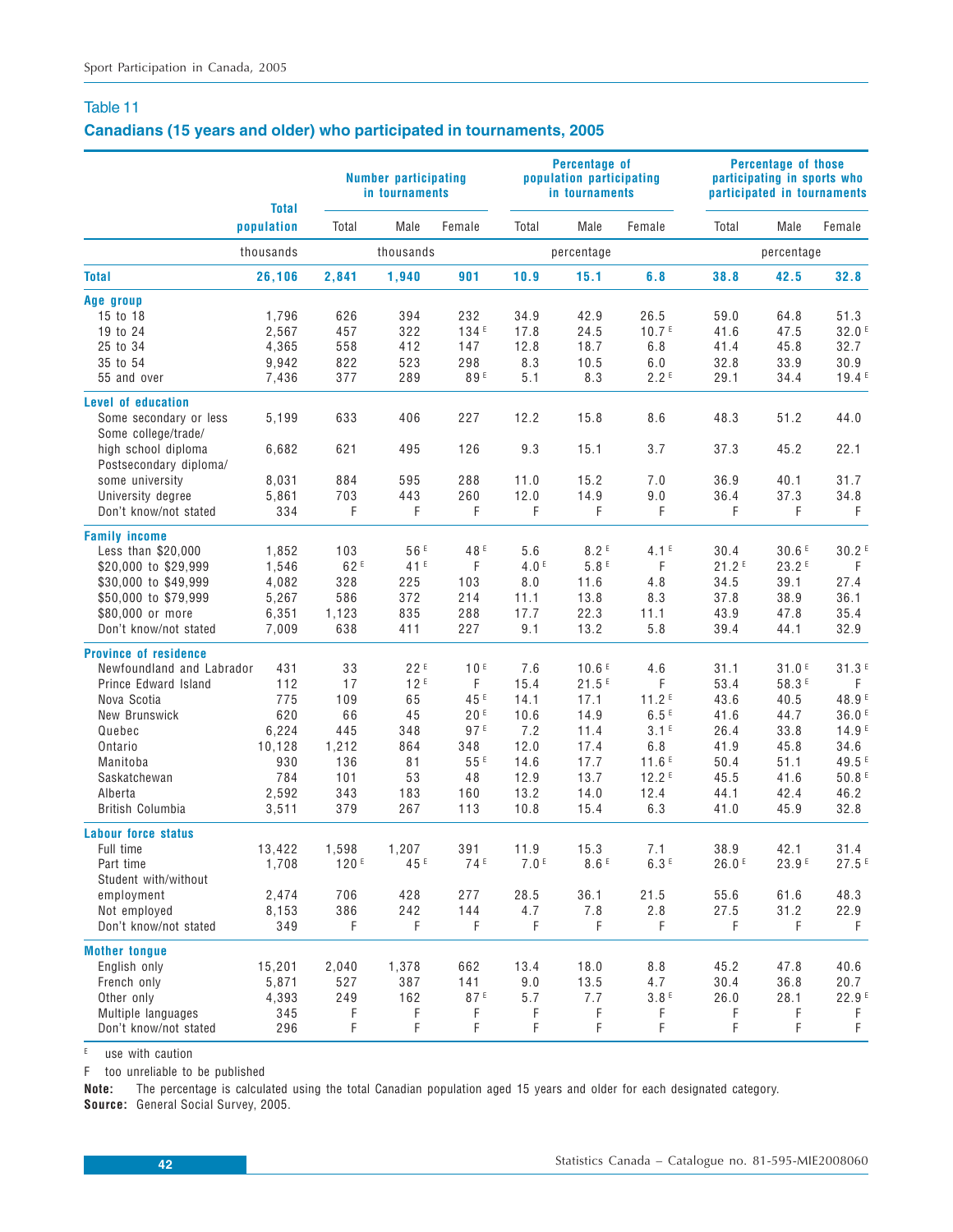## Table 11

### Canadians (15 years and older) who participated in tournaments, 2005

| | Total population | Number participating in tournaments | | | Percentage of population participating in tournaments | | | Percentage of those participating in sports who participated in tournaments | | |
|---|---|---|---|---|---|---|---|---|---|---|
| | | Total | Male | Female | Total | Male | Female | Total | Male | Female |
| | thousands | thousands | | | percentage | | | percentage | | |
| **Total** | **26,106** | **2,841** | **1,940** | **901** | **10.9** | **15.1** | **6.8** | **38.8** | **42.5** | **32.8** |
| **Age group** | | | | | | | | | | |
| 15 to 18 | 1,796 | 626 | 394 | 232 | 34.9 | 42.9 | 26.5 | 59.0 | 64.8 | 51.3 |
| 19 to 24 | 2,567 | 457 | 322 | 134 E | 17.8 | 24.5 | 10.7 E | 41.6 | 47.5 | 32.0 E |
| 25 to 34 | 4,365 | 558 | 412 | 147 | 12.8 | 18.7 | 6.8 | 41.4 | 45.8 | 32.7 |
| 35 to 54 | 9,942 | 822 | 523 | 298 | 8.3 | 10.5 | 6.0 | 32.8 | 33.9 | 30.9 |
| 55 and over | 7,436 | 377 | 289 | 89 E | 5.1 | 8.3 | 2.2 E | 29.1 | 34.4 | 19.4 E |
| **Level of education** | | | | | | | | | | |
| Some secondary or less | 5,199 | 633 | 406 | 227 | 12.2 | 15.8 | 8.6 | 48.3 | 51.2 | 44.0 |
| Some college/trade/ high school diploma | 6,682 | 621 | 495 | 126 | 9.3 | 15.1 | 3.7 | 37.3 | 45.2 | 22.1 |
| Postsecondary diploma/ some university | 8,031 | 884 | 595 | 288 | 11.0 | 15.2 | 7.0 | 36.9 | 40.1 | 31.7 |
| University degree | 5,861 | 703 | 443 | 260 | 12.0 | 14.9 | 9.0 | 36.4 | 37.3 | 34.8 |
| Don't know/not stated | 334 | F | F | F | F | F | F | F | F | F |
| **Family income** | | | | | | | | | | |
| Less than $20,000 | 1,852 | 103 | 56 E | 48 E | 5.6 | 8.2 E | 4.1 E | 30.4 | 30.6 E | 30.2 E |
| $20,000 to $29,999 | 1,546 | 62 E | 41 E | F | 4.0 E | 5.8 E | F | 21.2 E | 23.2 E | F |
| $30,000 to $49,999 | 4,082 | 328 | 225 | 103 | 8.0 | 11.6 | 4.8 | 34.5 | 39.1 | 27.4 |
| $50,000 to $79,999 | 5,267 | 586 | 372 | 214 | 11.1 | 13.8 | 8.3 | 37.8 | 38.9 | 36.1 |
| $80,000 or more | 6,351 | 1,123 | 835 | 288 | 17.7 | 22.3 | 11.1 | 43.9 | 47.8 | 35.4 |
| Don't know/not stated | 7,009 | 638 | 411 | 227 | 9.1 | 13.2 | 5.8 | 39.4 | 44.1 | 32.9 |
| **Province of residence** | | | | | | | | | | |
| Newfoundland and Labrador | 431 | 33 | 22 E | 10 E | 7.6 | 10.6 E | 4.6 | 31.1 | 31.0 E | 31.3 E |
| Prince Edward Island | 112 | 17 | 12 E | F | 15.4 | 21.5 E | F | 53.4 | 58.3 E | F |
| Nova Scotia | 775 | 109 | 65 | 45 E | 14.1 | 17.1 | 11.2 E | 43.6 | 40.5 | 48.9 E |
| New Brunswick | 620 | 66 | 45 | 20 E | 10.6 | 14.9 | 6.5 E | 41.6 | 44.7 | 36.0 E |
| Quebec | 6,224 | 445 | 348 | 97 E | 7.2 | 11.4 | 3.1 E | 26.4 | 33.8 | 14.9 E |
| Ontario | 10,128 | 1,212 | 864 | 348 | 12.0 | 17.4 | 6.8 | 41.9 | 45.8 | 34.6 |
| Manitoba | 930 | 136 | 81 | 55 E | 14.6 | 17.7 | 11.6 E | 50.4 | 51.1 | 49.5 E |
| Saskatchewan | 784 | 101 | 53 | 48 | 12.9 | 13.7 | 12.2 E | 45.5 | 41.6 | 50.8 E |
| Alberta | 2,592 | 343 | 183 | 160 | 13.2 | 14.0 | 12.4 | 44.1 | 42.4 | 46.2 |
| British Columbia | 3,511 | 379 | 267 | 113 | 10.8 | 15.4 | 6.3 | 41.0 | 45.9 | 32.8 |
| **Labour force status** | | | | | | | | | | |
| Full time | 13,422 | 1,598 | 1,207 | 391 | 11.9 | 15.3 | 7.1 | 38.9 | 42.1 | 31.4 |
| Part time | 1,708 | 120 E | 45 E | 74 E | 7.0 E | 8.6 E | 6.3 E | 26.0 E | 23.9 E | 27.5 E |
| Student with/without employment | 2,474 | 706 | 428 | 277 | 28.5 | 36.1 | 21.5 | 55.6 | 61.6 | 48.3 |
| Not employed | 8,153 | 386 | 242 | 144 | 4.7 | 7.8 | 2.8 | 27.5 | 31.2 | 22.9 |
| Don't know/not stated | 349 | F | F | F | F | F | F | F | F | F |
| **Mother tongue** | | | | | | | | | | |
| English only | 15,201 | 2,040 | 1,378 | 662 | 13.4 | 18.0 | 8.8 | 45.2 | 47.8 | 40.6 |
| French only | 5,871 | 527 | 387 | 141 | 9.0 | 13.5 | 4.7 | 30.4 | 36.8 | 20.7 |
| Other only | 4,393 | 249 | 162 | 87 E | 5.7 | 7.7 | 3.8 E | 26.0 | 28.1 | 22.9 E |
| Multiple languages | 345 | F | F | F | F | F | F | F | F | F |
| Don't know/not stated | 296 | F | F | F | F | F | F | F | F | F |

E use with caution

F too unreliable to be published

**Note:** The percentage is calculated using the total Canadian population aged 15 years and older for each designated category.

**Source:** General Social Survey, 2005.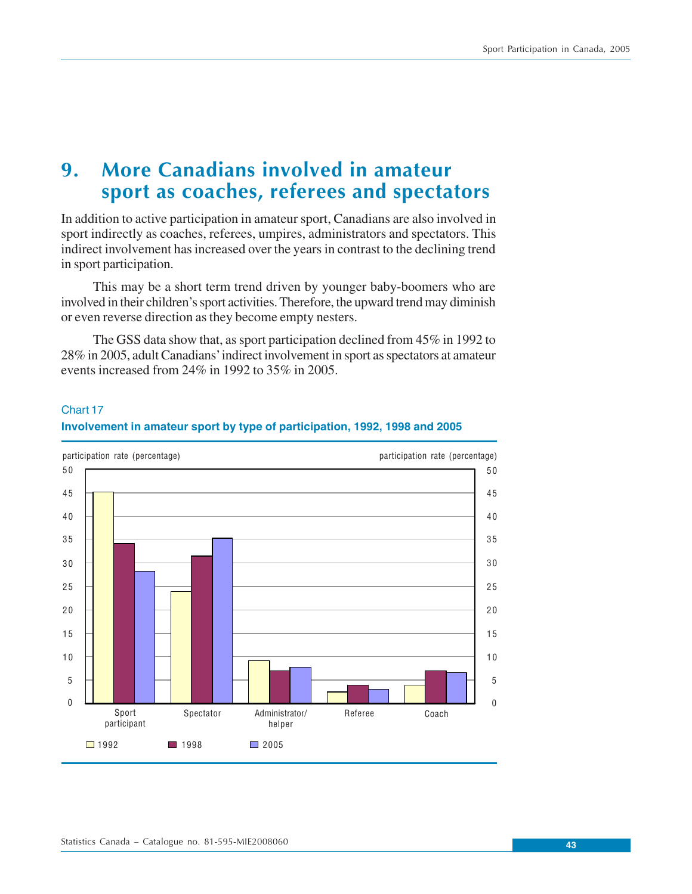# 9. More Canadians involved in amateur sport as coaches, referees and spectators

In addition to active participation in amateur sport, Canadians are also involved in sport indirectly as coaches, referees, umpires, administrators and spectators. This indirect involvement has increased over the years in contrast to the declining trend in sport participation.

This may be a short term trend driven by younger baby-boomers who are involved in their children's sport activities. Therefore, the upward trend may diminish or even reverse direction as they become empty nesters.

The GSS data show that, as sport participation declined from 45% in 1992 to 28% in 2005, adult Canadians' indirect involvement in sport as spectators at amateur events increased from 24% in 1992 to 35% in 2005.

Chart 17

**Involvement in amateur sport by type of participation, 1992, 1998 and 2005**

participation rate (percentage)

| | 1992 | 1998 | 2005 |
|---|---|---|---|
| Sport participant | 45 | 34 | 28 |
| Spectator | 24 | 31.5 | 35 |
| Administrator/helper | 9 | 7 | 7.5 |
| Referee | 2.5 | 4 | 3 |
| Coach | 4 | 7 | 6.5 |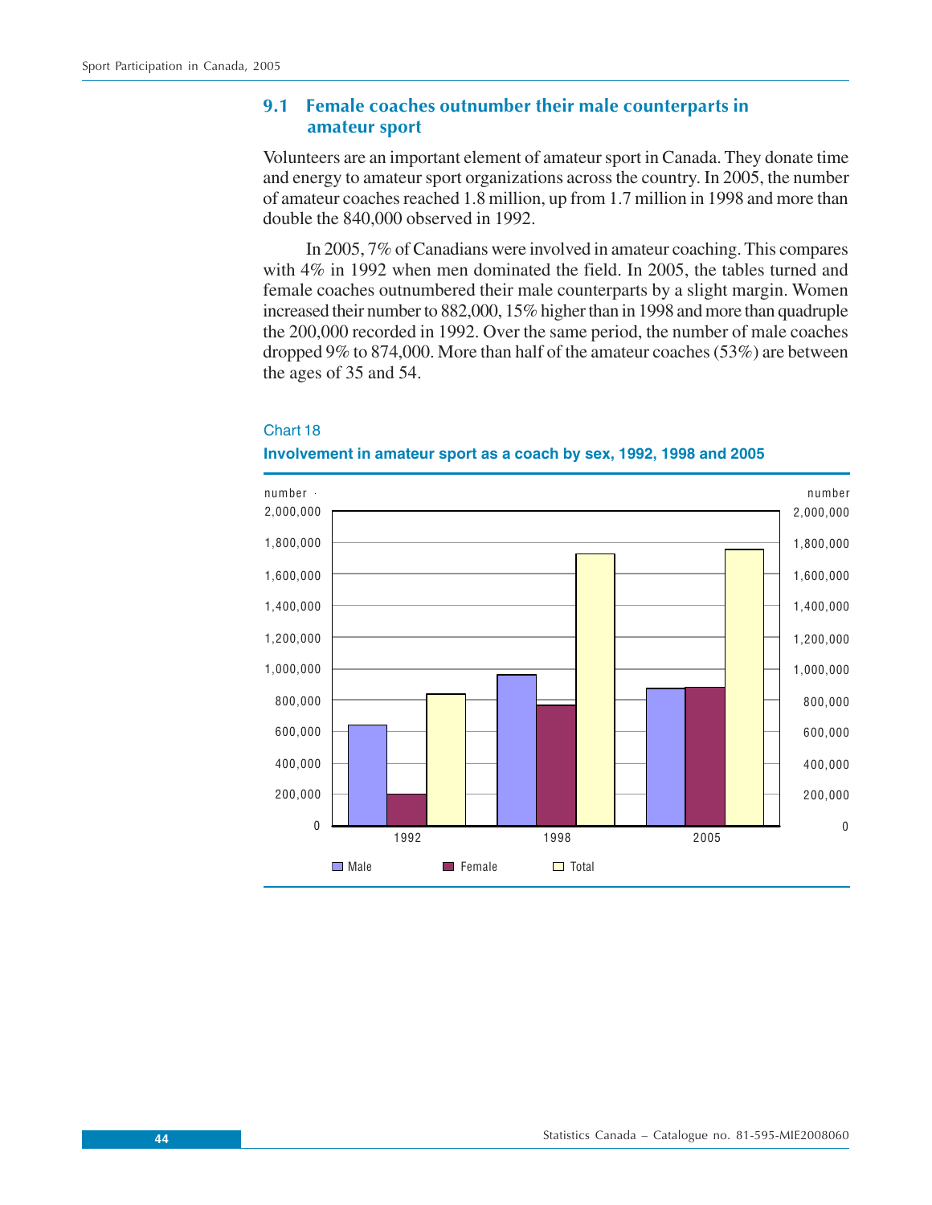## 9.1 Female coaches outnumber their male counterparts in amateur sport

Volunteers are an important element of amateur sport in Canada. They donate time and energy to amateur sport organizations across the country. In 2005, the number of amateur coaches reached 1.8 million, up from 1.7 million in 1998 and more than double the 840,000 observed in 1992.

In 2005, 7% of Canadians were involved in amateur coaching. This compares with 4% in 1992 when men dominated the field. In 2005, the tables turned and female coaches outnumbered their male counterparts by a slight margin. Women increased their number to 882,000, 15% higher than in 1998 and more than quadruple the 200,000 recorded in 1992. Over the same period, the number of male coaches dropped 9% to 874,000. More than half of the amateur coaches (53%) are between the ages of 35 and 54.

Chart 18

**Involvement in amateur sport as a coach by sex, 1992, 1998 and 2005**

number

2,000,000
1,800,000
1,600,000
1,400,000
1,200,000
1,000,000
800,000
600,000
400,000
200,000
0

1992 1998 2005

Male Female Total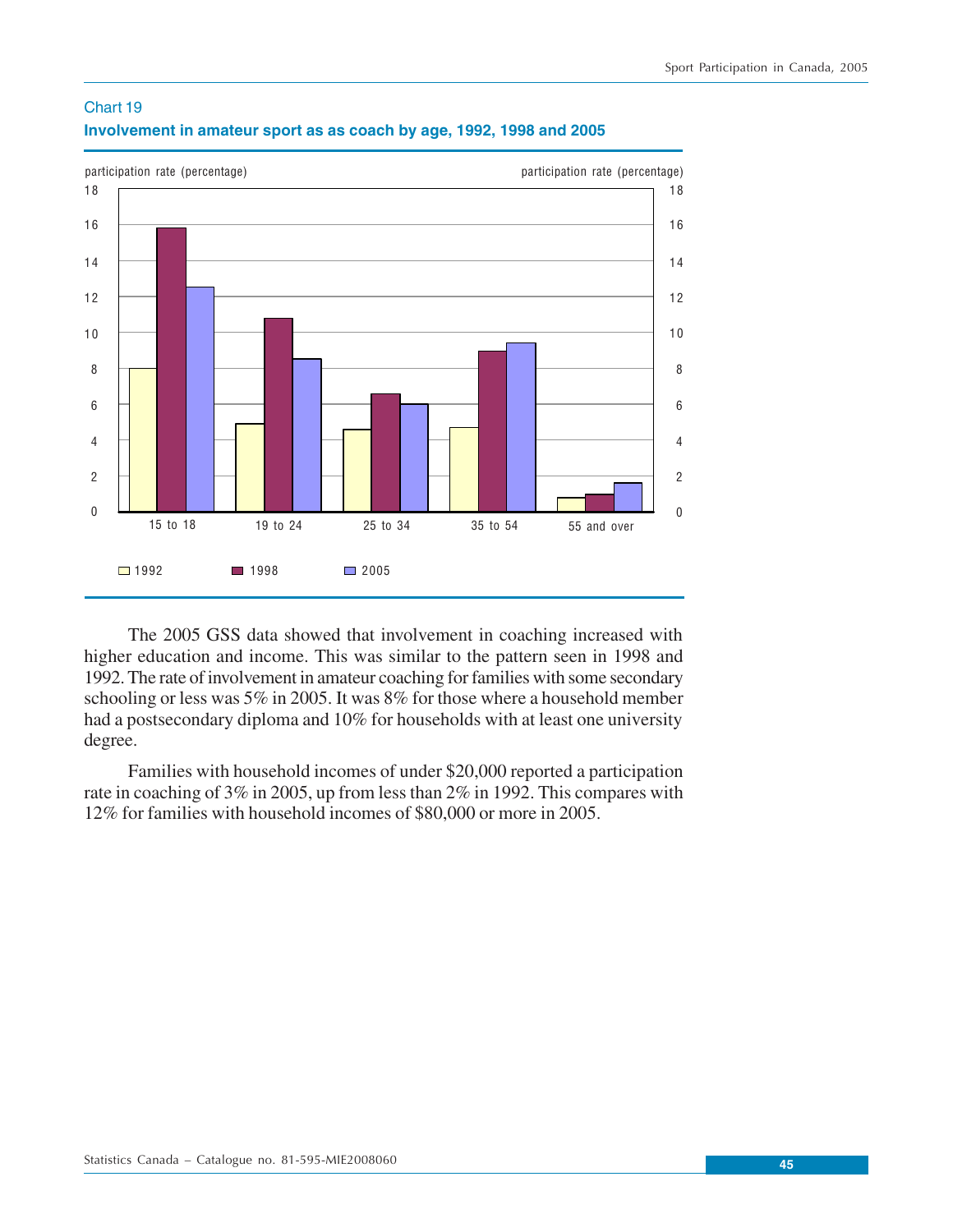Chart 19

**Involvement in amateur sport as as coach by age, 1992, 1998 and 2005**

The 2005 GSS data showed that involvement in coaching increased with higher education and income. This was similar to the pattern seen in 1998 and 1992. The rate of involvement in amateur coaching for families with some secondary schooling or less was 5% in 2005. It was 8% for those where a household member had a postsecondary diploma and 10% for households with at least one university degree.

Families with household incomes of under $20,000 reported a participation rate in coaching of 3% in 2005, up from less than 2% in 1992. This compares with 12% for families with household incomes of $80,000 or more in 2005.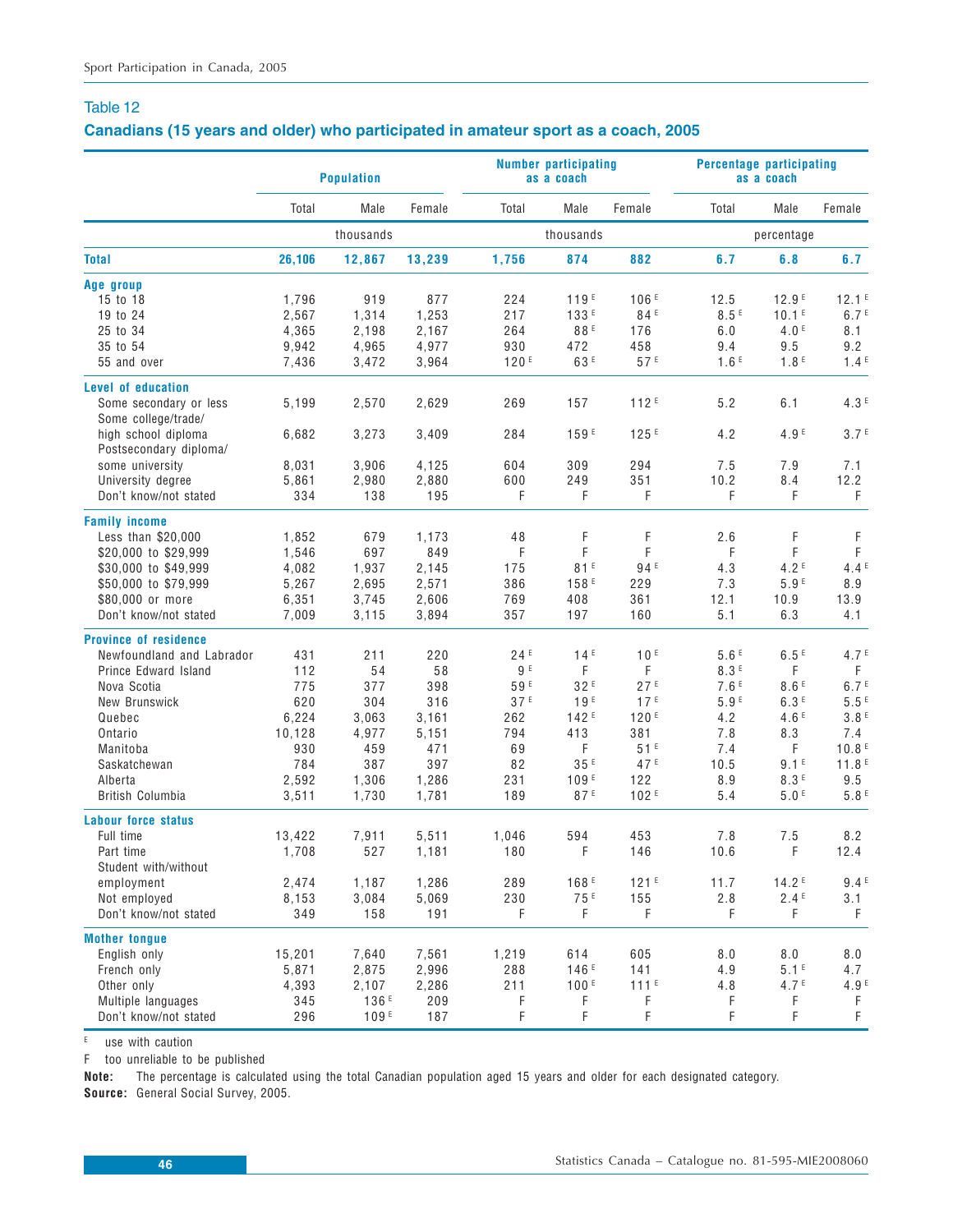## Table 12

### Canadians (15 years and older) who participated in amateur sport as a coach, 2005

| | Population | | | Number participating as a coach | | | Percentage participating as a coach | | |
|---|---|---|---|---|---|---|---|---|---|
| | Total | Male | Female | Total | Male | Female | Total | Male | Female |
| | thousands | | | thousands | | | percentage | | |
| **Total** | **26,106** | **12,867** | **13,239** | **1,756** | **874** | **882** | **6.7** | **6.8** | **6.7** |
| **Age group** | | | | | | | | | |
| 15 to 18 | 1,796 | 919 | 877 | 224 | 119 E | 106 E | 12.5 | 12.9 E | 12.1 E |
| 19 to 24 | 2,567 | 1,314 | 1,253 | 217 | 133 E | 84 E | 8.5 E | 10.1 E | 6.7 E |
| 25 to 34 | 4,365 | 2,198 | 2,167 | 264 | 88 E | 176 | 6.0 | 4.0 E | 8.1 |
| 35 to 54 | 9,942 | 4,965 | 4,977 | 930 | 472 | 458 | 9.4 | 9.5 | 9.2 |
| 55 and over | 7,436 | 3,472 | 3,964 | 120 E | 63 E | 57 E | 1.6 E | 1.8 E | 1.4 E |
| **Level of education** | | | | | | | | | |
| Some secondary or less | 5,199 | 2,570 | 2,629 | 269 | 157 | 112 E | 5.2 | 6.1 | 4.3 E |
| Some college/trade/ high school diploma | 6,682 | 3,273 | 3,409 | 284 | 159 E | 125 E | 4.2 | 4.9 E | 3.7 E |
| Postsecondary diploma/ some university | 8,031 | 3,906 | 4,125 | 604 | 309 | 294 | 7.5 | 7.9 | 7.1 |
| University degree | 5,861 | 2,980 | 2,880 | 600 | 249 | 351 | 10.2 | 8.4 | 12.2 |
| Don't know/not stated | 334 | 138 | 195 | F | F | F | F | F | F |
| **Family income** | | | | | | | | | |
| Less than $20,000 | 1,852 | 679 | 1,173 | 48 | F | F | 2.6 | F | F |
| $20,000 to $29,999 | 1,546 | 697 | 849 | F | F | F | F | F | F |
| $30,000 to $49,999 | 4,082 | 1,937 | 2,145 | 175 | 81 E | 94 E | 4.3 | 4.2 E | 4.4 E |
| $50,000 to $79,999 | 5,267 | 2,695 | 2,571 | 386 | 158 E | 229 | 7.3 | 5.9 E | 8.9 |
| $80,000 or more | 6,351 | 3,745 | 2,606 | 769 | 408 | 361 | 12.1 | 10.9 | 13.9 |
| Don't know/not stated | 7,009 | 3,115 | 3,894 | 357 | 197 | 160 | 5.1 | 6.3 | 4.1 |
| **Province of residence** | | | | | | | | | |
| Newfoundland and Labrador | 431 | 211 | 220 | 24 E | 14 E | 10 E | 5.6 E | 6.5 E | 4.7 E |
| Prince Edward Island | 112 | 54 | 58 | 9 E | F | F | 8.3 E | F | F |
| Nova Scotia | 775 | 377 | 398 | 59 E | 32 E | 27 E | 7.6 E | 8.6 E | 6.7 E |
| New Brunswick | 620 | 304 | 316 | 37 E | 19 E | 17 E | 5.9 E | 6.3 E | 5.5 E |
| Quebec | 6,224 | 3,063 | 3,161 | 262 | 142 E | 120 E | 4.2 | 4.6 E | 3.8 E |
| Ontario | 10,128 | 4,977 | 5,151 | 794 | 413 | 381 | 7.8 | 8.3 | 7.4 |
| Manitoba | 930 | 459 | 471 | 69 | F | 51 E | 7.4 | F | 10.8 E |
| Saskatchewan | 784 | 387 | 397 | 82 | 35 E | 47 E | 10.5 | 9.1 E | 11.8 E |
| Alberta | 2,592 | 1,306 | 1,286 | 231 | 109 E | 122 | 8.9 | 8.3 E | 9.5 |
| British Columbia | 3,511 | 1,730 | 1,781 | 189 | 87 E | 102 E | 5.4 | 5.0 E | 5.8 E |
| **Labour force status** | | | | | | | | | |
| Full time | 13,422 | 7,911 | 5,511 | 1,046 | 594 | 453 | 7.8 | 7.5 | 8.2 |
| Part time | 1,708 | 527 | 1,181 | 180 | F | 146 | 10.6 | F | 12.4 |
| Student with/without employment | 2,474 | 1,187 | 1,286 | 289 | 168 E | 121 E | 11.7 | 14.2 E | 9.4 E |
| Not employed | 8,153 | 3,084 | 5,069 | 230 | 75 E | 155 | 2.8 | 2.4 E | 3.1 |
| Don't know/not stated | 349 | 158 | 191 | F | F | F | F | F | F |
| **Mother tongue** | | | | | | | | | |
| English only | 15,201 | 7,640 | 7,561 | 1,219 | 614 | 605 | 8.0 | 8.0 | 8.0 |
| French only | 5,871 | 2,875 | 2,996 | 288 | 146 E | 141 | 4.9 | 5.1 E | 4.7 |
| Other only | 4,393 | 2,107 | 2,286 | 211 | 100 E | 111 E | 4.8 | 4.7 E | 4.9 E |
| Multiple languages | 345 | 136 E | 209 | F | F | F | F | F | F |
| Don't know/not stated | 296 | 109 E | 187 | F | F | F | F | F | F |

E use with caution

F too unreliable to be published

**Note:** The percentage is calculated using the total Canadian population aged 15 years and older for each designated category.

**Source:** General Social Survey, 2005.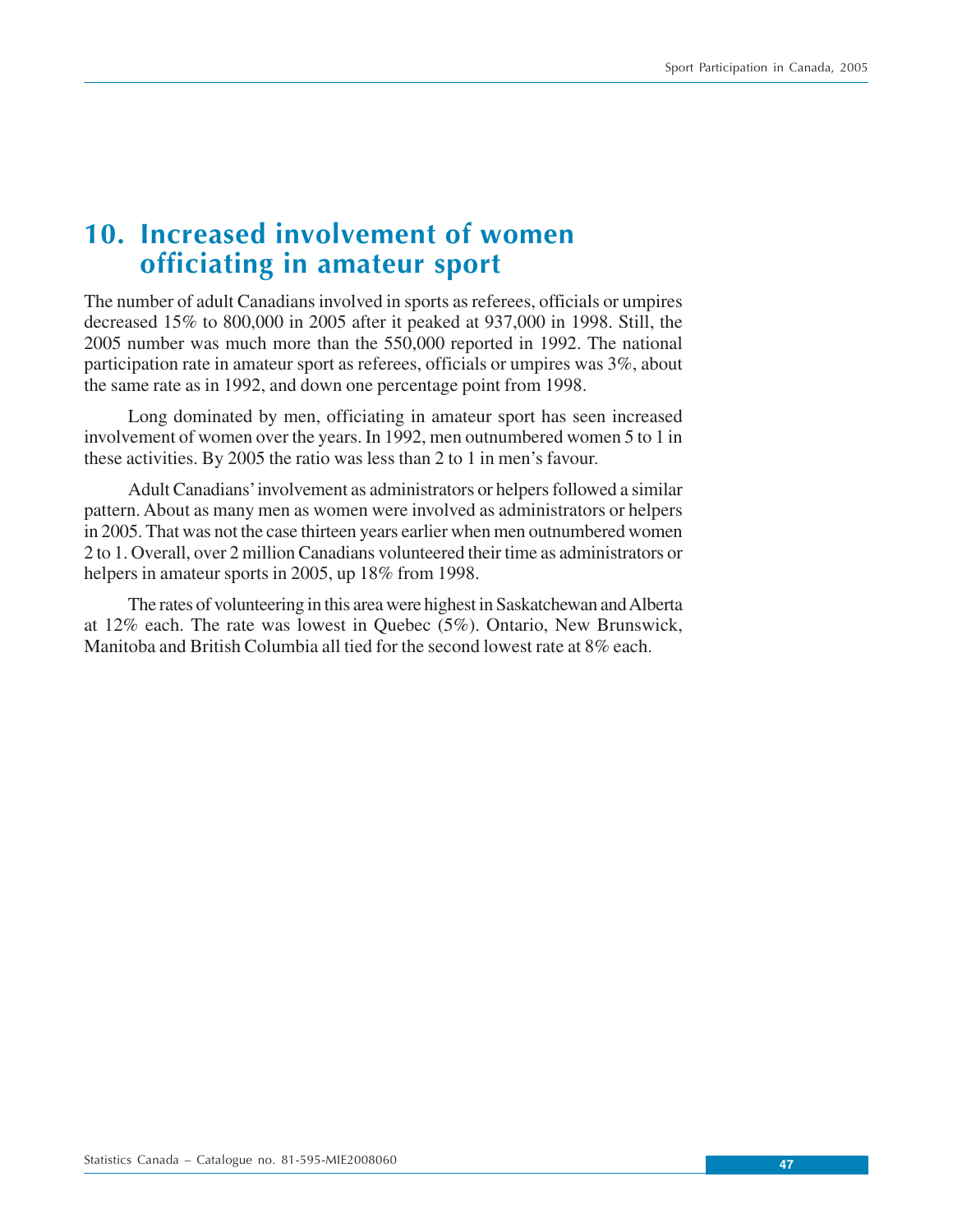## 10. Increased involvement of women officiating in amateur sport

The number of adult Canadians involved in sports as referees, officials or umpires decreased 15% to 800,000 in 2005 after it peaked at 937,000 in 1998. Still, the 2005 number was much more than the 550,000 reported in 1992. The national participation rate in amateur sport as referees, officials or umpires was 3%, about the same rate as in 1992, and down one percentage point from 1998.

Long dominated by men, officiating in amateur sport has seen increased involvement of women over the years. In 1992, men outnumbered women 5 to 1 in these activities. By 2005 the ratio was less than 2 to 1 in men's favour.

Adult Canadians' involvement as administrators or helpers followed a similar pattern. About as many men as women were involved as administrators or helpers in 2005. That was not the case thirteen years earlier when men outnumbered women 2 to 1. Overall, over 2 million Canadians volunteered their time as administrators or helpers in amateur sports in 2005, up 18% from 1998.

The rates of volunteering in this area were highest in Saskatchewan and Alberta at 12% each. The rate was lowest in Quebec (5%). Ontario, New Brunswick, Manitoba and British Columbia all tied for the second lowest rate at 8% each.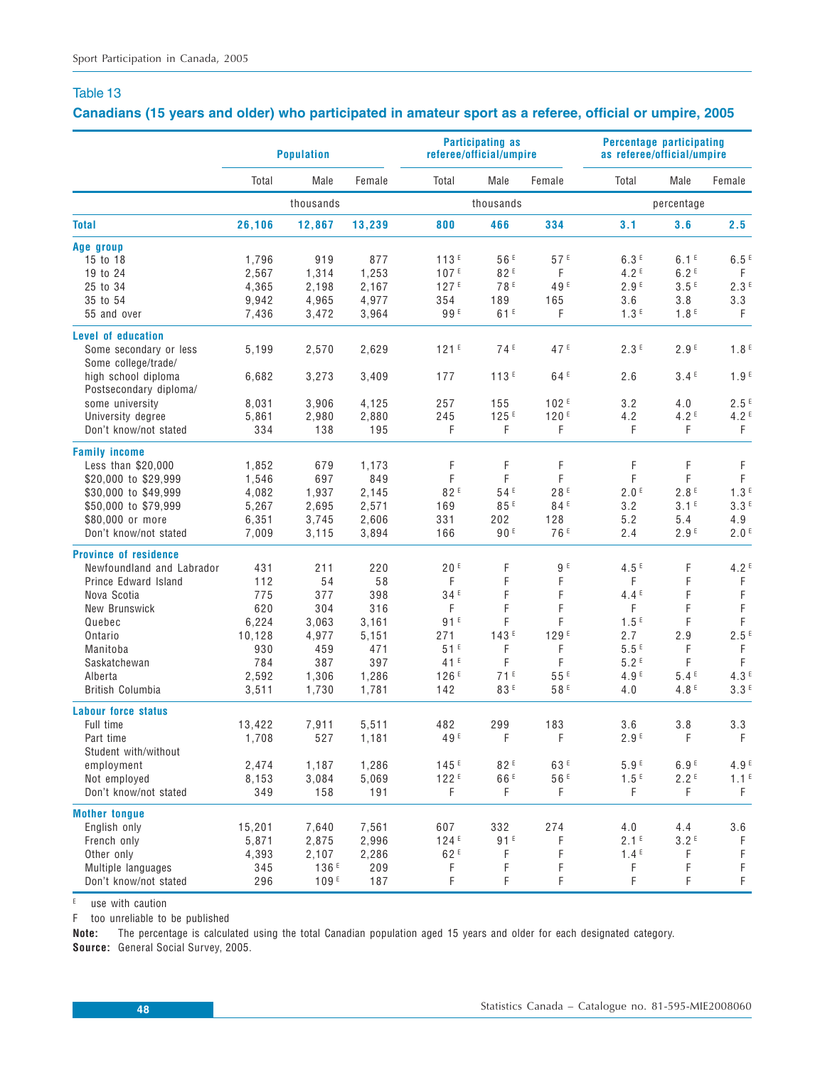## Table 13

### Canadians (15 years and older) who participated in amateur sport as a referee, official or umpire, 2005

| | Population | | | Participating as referee/official/umpire | | | Percentage participating as referee/official/umpire | | |
|---|---|---|---|---|---|---|---|---|---|
| | Total | Male | Female | Total | Male | Female | Total | Male | Female |
| | thousands | | | thousands | | | percentage | | |
| **Total** | **26,106** | **12,867** | **13,239** | **800** | **466** | **334** | **3.1** | **3.6** | **2.5** |
| **Age group** | | | | | | | | | |
| 15 to 18 | 1,796 | 919 | 877 | 113 E | 56 E | 57 E | 6.3 E | 6.1 E | 6.5 E |
| 19 to 24 | 2,567 | 1,314 | 1,253 | 107 E | 82 E | F | 4.2 E | 6.2 E | F |
| 25 to 34 | 4,365 | 2,198 | 2,167 | 127 E | 78 E | 49 E | 2.9 E | 3.5 E | 2.3 E |
| 35 to 54 | 9,942 | 4,965 | 4,977 | 354 | 189 | 165 | 3.6 | 3.8 | 3.3 |
| 55 and over | 7,436 | 3,472 | 3,964 | 99 E | 61 E | F | 1.3 E | 1.8 E | F |
| **Level of education** | | | | | | | | | |
| Some secondary or less | 5,199 | 2,570 | 2,629 | 121 E | 74 E | 47 E | 2.3 E | 2.9 E | 1.8 E |
| Some college/trade/ high school diploma | 6,682 | 3,273 | 3,409 | 177 | 113 E | 64 E | 2.6 | 3.4 E | 1.9 E |
| Postsecondary diploma/ some university | 8,031 | 3,906 | 4,125 | 257 | 155 | 102 E | 3.2 | 4.0 | 2.5 E |
| University degree | 5,861 | 2,980 | 2,880 | 245 | 125 E | 120 E | 4.2 | 4.2 E | 4.2 E |
| Don't know/not stated | 334 | 138 | 195 | F | F | F | F | F | F |
| **Family income** | | | | | | | | | |
| Less than $20,000 | 1,852 | 679 | 1,173 | F | F | F | F | F | F |
| $20,000 to $29,999 | 1,546 | 697 | 849 | F | F | F | F | F | F |
| $30,000 to $49,999 | 4,082 | 1,937 | 2,145 | 82 E | 54 E | 28 E | 2.0 E | 2.8 E | 1.3 E |
| $50,000 to $79,999 | 5,267 | 2,695 | 2,571 | 169 | 85 E | 84 E | 3.2 | 3.1 E | 3.3 E |
| $80,000 or more | 6,351 | 3,745 | 2,606 | 331 | 202 | 128 | 5.2 | 5.4 | 4.9 |
| Don't know/not stated | 7,009 | 3,115 | 3,894 | 166 | 90 E | 76 E | 2.4 | 2.9 E | 2.0 E |
| **Province of residence** | | | | | | | | | |
| Newfoundland and Labrador | 431 | 211 | 220 | 20 E | F | 9 E | 4.5 E | F | 4.2 E |
| Prince Edward Island | 112 | 54 | 58 | F | F | F | F | F | F |
| Nova Scotia | 775 | 377 | 398 | 34 E | F | F | 4.4 E | F | F |
| New Brunswick | 620 | 304 | 316 | F | F | F | F | F | F |
| Quebec | 6,224 | 3,063 | 3,161 | 91 E | F | F | 1.5 E | F | F |
| Ontario | 10,128 | 4,977 | 5,151 | 271 | 143 E | 129 E | 2.7 | 2.9 | 2.5 E |
| Manitoba | 930 | 459 | 471 | 51 E | F | F | 5.5 E | F | F |
| Saskatchewan | 784 | 387 | 397 | 41 E | F | F | 5.2 E | F | F |
| Alberta | 2,592 | 1,306 | 1,286 | 126 E | 71 E | 55 E | 4.9 E | 5.4 E | 4.3 E |
| British Columbia | 3,511 | 1,730 | 1,781 | 142 | 83 E | 58 E | 4.0 | 4.8 E | 3.3 E |
| **Labour force status** | | | | | | | | | |
| Full time | 13,422 | 7,911 | 5,511 | 482 | 299 | 183 | 3.6 | 3.8 | 3.3 |
| Part time | 1,708 | 527 | 1,181 | 49 E | F | F | 2.9 E | F | F |
| Student with/without employment | 2,474 | 1,187 | 1,286 | 145 E | 82 E | 63 E | 5.9 E | 6.9 E | 4.9 E |
| Not employed | 8,153 | 3,084 | 5,069 | 122 E | 66 E | 56 E | 1.5 E | 2.2 E | 1.1 E |
| Don't know/not stated | 349 | 158 | 191 | F | F | F | F | F | F |
| **Mother tongue** | | | | | | | | | |
| English only | 15,201 | 7,640 | 7,561 | 607 | 332 | 274 | 4.0 | 4.4 | 3.6 |
| French only | 5,871 | 2,875 | 2,996 | 124 E | 91 E | F | 2.1 E | 3.2 E | F |
| Other only | 4,393 | 2,107 | 2,286 | 62 E | F | F | 1.4 E | F | F |
| Multiple languages | 345 | 136 E | 209 | F | F | F | F | F | F |
| Don't know/not stated | 296 | 109 E | 187 | F | F | F | F | F | F |

E use with caution

F too unreliable to be published

**Note:** The percentage is calculated using the total Canadian population aged 15 years and older for each designated category.

**Source:** General Social Survey, 2005.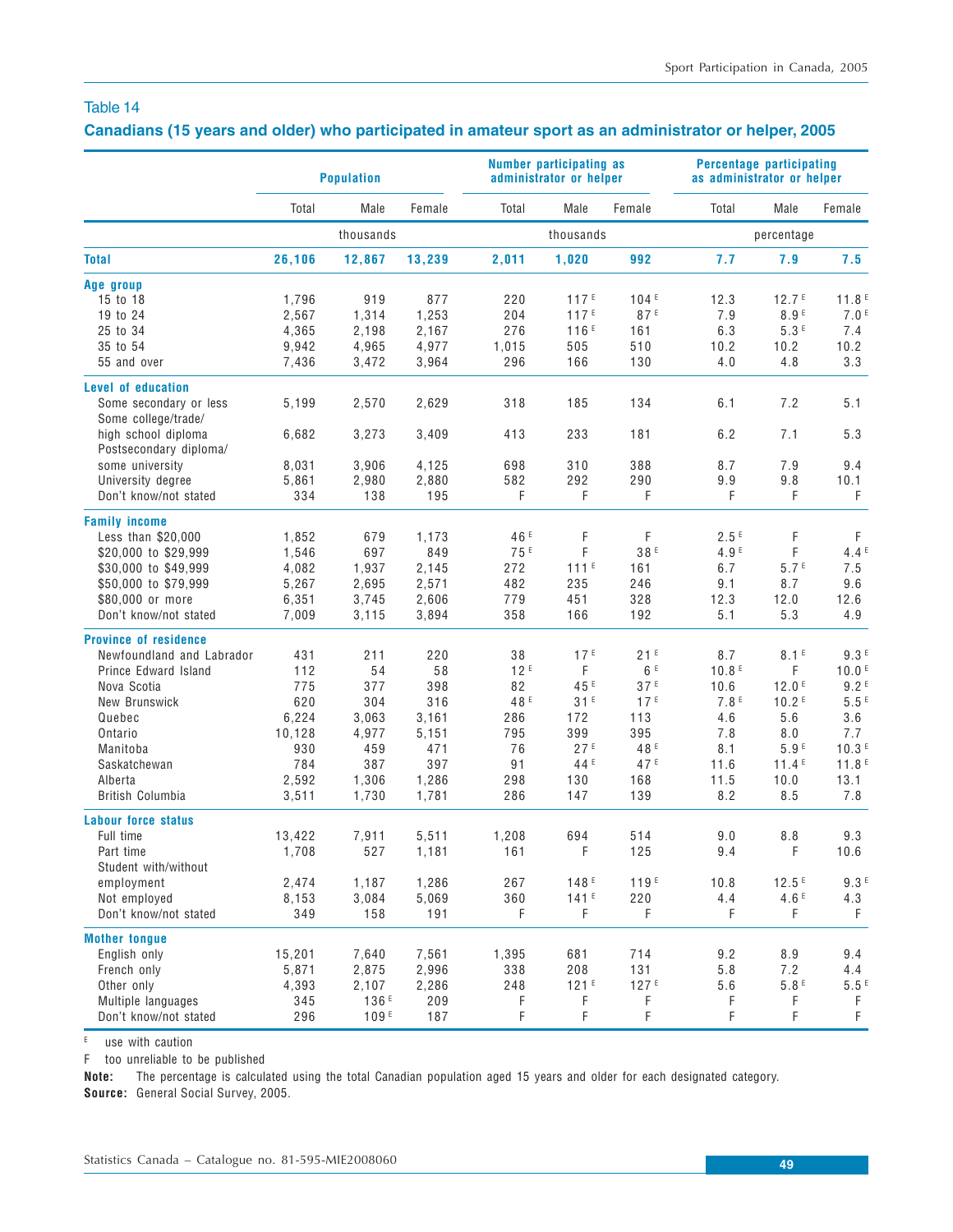## Table 14

### Canadians (15 years and older) who participated in amateur sport as an administrator or helper, 2005

| | Population | | | Number participating as administrator or helper | | | Percentage participating as administrator or helper | | |
|---|---|---|---|---|---|---|---|---|---|
| | Total | Male | Female | Total | Male | Female | Total | Male | Female |
| | thousands | | | thousands | | | percentage | | |
| **Total** | **26,106** | **12,867** | **13,239** | **2,011** | **1,020** | **992** | **7.7** | **7.9** | **7.5** |
| **Age group** | | | | | | | | | |
| 15 to 18 | 1,796 | 919 | 877 | 220 | 117 E | 104 E | 12.3 | 12.7 E | 11.8 E |
| 19 to 24 | 2,567 | 1,314 | 1,253 | 204 | 117 E | 87 E | 7.9 | 8.9 E | 7.0 E |
| 25 to 34 | 4,365 | 2,198 | 2,167 | 276 | 116 E | 161 | 6.3 | 5.3 E | 7.4 |
| 35 to 54 | 9,942 | 4,965 | 4,977 | 1,015 | 505 | 510 | 10.2 | 10.2 | 10.2 |
| 55 and over | 7,436 | 3,472 | 3,964 | 296 | 166 | 130 | 4.0 | 4.8 | 3.3 |
| **Level of education** | | | | | | | | | |
| Some secondary or less | 5,199 | 2,570 | 2,629 | 318 | 185 | 134 | 6.1 | 7.2 | 5.1 |
| Some college/trade/ high school diploma | 6,682 | 3,273 | 3,409 | 413 | 233 | 181 | 6.2 | 7.1 | 5.3 |
| Postsecondary diploma/ some university | 8,031 | 3,906 | 4,125 | 698 | 310 | 388 | 8.7 | 7.9 | 9.4 |
| University degree | 5,861 | 2,980 | 2,880 | 582 | 292 | 290 | 9.9 | 9.8 | 10.1 |
| Don't know/not stated | 334 | 138 | 195 | F | F | F | F | F | F |
| **Family income** | | | | | | | | | |
| Less than $20,000 | 1,852 | 679 | 1,173 | 46 E | F | F | 2.5 E | F | F |
| $20,000 to $29,999 | 1,546 | 697 | 849 | 75 E | F | 38 E | 4.9 E | F | 4.4 E |
| $30,000 to $49,999 | 4,082 | 1,937 | 2,145 | 272 | 111 E | 161 | 6.7 | 5.7 E | 7.5 |
| $50,000 to $79,999 | 5,267 | 2,695 | 2,571 | 482 | 235 | 246 | 9.1 | 8.7 | 9.6 |
| $80,000 or more | 6,351 | 3,745 | 2,606 | 779 | 451 | 328 | 12.3 | 12.0 | 12.6 |
| Don't know/not stated | 7,009 | 3,115 | 3,894 | 358 | 166 | 192 | 5.1 | 5.3 | 4.9 |
| **Province of residence** | | | | | | | | | |
| Newfoundland and Labrador | 431 | 211 | 220 | 38 | 17 E | 21 E | 8.7 | 8.1 E | 9.3 E |
| Prince Edward Island | 112 | 54 | 58 | 12 E | F | 6 E | 10.8 E | F | 10.0 E |
| Nova Scotia | 775 | 377 | 398 | 82 | 45 E | 37 E | 10.6 | 12.0 E | 9.2 E |
| New Brunswick | 620 | 304 | 316 | 48 E | 31 E | 17 E | 7.8 E | 10.2 E | 5.5 E |
| Quebec | 6,224 | 3,063 | 3,161 | 286 | 172 | 113 | 4.6 | 5.6 | 3.6 |
| Ontario | 10,128 | 4,977 | 5,151 | 795 | 399 | 395 | 7.8 | 8.0 | 7.7 |
| Manitoba | 930 | 459 | 471 | 76 | 27 E | 48 E | 8.1 | 5.9 E | 10.3 E |
| Saskatchewan | 784 | 387 | 397 | 91 | 44 E | 47 E | 11.6 | 11.4 E | 11.8 E |
| Alberta | 2,592 | 1,306 | 1,286 | 298 | 130 | 168 | 11.5 | 10.0 | 13.1 |
| British Columbia | 3,511 | 1,730 | 1,781 | 286 | 147 | 139 | 8.2 | 8.5 | 7.8 |
| **Labour force status** | | | | | | | | | |
| Full time | 13,422 | 7,911 | 5,511 | 1,208 | 694 | 514 | 9.0 | 8.8 | 9.3 |
| Part time | 1,708 | 527 | 1,181 | 161 | F | 125 | 9.4 | F | 10.6 |
| Student with/without employment | 2,474 | 1,187 | 1,286 | 267 | 148 E | 119 E | 10.8 | 12.5 E | 9.3 E |
| Not employed | 8,153 | 3,084 | 5,069 | 360 | 141 E | 220 | 4.4 | 4.6 E | 4.3 |
| Don't know/not stated | 349 | 158 | 191 | F | F | F | F | F | F |
| **Mother tongue** | | | | | | | | | |
| English only | 15,201 | 7,640 | 7,561 | 1,395 | 681 | 714 | 9.2 | 8.9 | 9.4 |
| French only | 5,871 | 2,875 | 2,996 | 338 | 208 | 131 | 5.8 | 7.2 | 4.4 |
| Other only | 4,393 | 2,107 | 2,286 | 248 | 121 E | 127 E | 5.6 | 5.8 E | 5.5 E |
| Multiple languages | 345 | 136 E | 209 | F | F | F | F | F | F |
| Don't know/not stated | 296 | 109 E | 187 | F | F | F | F | F | F |

E use with caution

F too unreliable to be published

**Note:** The percentage is calculated using the total Canadian population aged 15 years and older for each designated category.

**Source:** General Social Survey, 2005.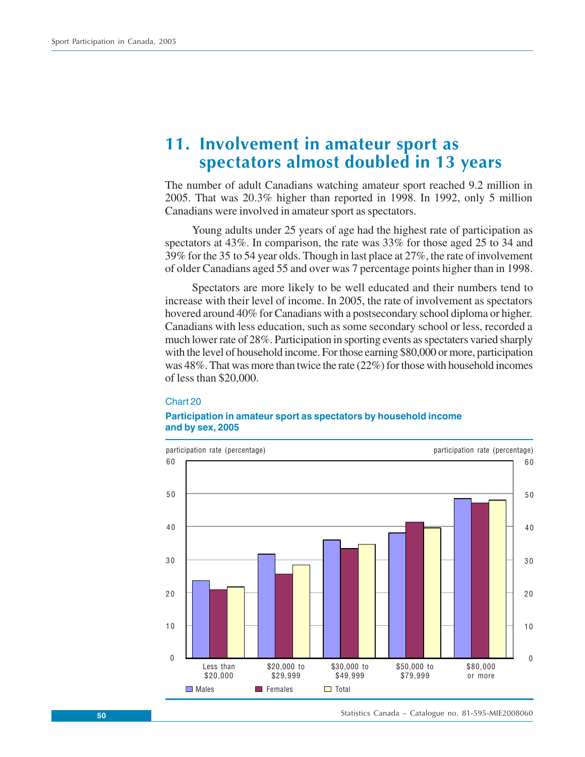## 11. Involvement in amateur sport as spectators almost doubled in 13 years

The number of adult Canadians watching amateur sport reached 9.2 million in 2005. That was 20.3% higher than reported in 1998. In 1992, only 5 million Canadians were involved in amateur sport as spectators.

Young adults under 25 years of age had the highest rate of participation as spectators at 43%. In comparison, the rate was 33% for those aged 25 to 34 and 39% for the 35 to 54 year olds. Though in last place at 27%, the rate of involvement of older Canadians aged 55 and over was 7 percentage points higher than in 1998.

Spectators are more likely to be well educated and their numbers tend to increase with their level of income. In 2005, the rate of involvement as spectators hovered around 40% for Canadians with a postsecondary school diploma or higher. Canadians with less education, such as some secondary school or less, recorded a much lower rate of 28%. Participation in sporting events as spectaters varied sharply with the level of household income. For those earning $80,000 or more, participation was 48%. That was more than twice the rate (22%) for those with household incomes of less than $20,000.

Chart 20

**Participation in amateur sport as spectators by household income and by sex, 2005**

participation rate (percentage)

| Household income | Males | Females | Total |
|---|---|---|---|
| Less than $20,000 | 24 | 21 | 22 |
| $20,000 to $29,999 | 32 | 26 | 28 |
| $30,000 to $49,999 | 36 | 33 | 35 |
| $50,000 to $79,999 | 38 | 41 | 40 |
| $80,000 or more | 49 | 47 | 48 |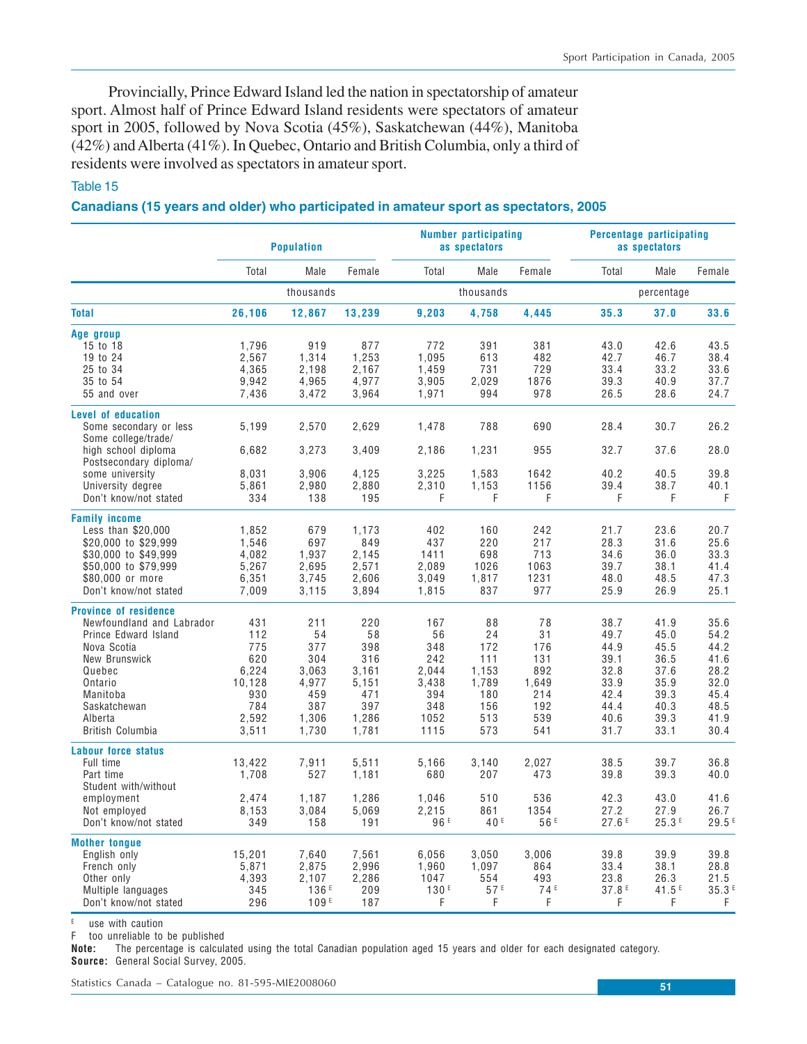Provincially, Prince Edward Island led the nation in spectatorship of amateur sport. Almost half of Prince Edward Island residents were spectators of amateur sport in 2005, followed by Nova Scotia (45%), Saskatchewan (44%), Manitoba (42%) and Alberta (41%). In Quebec, Ontario and British Columbia, only a third of residents were involved as spectators in amateur sport.

Table 15

**Canadians (15 years and older) who participated in amateur sport as spectators, 2005**

| | Population | | | Number participating as spectators | | | Percentage participating as spectators | | |
|---|---|---|---|---|---|---|---|---|---|
| | Total | Male | Female | Total | Male | Female | Total | Male | Female |
| | | thousands | | | thousands | | | percentage | |
| **Total** | **26,106** | **12,867** | **13,239** | **9,203** | **4,758** | **4,445** | **35.3** | **37.0** | **33.6** |
| **Age group** | | | | | | | | | |
| 15 to 18 | 1,796 | 919 | 877 | 772 | 391 | 381 | 43.0 | 42.6 | 43.5 |
| 19 to 24 | 2,567 | 1,314 | 1,253 | 1,095 | 613 | 482 | 42.7 | 46.7 | 38.4 |
| 25 to 34 | 4,365 | 2,198 | 2,167 | 1,459 | 731 | 729 | 33.4 | 33.2 | 33.6 |
| 35 to 54 | 9,942 | 4,965 | 4,977 | 3,905 | 2,029 | 1876 | 39.3 | 40.9 | 37.7 |
| 55 and over | 7,436 | 3,472 | 3,964 | 1,971 | 994 | 978 | 26.5 | 28.6 | 24.7 |
| **Level of education** | | | | | | | | | |
| Some secondary or less | 5,199 | 2,570 | 2,629 | 1,478 | 788 | 690 | 28.4 | 30.7 | 26.2 |
| Some college/trade/ high school diploma | 6,682 | 3,273 | 3,409 | 2,186 | 1,231 | 955 | 32.7 | 37.6 | 28.0 |
| Postsecondary diploma/ some university | 8,031 | 3,906 | 4,125 | 3,225 | 1,583 | 1642 | 40.2 | 40.5 | 39.8 |
| University degree | 5,861 | 2,980 | 2,880 | 2,310 | 1,153 | 1156 | 39.4 | 38.7 | 40.1 |
| Don't know/not stated | 334 | 138 | 195 | F | F | F | F | F | F |
| **Family income** | | | | | | | | | |
| Less than $20,000 | 1,852 | 679 | 1,173 | 402 | 160 | 242 | 21.7 | 23.6 | 20.7 |
| $20,000 to $29,999 | 1,546 | 697 | 849 | 437 | 220 | 217 | 28.3 | 31.6 | 25.6 |
| $30,000 to $49,999 | 4,082 | 1,937 | 2,145 | 1411 | 698 | 713 | 34.6 | 36.0 | 33.3 |
| $50,000 to $79,999 | 5,267 | 2,695 | 2,571 | 2,089 | 1026 | 1063 | 39.7 | 38.1 | 41.4 |
| $80,000 or more | 6,351 | 3,745 | 2,606 | 3,049 | 1,817 | 1231 | 48.0 | 48.5 | 47.3 |
| Don't know/not stated | 7,009 | 3,115 | 3,894 | 1,815 | 837 | 977 | 25.9 | 26.9 | 25.1 |
| **Province of residence** | | | | | | | | | |
| Newfoundland and Labrador | 431 | 211 | 220 | 167 | 88 | 78 | 38.7 | 41.9 | 35.6 |
| Prince Edward Island | 112 | 54 | 58 | 56 | 24 | 31 | 49.7 | 45.0 | 54.2 |
| Nova Scotia | 775 | 377 | 398 | 348 | 172 | 176 | 44.9 | 45.5 | 44.2 |
| New Brunswick | 620 | 304 | 316 | 242 | 111 | 131 | 39.1 | 36.5 | 41.6 |
| Quebec | 6,224 | 3,063 | 3,161 | 2,044 | 1,153 | 892 | 32.8 | 37.6 | 28.2 |
| Ontario | 10,128 | 4,977 | 5,151 | 3,438 | 1,789 | 1,649 | 33.9 | 35.9 | 32.0 |
| Manitoba | 930 | 459 | 471 | 394 | 180 | 214 | 42.4 | 39.3 | 45.4 |
| Saskatchewan | 784 | 387 | 397 | 348 | 156 | 192 | 44.4 | 40.3 | 48.5 |
| Alberta | 2,592 | 1,306 | 1,286 | 1052 | 513 | 539 | 40.6 | 39.3 | 41.9 |
| British Columbia | 3,511 | 1,730 | 1,781 | 1115 | 573 | 541 | 31.7 | 33.1 | 30.4 |
| **Labour force status** | | | | | | | | | |
| Full time | 13,422 | 7,911 | 5,511 | 5,166 | 3,140 | 2,027 | 38.5 | 39.7 | 36.8 |
| Part time | 1,708 | 527 | 1,181 | 680 | 207 | 473 | 39.8 | 39.3 | 40.0 |
| Student with/without employment | 2,474 | 1,187 | 1,286 | 1,046 | 510 | 536 | 42.3 | 43.0 | 41.6 |
| Not employed | 8,153 | 3,084 | 5,069 | 2,215 | 861 | 1354 | 27.2 | 27.9 | 26.7 |
| Don't know/not stated | 349 | 158 | 191 | 96 E | 40 E | 56 E | 27.6 E | 25.3 E | 29.5 E |
| **Mother tongue** | | | | | | | | | |
| English only | 15,201 | 7,640 | 7,561 | 6,056 | 3,050 | 3,006 | 39.8 | 39.9 | 39.8 |
| French only | 5,871 | 2,875 | 2,996 | 1,960 | 1,097 | 864 | 33.4 | 38.1 | 28.8 |
| Other only | 4,393 | 2,107 | 2,286 | 1047 | 554 | 493 | 23.8 | 26.3 | 21.5 |
| Multiple languages | 345 | 136 E | 209 | 130 E | 57 E | 74 E | 37.8 E | 41.5 E | 35.3 E |
| Don't know/not stated | 296 | 109 E | 187 | F | F | F | F | F | F |

E use with caution

F too unreliable to be published

**Note:** The percentage is calculated using the total Canadian population aged 15 years and older for each designated category.

**Source:** General Social Survey, 2005.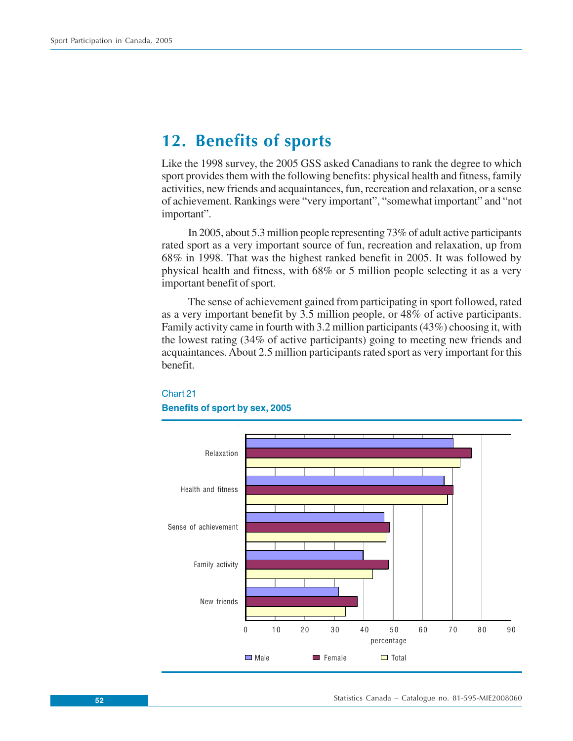# 12. Benefits of sports

Like the 1998 survey, the 2005 GSS asked Canadians to rank the degree to which sport provides them with the following benefits: physical health and fitness, family activities, new friends and acquaintances, fun, recreation and relaxation, or a sense of achievement. Rankings were "very important", "somewhat important" and "not important".

In 2005, about 5.3 million people representing 73% of adult active participants rated sport as a very important source of fun, recreation and relaxation, up from 68% in 1998. That was the highest ranked benefit in 2005. It was followed by physical health and fitness, with 68% or 5 million people selecting it as a very important benefit of sport.

The sense of achievement gained from participating in sport followed, rated as a very important benefit by 3.5 million people, or 48% of active participants. Family activity came in fourth with 3.2 million participants (43%) choosing it, with the lowest rating (34% of active participants) going to meeting new friends and acquaintances. About 2.5 million participants rated sport as very important for this benefit.

Chart 21

**Benefits of sport by sex, 2005**

Categories: Relaxation, Health and fitness, Sense of achievement, Family activity, New friends

Axis: percentage (0–90)

Legend: Male, Female, Total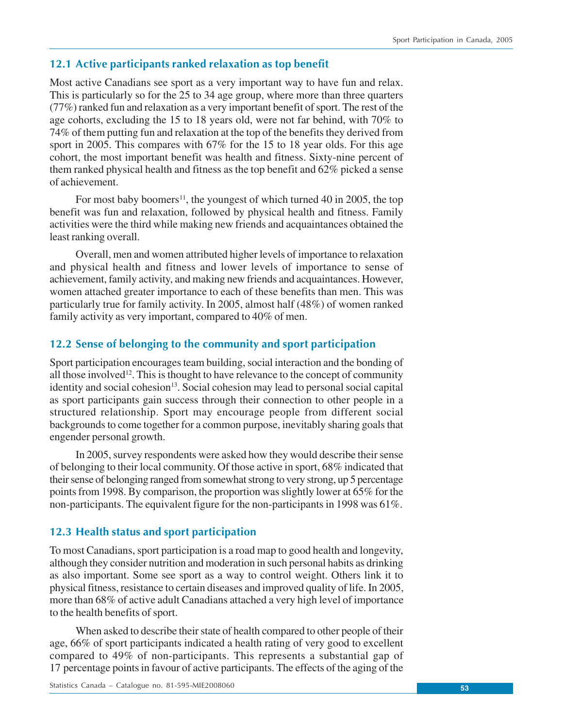## 12.1 Active participants ranked relaxation as top benefit

Most active Canadians see sport as a very important way to have fun and relax. This is particularly so for the 25 to 34 age group, where more than three quarters (77%) ranked fun and relaxation as a very important benefit of sport. The rest of the age cohorts, excluding the 15 to 18 years old, were not far behind, with 70% to 74% of them putting fun and relaxation at the top of the benefits they derived from sport in 2005. This compares with 67% for the 15 to 18 year olds. For this age cohort, the most important benefit was health and fitness. Sixty-nine percent of them ranked physical health and fitness as the top benefit and 62% picked a sense of achievement.

For most baby boomers[11], the youngest of which turned 40 in 2005, the top benefit was fun and relaxation, followed by physical health and fitness. Family activities were the third while making new friends and acquaintances obtained the least ranking overall.

Overall, men and women attributed higher levels of importance to relaxation and physical health and fitness and lower levels of importance to sense of achievement, family activity, and making new friends and acquaintances. However, women attached greater importance to each of these benefits than men. This was particularly true for family activity. In 2005, almost half (48%) of women ranked family activity as very important, compared to 40% of men.

## 12.2 Sense of belonging to the community and sport participation

Sport participation encourages team building, social interaction and the bonding of all those involved[12]. This is thought to have relevance to the concept of community identity and social cohesion[13]. Social cohesion may lead to personal social capital as sport participants gain success through their connection to other people in a structured relationship. Sport may encourage people from different social backgrounds to come together for a common purpose, inevitably sharing goals that engender personal growth.

In 2005, survey respondents were asked how they would describe their sense of belonging to their local community. Of those active in sport, 68% indicated that their sense of belonging ranged from somewhat strong to very strong, up 5 percentage points from 1998. By comparison, the proportion was slightly lower at 65% for the non-participants. The equivalent figure for the non-participants in 1998 was 61%.

## 12.3 Health status and sport participation

To most Canadians, sport participation is a road map to good health and longevity, although they consider nutrition and moderation in such personal habits as drinking as also important. Some see sport as a way to control weight. Others link it to physical fitness, resistance to certain diseases and improved quality of life. In 2005, more than 68% of active adult Canadians attached a very high level of importance to the health benefits of sport.

When asked to describe their state of health compared to other people of their age, 66% of sport participants indicated a health rating of very good to excellent compared to 49% of non-participants. This represents a substantial gap of 17 percentage points in favour of active participants. The effects of the aging of the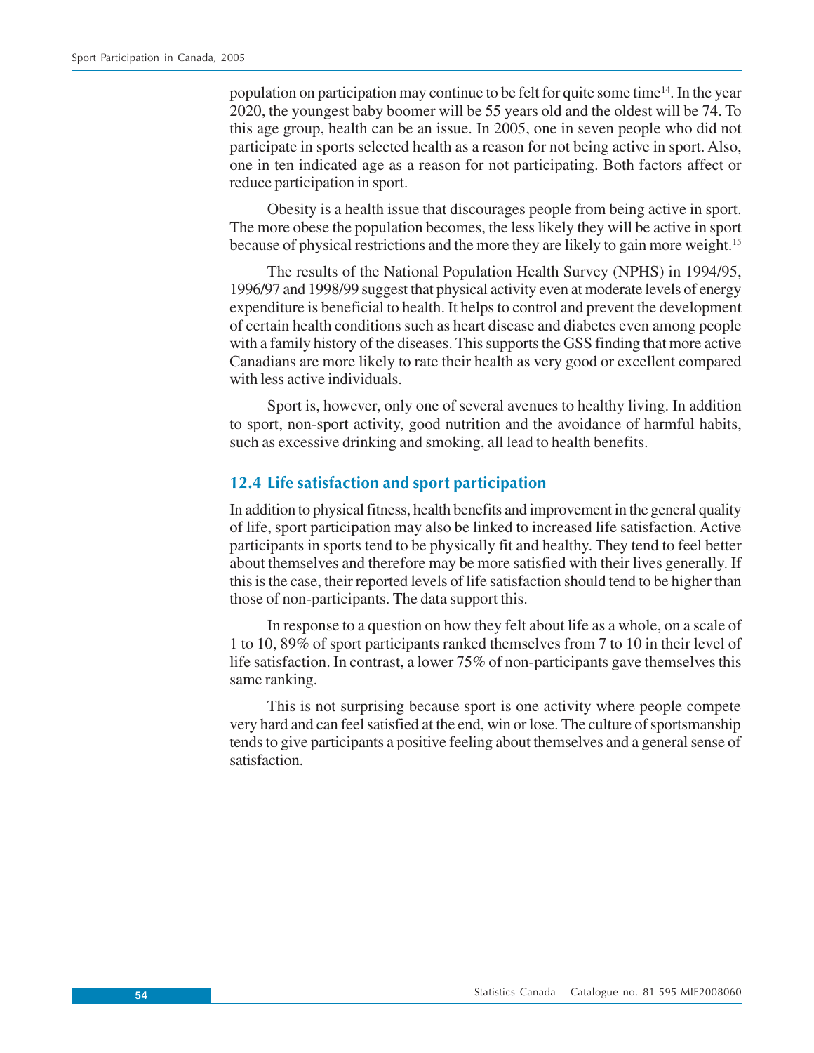population on participation may continue to be felt for quite some time[14]. In the year 2020, the youngest baby boomer will be 55 years old and the oldest will be 74. To this age group, health can be an issue. In 2005, one in seven people who did not participate in sports selected health as a reason for not being active in sport. Also, one in ten indicated age as a reason for not participating. Both factors affect or reduce participation in sport.

Obesity is a health issue that discourages people from being active in sport. The more obese the population becomes, the less likely they will be active in sport because of physical restrictions and the more they are likely to gain more weight.[15]

The results of the National Population Health Survey (NPHS) in 1994/95, 1996/97 and 1998/99 suggest that physical activity even at moderate levels of energy expenditure is beneficial to health. It helps to control and prevent the development of certain health conditions such as heart disease and diabetes even among people with a family history of the diseases. This supports the GSS finding that more active Canadians are more likely to rate their health as very good or excellent compared with less active individuals.

Sport is, however, only one of several avenues to healthy living. In addition to sport, non-sport activity, good nutrition and the avoidance of harmful habits, such as excessive drinking and smoking, all lead to health benefits.

## 12.4 Life satisfaction and sport participation

In addition to physical fitness, health benefits and improvement in the general quality of life, sport participation may also be linked to increased life satisfaction. Active participants in sports tend to be physically fit and healthy. They tend to feel better about themselves and therefore may be more satisfied with their lives generally. If this is the case, their reported levels of life satisfaction should tend to be higher than those of non-participants. The data support this.

In response to a question on how they felt about life as a whole, on a scale of 1 to 10, 89% of sport participants ranked themselves from 7 to 10 in their level of life satisfaction. In contrast, a lower 75% of non-participants gave themselves this same ranking.

This is not surprising because sport is one activity where people compete very hard and can feel satisfied at the end, win or lose. The culture of sportsmanship tends to give participants a positive feeling about themselves and a general sense of satisfaction.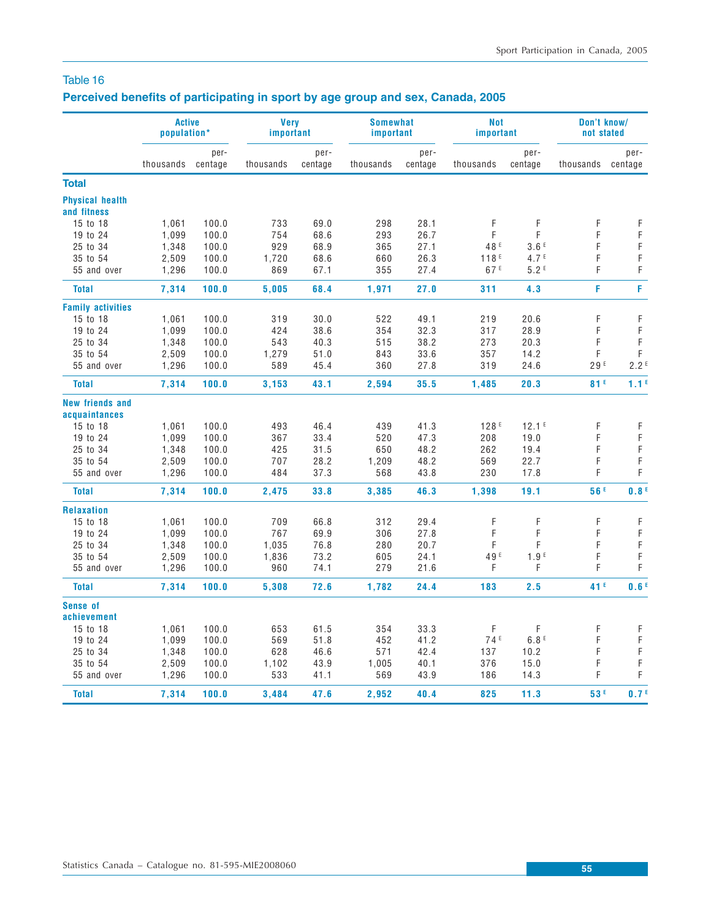## Table 16

### Perceived benefits of participating in sport by age group and sex, Canada, 2005

| | Active population* | | Very important | | Somewhat important | | Not important | | Don't know/ not stated | |
|---|---|---|---|---|---|---|---|---|---|---|
| | thousands | percentage | thousands | percentage | thousands | percentage | thousands | percentage | thousands | percentage |
| **Total** | | | | | | | | | | |
| **Physical health and fitness** | | | | | | | | | | |
| 15 to 18 | 1,061 | 100.0 | 733 | 69.0 | 298 | 28.1 | F | F | F | F |
| 19 to 24 | 1,099 | 100.0 | 754 | 68.6 | 293 | 26.7 | F | F | F | F |
| 25 to 34 | 1,348 | 100.0 | 929 | 68.9 | 365 | 27.1 | 48 E | 3.6 E | F | F |
| 35 to 54 | 2,509 | 100.0 | 1,720 | 68.6 | 660 | 26.3 | 118 E | 4.7 E | F | F |
| 55 and over | 1,296 | 100.0 | 869 | 67.1 | 355 | 27.4 | 67 E | 5.2 E | F | F |
| **Total** | **7,314** | **100.0** | **5,005** | **68.4** | **1,971** | **27.0** | **311** | **4.3** | **F** | **F** |
| **Family activities** | | | | | | | | | | |
| 15 to 18 | 1,061 | 100.0 | 319 | 30.0 | 522 | 49.1 | 219 | 20.6 | F | F |
| 19 to 24 | 1,099 | 100.0 | 424 | 38.6 | 354 | 32.3 | 317 | 28.9 | F | F |
| 25 to 34 | 1,348 | 100.0 | 543 | 40.3 | 515 | 38.2 | 273 | 20.3 | F | F |
| 35 to 54 | 2,509 | 100.0 | 1,279 | 51.0 | 843 | 33.6 | 357 | 14.2 | F | F |
| 55 and over | 1,296 | 100.0 | 589 | 45.4 | 360 | 27.8 | 319 | 24.6 | 29 E | 2.2 E |
| **Total** | **7,314** | **100.0** | **3,153** | **43.1** | **2,594** | **35.5** | **1,485** | **20.3** | **81 E** | **1.1 E** |
| **New friends and acquaintances** | | | | | | | | | | |
| 15 to 18 | 1,061 | 100.0 | 493 | 46.4 | 439 | 41.3 | 128 E | 12.1 E | F | F |
| 19 to 24 | 1,099 | 100.0 | 367 | 33.4 | 520 | 47.3 | 208 | 19.0 | F | F |
| 25 to 34 | 1,348 | 100.0 | 425 | 31.5 | 650 | 48.2 | 262 | 19.4 | F | F |
| 35 to 54 | 2,509 | 100.0 | 707 | 28.2 | 1,209 | 48.2 | 569 | 22.7 | F | F |
| 55 and over | 1,296 | 100.0 | 484 | 37.3 | 568 | 43.8 | 230 | 17.8 | F | F |
| **Total** | **7,314** | **100.0** | **2,475** | **33.8** | **3,385** | **46.3** | **1,398** | **19.1** | **56 E** | **0.8 E** |
| **Relaxation** | | | | | | | | | | |
| 15 to 18 | 1,061 | 100.0 | 709 | 66.8 | 312 | 29.4 | F | F | F | F |
| 19 to 24 | 1,099 | 100.0 | 767 | 69.9 | 306 | 27.8 | F | F | F | F |
| 25 to 34 | 1,348 | 100.0 | 1,035 | 76.8 | 280 | 20.7 | F | F | F | F |
| 35 to 54 | 2,509 | 100.0 | 1,836 | 73.2 | 605 | 24.1 | 49 E | 1.9 E | F | F |
| 55 and over | 1,296 | 100.0 | 960 | 74.1 | 279 | 21.6 | F | F | F | F |
| **Total** | **7,314** | **100.0** | **5,308** | **72.6** | **1,782** | **24.4** | **183** | **2.5** | **41 E** | **0.6 E** |
| **Sense of achievement** | | | | | | | | | | |
| 15 to 18 | 1,061 | 100.0 | 653 | 61.5 | 354 | 33.3 | F | F | F | F |
| 19 to 24 | 1,099 | 100.0 | 569 | 51.8 | 452 | 41.2 | 74 E | 6.8 E | F | F |
| 25 to 34 | 1,348 | 100.0 | 628 | 46.6 | 571 | 42.4 | 137 | 10.2 | F | F |
| 35 to 54 | 2,509 | 100.0 | 1,102 | 43.9 | 1,005 | 40.1 | 376 | 15.0 | F | F |
| 55 and over | 1,296 | 100.0 | 533 | 41.1 | 569 | 43.9 | 186 | 14.3 | F | F |
| **Total** | **7,314** | **100.0** | **3,484** | **47.6** | **2,952** | **40.4** | **825** | **11.3** | **53 E** | **0.7 E** |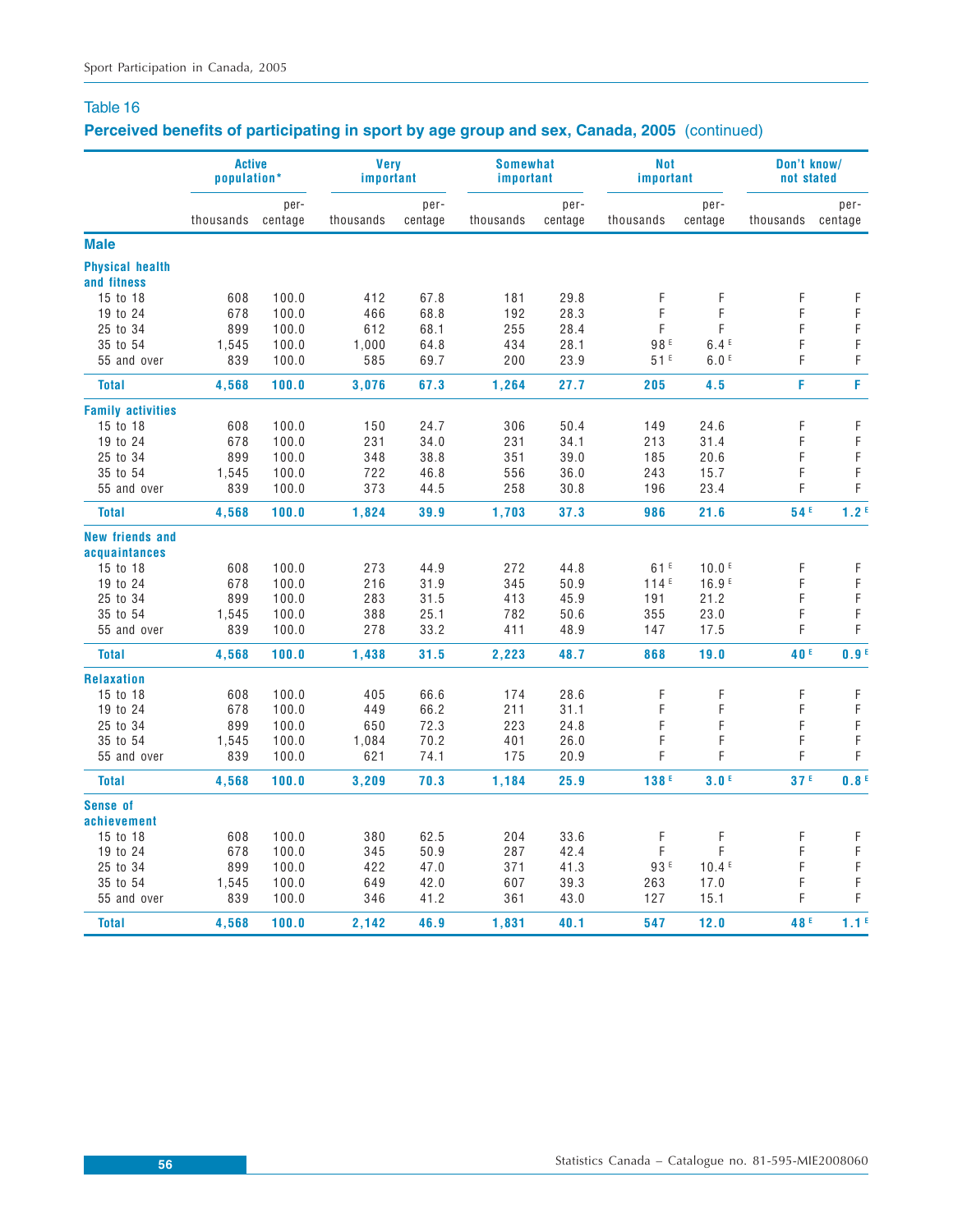## Table 16

### Perceived benefits of participating in sport by age group and sex, Canada, 2005 (continued)

| | Active population* | | Very important | | Somewhat important | | Not important | | Don't know/ not stated | |
|---|---|---|---|---|---|---|---|---|---|---|
| | thousands | percentage | thousands | percentage | thousands | percentage | thousands | percentage | thousands | percentage |
| **Male** | | | | | | | | | | |
| **Physical health and fitness** | | | | | | | | | | |
| 15 to 18 | 608 | 100.0 | 412 | 67.8 | 181 | 29.8 | F | F | F | F |
| 19 to 24 | 678 | 100.0 | 466 | 68.8 | 192 | 28.3 | F | F | F | F |
| 25 to 34 | 899 | 100.0 | 612 | 68.1 | 255 | 28.4 | F | F | F | F |
| 35 to 54 | 1,545 | 100.0 | 1,000 | 64.8 | 434 | 28.1 | 98 E | 6.4 E | F | F |
| 55 and over | 839 | 100.0 | 585 | 69.7 | 200 | 23.9 | 51 E | 6.0 E | F | F |
| **Total** | **4,568** | **100.0** | **3,076** | **67.3** | **1,264** | **27.7** | **205** | **4.5** | **F** | **F** |
| **Family activities** | | | | | | | | | | |
| 15 to 18 | 608 | 100.0 | 150 | 24.7 | 306 | 50.4 | 149 | 24.6 | F | F |
| 19 to 24 | 678 | 100.0 | 231 | 34.0 | 231 | 34.1 | 213 | 31.4 | F | F |
| 25 to 34 | 899 | 100.0 | 348 | 38.8 | 351 | 39.0 | 185 | 20.6 | F | F |
| 35 to 54 | 1,545 | 100.0 | 722 | 46.8 | 556 | 36.0 | 243 | 15.7 | F | F |
| 55 and over | 839 | 100.0 | 373 | 44.5 | 258 | 30.8 | 196 | 23.4 | F | F |
| **Total** | **4,568** | **100.0** | **1,824** | **39.9** | **1,703** | **37.3** | **986** | **21.6** | **54 E** | **1.2 E** |
| **New friends and acquaintances** | | | | | | | | | | |
| 15 to 18 | 608 | 100.0 | 273 | 44.9 | 272 | 44.8 | 61 E | 10.0 E | F | F |
| 19 to 24 | 678 | 100.0 | 216 | 31.9 | 345 | 50.9 | 114 E | 16.9 E | F | F |
| 25 to 34 | 899 | 100.0 | 283 | 31.5 | 413 | 45.9 | 191 | 21.2 | F | F |
| 35 to 54 | 1,545 | 100.0 | 388 | 25.1 | 782 | 50.6 | 355 | 23.0 | F | F |
| 55 and over | 839 | 100.0 | 278 | 33.2 | 411 | 48.9 | 147 | 17.5 | F | F |
| **Total** | **4,568** | **100.0** | **1,438** | **31.5** | **2,223** | **48.7** | **868** | **19.0** | **40 E** | **0.9 E** |
| **Relaxation** | | | | | | | | | | |
| 15 to 18 | 608 | 100.0 | 405 | 66.6 | 174 | 28.6 | F | F | F | F |
| 19 to 24 | 678 | 100.0 | 449 | 66.2 | 211 | 31.1 | F | F | F | F |
| 25 to 34 | 899 | 100.0 | 650 | 72.3 | 223 | 24.8 | F | F | F | F |
| 35 to 54 | 1,545 | 100.0 | 1,084 | 70.2 | 401 | 26.0 | F | F | F | F |
| 55 and over | 839 | 100.0 | 621 | 74.1 | 175 | 20.9 | F | F | F | F |
| **Total** | **4,568** | **100.0** | **3,209** | **70.3** | **1,184** | **25.9** | **138 E** | **3.0 E** | **37 E** | **0.8 E** |
| **Sense of achievement** | | | | | | | | | | |
| 15 to 18 | 608 | 100.0 | 380 | 62.5 | 204 | 33.6 | F | F | F | F |
| 19 to 24 | 678 | 100.0 | 345 | 50.9 | 287 | 42.4 | F | F | F | F |
| 25 to 34 | 899 | 100.0 | 422 | 47.0 | 371 | 41.3 | 93 E | 10.4 E | F | F |
| 35 to 54 | 1,545 | 100.0 | 649 | 42.0 | 607 | 39.3 | 263 | 17.0 | F | F |
| 55 and over | 839 | 100.0 | 346 | 41.2 | 361 | 43.0 | 127 | 15.1 | F | F |
| **Total** | **4,568** | **100.0** | **2,142** | **46.9** | **1,831** | **40.1** | **547** | **12.0** | **48 E** | **1.1 E** |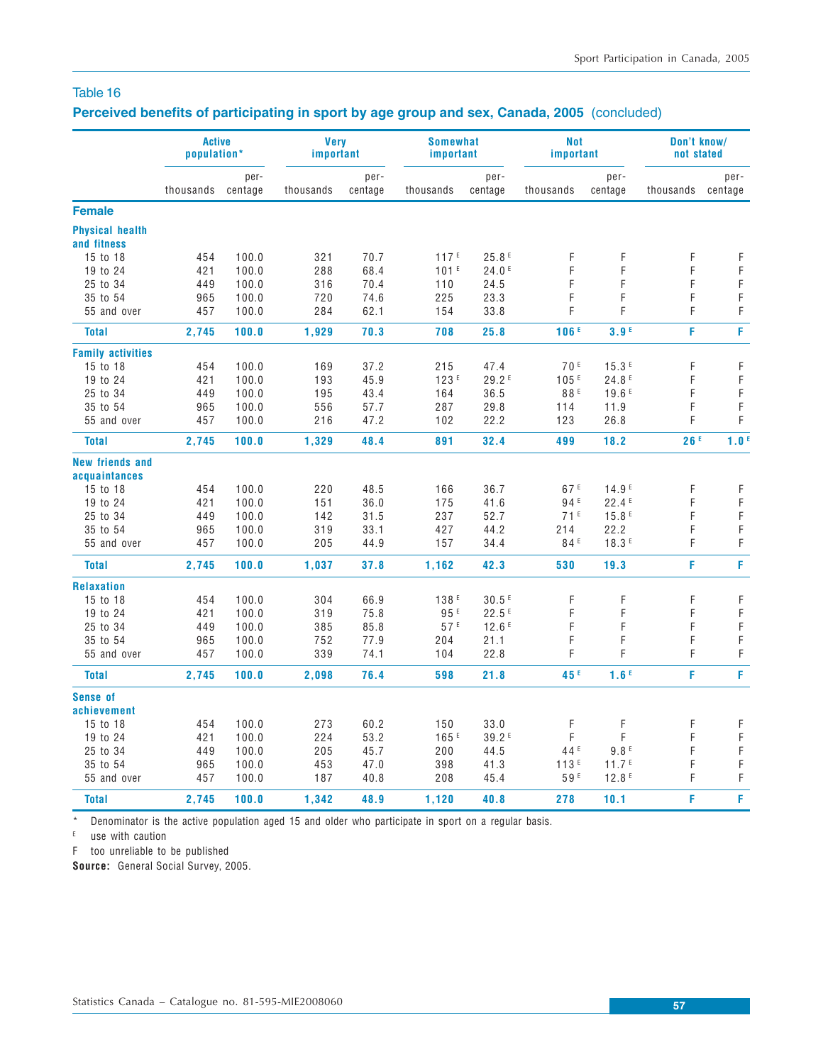Table 16

## Perceived benefits of participating in sport by age group and sex, Canada, 2005 (concluded)

| | Active population* | | Very important | | Somewhat important | | Not important | | Don't know/ not stated | |
|---|---|---|---|---|---|---|---|---|---|---|
| | thousands | percentage | thousands | percentage | thousands | percentage | thousands | percentage | thousands | percentage |
| **Female** | | | | | | | | | | |
| **Physical health and fitness** | | | | | | | | | | |
| 15 to 18 | 454 | 100.0 | 321 | 70.7 | 117 E | 25.8 E | F | F | F | F |
| 19 to 24 | 421 | 100.0 | 288 | 68.4 | 101 E | 24.0 E | F | F | F | F |
| 25 to 34 | 449 | 100.0 | 316 | 70.4 | 110 | 24.5 | F | F | F | F |
| 35 to 54 | 965 | 100.0 | 720 | 74.6 | 225 | 23.3 | F | F | F | F |
| 55 and over | 457 | 100.0 | 284 | 62.1 | 154 | 33.8 | F | F | F | F |
| **Total** | **2,745** | **100.0** | **1,929** | **70.3** | **708** | **25.8** | **106 E** | **3.9 E** | **F** | **F** |
| **Family activities** | | | | | | | | | | |
| 15 to 18 | 454 | 100.0 | 169 | 37.2 | 215 | 47.4 | 70 E | 15.3 E | F | F |
| 19 to 24 | 421 | 100.0 | 193 | 45.9 | 123 E | 29.2 E | 105 E | 24.8 E | F | F |
| 25 to 34 | 449 | 100.0 | 195 | 43.4 | 164 | 36.5 | 88 E | 19.6 E | F | F |
| 35 to 54 | 965 | 100.0 | 556 | 57.7 | 287 | 29.8 | 114 | 11.9 | F | F |
| 55 and over | 457 | 100.0 | 216 | 47.2 | 102 | 22.2 | 123 | 26.8 | F | F |
| **Total** | **2,745** | **100.0** | **1,329** | **48.4** | **891** | **32.4** | **499** | **18.2** | **26 E** | **1.0 E** |
| **New friends and acquaintances** | | | | | | | | | | |
| 15 to 18 | 454 | 100.0 | 220 | 48.5 | 166 | 36.7 | 67 E | 14.9 E | F | F |
| 19 to 24 | 421 | 100.0 | 151 | 36.0 | 175 | 41.6 | 94 E | 22.4 E | F | F |
| 25 to 34 | 449 | 100.0 | 142 | 31.5 | 237 | 52.7 | 71 E | 15.8 E | F | F |
| 35 to 54 | 965 | 100.0 | 319 | 33.1 | 427 | 44.2 | 214 | 22.2 | F | F |
| 55 and over | 457 | 100.0 | 205 | 44.9 | 157 | 34.4 | 84 E | 18.3 E | F | F |
| **Total** | **2,745** | **100.0** | **1,037** | **37.8** | **1,162** | **42.3** | **530** | **19.3** | **F** | **F** |
| **Relaxation** | | | | | | | | | | |
| 15 to 18 | 454 | 100.0 | 304 | 66.9 | 138 E | 30.5 E | F | F | F | F |
| 19 to 24 | 421 | 100.0 | 319 | 75.8 | 95 E | 22.5 E | F | F | F | F |
| 25 to 34 | 449 | 100.0 | 385 | 85.8 | 57 E | 12.6 E | F | F | F | F |
| 35 to 54 | 965 | 100.0 | 752 | 77.9 | 204 | 21.1 | F | F | F | F |
| 55 and over | 457 | 100.0 | 339 | 74.1 | 104 | 22.8 | F | F | F | F |
| **Total** | **2,745** | **100.0** | **2,098** | **76.4** | **598** | **21.8** | **45 E** | **1.6 E** | **F** | **F** |
| **Sense of achievement** | | | | | | | | | | |
| 15 to 18 | 454 | 100.0 | 273 | 60.2 | 150 | 33.0 | F | F | F | F |
| 19 to 24 | 421 | 100.0 | 224 | 53.2 | 165 E | 39.2 E | F | F | F | F |
| 25 to 34 | 449 | 100.0 | 205 | 45.7 | 200 | 44.5 | 44 E | 9.8 E | F | F |
| 35 to 54 | 965 | 100.0 | 453 | 47.0 | 398 | 41.3 | 113 E | 11.7 E | F | F |
| 55 and over | 457 | 100.0 | 187 | 40.8 | 208 | 45.4 | 59 E | 12.8 E | F | F |
| **Total** | **2,745** | **100.0** | **1,342** | **48.9** | **1,120** | **40.8** | **278** | **10.1** | **F** | **F** |

\* Denominator is the active population aged 15 and older who participate in sport on a regular basis.

E use with caution

F too unreliable to be published

**Source:** General Social Survey, 2005.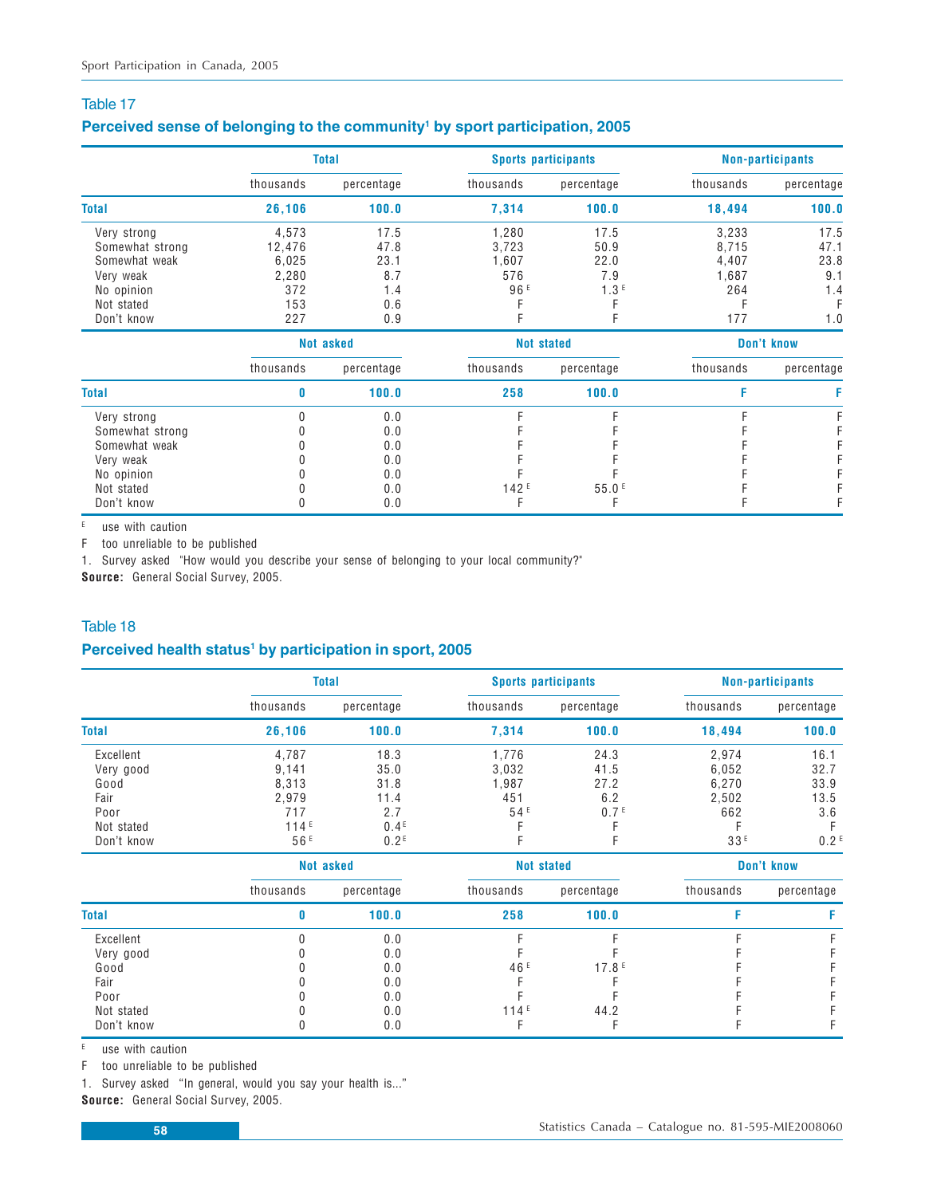Table 17

## Perceived sense of belonging to the community[1] by sport participation, 2005

| | Total | | Sports participants | | Non-participants | |
|---|---|---|---|---|---|---|
| | thousands | percentage | thousands | percentage | thousands | percentage |
| **Total** | **26,106** | **100.0** | **7,314** | **100.0** | **18,494** | **100.0** |
| Very strong | 4,573 | 17.5 | 1,280 | 17.5 | 3,233 | 17.5 |
| Somewhat strong | 12,476 | 47.8 | 3,723 | 50.9 | 8,715 | 47.1 |
| Somewhat weak | 6,025 | 23.1 | 1,607 | 22.0 | 4,407 | 23.8 |
| Very weak | 2,280 | 8.7 | 576 | 7.9 | 1,687 | 9.1 |
| No opinion | 372 | 1.4 | 96 E | 1.3 E | 264 | 1.4 |
| Not stated | 153 | 0.6 | F | F | F | F |
| Don't know | 227 | 0.9 | F | F | 177 | 1.0 |
| | **Not asked** | | **Not stated** | | **Don't know** | |
| | thousands | percentage | thousands | percentage | thousands | percentage |
| **Total** | **0** | **100.0** | **258** | **100.0** | **F** | **F** |
| Very strong | 0 | 0.0 | F | F | F | F |
| Somewhat strong | 0 | 0.0 | F | F | F | F |
| Somewhat weak | 0 | 0.0 | F | F | F | F |
| Very weak | 0 | 0.0 | F | F | F | F |
| No opinion | 0 | 0.0 | F | F | F | F |
| Not stated | 0 | 0.0 | 142 E | 55.0 E | F | F |
| Don't know | 0 | 0.0 | F | F | F | F |

E use with caution

F too unreliable to be published

1. Survey asked "How would you describe your sense of belonging to your local community?"

**Source:** General Social Survey, 2005.

Table 18

## Perceived health status[1] by participation in sport, 2005

| | Total | | Sports participants | | Non-participants | |
|---|---|---|---|---|---|---|
| | thousands | percentage | thousands | percentage | thousands | percentage |
| **Total** | **26,106** | **100.0** | **7,314** | **100.0** | **18,494** | **100.0** |
| Excellent | 4,787 | 18.3 | 1,776 | 24.3 | 2,974 | 16.1 |
| Very good | 9,141 | 35.0 | 3,032 | 41.5 | 6,052 | 32.7 |
| Good | 8,313 | 31.8 | 1,987 | 27.2 | 6,270 | 33.9 |
| Fair | 2,979 | 11.4 | 451 | 6.2 | 2,502 | 13.5 |
| Poor | 717 | 2.7 | 54 E | 0.7 E | 662 | 3.6 |
| Not stated | 114 E | 0.4 E | F | F | F | F |
| Don't know | 56 E | 0.2 E | F | F | 33 E | 0.2 E |
| | **Not asked** | | **Not stated** | | **Don't know** | |
| | thousands | percentage | thousands | percentage | thousands | percentage |
| **Total** | **0** | **100.0** | **258** | **100.0** | **F** | **F** |
| Excellent | 0 | 0.0 | F | F | F | F |
| Very good | 0 | 0.0 | F | F | F | F |
| Good | 0 | 0.0 | 46 E | 17.8 E | F | F |
| Fair | 0 | 0.0 | F | F | F | F |
| Poor | 0 | 0.0 | F | F | F | F |
| Not stated | 0 | 0.0 | 114 E | 44.2 | F | F |
| Don't know | 0 | 0.0 | F | F | F | F |

E use with caution

F too unreliable to be published

1. Survey asked "In general, would you say your health is..."

**Source:** General Social Survey, 2005.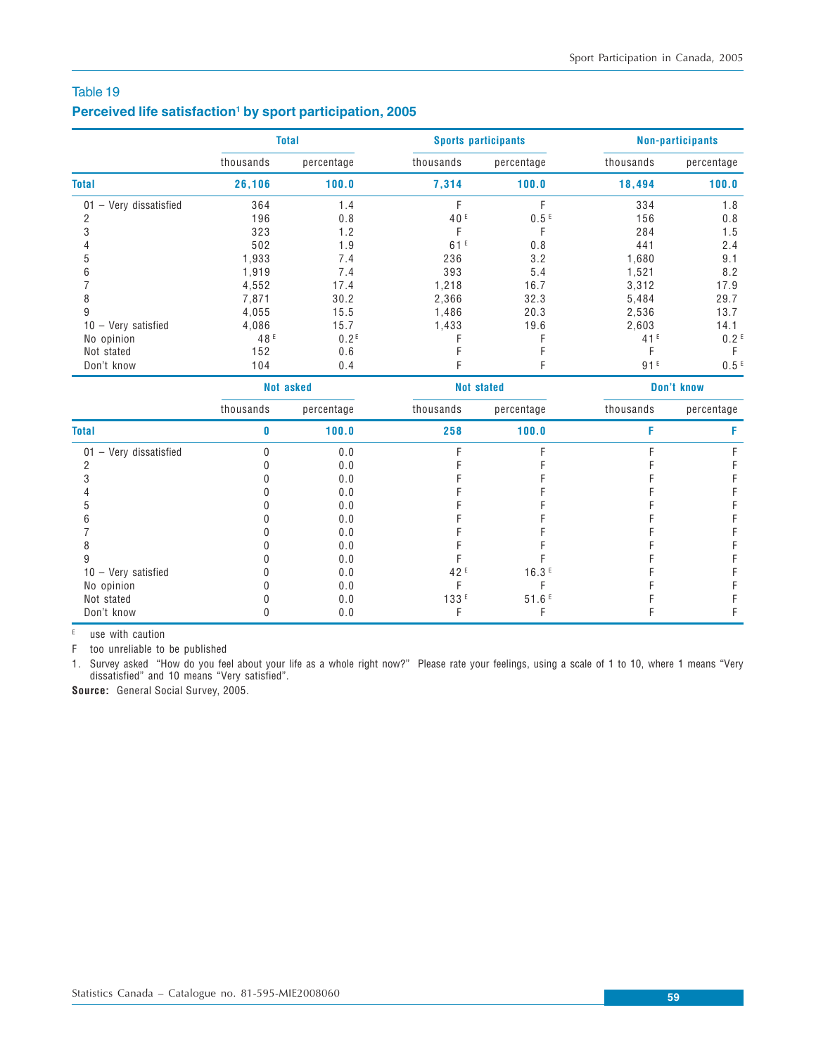Table 19

**Perceived life satisfaction[1] by sport participation, 2005**

| | Total | | Sports participants | | Non-participants | |
|---|---|---|---|---|---|---|
| | thousands | percentage | thousands | percentage | thousands | percentage |
| **Total** | **26,106** | **100.0** | **7,314** | **100.0** | **18,494** | **100.0** |
| 01 – Very dissatisfied | 364 | 1.4 | F | F | 334 | 1.8 |
| 2 | 196 | 0.8 | 40 E | 0.5 E | 156 | 0.8 |
| 3 | 323 | 1.2 | F | F | 284 | 1.5 |
| 4 | 502 | 1.9 | 61 E | 0.8 | 441 | 2.4 |
| 5 | 1,933 | 7.4 | 236 | 3.2 | 1,680 | 9.1 |
| 6 | 1,919 | 7.4 | 393 | 5.4 | 1,521 | 8.2 |
| 7 | 4,552 | 17.4 | 1,218 | 16.7 | 3,312 | 17.9 |
| 8 | 7,871 | 30.2 | 2,366 | 32.3 | 5,484 | 29.7 |
| 9 | 4,055 | 15.5 | 1,486 | 20.3 | 2,536 | 13.7 |
| 10 – Very satisfied | 4,086 | 15.7 | 1,433 | 19.6 | 2,603 | 14.1 |
| No opinion | 48 E | 0.2 E | F | F | 41 E | 0.2 E |
| Not stated | 152 | 0.6 | F | F | F | F |
| Don't know | 104 | 0.4 | F | F | 91 E | 0.5 E |
| | **Not asked** | | **Not stated** | | **Don't know** | |
| | thousands | percentage | thousands | percentage | thousands | percentage |
| **Total** | **0** | **100.0** | **258** | **100.0** | **F** | **F** |
| 01 – Very dissatisfied | 0 | 0.0 | F | F | F | F |
| 2 | 0 | 0.0 | F | F | F | F |
| 3 | 0 | 0.0 | F | F | F | F |
| 4 | 0 | 0.0 | F | F | F | F |
| 5 | 0 | 0.0 | F | F | F | F |
| 6 | 0 | 0.0 | F | F | F | F |
| 7 | 0 | 0.0 | F | F | F | F |
| 8 | 0 | 0.0 | F | F | F | F |
| 9 | 0 | 0.0 | F | F | F | F |
| 10 – Very satisfied | 0 | 0.0 | 42 E | 16.3 E | F | F |
| No opinion | 0 | 0.0 | F | F | F | F |
| Not stated | 0 | 0.0 | 133 E | 51.6 E | F | F |
| Don't know | 0 | 0.0 | F | F | F | F |

E use with caution

F too unreliable to be published

1. Survey asked "How do you feel about your life as a whole right now?" Please rate your feelings, using a scale of 1 to 10, where 1 means "Very dissatisfied" and 10 means "Very satisfied".

**Source:** General Social Survey, 2005.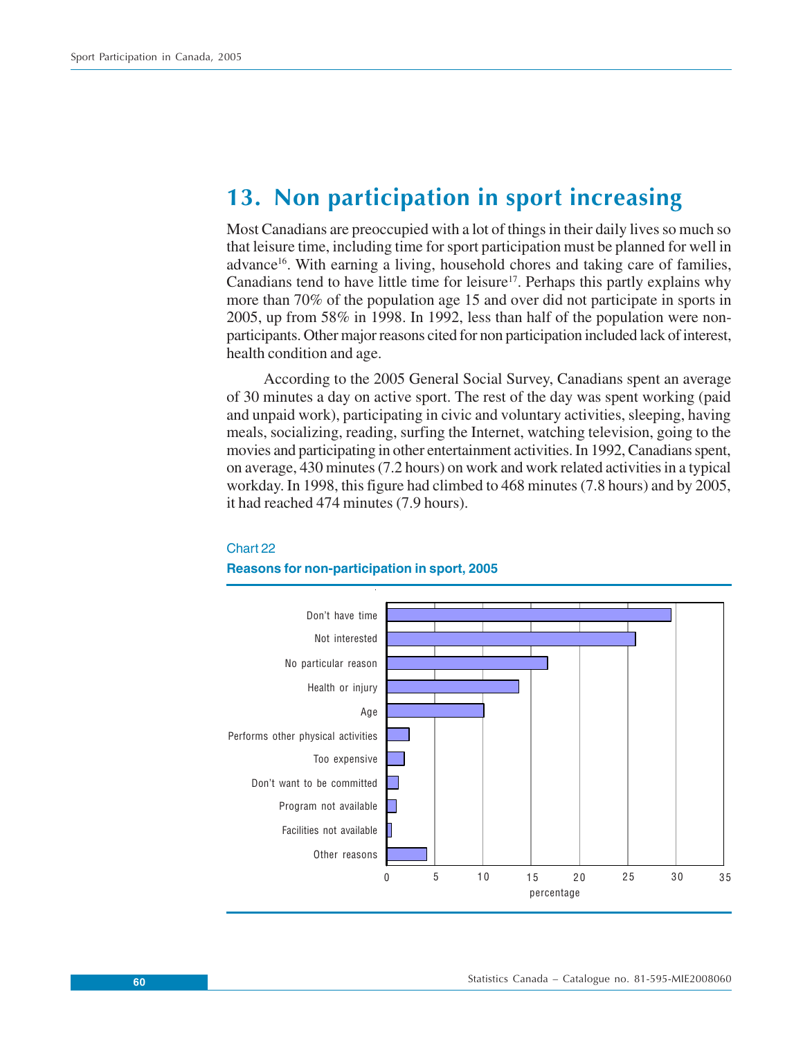# 13. Non participation in sport increasing

Most Canadians are preoccupied with a lot of things in their daily lives so much so that leisure time, including time for sport participation must be planned for well in advance[16]. With earning a living, household chores and taking care of families, Canadians tend to have little time for leisure[17]. Perhaps this partly explains why more than 70% of the population age 15 and over did not participate in sports in 2005, up from 58% in 1998. In 1992, less than half of the population were non-participants. Other major reasons cited for non participation included lack of interest, health condition and age.

According to the 2005 General Social Survey, Canadians spent an average of 30 minutes a day on active sport. The rest of the day was spent working (paid and unpaid work), participating in civic and voluntary activities, sleeping, having meals, socializing, reading, surfing the Internet, watching television, going to the movies and participating in other entertainment activities. In 1992, Canadians spent, on average, 430 minutes (7.2 hours) on work and work related activities in a typical workday. In 1998, this figure had climbed to 468 minutes (7.8 hours) and by 2005, it had reached 474 minutes (7.9 hours).

Chart 22

**Reasons for non-participation in sport, 2005**

| Reason | percentage |
|---|---|
| Don't have time | 29.5 |
| Not interested | 25.8 |
| No particular reason | 16.7 |
| Health or injury | 13.7 |
| Age | 10.1 |
| Performs other physical activities | 2.3 |
| Too expensive | 1.8 |
| Don't want to be committed | 1.2 |
| Program not available | 1.0 |
| Facilities not available | 0.5 |
| Other reasons | 4.1 |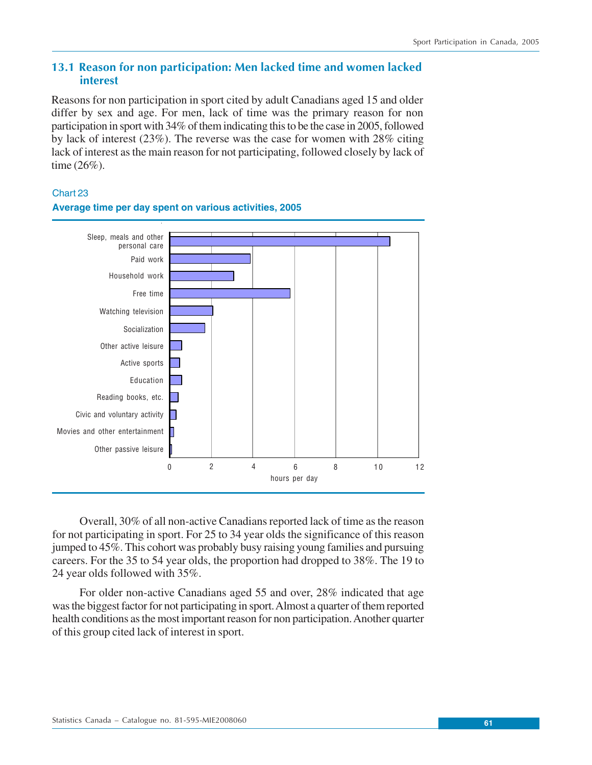## 13.1 Reason for non participation: Men lacked time and women lacked interest

Reasons for non participation in sport cited by adult Canadians aged 15 and older differ by sex and age. For men, lack of time was the primary reason for non participation in sport with 34% of them indicating this to be the case in 2005, followed by lack of interest (23%). The reverse was the case for women with 28% citing lack of interest as the main reason for not participating, followed closely by lack of time (26%).

Chart 23

**Average time per day spent on various activities, 2005**

Overall, 30% of all non-active Canadians reported lack of time as the reason for not participating in sport. For 25 to 34 year olds the significance of this reason jumped to 45%. This cohort was probably busy raising young families and pursuing careers. For the 35 to 54 year olds, the proportion had dropped to 38%. The 19 to 24 year olds followed with 35%.

For older non-active Canadians aged 55 and over, 28% indicated that age was the biggest factor for not participating in sport. Almost a quarter of them reported health conditions as the most important reason for non participation. Another quarter of this group cited lack of interest in sport.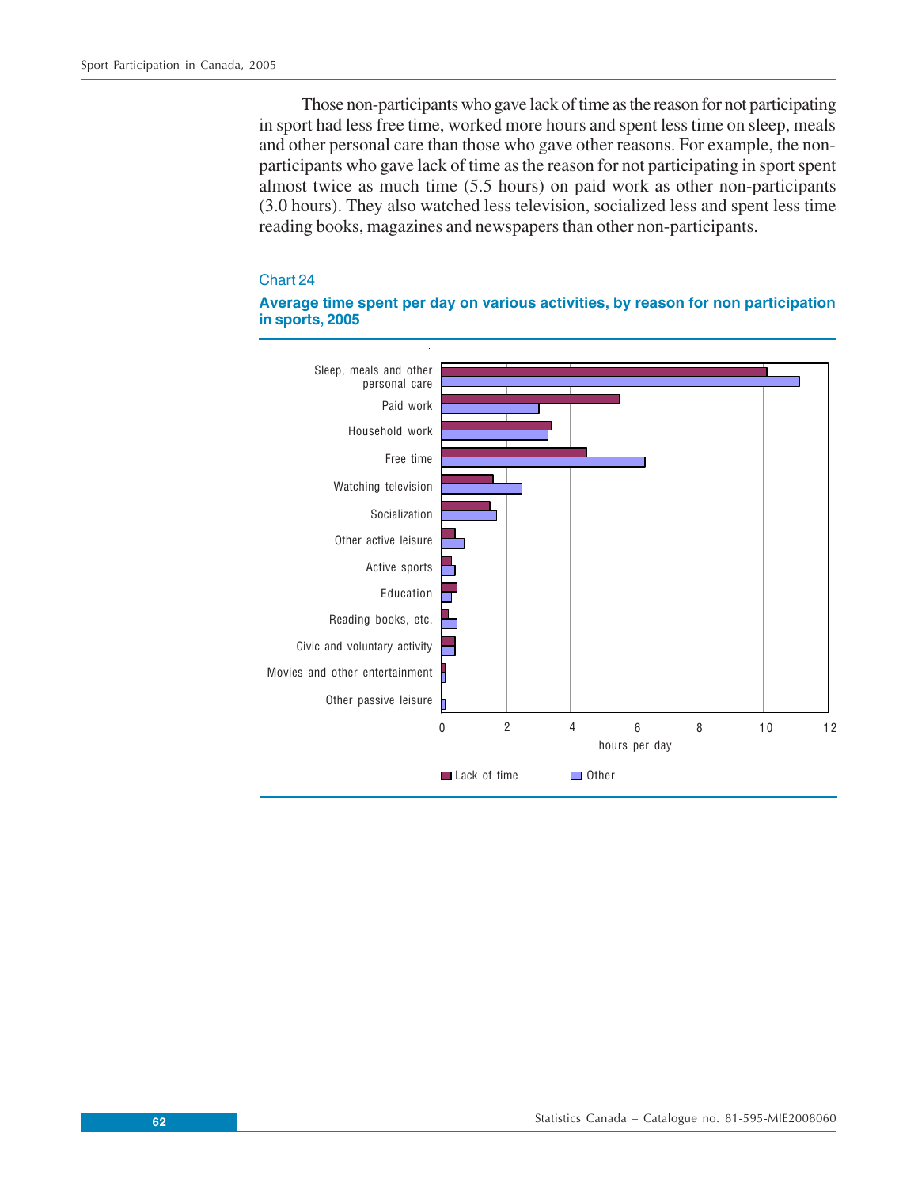Those non-participants who gave lack of time as the reason for not participating in sport had less free time, worked more hours and spent less time on sleep, meals and other personal care than those who gave other reasons. For example, the non-participants who gave lack of time as the reason for not participating in sport spent almost twice as much time (5.5 hours) on paid work as other non-participants (3.0 hours). They also watched less television, socialized less and spent less time reading books, magazines and newspapers than other non-participants.

### Chart 24

**Average time spent per day on various activities, by reason for non participation in sports, 2005**

Sleep, meals and other personal care

Paid work

Household work

Free time

Watching television

Socialization

Other active leisure

Active sports

Education

Reading books, etc.

Civic and voluntary activity

Movies and other entertainment

Other passive leisure

0 2 4 6 8 10 12

hours per day

Lack of time Other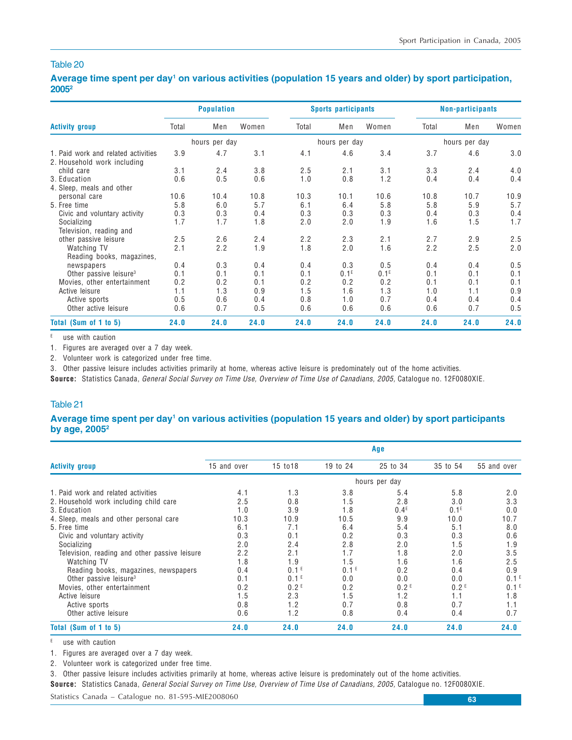### Table 20

**Average time spent per day[1] on various activities (population 15 years and older) by sport participation, 2005[2]**

| Activity group | Population | | | Sports participants | | | Non-participants | | |
|---|---|---|---|---|---|---|---|---|---|
| | Total | Men | Women | Total | Men | Women | Total | Men | Women |
| | hours per day | | | hours per day | | | hours per day | | |
| 1. Paid work and related activities | 3.9 | 4.7 | 3.1 | 4.1 | 4.6 | 3.4 | 3.7 | 4.6 | 3.0 |
| 2. Household work including child care | 3.1 | 2.4 | 3.8 | 2.5 | 2.1 | 3.1 | 3.3 | 2.4 | 4.0 |
| 3. Education | 0.6 | 0.5 | 0.6 | 1.0 | 0.8 | 1.2 | 0.4 | 0.4 | 0.4 |
| 4. Sleep, meals and other personal care | 10.6 | 10.4 | 10.8 | 10.3 | 10.1 | 10.6 | 10.8 | 10.7 | 10.9 |
| 5. Free time | 5.8 | 6.0 | 5.7 | 6.1 | 6.4 | 5.8 | 5.8 | 5.9 | 5.7 |
| Civic and voluntary activity | 0.3 | 0.3 | 0.4 | 0.3 | 0.3 | 0.3 | 0.4 | 0.3 | 0.4 |
| Socializing | 1.7 | 1.7 | 1.8 | 2.0 | 2.0 | 1.9 | 1.6 | 1.5 | 1.7 |
| Television, reading and other passive leisure | 2.5 | 2.6 | 2.4 | 2.2 | 2.3 | 2.1 | 2.7 | 2.9 | 2.5 |
| Watching TV | 2.1 | 2.2 | 1.9 | 1.8 | 2.0 | 1.6 | 2.2 | 2.5 | 2.0 |
| Reading books, magazines, newspapers | 0.4 | 0.3 | 0.4 | 0.4 | 0.3 | 0.5 | 0.4 | 0.4 | 0.5 |
| Other passive leisure[3] | 0.1 | 0.1 | 0.1 | 0.1 | 0.1 E | 0.1 E | 0.1 | 0.1 | 0.1 |
| Movies, other entertainment | 0.2 | 0.2 | 0.1 | 0.2 | 0.2 | 0.2 | 0.1 | 0.1 | 0.1 |
| Active leisure | 1.1 | 1.3 | 0.9 | 1.5 | 1.6 | 1.3 | 1.0 | 1.1 | 0.9 |
| Active sports | 0.5 | 0.6 | 0.4 | 0.8 | 1.0 | 0.7 | 0.4 | 0.4 | 0.4 |
| Other active leisure | 0.6 | 0.7 | 0.5 | 0.6 | 0.6 | 0.6 | 0.6 | 0.7 | 0.5 |
| **Total (Sum of 1 to 5)** | **24.0** | **24.0** | **24.0** | **24.0** | **24.0** | **24.0** | **24.0** | **24.0** | **24.0** |

E use with caution

1. Figures are averaged over a 7 day week.
2. Volunteer work is categorized under free time.
3. Other passive leisure includes activities primarily at home, whereas active leisure is predominately out of the home activities.

**Source:** Statistics Canada, *General Social Survey on Time Use, Overview of Time Use of Canadians, 2005,* Catalogue no. 12F0080XIE.

### Table 21

**Average time spent per day[1] on various activities (population 15 years and older) by sport participants by age, 2005[2]**

| Activity group | Age | | | | | |
|---|---|---|---|---|---|---|
| | 15 and over | 15 to18 | 19 to 24 | 25 to 34 | 35 to 54 | 55 and over |
| | hours per day | | | | | |
| 1. Paid work and related activities | 4.1 | 1.3 | 3.8 | 5.4 | 5.8 | 2.0 |
| 2. Household work including child care | 2.5 | 0.8 | 1.5 | 2.8 | 3.0 | 3.3 |
| 3. Education | 1.0 | 3.9 | 1.8 | 0.4 E | 0.1 E | 0.0 |
| 4. Sleep, meals and other personal care | 10.3 | 10.9 | 10.5 | 9.9 | 10.0 | 10.7 |
| 5. Free time | 6.1 | 7.1 | 6.4 | 5.4 | 5.1 | 8.0 |
| Civic and voluntary activity | 0.3 | 0.1 | 0.2 | 0.3 | 0.3 | 0.6 |
| Socializing | 2.0 | 2.4 | 2.8 | 2.0 | 1.5 | 1.9 |
| Television, reading and other passive leisure | 2.2 | 2.1 | 1.7 | 1.8 | 2.0 | 3.5 |
| Watching TV | 1.8 | 1.9 | 1.5 | 1.6 | 1.6 | 2.5 |
| Reading books, magazines, newspapers | 0.4 | 0.1 E | 0.1 E | 0.2 | 0.4 | 0.9 |
| Other passive leisure[3] | 0.1 | 0.1 E | 0.0 | 0.0 | 0.0 | 0.1 E |
| Movies, other entertainment | 0.2 | 0.2 E | 0.2 | 0.2 E | 0.2 E | 0.1 E |
| Active leisure | 1.5 | 2.3 | 1.5 | 1.2 | 1.1 | 1.8 |
| Active sports | 0.8 | 1.2 | 0.7 | 0.8 | 0.7 | 1.1 |
| Other active leisure | 0.6 | 1.2 | 0.8 | 0.4 | 0.4 | 0.7 |
| **Total (Sum of 1 to 5)** | **24.0** | **24.0** | **24.0** | **24.0** | **24.0** | **24.0** |

E use with caution

1. Figures are averaged over a 7 day week.
2. Volunteer work is categorized under free time.
3. Other passive leisure includes activities primarily at home, whereas active leisure is predominately out of the home activities.

**Source:** Statistics Canada, *General Social Survey on Time Use, Overview of Time Use of Canadians, 2005,* Catalogue no. 12F0080XIE.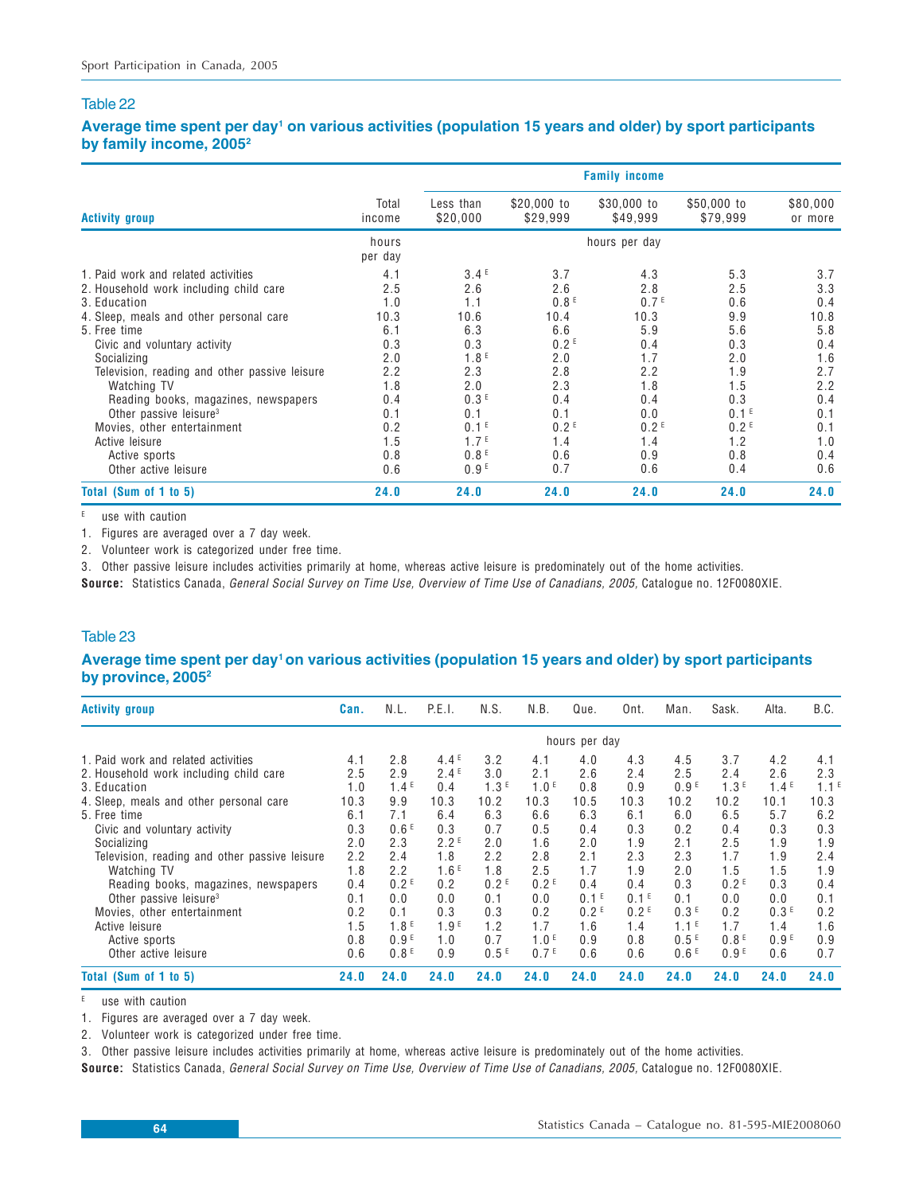## Table 22

### Average time spent per day[1] on various activities (population 15 years and older) by sport participants by family income, 2005[2]

| Activity group | Total income | Family income | | | | |
|---|---|---|---|---|---|---|
| | | Less than $20,000 | $20,000 to $29,999 | $30,000 to $49,999 | $50,000 to $79,999 | $80,000 or more |
| | hours per day | hours per day | | | | |
| 1. Paid work and related activities | 4.1 | 3.4 E | 3.7 | 4.3 | 5.3 | 3.7 |
| 2. Household work including child care | 2.5 | 2.6 | 2.6 | 2.8 | 2.5 | 3.3 |
| 3. Education | 1.0 | 1.1 | 0.8 E | 0.7 E | 0.6 | 0.4 |
| 4. Sleep, meals and other personal care | 10.3 | 10.6 | 10.4 | 10.3 | 9.9 | 10.8 |
| 5. Free time | 6.1 | 6.3 | 6.6 | 5.9 | 5.6 | 5.8 |
| Civic and voluntary activity | 0.3 | 0.3 | 0.2 E | 0.4 | 0.3 | 0.4 |
| Socializing | 2.0 | 1.8 E | 2.0 | 1.7 | 2.0 | 1.6 |
| Television, reading and other passive leisure | 2.2 | 2.3 | 2.8 | 2.2 | 1.9 | 2.7 |
| Watching TV | 1.8 | 2.0 | 2.3 | 1.8 | 1.5 | 2.2 |
| Reading books, magazines, newspapers | 0.4 | 0.3 E | 0.4 | 0.4 | 0.3 | 0.4 |
| Other passive leisure[3] | 0.1 | 0.1 | 0.1 | 0.0 | 0.1 E | 0.1 |
| Movies, other entertainment | 0.2 | 0.1 E | 0.2 E | 0.2 E | 0.2 E | 0.1 |
| Active leisure | 1.5 | 1.7 E | 1.4 | 1.4 | 1.2 | 1.0 |
| Active sports | 0.8 | 0.8 E | 0.6 | 0.9 | 0.8 | 0.4 |
| Other active leisure | 0.6 | 0.9 E | 0.7 | 0.6 | 0.4 | 0.6 |
| **Total (Sum of 1 to 5)** | **24.0** | **24.0** | **24.0** | **24.0** | **24.0** | **24.0** |

E use with caution

1. Figures are averaged over a 7 day week.
2. Volunteer work is categorized under free time.
3. Other passive leisure includes activities primarily at home, whereas active leisure is predominately out of the home activities.

**Source:** Statistics Canada, *General Social Survey on Time Use, Overview of Time Use of Canadians, 2005,* Catalogue no. 12F0080XIE.

## Table 23

### Average time spent per day[1] on various activities (population 15 years and older) by sport participants by province, 2005[2]

| Activity group | Can. | N.L. | P.E.I. | N.S. | N.B. | Que. | Ont. | Man. | Sask. | Alta. | B.C. |
|---|---|---|---|---|---|---|---|---|---|---|---|
| | hours per day | | | | | | | | | | |
| 1. Paid work and related activities | 4.1 | 2.8 | 4.4 E | 3.2 | 4.1 | 4.0 | 4.3 | 4.5 | 3.7 | 4.2 | 4.1 |
| 2. Household work including child care | 2.5 | 2.9 | 2.4 E | 3.0 | 2.1 | 2.6 | 2.4 | 2.5 | 2.4 | 2.6 | 2.3 |
| 3. Education | 1.0 | 1.4 E | 0.4 | 1.3 E | 1.0 E | 0.8 | 0.9 | 0.9 E | 1.3 E | 1.4 E | 1.1 E |
| 4. Sleep, meals and other personal care | 10.3 | 9.9 | 10.3 | 10.2 | 10.3 | 10.5 | 10.3 | 10.2 | 10.2 | 10.1 | 10.3 |
| 5. Free time | 6.1 | 7.1 | 6.4 | 6.3 | 6.6 | 6.3 | 6.1 | 6.0 | 6.5 | 5.7 | 6.2 |
| Civic and voluntary activity | 0.3 | 0.6 E | 0.3 | 0.7 | 0.5 | 0.4 | 0.3 | 0.2 | 0.4 | 0.3 | 0.3 |
| Socializing | 2.0 | 2.3 | 2.2 E | 2.0 | 1.6 | 2.0 | 1.9 | 2.1 | 2.5 | 1.9 | 1.9 |
| Television, reading and other passive leisure | 2.2 | 2.4 | 1.8 | 2.2 | 2.8 | 2.1 | 2.3 | 2.3 | 1.7 | 1.9 | 2.4 |
| Watching TV | 1.8 | 2.2 | 1.6 E | 1.8 | 2.5 | 1.7 | 1.9 | 2.0 | 1.5 | 1.5 | 1.9 |
| Reading books, magazines, newspapers | 0.4 | 0.2 E | 0.2 | 0.2 E | 0.2 E | 0.4 | 0.4 | 0.3 | 0.2 E | 0.3 | 0.4 |
| Other passive leisure[3] | 0.1 | 0.0 | 0.0 | 0.1 | 0.0 | 0.1 E | 0.1 E | 0.1 | 0.0 | 0.0 | 0.1 |
| Movies, other entertainment | 0.2 | 0.1 | 0.3 | 0.3 | 0.2 | 0.2 E | 0.2 E | 0.3 E | 0.2 | 0.3 E | 0.2 |
| Active leisure | 1.5 | 1.8 E | 1.9 E | 1.2 | 1.7 | 1.6 | 1.4 | 1.1 E | 1.7 | 1.4 | 1.6 |
| Active sports | 0.8 | 0.9 E | 1.0 | 0.7 | 1.0 E | 0.9 | 0.8 | 0.5 E | 0.8 E | 0.9 E | 0.9 |
| Other active leisure | 0.6 | 0.8 E | 0.9 | 0.5 E | 0.7 E | 0.6 | 0.6 | 0.6 E | 0.9 E | 0.6 | 0.7 |
| **Total (Sum of 1 to 5)** | **24.0** | **24.0** | **24.0** | **24.0** | **24.0** | **24.0** | **24.0** | **24.0** | **24.0** | **24.0** | **24.0** |

E use with caution

1. Figures are averaged over a 7 day week.
2. Volunteer work is categorized under free time.
3. Other passive leisure includes activities primarily at home, whereas active leisure is predominately out of the home activities.

**Source:** Statistics Canada, *General Social Survey on Time Use, Overview of Time Use of Canadians, 2005,* Catalogue no. 12F0080XIE.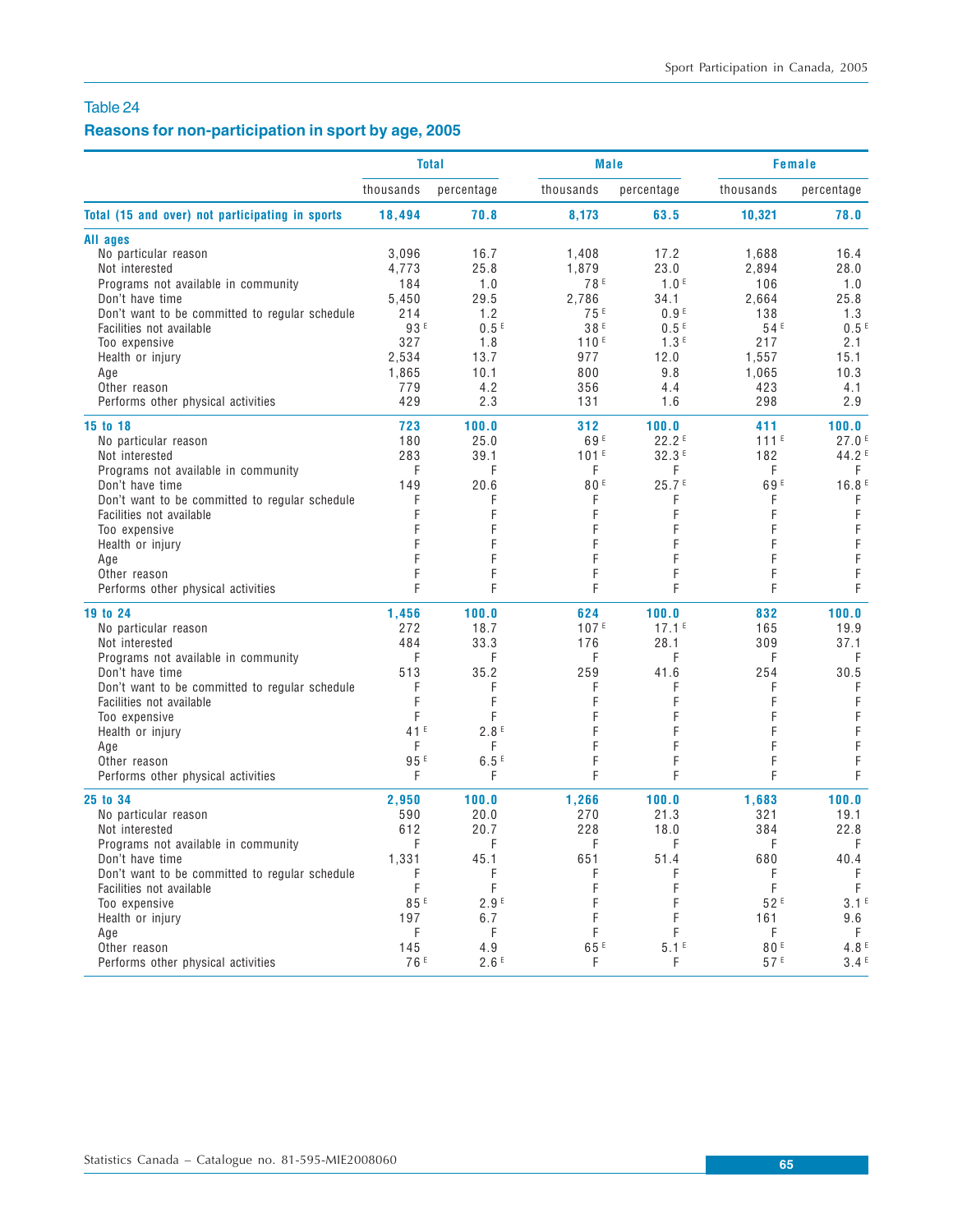## Table 24

### Reasons for non-participation in sport by age, 2005

| | Total | | Male | | Female | |
|---|---|---|---|---|---|---|
| | thousands | percentage | thousands | percentage | thousands | percentage |
| **Total (15 and over) not participating in sports** | **18,494** | **70.8** | **8,173** | **63.5** | **10,321** | **78.0** |
| **All ages** | | | | | | |
| No particular reason | 3,096 | 16.7 | 1,408 | 17.2 | 1,688 | 16.4 |
| Not interested | 4,773 | 25.8 | 1,879 | 23.0 | 2,894 | 28.0 |
| Programs not available in community | 184 | 1.0 | 78 E | 1.0 E | 106 | 1.0 |
| Don't have time | 5,450 | 29.5 | 2,786 | 34.1 | 2,664 | 25.8 |
| Don't want to be committed to regular schedule | 214 | 1.2 | 75 E | 0.9 E | 138 | 1.3 |
| Facilities not available | 93 E | 0.5 E | 38 E | 0.5 E | 54 E | 0.5 E |
| Too expensive | 327 | 1.8 | 110 E | 1.3 E | 217 | 2.1 |
| Health or injury | 2,534 | 13.7 | 977 | 12.0 | 1,557 | 15.1 |
| Age | 1,865 | 10.1 | 800 | 9.8 | 1,065 | 10.3 |
| Other reason | 779 | 4.2 | 356 | 4.4 | 423 | 4.1 |
| Performs other physical activities | 429 | 2.3 | 131 | 1.6 | 298 | 2.9 |
| **15 to 18** | **723** | **100.0** | **312** | **100.0** | **411** | **100.0** |
| No particular reason | 180 | 25.0 | 69 E | 22.2 E | 111 E | 27.0 E |
| Not interested | 283 | 39.1 | 101 E | 32.3 E | 182 | 44.2 E |
| Programs not available in community | F | F | F | F | F | F |
| Don't have time | 149 | 20.6 | 80 E | 25.7 E | 69 E | 16.8 E |
| Don't want to be committed to regular schedule | F | F | F | F | F | F |
| Facilities not available | F | F | F | F | F | F |
| Too expensive | F | F | F | F | F | F |
| Health or injury | F | F | F | F | F | F |
| Age | F | F | F | F | F | F |
| Other reason | F | F | F | F | F | F |
| Performs other physical activities | F | F | F | F | F | F |
| **19 to 24** | **1,456** | **100.0** | **624** | **100.0** | **832** | **100.0** |
| No particular reason | 272 | 18.7 | 107 E | 17.1 E | 165 | 19.9 |
| Not interested | 484 | 33.3 | 176 | 28.1 | 309 | 37.1 |
| Programs not available in community | F | F | F | F | F | F |
| Don't have time | 513 | 35.2 | 259 | 41.6 | 254 | 30.5 |
| Don't want to be committed to regular schedule | F | F | F | F | F | F |
| Facilities not available | F | F | F | F | F | F |
| Too expensive | F | F | F | F | F | F |
| Health or injury | 41 E | 2.8 E | F | F | F | F |
| Age | F | F | F | F | F | F |
| Other reason | 95 E | 6.5 E | F | F | F | F |
| Performs other physical activities | F | F | F | F | F | F |
| **25 to 34** | **2,950** | **100.0** | **1,266** | **100.0** | **1,683** | **100.0** |
| No particular reason | 590 | 20.0 | 270 | 21.3 | 321 | 19.1 |
| Not interested | 612 | 20.7 | 228 | 18.0 | 384 | 22.8 |
| Programs not available in community | F | F | F | F | F | F |
| Don't have time | 1,331 | 45.1 | 651 | 51.4 | 680 | 40.4 |
| Don't want to be committed to regular schedule | F | F | F | F | F | F |
| Facilities not available | F | F | F | F | F | F |
| Too expensive | 85 E | 2.9 E | F | F | 52 E | 3.1 E |
| Health or injury | 197 | 6.7 | F | F | 161 | 9.6 |
| Age | F | F | F | F | F | F |
| Other reason | 145 | 4.9 | 65 E | 5.1 E | 80 E | 4.8 E |
| Performs other physical activities | 76 E | 2.6 E | F | F | 57 E | 3.4 E |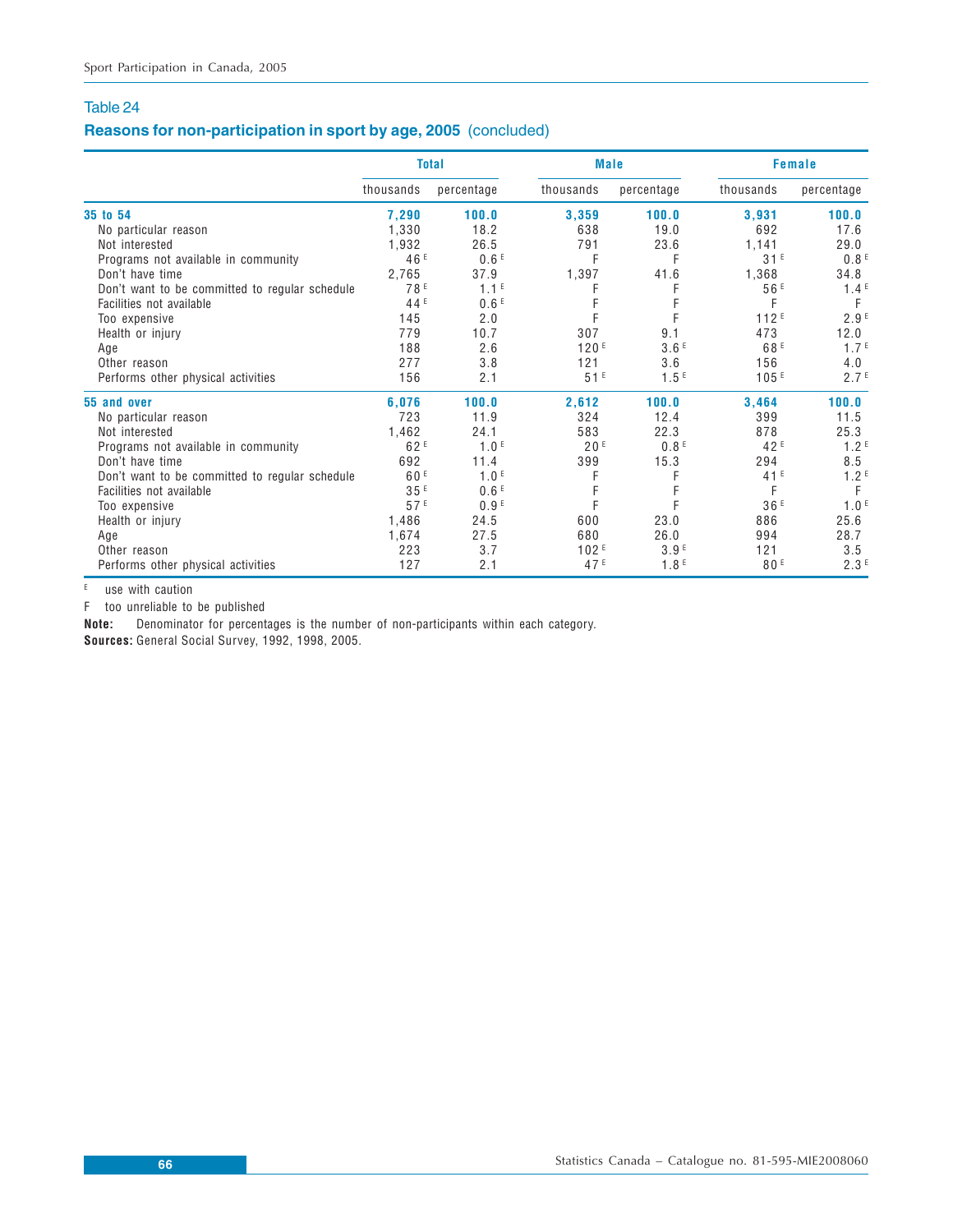Table 24

**Reasons for non-participation in sport by age, 2005** (concluded)

| | Total | | Male | | Female | |
|---|---|---|---|---|---|---|
| | thousands | percentage | thousands | percentage | thousands | percentage |
| **35 to 54** | **7,290** | **100.0** | **3,359** | **100.0** | **3,931** | **100.0** |
| No particular reason | 1,330 | 18.2 | 638 | 19.0 | 692 | 17.6 |
| Not interested | 1,932 | 26.5 | 791 | 23.6 | 1,141 | 29.0 |
| Programs not available in community | 46 E | 0.6 E | F | F | 31 E | 0.8 E |
| Don't have time | 2,765 | 37.9 | 1,397 | 41.6 | 1,368 | 34.8 |
| Don't want to be committed to regular schedule | 78 E | 1.1 E | F | F | 56 E | 1.4 E |
| Facilities not available | 44 E | 0.6 E | F | F | F | F |
| Too expensive | 145 | 2.0 | F | F | 112 E | 2.9 E |
| Health or injury | 779 | 10.7 | 307 | 9.1 | 473 | 12.0 |
| Age | 188 | 2.6 | 120 E | 3.6 E | 68 E | 1.7 E |
| Other reason | 277 | 3.8 | 121 | 3.6 | 156 | 4.0 |
| Performs other physical activities | 156 | 2.1 | 51 E | 1.5 E | 105 E | 2.7 E |
| **55 and over** | **6,076** | **100.0** | **2,612** | **100.0** | **3,464** | **100.0** |
| No particular reason | 723 | 11.9 | 324 | 12.4 | 399 | 11.5 |
| Not interested | 1,462 | 24.1 | 583 | 22.3 | 878 | 25.3 |
| Programs not available in community | 62 E | 1.0 E | 20 E | 0.8 E | 42 E | 1.2 E |
| Don't have time | 692 | 11.4 | 399 | 15.3 | 294 | 8.5 |
| Don't want to be committed to regular schedule | 60 E | 1.0 E | F | F | 41 E | 1.2 E |
| Facilities not available | 35 E | 0.6 E | F | F | F | F |
| Too expensive | 57 E | 0.9 E | F | F | 36 E | 1.0 E |
| Health or injury | 1,486 | 24.5 | 600 | 23.0 | 886 | 25.6 |
| Age | 1,674 | 27.5 | 680 | 26.0 | 994 | 28.7 |
| Other reason | 223 | 3.7 | 102 E | 3.9 E | 121 | 3.5 |
| Performs other physical activities | 127 | 2.1 | 47 E | 1.8 E | 80 E | 2.3 E |

E use with caution

F too unreliable to be published

**Note:** Denominator for percentages is the number of non-participants within each category.

**Sources:** General Social Survey, 1992, 1998, 2005.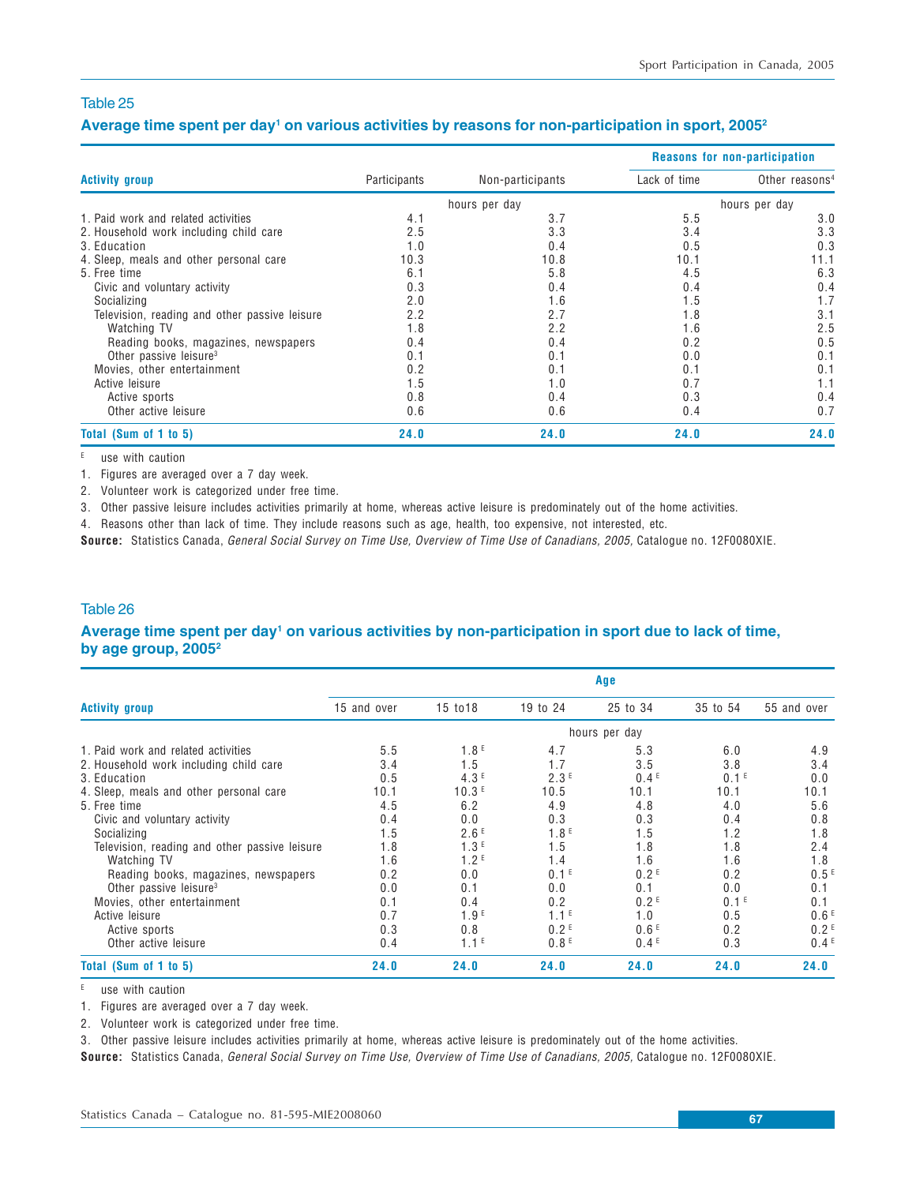## Table 25

### Average time spent per day[1] on various activities by reasons for non-participation in sport, 2005[2]

| Activity group | Participants | Non-participants | Reasons for non-participation | |
|---|---|---|---|---|
| | | | Lack of time | Other reasons[4] |
| | hours per day | | hours per day | |
| 1. Paid work and related activities | 4.1 | 3.7 | 5.5 | 3.0 |
| 2. Household work including child care | 2.5 | 3.3 | 3.4 | 3.3 |
| 3. Education | 1.0 | 0.4 | 0.5 | 0.3 |
| 4. Sleep, meals and other personal care | 10.3 | 10.8 | 10.1 | 11.1 |
| 5. Free time | 6.1 | 5.8 | 4.5 | 6.3 |
| Civic and voluntary activity | 0.3 | 0.4 | 0.4 | 0.4 |
| Socializing | 2.0 | 1.6 | 1.5 | 1.7 |
| Television, reading and other passive leisure | 2.2 | 2.7 | 1.8 | 3.1 |
| Watching TV | 1.8 | 2.2 | 1.6 | 2.5 |
| Reading books, magazines, newspapers | 0.4 | 0.4 | 0.2 | 0.5 |
| Other passive leisure[3] | 0.1 | 0.1 | 0.0 | 0.1 |
| Movies, other entertainment | 0.2 | 0.1 | 0.1 | 0.1 |
| Active leisure | 1.5 | 1.0 | 0.7 | 1.1 |
| Active sports | 0.8 | 0.4 | 0.3 | 0.4 |
| Other active leisure | 0.6 | 0.6 | 0.4 | 0.7 |
| **Total (Sum of 1 to 5)** | **24.0** | **24.0** | **24.0** | **24.0** |

E use with caution

1. Figures are averaged over a 7 day week.
2. Volunteer work is categorized under free time.
3. Other passive leisure includes activities primarily at home, whereas active leisure is predominately out of the home activities.
4. Reasons other than lack of time. They include reasons such as age, health, too expensive, not interested, etc.

**Source:** Statistics Canada, *General Social Survey on Time Use, Overview of Time Use of Canadians, 2005,* Catalogue no. 12F0080XIE.

## Table 26

### Average time spent per day[1] on various activities by non-participation in sport due to lack of time, by age group, 2005[2]

| Activity group | Age | | | | | |
|---|---|---|---|---|---|---|
| | 15 and over | 15 to18 | 19 to 24 | 25 to 34 | 35 to 54 | 55 and over |
| | hours per day | | | | | |
| 1. Paid work and related activities | 5.5 | 1.8 E | 4.7 | 5.3 | 6.0 | 4.9 |
| 2. Household work including child care | 3.4 | 1.5 | 1.7 | 3.5 | 3.8 | 3.4 |
| 3. Education | 0.5 | 4.3 E | 2.3 E | 0.4 E | 0.1 E | 0.0 |
| 4. Sleep, meals and other personal care | 10.1 | 10.3 E | 10.5 | 10.1 | 10.1 | 10.1 |
| 5. Free time | 4.5 | 6.2 | 4.9 | 4.8 | 4.0 | 5.6 |
| Civic and voluntary activity | 0.4 | 0.0 | 0.3 | 0.3 | 0.4 | 0.8 |
| Socializing | 1.5 | 2.6 E | 1.8 E | 1.5 | 1.2 | 1.8 |
| Television, reading and other passive leisure | 1.8 | 1.3 E | 1.5 | 1.8 | 1.8 | 2.4 |
| Watching TV | 1.6 | 1.2 E | 1.4 | 1.6 | 1.6 | 1.8 |
| Reading books, magazines, newspapers | 0.2 | 0.0 | 0.1 E | 0.2 E | 0.2 | 0.5 E |
| Other passive leisure[3] | 0.0 | 0.1 | 0.0 | 0.1 | 0.0 | 0.1 |
| Movies, other entertainment | 0.1 | 0.4 | 0.2 | 0.2 E | 0.1 E | 0.1 |
| Active leisure | 0.7 | 1.9 E | 1.1 E | 1.0 | 0.5 | 0.6 E |
| Active sports | 0.3 | 0.8 | 0.2 E | 0.6 E | 0.2 | 0.2 E |
| Other active leisure | 0.4 | 1.1 E | 0.8 E | 0.4 E | 0.3 | 0.4 E |
| **Total (Sum of 1 to 5)** | **24.0** | **24.0** | **24.0** | **24.0** | **24.0** | **24.0** |

E use with caution

1. Figures are averaged over a 7 day week.
2. Volunteer work is categorized under free time.
3. Other passive leisure includes activities primarily at home, whereas active leisure is predominately out of the home activities.

**Source:** Statistics Canada, *General Social Survey on Time Use, Overview of Time Use of Canadians, 2005,* Catalogue no. 12F0080XIE.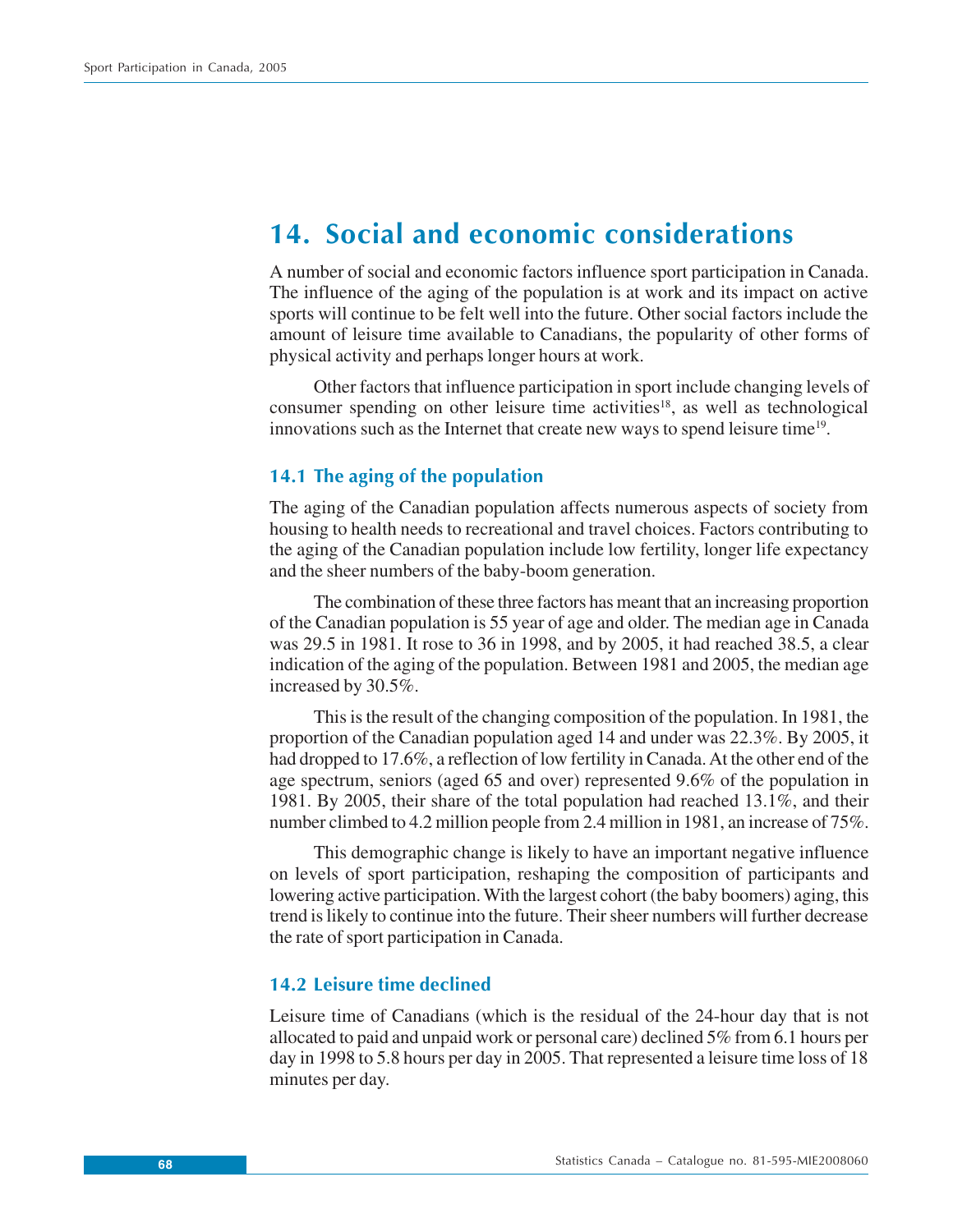# 14. Social and economic considerations

A number of social and economic factors influence sport participation in Canada. The influence of the aging of the population is at work and its impact on active sports will continue to be felt well into the future. Other social factors include the amount of leisure time available to Canadians, the popularity of other forms of physical activity and perhaps longer hours at work.

Other factors that influence participation in sport include changing levels of consumer spending on other leisure time activities[18], as well as technological innovations such as the Internet that create new ways to spend leisure time[19].

## 14.1 The aging of the population

The aging of the Canadian population affects numerous aspects of society from housing to health needs to recreational and travel choices. Factors contributing to the aging of the Canadian population include low fertility, longer life expectancy and the sheer numbers of the baby-boom generation.

The combination of these three factors has meant that an increasing proportion of the Canadian population is 55 year of age and older. The median age in Canada was 29.5 in 1981. It rose to 36 in 1998, and by 2005, it had reached 38.5, a clear indication of the aging of the population. Between 1981 and 2005, the median age increased by 30.5%.

This is the result of the changing composition of the population. In 1981, the proportion of the Canadian population aged 14 and under was 22.3%. By 2005, it had dropped to 17.6%, a reflection of low fertility in Canada. At the other end of the age spectrum, seniors (aged 65 and over) represented 9.6% of the population in 1981. By 2005, their share of the total population had reached 13.1%, and their number climbed to 4.2 million people from 2.4 million in 1981, an increase of 75%.

This demographic change is likely to have an important negative influence on levels of sport participation, reshaping the composition of participants and lowering active participation. With the largest cohort (the baby boomers) aging, this trend is likely to continue into the future. Their sheer numbers will further decrease the rate of sport participation in Canada.

## 14.2 Leisure time declined

Leisure time of Canadians (which is the residual of the 24-hour day that is not allocated to paid and unpaid work or personal care) declined 5% from 6.1 hours per day in 1998 to 5.8 hours per day in 2005. That represented a leisure time loss of 18 minutes per day.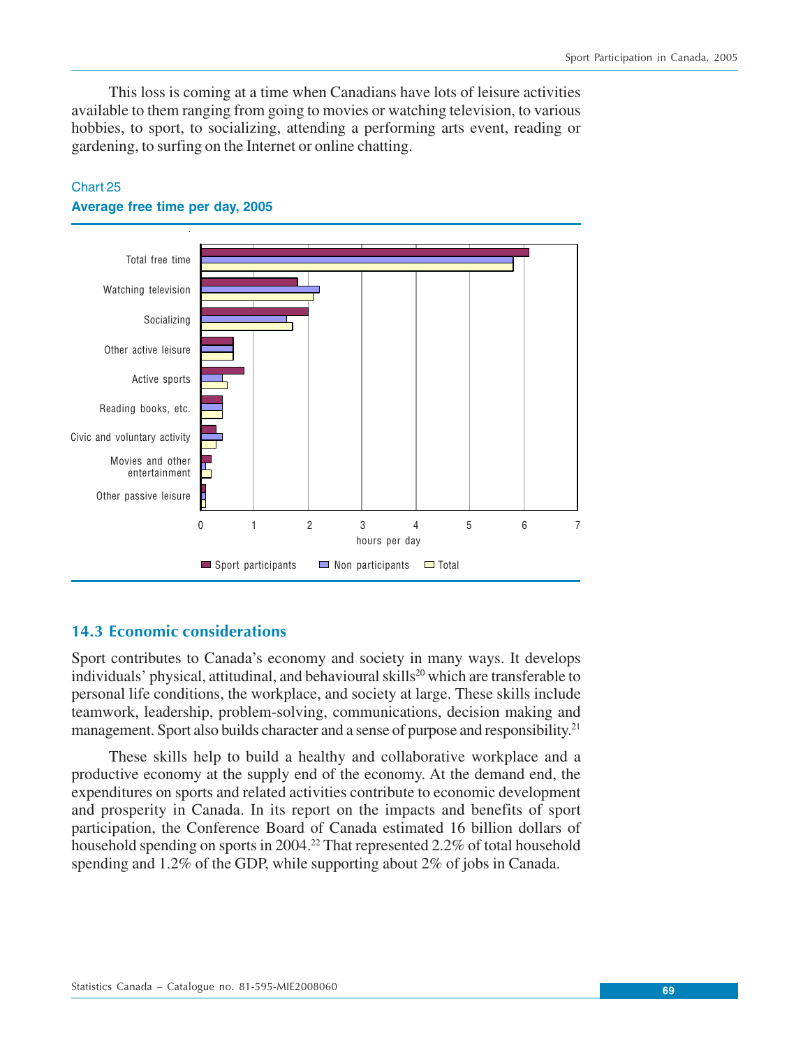This loss is coming at a time when Canadians have lots of leisure activities available to them ranging from going to movies or watching television, to various hobbies, to sport, to socializing, attending a performing arts event, reading or gardening, to surfing on the Internet or online chatting.

Chart 25

**Average free time per day, 2005**

Total free time

Watching television

Socializing

Other active leisure

Active sports

Reading books, etc.

Civic and voluntary activity

Movies and other entertainment

Other passive leisure

0 1 2 3 4 5 6 7

hours per day

Sport participants | Non participants | Total

## 14.3 Economic considerations

Sport contributes to Canada's economy and society in many ways. It develops individuals' physical, attitudinal, and behavioural skills[20] which are transferable to personal life conditions, the workplace, and society at large. These skills include teamwork, leadership, problem-solving, communications, decision making and management. Sport also builds character and a sense of purpose and responsibility.[21]

These skills help to build a healthy and collaborative workplace and a productive economy at the supply end of the economy. At the demand end, the expenditures on sports and related activities contribute to economic development and prosperity in Canada. In its report on the impacts and benefits of sport participation, the Conference Board of Canada estimated 16 billion dollars of household spending on sports in 2004.[22] That represented 2.2% of total household spending and 1.2% of the GDP, while supporting about 2% of jobs in Canada.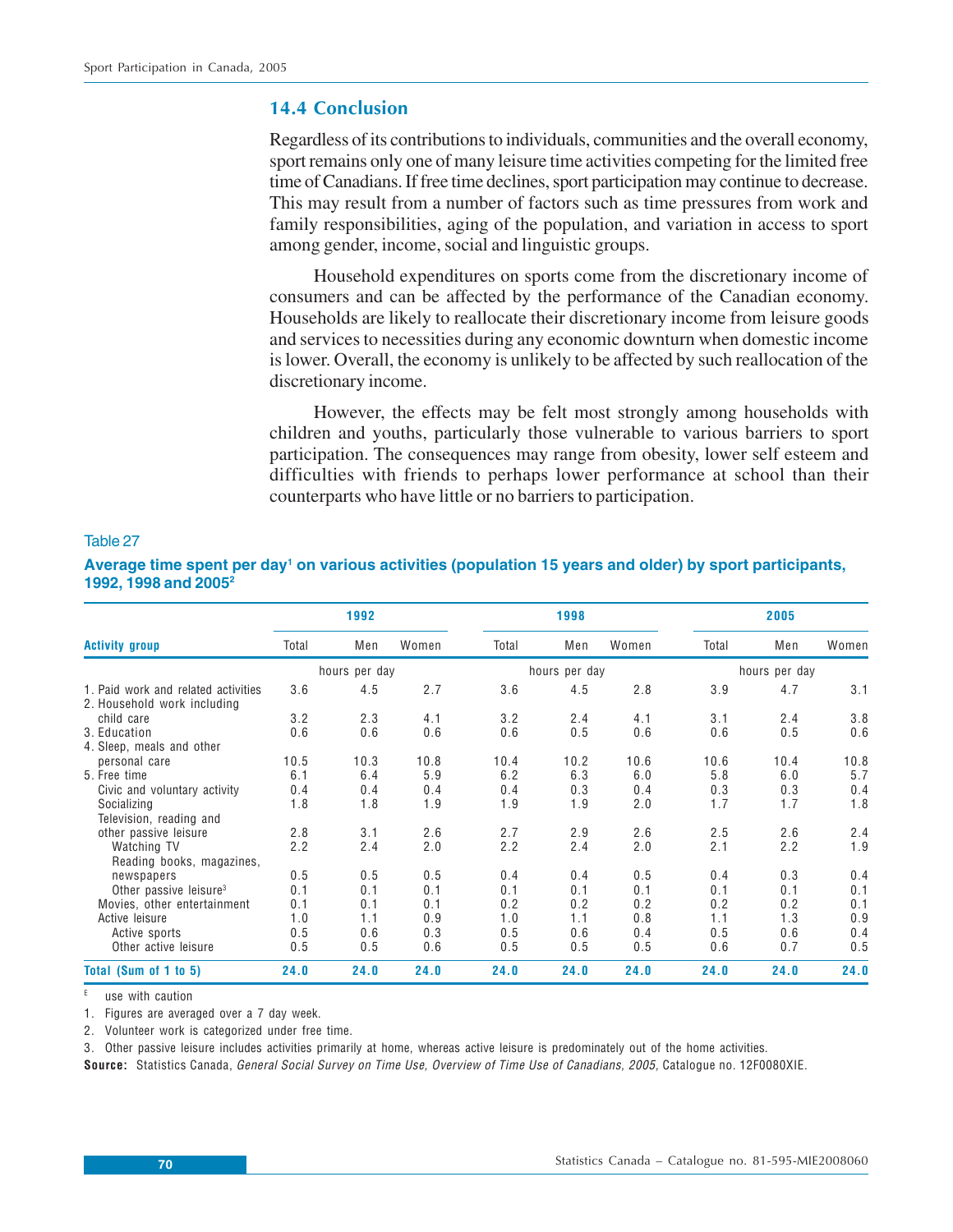## 14.4 Conclusion

Regardless of its contributions to individuals, communities and the overall economy, sport remains only one of many leisure time activities competing for the limited free time of Canadians. If free time declines, sport participation may continue to decrease. This may result from a number of factors such as time pressures from work and family responsibilities, aging of the population, and variation in access to sport among gender, income, social and linguistic groups.

Household expenditures on sports come from the discretionary income of consumers and can be affected by the performance of the Canadian economy. Households are likely to reallocate their discretionary income from leisure goods and services to necessities during any economic downturn when domestic income is lower. Overall, the economy is unlikely to be affected by such reallocation of the discretionary income.

However, the effects may be felt most strongly among households with children and youths, particularly those vulnerable to various barriers to sport participation. The consequences may range from obesity, lower self esteem and difficulties with friends to perhaps lower performance at school than their counterparts who have little or no barriers to participation.

Table 27

**Average time spent per day[1] on various activities (population 15 years and older) by sport participants, 1992, 1998 and 2005[2]**

| Activity group | 1992 | | | 1998 | | | 2005 | | |
|---|---|---|---|---|---|---|---|---|---|
| | Total | Men | Women | Total | Men | Women | Total | Men | Women |
| | hours per day | | | hours per day | | | hours per day | | |
| 1. Paid work and related activities | 3.6 | 4.5 | 2.7 | 3.6 | 4.5 | 2.8 | 3.9 | 4.7 | 3.1 |
| 2. Household work including child care | 3.2 | 2.3 | 4.1 | 3.2 | 2.4 | 4.1 | 3.1 | 2.4 | 3.8 |
| 3. Education | 0.6 | 0.6 | 0.6 | 0.6 | 0.5 | 0.6 | 0.6 | 0.5 | 0.6 |
| 4. Sleep, meals and other personal care | 10.5 | 10.3 | 10.8 | 10.4 | 10.2 | 10.6 | 10.6 | 10.4 | 10.8 |
| 5. Free time | 6.1 | 6.4 | 5.9 | 6.2 | 6.3 | 6.0 | 5.8 | 6.0 | 5.7 |
| Civic and voluntary activity | 0.4 | 0.4 | 0.4 | 0.4 | 0.3 | 0.4 | 0.3 | 0.3 | 0.4 |
| Socializing | 1.8 | 1.8 | 1.9 | 1.9 | 1.9 | 2.0 | 1.7 | 1.7 | 1.8 |
| Television, reading and other passive leisure | 2.8 | 3.1 | 2.6 | 2.7 | 2.9 | 2.6 | 2.5 | 2.6 | 2.4 |
| Watching TV | 2.2 | 2.4 | 2.0 | 2.2 | 2.4 | 2.0 | 2.1 | 2.2 | 1.9 |
| Reading books, magazines, newspapers | 0.5 | 0.5 | 0.5 | 0.4 | 0.4 | 0.5 | 0.4 | 0.3 | 0.4 |
| Other passive leisure[3] | 0.1 | 0.1 | 0.1 | 0.1 | 0.1 | 0.1 | 0.1 | 0.1 | 0.1 |
| Movies, other entertainment | 0.1 | 0.1 | 0.1 | 0.2 | 0.2 | 0.2 | 0.2 | 0.2 | 0.1 |
| Active leisure | 1.0 | 1.1 | 0.9 | 1.0 | 1.1 | 0.8 | 1.1 | 1.3 | 0.9 |
| Active sports | 0.5 | 0.6 | 0.3 | 0.5 | 0.6 | 0.4 | 0.5 | 0.6 | 0.4 |
| Other active leisure | 0.5 | 0.5 | 0.6 | 0.5 | 0.5 | 0.5 | 0.6 | 0.7 | 0.5 |
| **Total (Sum of 1 to 5)** | **24.0** | **24.0** | **24.0** | **24.0** | **24.0** | **24.0** | **24.0** | **24.0** | **24.0** |

E use with caution

1. Figures are averaged over a 7 day week.
2. Volunteer work is categorized under free time.
3. Other passive leisure includes activities primarily at home, whereas active leisure is predominately out of the home activities.

**Source:** Statistics Canada, *General Social Survey on Time Use, Overview of Time Use of Canadians, 2005*, Catalogue no. 12F0080XIE.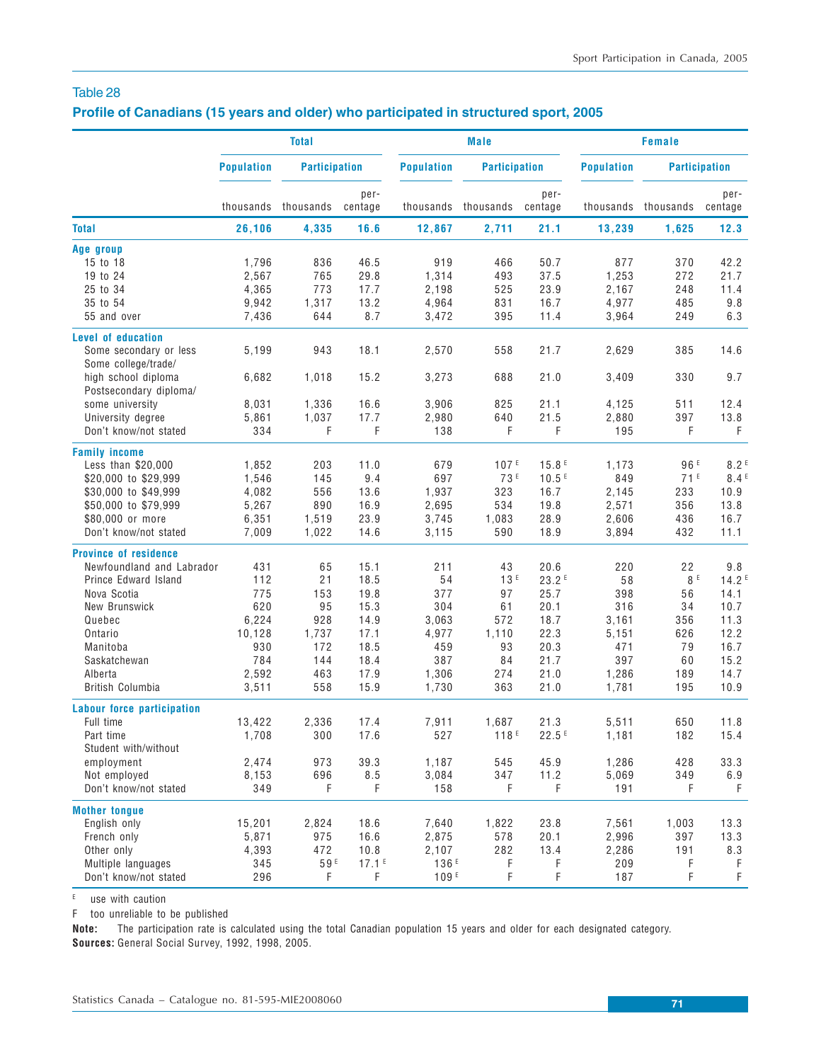Table 28

**Profile of Canadians (15 years and older) who participated in structured sport, 2005**

| | Total | | | Male | | | Female | | |
|---|---|---|---|---|---|---|---|---|---|
| | Population | Participation | | Population | Participation | | Population | Participation | |
| | thousands | thousands | percentage | thousands | thousands | percentage | thousands | thousands | percentage |
| **Total** | **26,106** | **4,335** | **16.6** | **12,867** | **2,711** | **21.1** | **13,239** | **1,625** | **12.3** |
| **Age group** | | | | | | | | | |
| 15 to 18 | 1,796 | 836 | 46.5 | 919 | 466 | 50.7 | 877 | 370 | 42.2 |
| 19 to 24 | 2,567 | 765 | 29.8 | 1,314 | 493 | 37.5 | 1,253 | 272 | 21.7 |
| 25 to 34 | 4,365 | 773 | 17.7 | 2,198 | 525 | 23.9 | 2,167 | 248 | 11.4 |
| 35 to 54 | 9,942 | 1,317 | 13.2 | 4,964 | 831 | 16.7 | 4,977 | 485 | 9.8 |
| 55 and over | 7,436 | 644 | 8.7 | 3,472 | 395 | 11.4 | 3,964 | 249 | 6.3 |
| **Level of education** | | | | | | | | | |
| Some secondary or less | 5,199 | 943 | 18.1 | 2,570 | 558 | 21.7 | 2,629 | 385 | 14.6 |
| Some college/trade/ high school diploma | 6,682 | 1,018 | 15.2 | 3,273 | 688 | 21.0 | 3,409 | 330 | 9.7 |
| Postsecondary diploma/ some university | 8,031 | 1,336 | 16.6 | 3,906 | 825 | 21.1 | 4,125 | 511 | 12.4 |
| University degree | 5,861 | 1,037 | 17.7 | 2,980 | 640 | 21.5 | 2,880 | 397 | 13.8 |
| Don't know/not stated | 334 | F | F | 138 | F | F | 195 | F | F |
| **Family income** | | | | | | | | | |
| Less than $20,000 | 1,852 | 203 | 11.0 | 679 | 107 E | 15.8 E | 1,173 | 96 E | 8.2 E |
| $20,000 to $29,999 | 1,546 | 145 | 9.4 | 697 | 73 E | 10.5 E | 849 | 71 E | 8.4 E |
| $30,000 to $49,999 | 4,082 | 556 | 13.6 | 1,937 | 323 | 16.7 | 2,145 | 233 | 10.9 |
| $50,000 to $79,999 | 5,267 | 890 | 16.9 | 2,695 | 534 | 19.8 | 2,571 | 356 | 13.8 |
| $80,000 or more | 6,351 | 1,519 | 23.9 | 3,745 | 1,083 | 28.9 | 2,606 | 436 | 16.7 |
| Don't know/not stated | 7,009 | 1,022 | 14.6 | 3,115 | 590 | 18.9 | 3,894 | 432 | 11.1 |
| **Province of residence** | | | | | | | | | |
| Newfoundland and Labrador | 431 | 65 | 15.1 | 211 | 43 | 20.6 | 220 | 22 | 9.8 |
| Prince Edward Island | 112 | 21 | 18.5 | 54 | 13 E | 23.2 E | 58 | 8 E | 14.2 E |
| Nova Scotia | 775 | 153 | 19.8 | 377 | 97 | 25.7 | 398 | 56 | 14.1 |
| New Brunswick | 620 | 95 | 15.3 | 304 | 61 | 20.1 | 316 | 34 | 10.7 |
| Quebec | 6,224 | 928 | 14.9 | 3,063 | 572 | 18.7 | 3,161 | 356 | 11.3 |
| Ontario | 10,128 | 1,737 | 17.1 | 4,977 | 1,110 | 22.3 | 5,151 | 626 | 12.2 |
| Manitoba | 930 | 172 | 18.5 | 459 | 93 | 20.3 | 471 | 79 | 16.7 |
| Saskatchewan | 784 | 144 | 18.4 | 387 | 84 | 21.7 | 397 | 60 | 15.2 |
| Alberta | 2,592 | 463 | 17.9 | 1,306 | 274 | 21.0 | 1,286 | 189 | 14.7 |
| British Columbia | 3,511 | 558 | 15.9 | 1,730 | 363 | 21.0 | 1,781 | 195 | 10.9 |
| **Labour force participation** | | | | | | | | | |
| Full time | 13,422 | 2,336 | 17.4 | 7,911 | 1,687 | 21.3 | 5,511 | 650 | 11.8 |
| Part time | 1,708 | 300 | 17.6 | 527 | 118 E | 22.5 E | 1,181 | 182 | 15.4 |
| Student with/without employment | 2,474 | 973 | 39.3 | 1,187 | 545 | 45.9 | 1,286 | 428 | 33.3 |
| Not employed | 8,153 | 696 | 8.5 | 3,084 | 347 | 11.2 | 5,069 | 349 | 6.9 |
| Don't know/not stated | 349 | F | F | 158 | F | F | 191 | F | F |
| **Mother tongue** | | | | | | | | | |
| English only | 15,201 | 2,824 | 18.6 | 7,640 | 1,822 | 23.8 | 7,561 | 1,003 | 13.3 |
| French only | 5,871 | 975 | 16.6 | 2,875 | 578 | 20.1 | 2,996 | 397 | 13.3 |
| Other only | 4,393 | 472 | 10.8 | 2,107 | 282 | 13.4 | 2,286 | 191 | 8.3 |
| Multiple languages | 345 | 59 E | 17.1 E | 136 E | F | F | 209 | F | F |
| Don't know/not stated | 296 | F | F | 109 E | F | F | 187 | F | F |

E use with caution

F too unreliable to be published

**Note:** The participation rate is calculated using the total Canadian population 15 years and older for each designated category.

**Sources:** General Social Survey, 1992, 1998, 2005.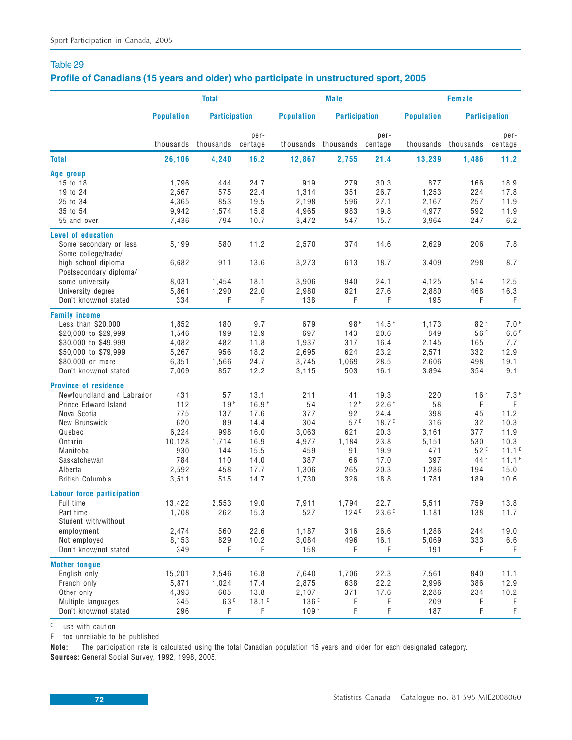## Table 29

### Profile of Canadians (15 years and older) who participate in unstructured sport, 2005

| | Total | | | Male | | | Female | | |
|---|---|---|---|---|---|---|---|---|---|
| | Population | Participation | | Population | Participation | | Population | Participation | |
| | thousands | thousands | percentage | thousands | thousands | percentage | thousands | thousands | percentage |
| **Total** | **26,106** | **4,240** | **16.2** | **12,867** | **2,755** | **21.4** | **13,239** | **1,486** | **11.2** |
| **Age group** | | | | | | | | | |
| 15 to 18 | 1,796 | 444 | 24.7 | 919 | 279 | 30.3 | 877 | 166 | 18.9 |
| 19 to 24 | 2,567 | 575 | 22.4 | 1,314 | 351 | 26.7 | 1,253 | 224 | 17.8 |
| 25 to 34 | 4,365 | 853 | 19.5 | 2,198 | 596 | 27.1 | 2,167 | 257 | 11.9 |
| 35 to 54 | 9,942 | 1,574 | 15.8 | 4,965 | 983 | 19.8 | 4,977 | 592 | 11.9 |
| 55 and over | 7,436 | 794 | 10.7 | 3,472 | 547 | 15.7 | 3,964 | 247 | 6.2 |
| **Level of education** | | | | | | | | | |
| Some secondary or less | 5,199 | 580 | 11.2 | 2,570 | 374 | 14.6 | 2,629 | 206 | 7.8 |
| Some college/trade/ high school diploma | 6,682 | 911 | 13.6 | 3,273 | 613 | 18.7 | 3,409 | 298 | 8.7 |
| Postsecondary diploma/ some university | 8,031 | 1,454 | 18.1 | 3,906 | 940 | 24.1 | 4,125 | 514 | 12.5 |
| University degree | 5,861 | 1,290 | 22.0 | 2,980 | 821 | 27.6 | 2,880 | 468 | 16.3 |
| Don't know/not stated | 334 | F | F | 138 | F | F | 195 | F | F |
| **Family income** | | | | | | | | | |
| Less than $20,000 | 1,852 | 180 | 9.7 | 679 | 98 E | 14.5 E | 1,173 | 82 E | 7.0 E |
| $20,000 to $29,999 | 1,546 | 199 | 12.9 | 697 | 143 | 20.6 | 849 | 56 E | 6.6 E |
| $30,000 to $49,999 | 4,082 | 482 | 11.8 | 1,937 | 317 | 16.4 | 2,145 | 165 | 7.7 |
| $50,000 to $79,999 | 5,267 | 956 | 18.2 | 2,695 | 624 | 23.2 | 2,571 | 332 | 12.9 |
| $80,000 or more | 6,351 | 1,566 | 24.7 | 3,745 | 1,069 | 28.5 | 2,606 | 498 | 19.1 |
| Don't know/not stated | 7,009 | 857 | 12.2 | 3,115 | 503 | 16.1 | 3,894 | 354 | 9.1 |
| **Province of residence** | | | | | | | | | |
| Newfoundland and Labrador | 431 | 57 | 13.1 | 211 | 41 | 19.3 | 220 | 16 E | 7.3 E |
| Prince Edward Island | 112 | 19 E | 16.9 E | 54 | 12 E | 22.6 E | 58 | F | F |
| Nova Scotia | 775 | 137 | 17.6 | 377 | 92 | 24.4 | 398 | 45 | 11.2 |
| New Brunswick | 620 | 89 | 14.4 | 304 | 57 E | 18.7 E | 316 | 32 | 10.3 |
| Quebec | 6,224 | 998 | 16.0 | 3,063 | 621 | 20.3 | 3,161 | 377 | 11.9 |
| Ontario | 10,128 | 1,714 | 16.9 | 4,977 | 1,184 | 23.8 | 5,151 | 530 | 10.3 |
| Manitoba | 930 | 144 | 15.5 | 459 | 91 | 19.9 | 471 | 52 E | 11.1 E |
| Saskatchewan | 784 | 110 | 14.0 | 387 | 66 | 17.0 | 397 | 44 E | 11.1 E |
| Alberta | 2,592 | 458 | 17.7 | 1,306 | 265 | 20.3 | 1,286 | 194 | 15.0 |
| British Columbia | 3,511 | 515 | 14.7 | 1,730 | 326 | 18.8 | 1,781 | 189 | 10.6 |
| **Labour force participation** | | | | | | | | | |
| Full time | 13,422 | 2,553 | 19.0 | 7,911 | 1,794 | 22.7 | 5,511 | 759 | 13.8 |
| Part time | 1,708 | 262 | 15.3 | 527 | 124 E | 23.6 E | 1,181 | 138 | 11.7 |
| Student with/without employment | 2,474 | 560 | 22.6 | 1,187 | 316 | 26.6 | 1,286 | 244 | 19.0 |
| Not employed | 8,153 | 829 | 10.2 | 3,084 | 496 | 16.1 | 5,069 | 333 | 6.6 |
| Don't know/not stated | 349 | F | F | 158 | F | F | 191 | F | F |
| **Mother tongue** | | | | | | | | | |
| English only | 15,201 | 2,546 | 16.8 | 7,640 | 1,706 | 22.3 | 7,561 | 840 | 11.1 |
| French only | 5,871 | 1,024 | 17.4 | 2,875 | 638 | 22.2 | 2,996 | 386 | 12.9 |
| Other only | 4,393 | 605 | 13.8 | 2,107 | 371 | 17.6 | 2,286 | 234 | 10.2 |
| Multiple languages | 345 | 63 E | 18.1 E | 136 E | F | F | 209 | F | F |
| Don't know/not stated | 296 | F | F | 109 E | F | F | 187 | F | F |

E use with caution

F too unreliable to be published

**Note:** The participation rate is calculated using the total Canadian population 15 years and older for each designated category.

**Sources:** General Social Survey, 1992, 1998, 2005.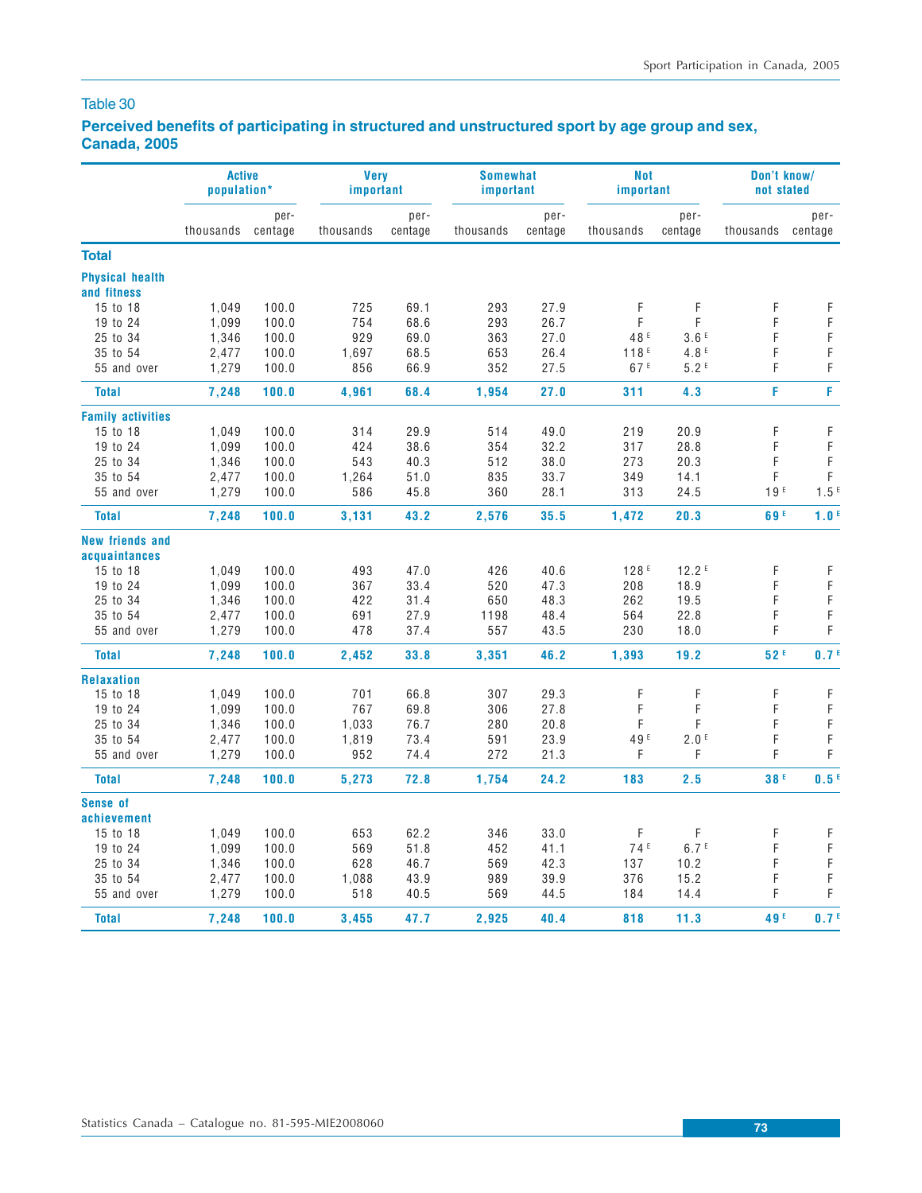Table 30

**Perceived benefits of participating in structured and unstructured sport by age group and sex, Canada, 2005**

| | Active population* | | Very important | | Somewhat important | | Not important | | Don't know/ not stated | |
|---|---|---|---|---|---|---|---|---|---|---|
| | thousands | per-centage | thousands | per-centage | thousands | per-centage | thousands | per-centage | thousands | per-centage |
| **Total** | | | | | | | | | | |
| **Physical health and fitness** | | | | | | | | | | |
| 15 to 18 | 1,049 | 100.0 | 725 | 69.1 | 293 | 27.9 | F | F | F | F |
| 19 to 24 | 1,099 | 100.0 | 754 | 68.6 | 293 | 26.7 | F | F | F | F |
| 25 to 34 | 1,346 | 100.0 | 929 | 69.0 | 363 | 27.0 | 48 E | 3.6 E | F | F |
| 35 to 54 | 2,477 | 100.0 | 1,697 | 68.5 | 653 | 26.4 | 118 E | 4.8 E | F | F |
| 55 and over | 1,279 | 100.0 | 856 | 66.9 | 352 | 27.5 | 67 E | 5.2 E | F | F |
| **Total** | **7,248** | **100.0** | **4,961** | **68.4** | **1,954** | **27.0** | **311** | **4.3** | **F** | **F** |
| **Family activities** | | | | | | | | | | |
| 15 to 18 | 1,049 | 100.0 | 314 | 29.9 | 514 | 49.0 | 219 | 20.9 | F | F |
| 19 to 24 | 1,099 | 100.0 | 424 | 38.6 | 354 | 32.2 | 317 | 28.8 | F | F |
| 25 to 34 | 1,346 | 100.0 | 543 | 40.3 | 512 | 38.0 | 273 | 20.3 | F | F |
| 35 to 54 | 2,477 | 100.0 | 1,264 | 51.0 | 835 | 33.7 | 349 | 14.1 | F | F |
| 55 and over | 1,279 | 100.0 | 586 | 45.8 | 360 | 28.1 | 313 | 24.5 | 19 E | 1.5 E |
| **Total** | **7,248** | **100.0** | **3,131** | **43.2** | **2,576** | **35.5** | **1,472** | **20.3** | **69 E** | **1.0 E** |
| **New friends and acquaintances** | | | | | | | | | | |
| 15 to 18 | 1,049 | 100.0 | 493 | 47.0 | 426 | 40.6 | 128 E | 12.2 E | F | F |
| 19 to 24 | 1,099 | 100.0 | 367 | 33.4 | 520 | 47.3 | 208 | 18.9 | F | F |
| 25 to 34 | 1,346 | 100.0 | 422 | 31.4 | 650 | 48.3 | 262 | 19.5 | F | F |
| 35 to 54 | 2,477 | 100.0 | 691 | 27.9 | 1198 | 48.4 | 564 | 22.8 | F | F |
| 55 and over | 1,279 | 100.0 | 478 | 37.4 | 557 | 43.5 | 230 | 18.0 | F | F |
| **Total** | **7,248** | **100.0** | **2,452** | **33.8** | **3,351** | **46.2** | **1,393** | **19.2** | **52 E** | **0.7 E** |
| **Relaxation** | | | | | | | | | | |
| 15 to 18 | 1,049 | 100.0 | 701 | 66.8 | 307 | 29.3 | F | F | F | F |
| 19 to 24 | 1,099 | 100.0 | 767 | 69.8 | 306 | 27.8 | F | F | F | F |
| 25 to 34 | 1,346 | 100.0 | 1,033 | 76.7 | 280 | 20.8 | F | F | F | F |
| 35 to 54 | 2,477 | 100.0 | 1,819 | 73.4 | 591 | 23.9 | 49 E | 2.0 E | F | F |
| 55 and over | 1,279 | 100.0 | 952 | 74.4 | 272 | 21.3 | F | F | F | F |
| **Total** | **7,248** | **100.0** | **5,273** | **72.8** | **1,754** | **24.2** | **183** | **2.5** | **38 E** | **0.5 E** |
| **Sense of achievement** | | | | | | | | | | |
| 15 to 18 | 1,049 | 100.0 | 653 | 62.2 | 346 | 33.0 | F | F | F | F |
| 19 to 24 | 1,099 | 100.0 | 569 | 51.8 | 452 | 41.1 | 74 E | 6.7 E | F | F |
| 25 to 34 | 1,346 | 100.0 | 628 | 46.7 | 569 | 42.3 | 137 | 10.2 | F | F |
| 35 to 54 | 2,477 | 100.0 | 1,088 | 43.9 | 989 | 39.9 | 376 | 15.2 | F | F |
| 55 and over | 1,279 | 100.0 | 518 | 40.5 | 569 | 44.5 | 184 | 14.4 | F | F |
| **Total** | **7,248** | **100.0** | **3,455** | **47.7** | **2,925** | **40.4** | **818** | **11.3** | **49 E** | **0.7 E** |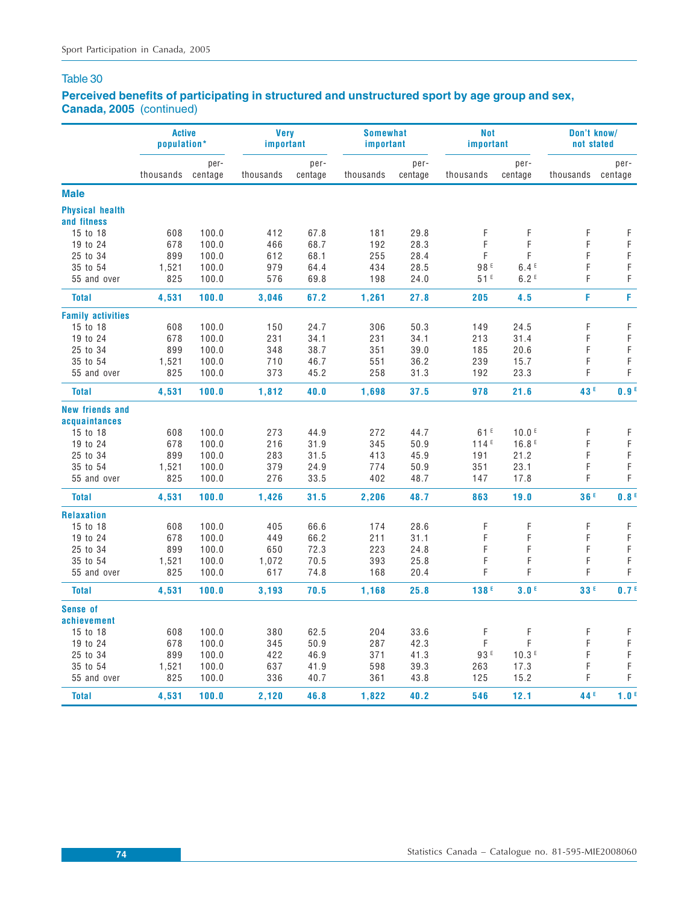## Table 30

### Perceived benefits of participating in structured and unstructured sport by age group and sex, Canada, 2005 (continued)

| | Active population* | | Very important | | Somewhat important | | Not important | | Don't know/ not stated | |
|---|---|---|---|---|---|---|---|---|---|---|
| | thousands | percentage | thousands | percentage | thousands | percentage | thousands | percentage | thousands | percentage |
| **Male** | | | | | | | | | | |
| **Physical health and fitness** | | | | | | | | | | |
| 15 to 18 | 608 | 100.0 | 412 | 67.8 | 181 | 29.8 | F | F | F | F |
| 19 to 24 | 678 | 100.0 | 466 | 68.7 | 192 | 28.3 | F | F | F | F |
| 25 to 34 | 899 | 100.0 | 612 | 68.1 | 255 | 28.4 | F | F | F | F |
| 35 to 54 | 1,521 | 100.0 | 979 | 64.4 | 434 | 28.5 | 98 E | 6.4 E | F | F |
| 55 and over | 825 | 100.0 | 576 | 69.8 | 198 | 24.0 | 51 E | 6.2 E | F | F |
| **Total** | **4,531** | **100.0** | **3,046** | **67.2** | **1,261** | **27.8** | **205** | **4.5** | **F** | **F** |
| **Family activities** | | | | | | | | | | |
| 15 to 18 | 608 | 100.0 | 150 | 24.7 | 306 | 50.3 | 149 | 24.5 | F | F |
| 19 to 24 | 678 | 100.0 | 231 | 34.1 | 231 | 34.1 | 213 | 31.4 | F | F |
| 25 to 34 | 899 | 100.0 | 348 | 38.7 | 351 | 39.0 | 185 | 20.6 | F | F |
| 35 to 54 | 1,521 | 100.0 | 710 | 46.7 | 551 | 36.2 | 239 | 15.7 | F | F |
| 55 and over | 825 | 100.0 | 373 | 45.2 | 258 | 31.3 | 192 | 23.3 | F | F |
| **Total** | **4,531** | **100.0** | **1,812** | **40.0** | **1,698** | **37.5** | **978** | **21.6** | **43 E** | **0.9 E** |
| **New friends and acquaintances** | | | | | | | | | | |
| 15 to 18 | 608 | 100.0 | 273 | 44.9 | 272 | 44.7 | 61 E | 10.0 E | F | F |
| 19 to 24 | 678 | 100.0 | 216 | 31.9 | 345 | 50.9 | 114 E | 16.8 E | F | F |
| 25 to 34 | 899 | 100.0 | 283 | 31.5 | 413 | 45.9 | 191 | 21.2 | F | F |
| 35 to 54 | 1,521 | 100.0 | 379 | 24.9 | 774 | 50.9 | 351 | 23.1 | F | F |
| 55 and over | 825 | 100.0 | 276 | 33.5 | 402 | 48.7 | 147 | 17.8 | F | F |
| **Total** | **4,531** | **100.0** | **1,426** | **31.5** | **2,206** | **48.7** | **863** | **19.0** | **36 E** | **0.8 E** |
| **Relaxation** | | | | | | | | | | |
| 15 to 18 | 608 | 100.0 | 405 | 66.6 | 174 | 28.6 | F | F | F | F |
| 19 to 24 | 678 | 100.0 | 449 | 66.2 | 211 | 31.1 | F | F | F | F |
| 25 to 34 | 899 | 100.0 | 650 | 72.3 | 223 | 24.8 | F | F | F | F |
| 35 to 54 | 1,521 | 100.0 | 1,072 | 70.5 | 393 | 25.8 | F | F | F | F |
| 55 and over | 825 | 100.0 | 617 | 74.8 | 168 | 20.4 | F | F | F | F |
| **Total** | **4,531** | **100.0** | **3,193** | **70.5** | **1,168** | **25.8** | **138 E** | **3.0 E** | **33 E** | **0.7 E** |
| **Sense of achievement** | | | | | | | | | | |
| 15 to 18 | 608 | 100.0 | 380 | 62.5 | 204 | 33.6 | F | F | F | F |
| 19 to 24 | 678 | 100.0 | 345 | 50.9 | 287 | 42.3 | F | F | F | F |
| 25 to 34 | 899 | 100.0 | 422 | 46.9 | 371 | 41.3 | 93 E | 10.3 E | F | F |
| 35 to 54 | 1,521 | 100.0 | 637 | 41.9 | 598 | 39.3 | 263 | 17.3 | F | F |
| 55 and over | 825 | 100.0 | 336 | 40.7 | 361 | 43.8 | 125 | 15.2 | F | F |
| **Total** | **4,531** | **100.0** | **2,120** | **46.8** | **1,822** | **40.2** | **546** | **12.1** | **44 E** | **1.0 E** |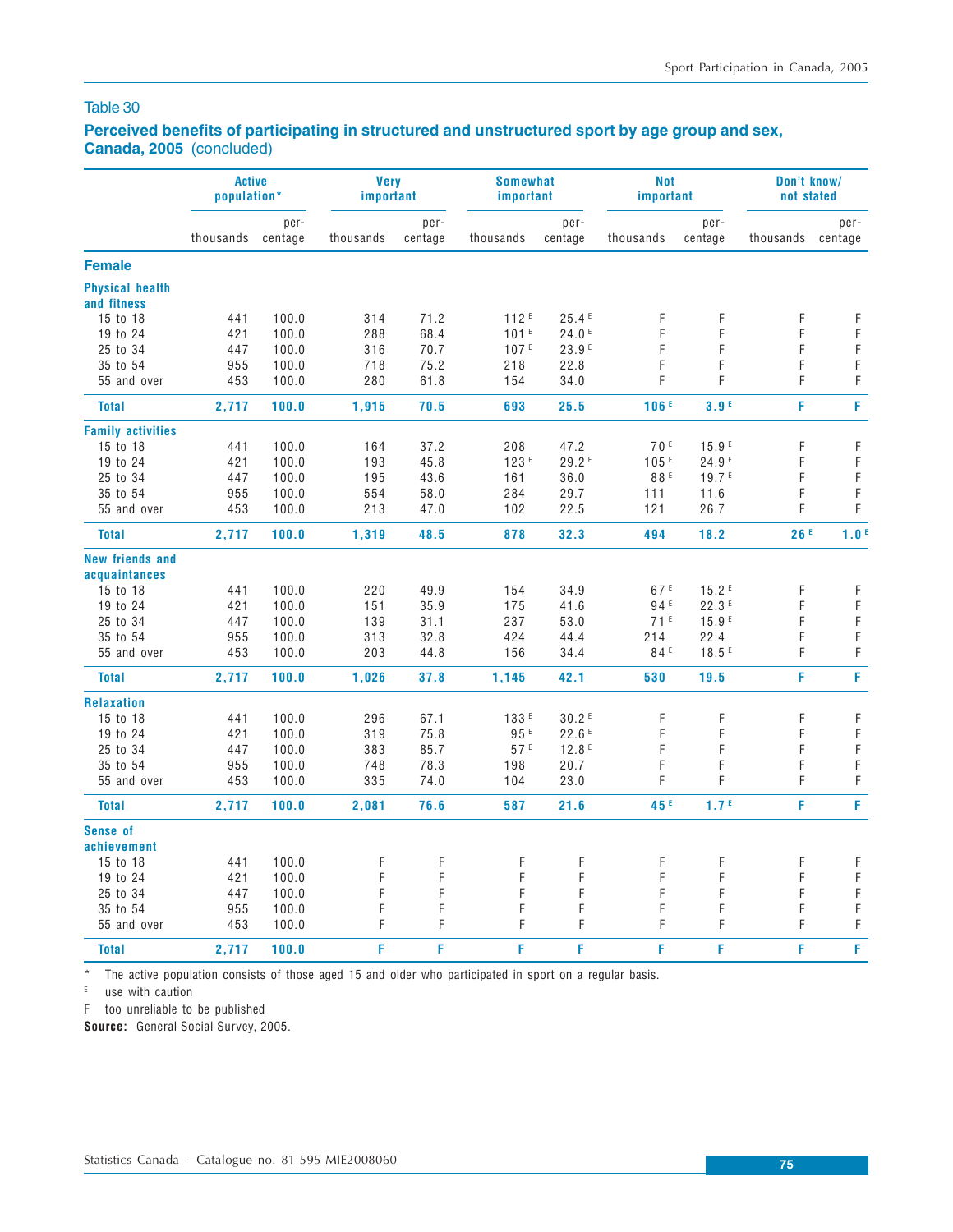Table 30

**Perceived benefits of participating in structured and unstructured sport by age group and sex, Canada, 2005** (concluded)

| | Active population* | | Very important | | Somewhat important | | Not important | | Don't know/ not stated | |
|---|---|---|---|---|---|---|---|---|---|---|
| | thousands | per-centage | thousands | per-centage | thousands | per-centage | thousands | per-centage | thousands | per-centage |
| **Female** | | | | | | | | | | |
| **Physical health and fitness** | | | | | | | | | | |
| 15 to 18 | 441 | 100.0 | 314 | 71.2 | 112 E | 25.4 E | F | F | F | F |
| 19 to 24 | 421 | 100.0 | 288 | 68.4 | 101 E | 24.0 E | F | F | F | F |
| 25 to 34 | 447 | 100.0 | 316 | 70.7 | 107 E | 23.9 E | F | F | F | F |
| 35 to 54 | 955 | 100.0 | 718 | 75.2 | 218 | 22.8 | F | F | F | F |
| 55 and over | 453 | 100.0 | 280 | 61.8 | 154 | 34.0 | F | F | F | F |
| **Total** | **2,717** | **100.0** | **1,915** | **70.5** | **693** | **25.5** | **106 E** | **3.9 E** | **F** | **F** |
| **Family activities** | | | | | | | | | | |
| 15 to 18 | 441 | 100.0 | 164 | 37.2 | 208 | 47.2 | 70 E | 15.9 E | F | F |
| 19 to 24 | 421 | 100.0 | 193 | 45.8 | 123 E | 29.2 E | 105 E | 24.9 E | F | F |
| 25 to 34 | 447 | 100.0 | 195 | 43.6 | 161 | 36.0 | 88 E | 19.7 E | F | F |
| 35 to 54 | 955 | 100.0 | 554 | 58.0 | 284 | 29.7 | 111 | 11.6 | F | F |
| 55 and over | 453 | 100.0 | 213 | 47.0 | 102 | 22.5 | 121 | 26.7 | F | F |
| **Total** | **2,717** | **100.0** | **1,319** | **48.5** | **878** | **32.3** | **494** | **18.2** | **26 E** | **1.0 E** |
| **New friends and acquaintances** | | | | | | | | | | |
| 15 to 18 | 441 | 100.0 | 220 | 49.9 | 154 | 34.9 | 67 E | 15.2 E | F | F |
| 19 to 24 | 421 | 100.0 | 151 | 35.9 | 175 | 41.6 | 94 E | 22.3 E | F | F |
| 25 to 34 | 447 | 100.0 | 139 | 31.1 | 237 | 53.0 | 71 E | 15.9 E | F | F |
| 35 to 54 | 955 | 100.0 | 313 | 32.8 | 424 | 44.4 | 214 | 22.4 | F | F |
| 55 and over | 453 | 100.0 | 203 | 44.8 | 156 | 34.4 | 84 E | 18.5 E | F | F |
| **Total** | **2,717** | **100.0** | **1,026** | **37.8** | **1,145** | **42.1** | **530** | **19.5** | **F** | **F** |
| **Relaxation** | | | | | | | | | | |
| 15 to 18 | 441 | 100.0 | 296 | 67.1 | 133 E | 30.2 E | F | F | F | F |
| 19 to 24 | 421 | 100.0 | 319 | 75.8 | 95 E | 22.6 E | F | F | F | F |
| 25 to 34 | 447 | 100.0 | 383 | 85.7 | 57 E | 12.8 E | F | F | F | F |
| 35 to 54 | 955 | 100.0 | 748 | 78.3 | 198 | 20.7 | F | F | F | F |
| 55 and over | 453 | 100.0 | 335 | 74.0 | 104 | 23.0 | F | F | F | F |
| **Total** | **2,717** | **100.0** | **2,081** | **76.6** | **587** | **21.6** | **45 E** | **1.7 E** | **F** | **F** |
| **Sense of achievement** | | | | | | | | | | |
| 15 to 18 | 441 | 100.0 | F | F | F | F | F | F | F | F |
| 19 to 24 | 421 | 100.0 | F | F | F | F | F | F | F | F |
| 25 to 34 | 447 | 100.0 | F | F | F | F | F | F | F | F |
| 35 to 54 | 955 | 100.0 | F | F | F | F | F | F | F | F |
| 55 and over | 453 | 100.0 | F | F | F | F | F | F | F | F |
| **Total** | **2,717** | **100.0** | **F** | **F** | **F** | **F** | **F** | **F** | **F** | **F** |

\* The active population consists of those aged 15 and older who participated in sport on a regular basis.

E use with caution

F too unreliable to be published

**Source:** General Social Survey, 2005.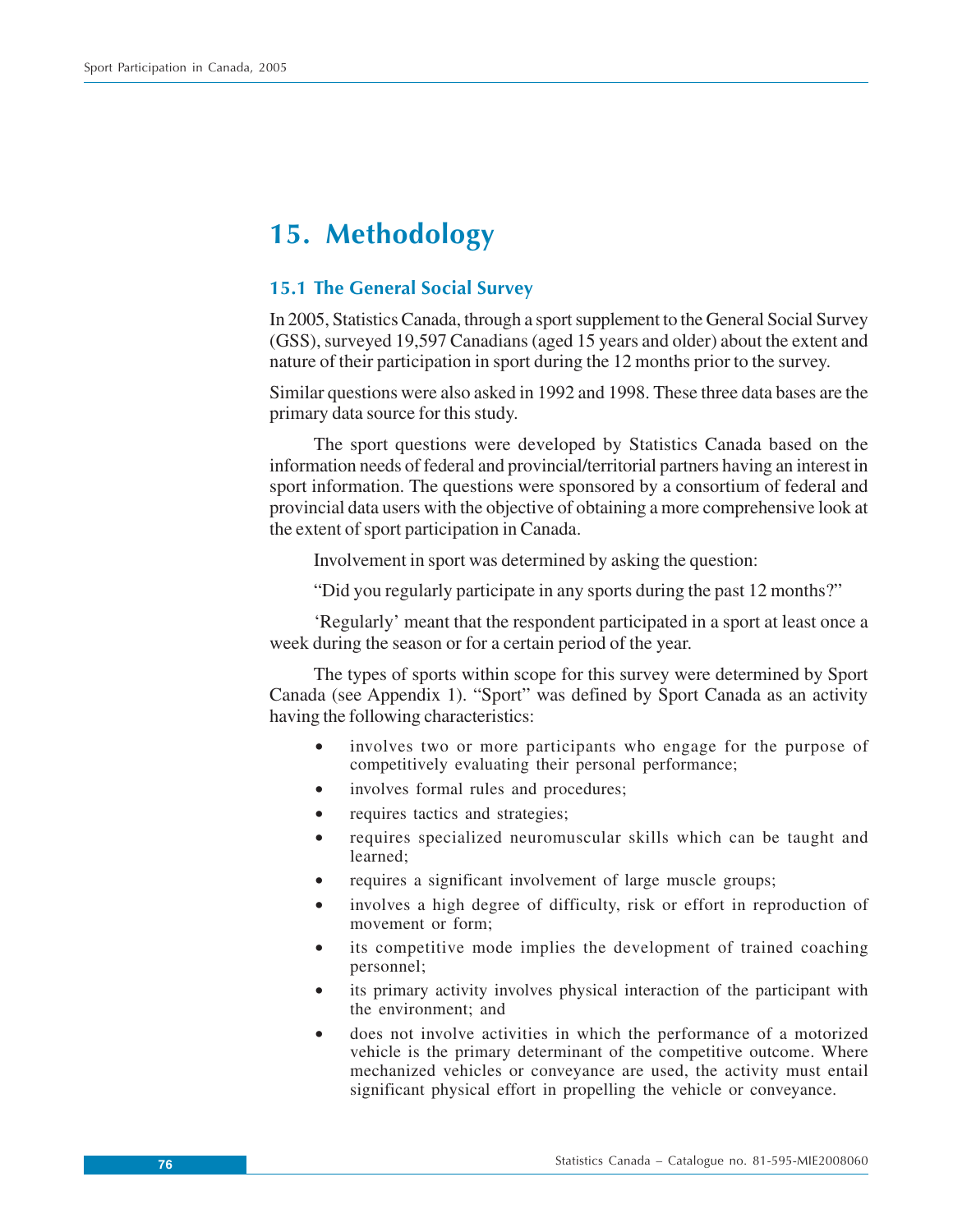# 15. Methodology

## 15.1 The General Social Survey

In 2005, Statistics Canada, through a sport supplement to the General Social Survey (GSS), surveyed 19,597 Canadians (aged 15 years and older) about the extent and nature of their participation in sport during the 12 months prior to the survey.

Similar questions were also asked in 1992 and 1998. These three data bases are the primary data source for this study.

The sport questions were developed by Statistics Canada based on the information needs of federal and provincial/territorial partners having an interest in sport information. The questions were sponsored by a consortium of federal and provincial data users with the objective of obtaining a more comprehensive look at the extent of sport participation in Canada.

Involvement in sport was determined by asking the question:

"Did you regularly participate in any sports during the past 12 months?"

'Regularly' meant that the respondent participated in a sport at least once a week during the season or for a certain period of the year.

The types of sports within scope for this survey were determined by Sport Canada (see Appendix 1). "Sport" was defined by Sport Canada as an activity having the following characteristics:

- involves two or more participants who engage for the purpose of competitively evaluating their personal performance;
- involves formal rules and procedures;
- requires tactics and strategies;
- requires specialized neuromuscular skills which can be taught and learned;
- requires a significant involvement of large muscle groups;
- involves a high degree of difficulty, risk or effort in reproduction of movement or form;
- its competitive mode implies the development of trained coaching personnel;
- its primary activity involves physical interaction of the participant with the environment; and
- does not involve activities in which the performance of a motorized vehicle is the primary determinant of the competitive outcome. Where mechanized vehicles or conveyance are used, the activity must entail significant physical effort in propelling the vehicle or conveyance.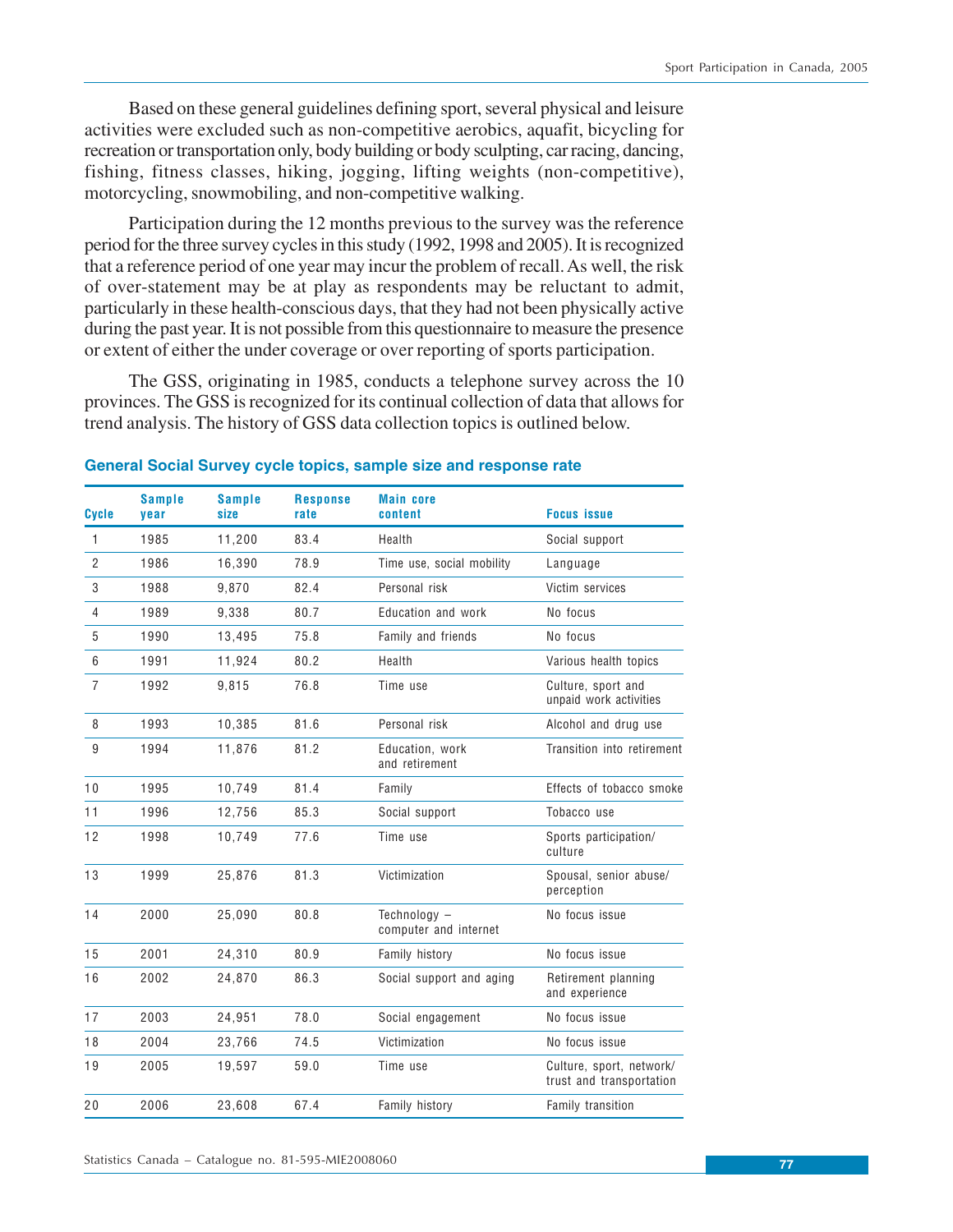Based on these general guidelines defining sport, several physical and leisure activities were excluded such as non-competitive aerobics, aquafit, bicycling for recreation or transportation only, body building or body sculpting, car racing, dancing, fishing, fitness classes, hiking, jogging, lifting weights (non-competitive), motorcycling, snowmobiling, and non-competitive walking.

Participation during the 12 months previous to the survey was the reference period for the three survey cycles in this study (1992, 1998 and 2005). It is recognized that a reference period of one year may incur the problem of recall. As well, the risk of over-statement may be at play as respondents may be reluctant to admit, particularly in these health-conscious days, that they had not been physically active during the past year. It is not possible from this questionnaire to measure the presence or extent of either the under coverage or over reporting of sports participation.

The GSS, originating in 1985, conducts a telephone survey across the 10 provinces. The GSS is recognized for its continual collection of data that allows for trend analysis. The history of GSS data collection topics is outlined below.

### General Social Survey cycle topics, sample size and response rate

| Cycle | Sample year | Sample size | Response rate | Main core content | Focus issue |
|---|---|---|---|---|---|
| 1 | 1985 | 11,200 | 83.4 | Health | Social support |
| 2 | 1986 | 16,390 | 78.9 | Time use, social mobility | Language |
| 3 | 1988 | 9,870 | 82.4 | Personal risk | Victim services |
| 4 | 1989 | 9,338 | 80.7 | Education and work | No focus |
| 5 | 1990 | 13,495 | 75.8 | Family and friends | No focus |
| 6 | 1991 | 11,924 | 80.2 | Health | Various health topics |
| 7 | 1992 | 9,815 | 76.8 | Time use | Culture, sport and unpaid work activities |
| 8 | 1993 | 10,385 | 81.6 | Personal risk | Alcohol and drug use |
| 9 | 1994 | 11,876 | 81.2 | Education, work and retirement | Transition into retirement |
| 10 | 1995 | 10,749 | 81.4 | Family | Effects of tobacco smoke |
| 11 | 1996 | 12,756 | 85.3 | Social support | Tobacco use |
| 12 | 1998 | 10,749 | 77.6 | Time use | Sports participation/ culture |
| 13 | 1999 | 25,876 | 81.3 | Victimization | Spousal, senior abuse/ perception |
| 14 | 2000 | 25,090 | 80.8 | Technology – computer and internet | No focus issue |
| 15 | 2001 | 24,310 | 80.9 | Family history | No focus issue |
| 16 | 2002 | 24,870 | 86.3 | Social support and aging | Retirement planning and experience |
| 17 | 2003 | 24,951 | 78.0 | Social engagement | No focus issue |
| 18 | 2004 | 23,766 | 74.5 | Victimization | No focus issue |
| 19 | 2005 | 19,597 | 59.0 | Time use | Culture, sport, network/ trust and transportation |
| 20 | 2006 | 23,608 | 67.4 | Family history | Family transition |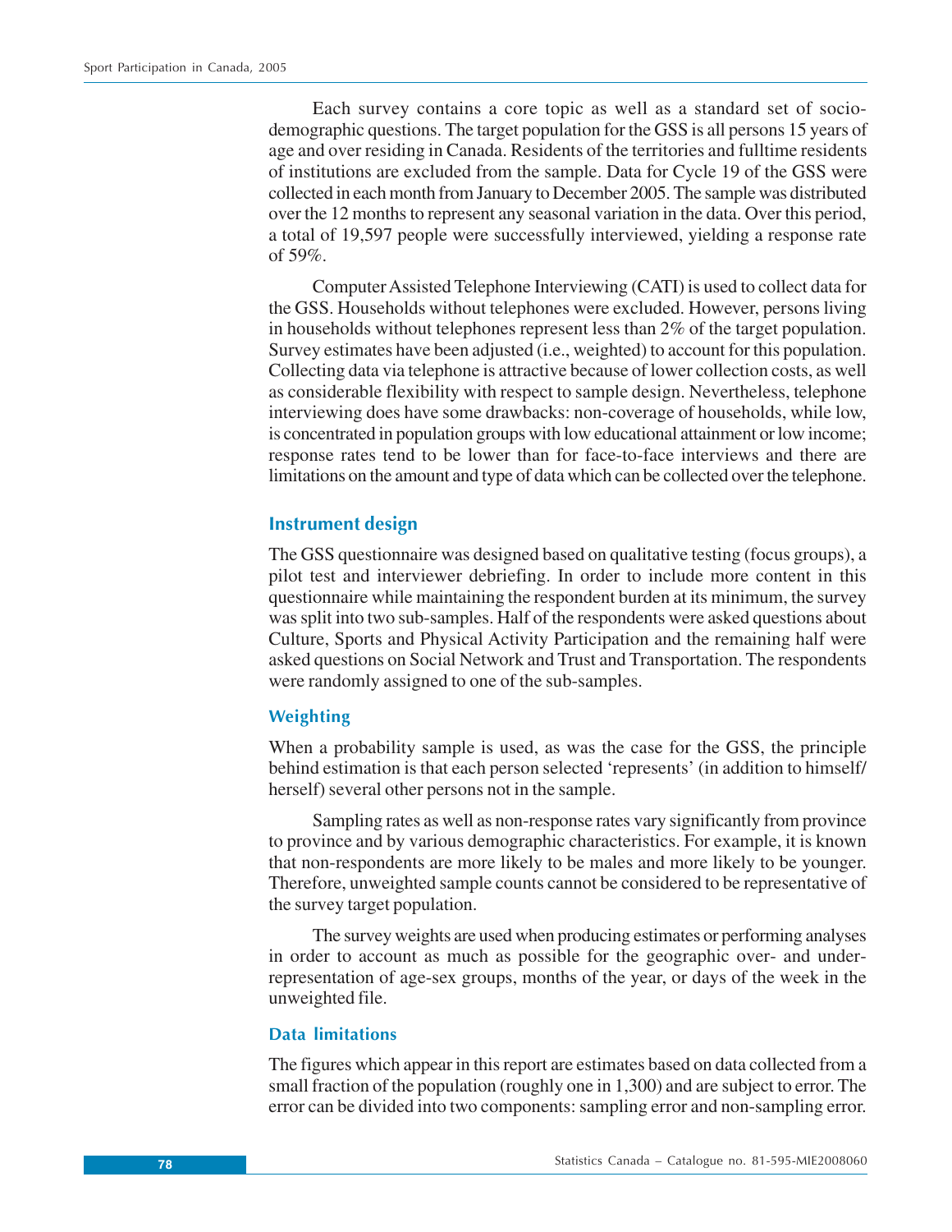Each survey contains a core topic as well as a standard set of socio-demographic questions. The target population for the GSS is all persons 15 years of age and over residing in Canada. Residents of the territories and fulltime residents of institutions are excluded from the sample. Data for Cycle 19 of the GSS were collected in each month from January to December 2005. The sample was distributed over the 12 months to represent any seasonal variation in the data. Over this period, a total of 19,597 people were successfully interviewed, yielding a response rate of 59%.

Computer Assisted Telephone Interviewing (CATI) is used to collect data for the GSS. Households without telephones were excluded. However, persons living in households without telephones represent less than 2% of the target population. Survey estimates have been adjusted (i.e., weighted) to account for this population. Collecting data via telephone is attractive because of lower collection costs, as well as considerable flexibility with respect to sample design. Nevertheless, telephone interviewing does have some drawbacks: non-coverage of households, while low, is concentrated in population groups with low educational attainment or low income; response rates tend to be lower than for face-to-face interviews and there are limitations on the amount and type of data which can be collected over the telephone.

## Instrument design

The GSS questionnaire was designed based on qualitative testing (focus groups), a pilot test and interviewer debriefing. In order to include more content in this questionnaire while maintaining the respondent burden at its minimum, the survey was split into two sub-samples. Half of the respondents were asked questions about Culture, Sports and Physical Activity Participation and the remaining half were asked questions on Social Network and Trust and Transportation. The respondents were randomly assigned to one of the sub-samples.

### Weighting

When a probability sample is used, as was the case for the GSS, the principle behind estimation is that each person selected 'represents' (in addition to himself/herself) several other persons not in the sample.

Sampling rates as well as non-response rates vary significantly from province to province and by various demographic characteristics. For example, it is known that non-respondents are more likely to be males and more likely to be younger. Therefore, unweighted sample counts cannot be considered to be representative of the survey target population.

The survey weights are used when producing estimates or performing analyses in order to account as much as possible for the geographic over- and under-representation of age-sex groups, months of the year, or days of the week in the unweighted file.

### Data limitations

The figures which appear in this report are estimates based on data collected from a small fraction of the population (roughly one in 1,300) and are subject to error. The error can be divided into two components: sampling error and non-sampling error.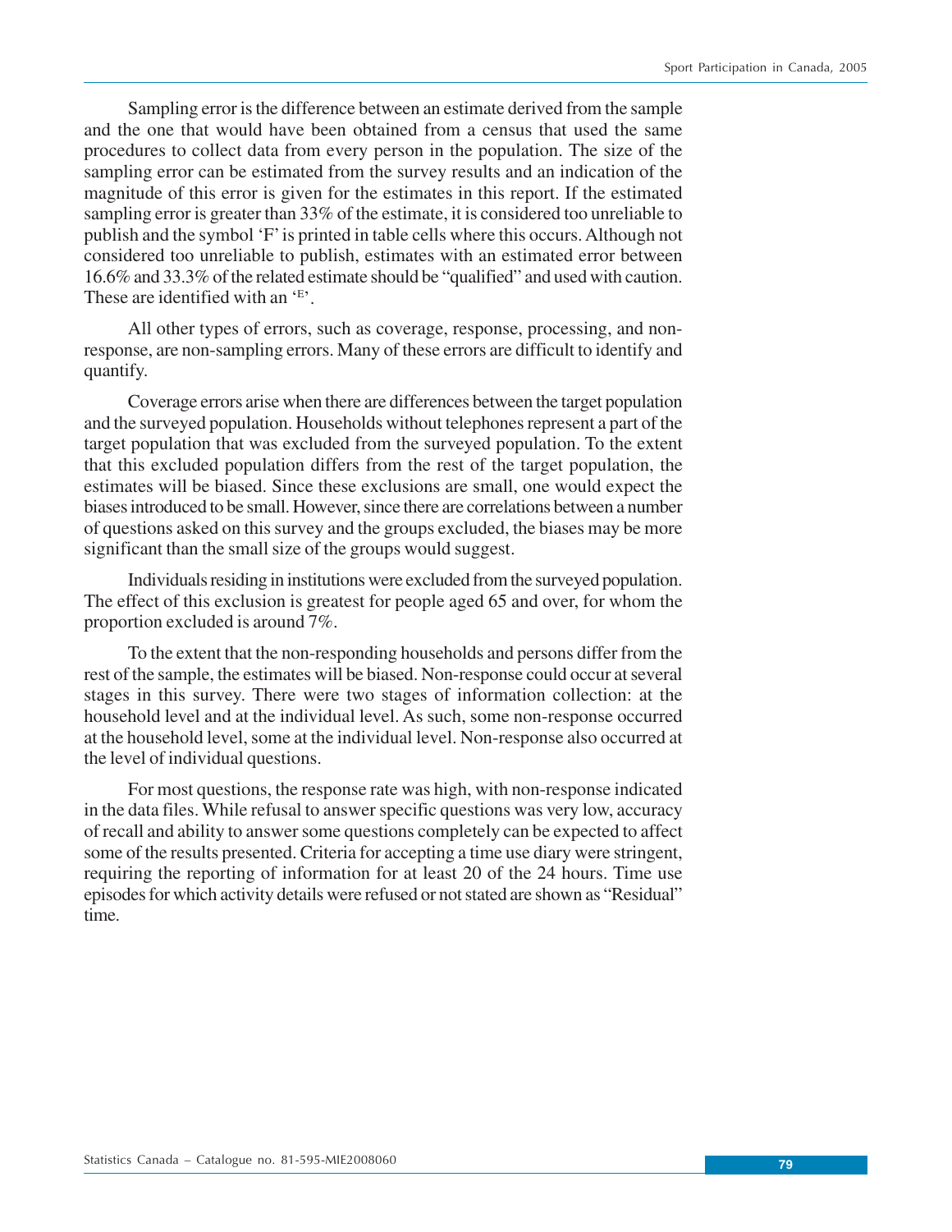Sampling error is the difference between an estimate derived from the sample and the one that would have been obtained from a census that used the same procedures to collect data from every person in the population. The size of the sampling error can be estimated from the survey results and an indication of the magnitude of this error is given for the estimates in this report. If the estimated sampling error is greater than 33% of the estimate, it is considered too unreliable to publish and the symbol 'F' is printed in table cells where this occurs. Although not considered too unreliable to publish, estimates with an estimated error between 16.6% and 33.3% of the related estimate should be "qualified" and used with caution. These are identified with an '^E'.

All other types of errors, such as coverage, response, processing, and non-response, are non-sampling errors. Many of these errors are difficult to identify and quantify.

Coverage errors arise when there are differences between the target population and the surveyed population. Households without telephones represent a part of the target population that was excluded from the surveyed population. To the extent that this excluded population differs from the rest of the target population, the estimates will be biased. Since these exclusions are small, one would expect the biases introduced to be small. However, since there are correlations between a number of questions asked on this survey and the groups excluded, the biases may be more significant than the small size of the groups would suggest.

Individuals residing in institutions were excluded from the surveyed population. The effect of this exclusion is greatest for people aged 65 and over, for whom the proportion excluded is around 7%.

To the extent that the non-responding households and persons differ from the rest of the sample, the estimates will be biased. Non-response could occur at several stages in this survey. There were two stages of information collection: at the household level and at the individual level. As such, some non-response occurred at the household level, some at the individual level. Non-response also occurred at the level of individual questions.

For most questions, the response rate was high, with non-response indicated in the data files. While refusal to answer specific questions was very low, accuracy of recall and ability to answer some questions completely can be expected to affect some of the results presented. Criteria for accepting a time use diary were stringent, requiring the reporting of information for at least 20 of the 24 hours. Time use episodes for which activity details were refused or not stated are shown as "Residual" time.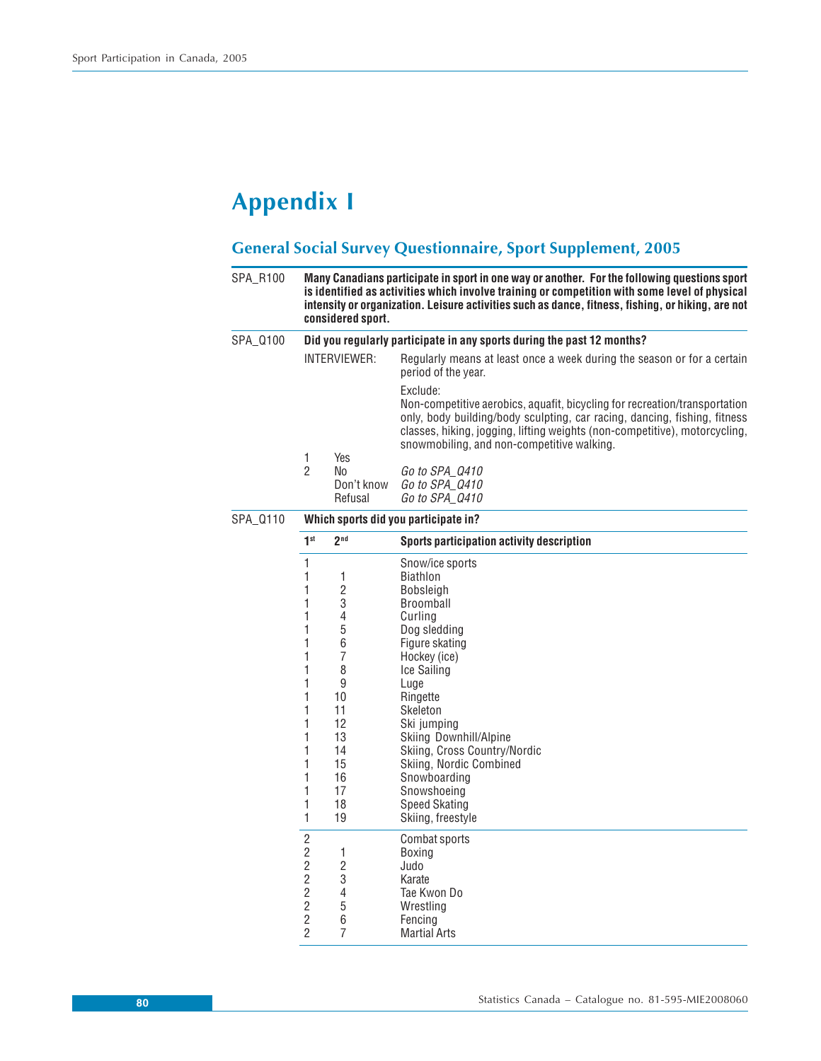# Appendix I

## General Social Survey Questionnaire, Sport Supplement, 2005

SPA_R100 **Many Canadians participate in sport in one way or another. For the following questions sport is identified as activities which involve training or competition with some level of physical intensity or organization. Leisure activities such as dance, fitness, fishing, or hiking, are not considered sport.**

SPA_Q100 **Did you regularly participate in any sports during the past 12 months?**

INTERVIEWER: Regularly means at least once a week during the season or for a certain period of the year.

Exclude:
Non-competitive aerobics, aquafit, bicycling for recreation/transportation only, body building/body sculpting, car racing, dancing, fishing, fitness classes, hiking, jogging, lifting weights (non-competitive), motorcycling, snowmobiling, and non-competitive walking.

1 Yes
2 No *Go to SPA_Q410*
Don't know *Go to SPA_Q410*
Refusal *Go to SPA_Q410*

SPA_Q110 **Which sports did you participate in?**

| 1st | 2nd | Sports participation activity description |
|---|---|---|
| 1 | | Snow/ice sports |
| 1 | 1 | Biathlon |
| 1 | 2 | Bobsleigh |
| 1 | 3 | Broomball |
| 1 | 4 | Curling |
| 1 | 5 | Dog sledding |
| 1 | 6 | Figure skating |
| 1 | 7 | Hockey (ice) |
| 1 | 8 | Ice Sailing |
| 1 | 9 | Luge |
| 1 | 10 | Ringette |
| 1 | 11 | Skeleton |
| 1 | 12 | Ski jumping |
| 1 | 13 | Skiing Downhill/Alpine |
| 1 | 14 | Skiing, Cross Country/Nordic |
| 1 | 15 | Skiing, Nordic Combined |
| 1 | 16 | Snowboarding |
| 1 | 17 | Snowshoeing |
| 1 | 18 | Speed Skating |
| 1 | 19 | Skiing, freestyle |
| 2 | | Combat sports |
| 2 | 1 | Boxing |
| 2 | 2 | Judo |
| 2 | 3 | Karate |
| 2 | 4 | Tae Kwon Do |
| 2 | 5 | Wrestling |
| 2 | 6 | Fencing |
| 2 | 7 | Martial Arts |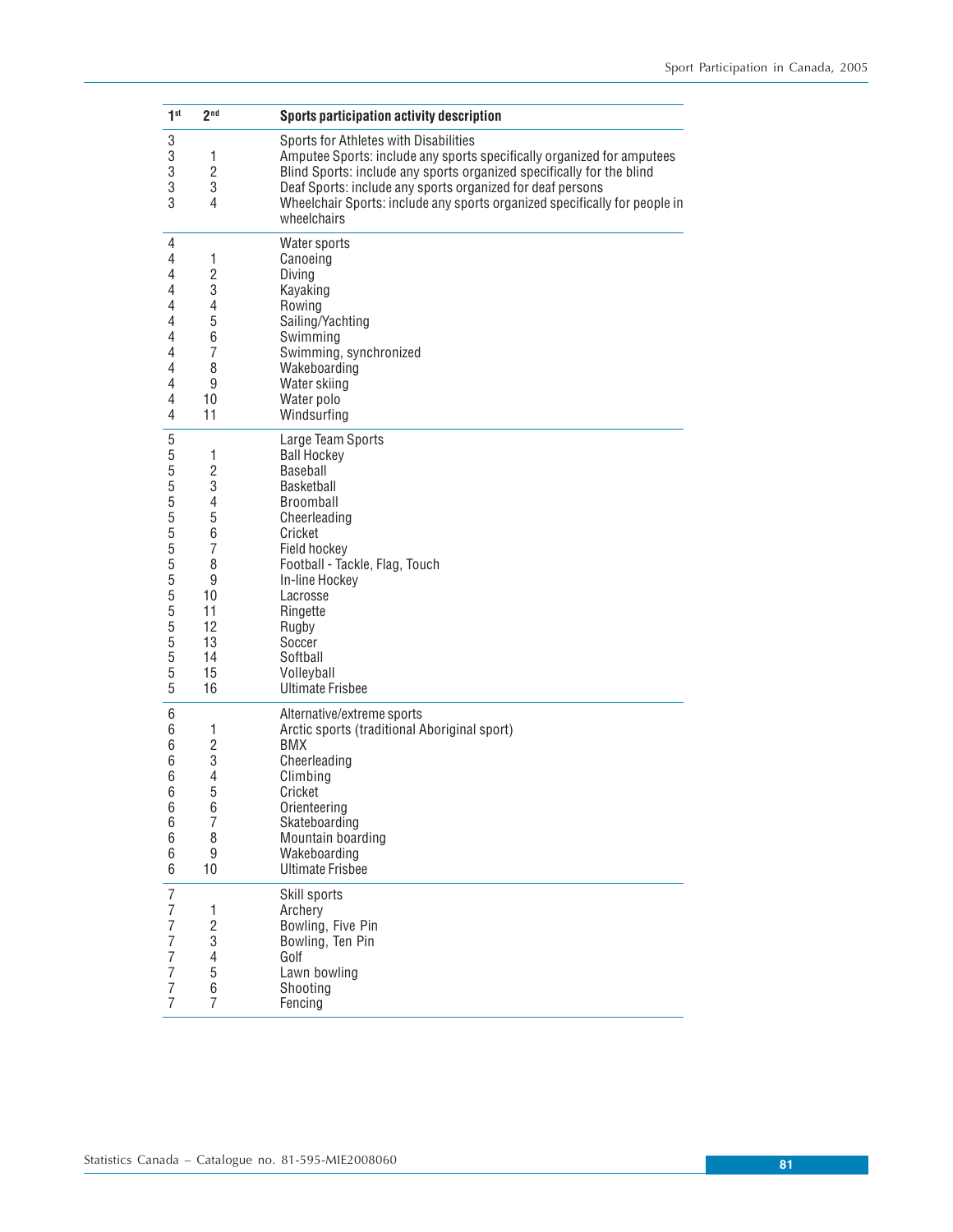| 1st | 2nd | Sports participation activity description |
|---|---|---|
| 3 | | Sports for Athletes with Disabilities |
| 3 | 1 | Amputee Sports: include any sports specifically organized for amputees |
| 3 | 2 | Blind Sports: include any sports organized specifically for the blind |
| 3 | 3 | Deaf Sports: include any sports organized for deaf persons |
| 3 | 4 | Wheelchair Sports: include any sports organized specifically for people in wheelchairs |
| 4 | | Water sports |
| 4 | 1 | Canoeing |
| 4 | 2 | Diving |
| 4 | 3 | Kayaking |
| 4 | 4 | Rowing |
| 4 | 5 | Sailing/Yachting |
| 4 | 6 | Swimming |
| 4 | 7 | Swimming, synchronized |
| 4 | 8 | Wakeboarding |
| 4 | 9 | Water skiing |
| 4 | 10 | Water polo |
| 4 | 11 | Windsurfing |
| 5 | | Large Team Sports |
| 5 | 1 | Ball Hockey |
| 5 | 2 | Baseball |
| 5 | 3 | Basketball |
| 5 | 4 | Broomball |
| 5 | 5 | Cheerleading |
| 5 | 6 | Cricket |
| 5 | 7 | Field hockey |
| 5 | 8 | Football - Tackle, Flag, Touch |
| 5 | 9 | In-line Hockey |
| 5 | 10 | Lacrosse |
| 5 | 11 | Ringette |
| 5 | 12 | Rugby |
| 5 | 13 | Soccer |
| 5 | 14 | Softball |
| 5 | 15 | Volleyball |
| 5 | 16 | Ultimate Frisbee |
| 6 | | Alternative/extreme sports |
| 6 | 1 | Arctic sports (traditional Aboriginal sport) |
| 6 | 2 | BMX |
| 6 | 3 | Cheerleading |
| 6 | 4 | Climbing |
| 6 | 5 | Cricket |
| 6 | 6 | Orienteering |
| 6 | 7 | Skateboarding |
| 6 | 8 | Mountain boarding |
| 6 | 9 | Wakeboarding |
| 6 | 10 | Ultimate Frisbee |
| 7 | | Skill sports |
| 7 | 1 | Archery |
| 7 | 2 | Bowling, Five Pin |
| 7 | 3 | Bowling, Ten Pin |
| 7 | 4 | Golf |
| 7 | 5 | Lawn bowling |
| 7 | 6 | Shooting |
| 7 | 7 | Fencing |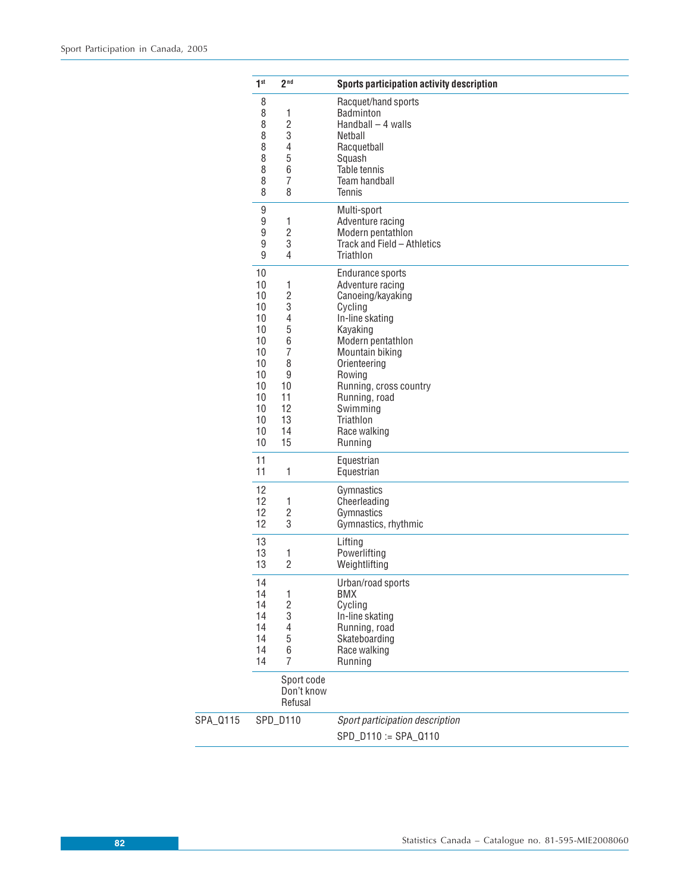| 1st | 2nd | Sports participation activity description |
|---|---|---|
| 8 | | Racquet/hand sports |
| 8 | 1 | Badminton |
| 8 | 2 | Handball – 4 walls |
| 8 | 3 | Netball |
| 8 | 4 | Racquetball |
| 8 | 5 | Squash |
| 8 | 6 | Table tennis |
| 8 | 7 | Team handball |
| 8 | 8 | Tennis |
| 9 | | Multi-sport |
| 9 | 1 | Adventure racing |
| 9 | 2 | Modern pentathlon |
| 9 | 3 | Track and Field – Athletics |
| 9 | 4 | Triathlon |
| 10 | | Endurance sports |
| 10 | 1 | Adventure racing |
| 10 | 2 | Canoeing/kayaking |
| 10 | 3 | Cycling |
| 10 | 4 | In-line skating |
| 10 | 5 | Kayaking |
| 10 | 6 | Modern pentathlon |
| 10 | 7 | Mountain biking |
| 10 | 8 | Orienteering |
| 10 | 9 | Rowing |
| 10 | 10 | Running, cross country |
| 10 | 11 | Running, road |
| 10 | 12 | Swimming |
| 10 | 13 | Triathlon |
| 10 | 14 | Race walking |
| 10 | 15 | Running |
| 11 | | Equestrian |
| 11 | 1 | Equestrian |
| 12 | | Gymnastics |
| 12 | 1 | Cheerleading |
| 12 | 2 | Gymnastics |
| 12 | 3 | Gymnastics, rhythmic |
| 13 | | Lifting |
| 13 | 1 | Powerlifting |
| 13 | 2 | Weightlifting |
| 14 | | Urban/road sports |
| 14 | 1 | BMX |
| 14 | 2 | Cycling |
| 14 | 3 | In-line skating |
| 14 | 4 | Running, road |
| 14 | 5 | Skateboarding |
| 14 | 6 | Race walking |
| 14 | 7 | Running |

Sport code
Don't know
Refusal

| | | |
|---|---|---|
| SPA_Q115 | SPD_D110 | *Sport participation description* |
| | | SPD_D110 := SPA_Q110 |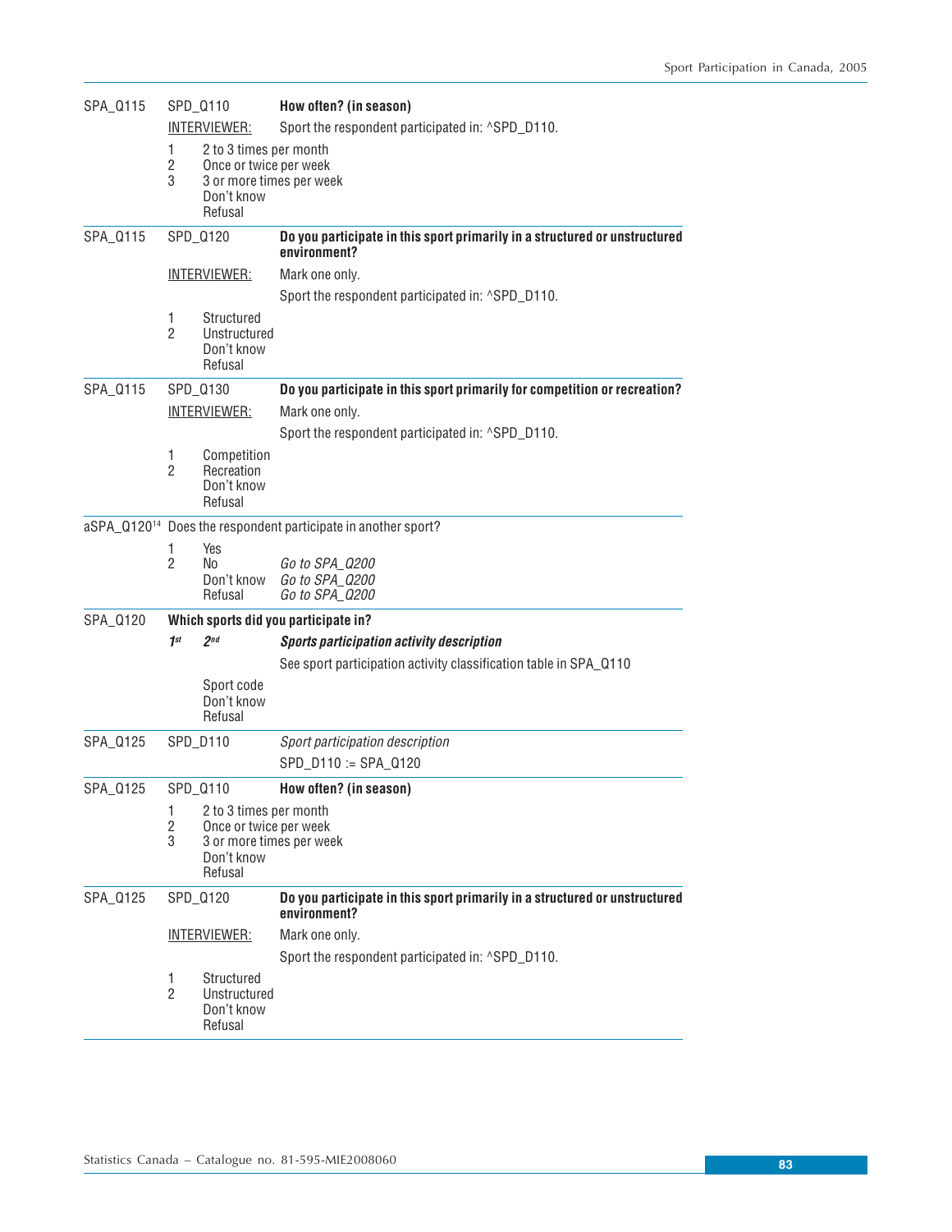SPA_Q115 SPD_Q110 **How often? (in season)**

INTERVIEWER: Sport the respondent participated in: ^SPD_D110.

1 2 to 3 times per month
2 Once or twice per week
3 3 or more times per week
Don't know
Refusal

---

SPA_Q115 SPD_Q120 **Do you participate in this sport primarily in a structured or unstructured environment?**

INTERVIEWER: Mark one only.

Sport the respondent participated in: ^SPD_D110.

1 Structured
2 Unstructured
Don't know
Refusal

---

SPA_Q115 SPD_Q130 **Do you participate in this sport primarily for competition or recreation?**

INTERVIEWER: Mark one only.

Sport the respondent participated in: ^SPD_D110.

1 Competition
2 Recreation
Don't know
Refusal

---

aSPA_Q120[14] Does the respondent participate in another sport?

1 Yes
2 No *Go to SPA_Q200*
Don't know *Go to SPA_Q200*
Refusal *Go to SPA_Q200*

---

SPA_Q120 **Which sports did you participate in?**

***1st 2nd Sports participation activity description***

See sport participation activity classification table in SPA_Q110

Sport code
Don't know
Refusal

---

SPA_Q125 SPD_D110 *Sport participation description*

SPD_D110 := SPA_Q120

---

SPA_Q125 SPD_Q110 **How often? (in season)**

1 2 to 3 times per month
2 Once or twice per week
3 3 or more times per week
Don't know
Refusal

---

SPA_Q125 SPD_Q120 **Do you participate in this sport primarily in a structured or unstructured environment?**

INTERVIEWER: Mark one only.

Sport the respondent participated in: ^SPD_D110.

1 Structured
2 Unstructured
Don't know
Refusal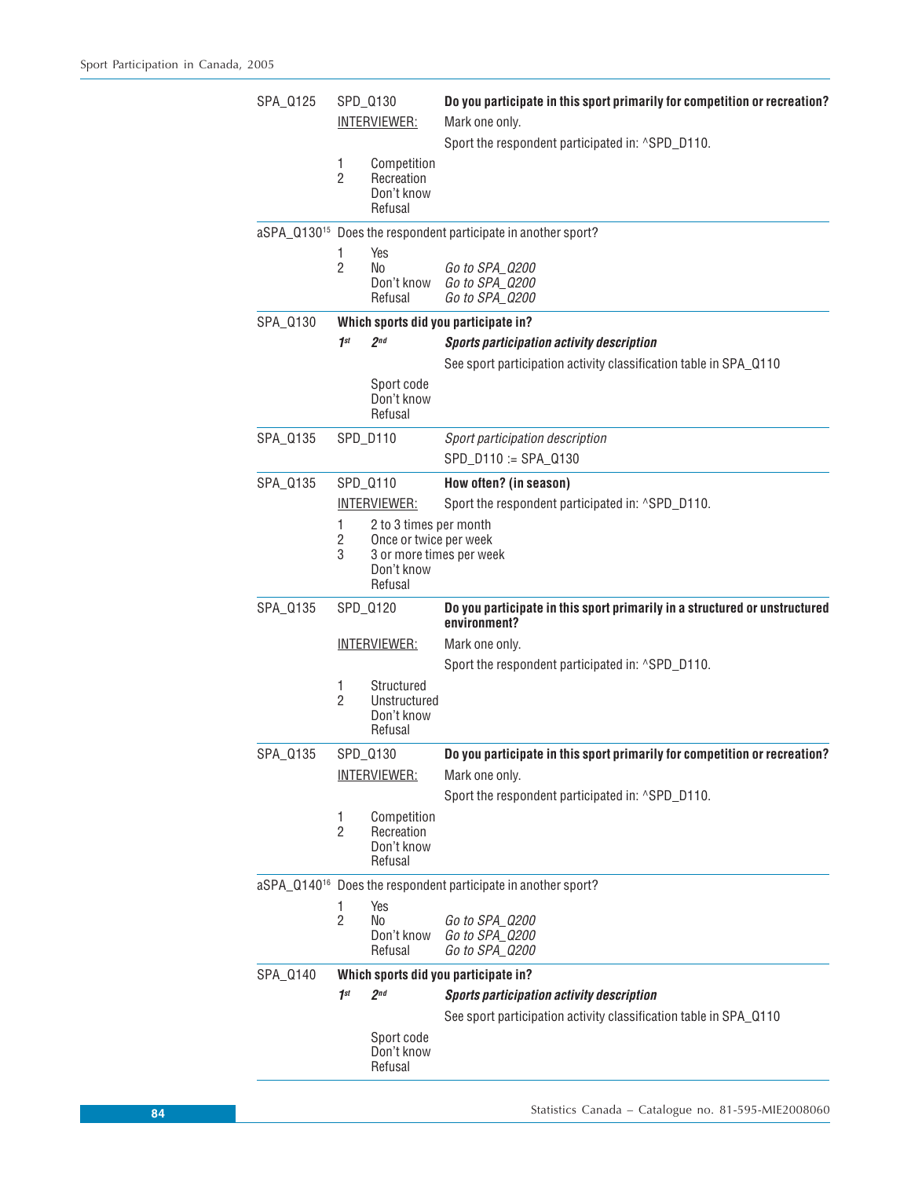SPA_Q125 SPD_Q130 **Do you participate in this sport primarily for competition or recreation?**

INTERVIEWER: Mark one only.

Sport the respondent participated in: ^SPD_D110.

1 Competition
2 Recreation
Don't know
Refusal

---

aSPA_Q130[15] Does the respondent participate in another sport?

1 Yes
2 No *Go to SPA_Q200*
Don't know *Go to SPA_Q200*
Refusal *Go to SPA_Q200*

---

SPA_Q130 **Which sports did you participate in?**

***1st 2nd Sports participation activity description***

See sport participation activity classification table in SPA_Q110

Sport code
Don't know
Refusal

---

SPA_Q135 SPD_D110 *Sport participation description*

SPD_D110 := SPA_Q130

---

SPA_Q135 SPD_Q110 **How often? (in season)**

INTERVIEWER: Sport the respondent participated in: ^SPD_D110.

1 2 to 3 times per month
2 Once or twice per week
3 3 or more times per week
Don't know
Refusal

---

SPA_Q135 SPD_Q120 **Do you participate in this sport primarily in a structured or unstructured environment?**

INTERVIEWER: Mark one only.

Sport the respondent participated in: ^SPD_D110.

1 Structured
2 Unstructured
Don't know
Refusal

---

SPA_Q135 SPD_Q130 **Do you participate in this sport primarily for competition or recreation?**

INTERVIEWER: Mark one only.

Sport the respondent participated in: ^SPD_D110.

1 Competition
2 Recreation
Don't know
Refusal

---

aSPA_Q140[16] Does the respondent participate in another sport?

1 Yes
2 No *Go to SPA_Q200*
Don't know *Go to SPA_Q200*
Refusal *Go to SPA_Q200*

---

SPA_Q140 **Which sports did you participate in?**

***1st 2nd Sports participation activity description***

See sport participation activity classification table in SPA_Q110

Sport code
Don't know
Refusal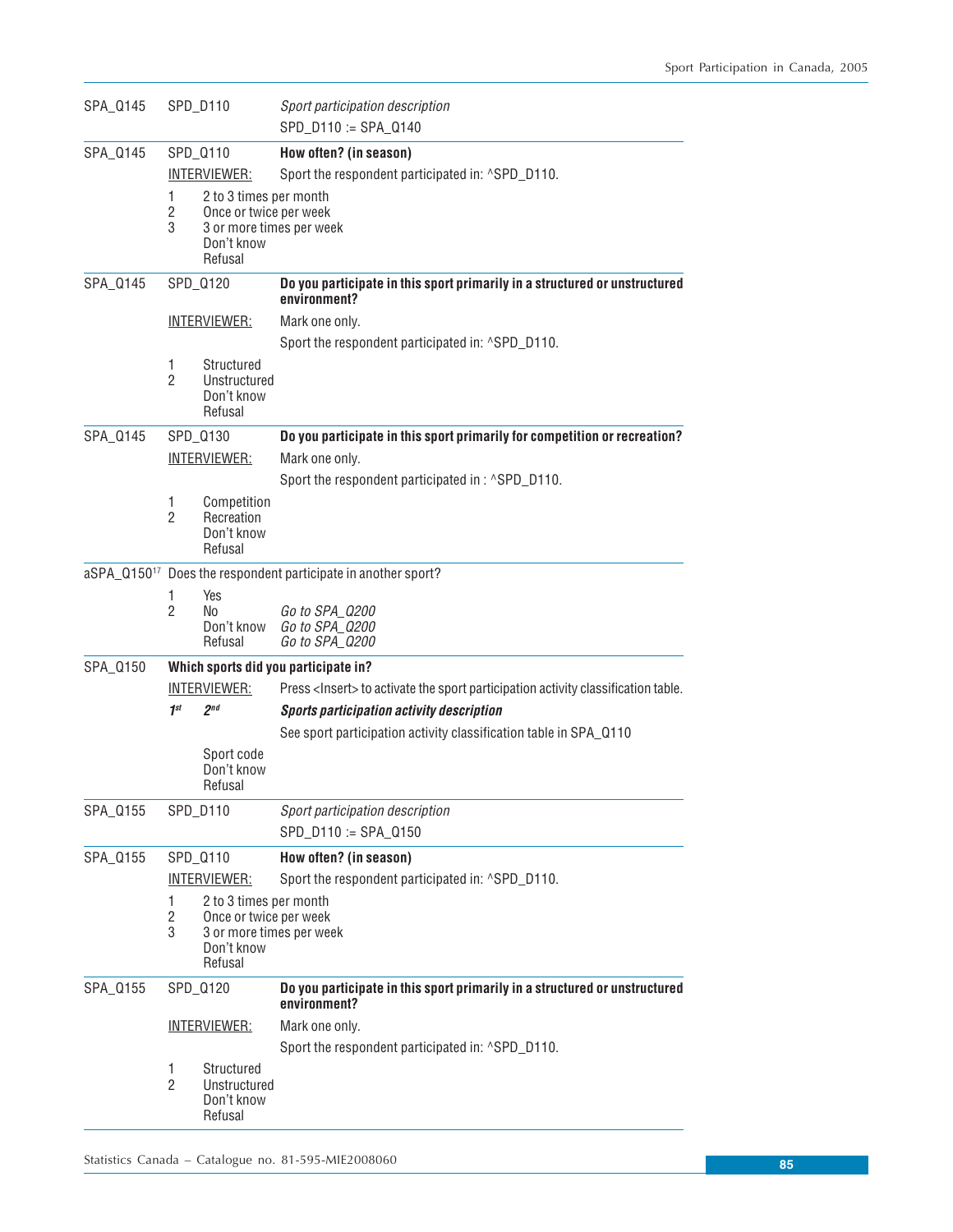SPA_Q145 SPD_D110 *Sport participation description*

SPD_D110 := SPA_Q140

---

SPA_Q145 SPD_Q110 **How often? (in season)**

INTERVIEWER: Sport the respondent participated in: ^SPD_D110.

1 2 to 3 times per month
2 Once or twice per week
3 3 or more times per week
Don't know
Refusal

---

SPA_Q145 SPD_Q120 **Do you participate in this sport primarily in a structured or unstructured environment?**

INTERVIEWER: Mark one only.

Sport the respondent participated in: ^SPD_D110.

1 Structured
2 Unstructured
Don't know
Refusal

---

SPA_Q145 SPD_Q130 **Do you participate in this sport primarily for competition or recreation?**

INTERVIEWER: Mark one only.

Sport the respondent participated in : ^SPD_D110.

1 Competition
2 Recreation
Don't know
Refusal

---

aSPA_Q150[17] Does the respondent participate in another sport?

1 Yes
2 No *Go to SPA_Q200*
Don't know *Go to SPA_Q200*
Refusal *Go to SPA_Q200*

---

SPA_Q150 **Which sports did you participate in?**

INTERVIEWER: Press <Insert> to activate the sport participation activity classification table.

***1st 2nd*** ***Sports participation activity description***

See sport participation activity classification table in SPA_Q110

Sport code
Don't know
Refusal

---

SPA_Q155 SPD_D110 *Sport participation description*

SPD_D110 := SPA_Q150

---

SPA_Q155 SPD_Q110 **How often? (in season)**

INTERVIEWER: Sport the respondent participated in: ^SPD_D110.

1 2 to 3 times per month
2 Once or twice per week
3 3 or more times per week
Don't know
Refusal

---

SPA_Q155 SPD_Q120 **Do you participate in this sport primarily in a structured or unstructured environment?**

INTERVIEWER: Mark one only.

Sport the respondent participated in: ^SPD_D110.

1 Structured
2 Unstructured
Don't know
Refusal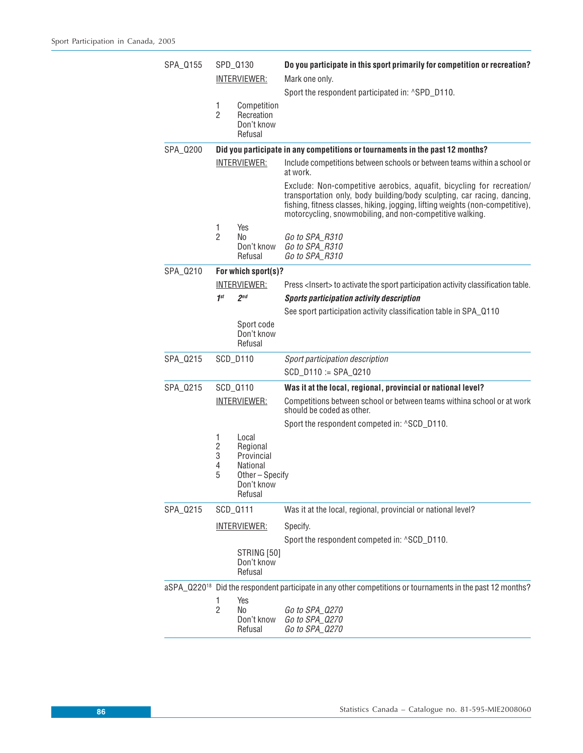| | | | |
|---|---|---|---|
| SPA_Q155 | SPD_Q130 | | **Do you participate in this sport primarily for competition or recreation?** |
| | INTERVIEWER: | | Mark one only. |
| | | | Sport the respondent participated in: ^SPD_D110. |
| | 1 | Competition | |
| | 2 | Recreation | |
| | | Don't know | |
| | | Refusal | |
| SPA_Q200 | **Did you participate in any competitions or tournaments in the past 12 months?** | | |
| | INTERVIEWER: | | Include competitions between schools or between teams within a school or at work. |
| | | | Exclude: Non-competitive aerobics, aquafit, bicycling for recreation/ transportation only, body building/body sculpting, car racing, dancing, fishing, fitness classes, hiking, jogging, lifting weights (non-competitive), motorcycling, snowmobiling, and non-competitive walking. |
| | 1 | Yes | |
| | 2 | No | *Go to SPA_R310* |
| | | Don't know | *Go to SPA_R310* |
| | | Refusal | *Go to SPA_R310* |
| SPA_Q210 | **For which sport(s)?** | | |
| | INTERVIEWER: | | Press <Insert> to activate the sport participation activity classification table. |
| | ***1st*** | ***2nd*** | ***Sports participation activity description*** |
| | | | See sport participation activity classification table in SPA_Q110 |
| | | Sport code | |
| | | Don't know | |
| | | Refusal | |
| SPA_Q215 | SCD_D110 | | *Sport participation description* |
| | | | SCD_D110 := SPA_Q210 |
| SPA_Q215 | SCD_Q110 | | **Was it at the local, regional, provincial or national level?** |
| | INTERVIEWER: | | Competitions between school or between teams withina school or at work should be coded as other. |
| | | | Sport the respondent competed in: ^SCD_D110. |
| | 1 | Local | |
| | 2 | Regional | |
| | 3 | Provincial | |
| | 4 | National | |
| | 5 | Other – Specify | |
| | | Don't know | |
| | | Refusal | |
| SPA_Q215 | SCD_Q111 | | Was it at the local, regional, provincial or national level? |
| | INTERVIEWER: | | Specify. |
| | | | Sport the respondent competed in: ^SCD_D110. |
| | | STRING [50] | |
| | | Don't know | |
| | | Refusal | |
| aSPA_Q220[18] | Did the respondent participate in any other competitions or tournaments in the past 12 months? | | |
| | 1 | Yes | |
| | 2 | No | *Go to SPA_Q270* |
| | | Don't know | *Go to SPA_Q270* |
| | | Refusal | *Go to SPA_Q270* |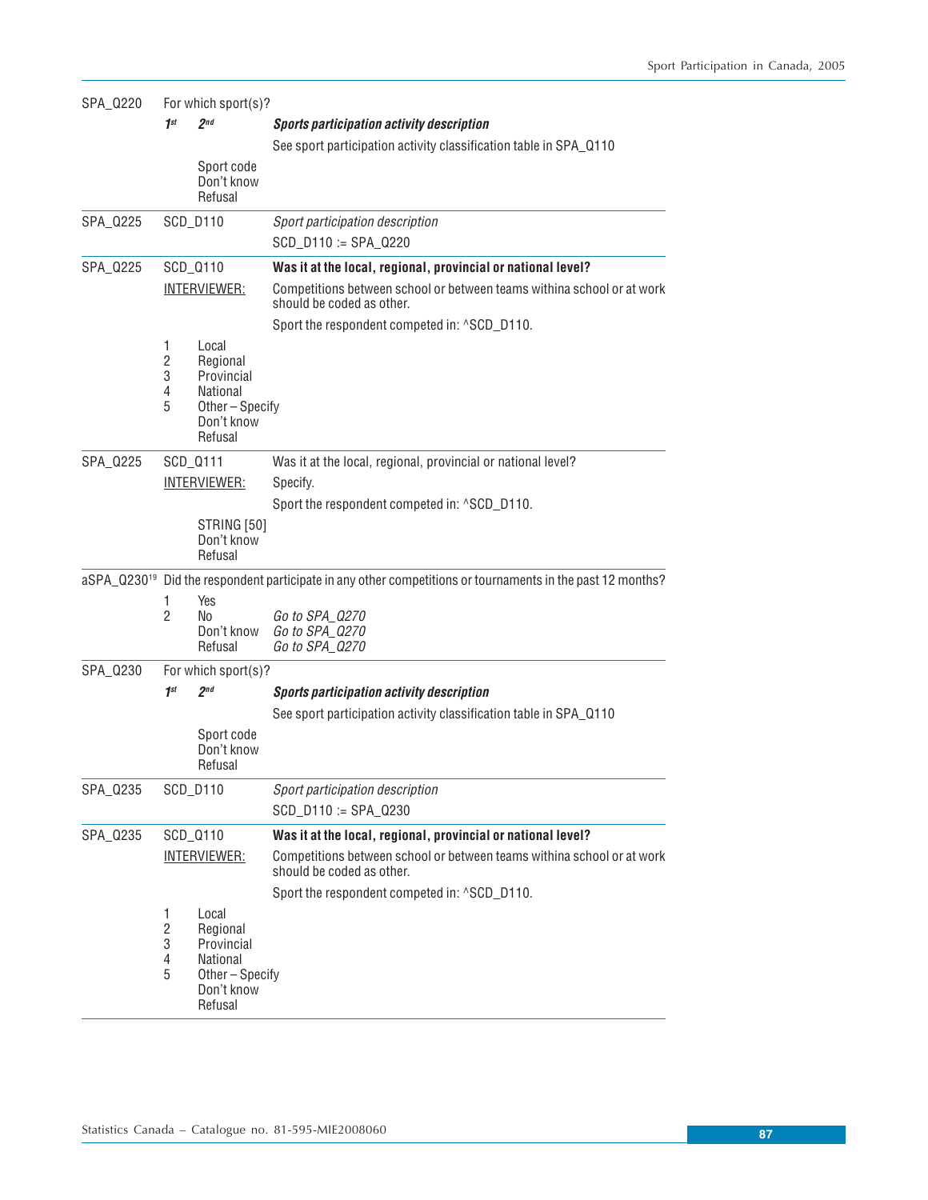SPA_Q220 For which sport(s)?

***1st 2nd*** ***Sports participation activity description***

See sport participation activity classification table in SPA_Q110

Sport code
Don't know
Refusal

---

SPA_Q225 SCD_D110 *Sport participation description*

SCD_D110 := SPA_Q220

---

SPA_Q225 SCD_Q110 **Was it at the local, regional, provincial or national level?**

INTERVIEWER: Competitions between school or between teams withina school or at work should be coded as other.

Sport the respondent competed in: ^SCD_D110.

1 Local
2 Regional
3 Provincial
4 National
5 Other – Specify
Don't know
Refusal

---

SPA_Q225 SCD_Q111 Was it at the local, regional, provincial or national level?

INTERVIEWER: Specify.

Sport the respondent competed in: ^SCD_D110.

STRING [50]
Don't know
Refusal

---

aSPA_Q230[19] Did the respondent participate in any other competitions or tournaments in the past 12 months?

1 Yes
2 No *Go to SPA_Q270*
Don't know *Go to SPA_Q270*
Refusal *Go to SPA_Q270*

---

SPA_Q230 For which sport(s)?

***1st 2nd*** ***Sports participation activity description***

See sport participation activity classification table in SPA_Q110

Sport code
Don't know
Refusal

---

SPA_Q235 SCD_D110 *Sport participation description*

SCD_D110 := SPA_Q230

---

SPA_Q235 SCD_Q110 **Was it at the local, regional, provincial or national level?**

INTERVIEWER: Competitions between school or between teams withina school or at work should be coded as other.

Sport the respondent competed in: ^SCD_D110.

1 Local
2 Regional
3 Provincial
4 National
5 Other – Specify
Don't know
Refusal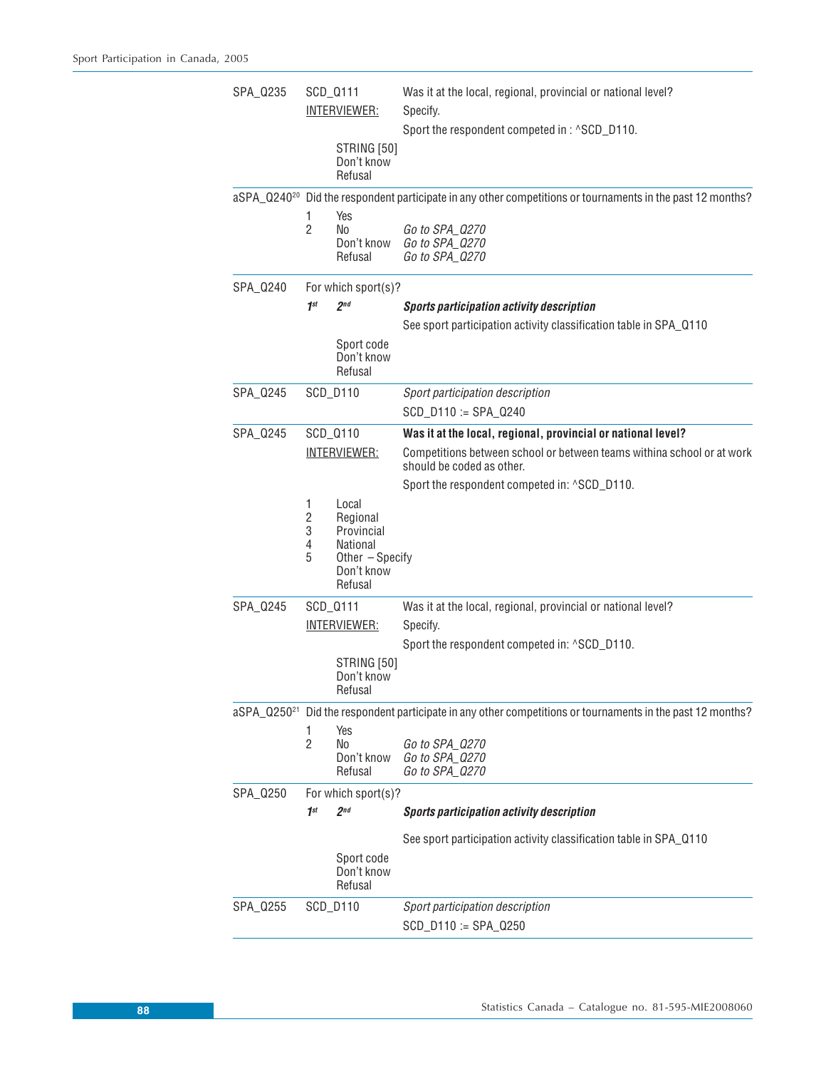SPA_Q235 SCD_Q111 Was it at the local, regional, provincial or national level?

INTERVIEWER: Specify.

Sport the respondent competed in : ^SCD_D110.

STRING [50]
Don't know
Refusal

---

aSPA_Q240[20] Did the respondent participate in any other competitions or tournaments in the past 12 months?

1 Yes
2 No *Go to SPA_Q270*
Don't know *Go to SPA_Q270*
Refusal *Go to SPA_Q270*

---

SPA_Q240 For which sport(s)?

***1st*** ***2nd*** ***Sports participation activity description***

See sport participation activity classification table in SPA_Q110

Sport code
Don't know
Refusal

---

SPA_Q245 SCD_D110 *Sport participation description*

SCD_D110 := SPA_Q240

---

SPA_Q245 SCD_Q110 **Was it at the local, regional, provincial or national level?**

INTERVIEWER: Competitions between school or between teams withina school or at work should be coded as other.

Sport the respondent competed in: ^SCD_D110.

1 Local
2 Regional
3 Provincial
4 National
5 Other – Specify
Don't know
Refusal

---

SPA_Q245 SCD_Q111 Was it at the local, regional, provincial or national level?

INTERVIEWER: Specify.

Sport the respondent competed in: ^SCD_D110.

STRING [50]
Don't know
Refusal

---

aSPA_Q250[21] Did the respondent participate in any other competitions or tournaments in the past 12 months?

1 Yes
2 No *Go to SPA_Q270*
Don't know *Go to SPA_Q270*
Refusal *Go to SPA_Q270*

---

SPA_Q250 For which sport(s)?

***1st*** ***2nd*** ***Sports participation activity description***

See sport participation activity classification table in SPA_Q110

Sport code
Don't know
Refusal

---

SPA_Q255 SCD_D110 *Sport participation description*

SCD_D110 := SPA_Q250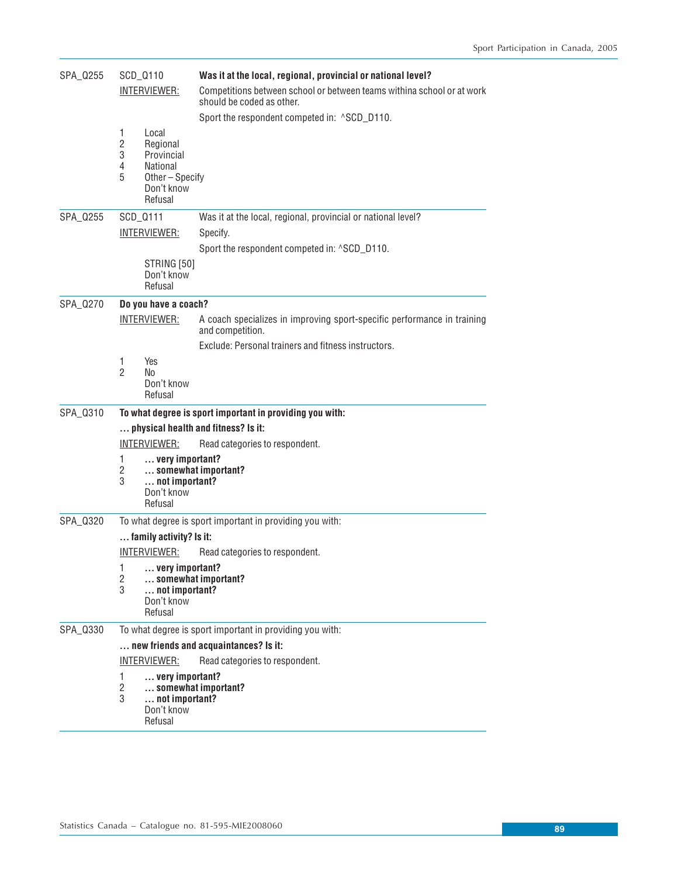SPA_Q255 SCD_Q110 **Was it at the local, regional, provincial or national level?**

INTERVIEWER: Competitions between school or between teams withina school or at work should be coded as other.

Sport the respondent competed in: ^SCD_D110.

1 Local
2 Regional
3 Provincial
4 National
5 Other – Specify
Don't know
Refusal

---

SPA_Q255 SCD_Q111 Was it at the local, regional, provincial or national level?

INTERVIEWER: Specify.

Sport the respondent competed in: ^SCD_D110.

STRING [50]
Don't know
Refusal

---

SPA_Q270 **Do you have a coach?**

INTERVIEWER: A coach specializes in improving sport-specific performance in training and competition.

Exclude: Personal trainers and fitness instructors.

1 Yes
2 No
Don't know
Refusal

---

SPA_Q310 **To what degree is sport important in providing you with:**

**… physical health and fitness? Is it:**

INTERVIEWER: Read categories to respondent.

1 **… very important?**
2 **… somewhat important?**
3 **… not important?**
Don't know
Refusal

---

SPA_Q320 To what degree is sport important in providing you with:

**… family activity? Is it:**

INTERVIEWER: Read categories to respondent.

1 **… very important?**
2 **… somewhat important?**
3 **… not important?**
Don't know
Refusal

---

SPA_Q330 To what degree is sport important in providing you with:

**… new friends and acquaintances? Is it:**

INTERVIEWER: Read categories to respondent.

1 **… very important?**
2 **… somewhat important?**
3 **… not important?**
Don't know
Refusal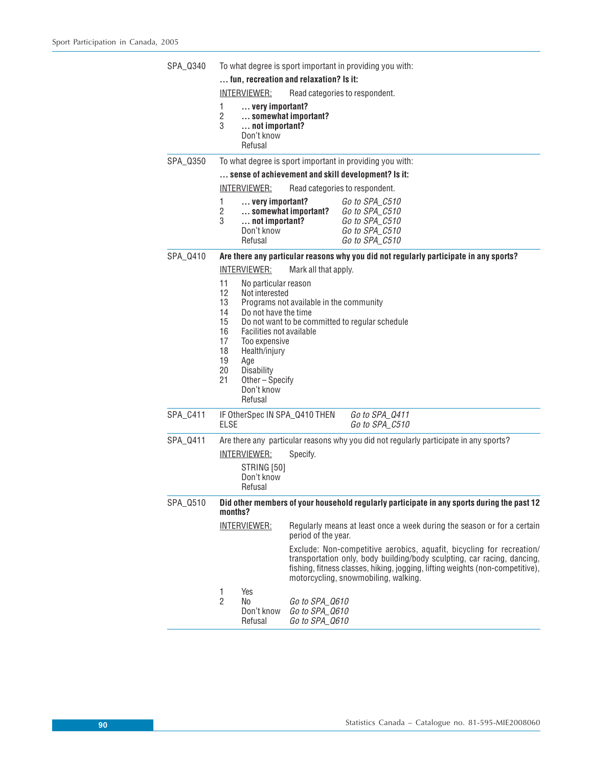**SPA_Q340** To what degree is sport important in providing you with:

**… fun, recreation and relaxation? Is it:**

INTERVIEWER: Read categories to respondent.

1 **… very important?**
2 **… somewhat important?**
3 **… not important?**
Don't know
Refusal

---

**SPA_Q350** To what degree is sport important in providing you with:

**… sense of achievement and skill development? Is it:**

INTERVIEWER: Read categories to respondent.

1 **… very important?** *Go to SPA_C510*
2 **… somewhat important?** *Go to SPA_C510*
3 **… not important?** *Go to SPA_C510*
Don't know *Go to SPA_C510*
Refusal *Go to SPA_C510*

---

**SPA_Q410** **Are there any particular reasons why you did not regularly participate in any sports?**

INTERVIEWER: Mark all that apply.

11 No particular reason
12 Not interested
13 Programs not available in the community
14 Do not have the time
15 Do not want to be committed to regular schedule
16 Facilities not available
17 Too expensive
18 Health/injury
19 Age
20 Disability
21 Other – Specify
Don't know
Refusal

---

**SPA_C411** IF OtherSpec IN SPA_Q410 THEN *Go to SPA_Q411*
ELSE *Go to SPA_C510*

---

**SPA_Q411** Are there any particular reasons why you did not regularly participate in any sports?

INTERVIEWER: Specify.

STRING [50]
Don't know
Refusal

---

**SPA_Q510** **Did other members of your household regularly participate in any sports during the past 12 months?**

INTERVIEWER: Regularly means at least once a week during the season or for a certain period of the year.

Exclude: Non-competitive aerobics, aquafit, bicycling for recreation/ transportation only, body building/body sculpting, car racing, dancing, fishing, fitness classes, hiking, jogging, lifting weights (non-competitive), motorcycling, snowmobiling, walking.

1 Yes
2 No *Go to SPA_Q610*
Don't know *Go to SPA_Q610*
Refusal *Go to SPA_Q610*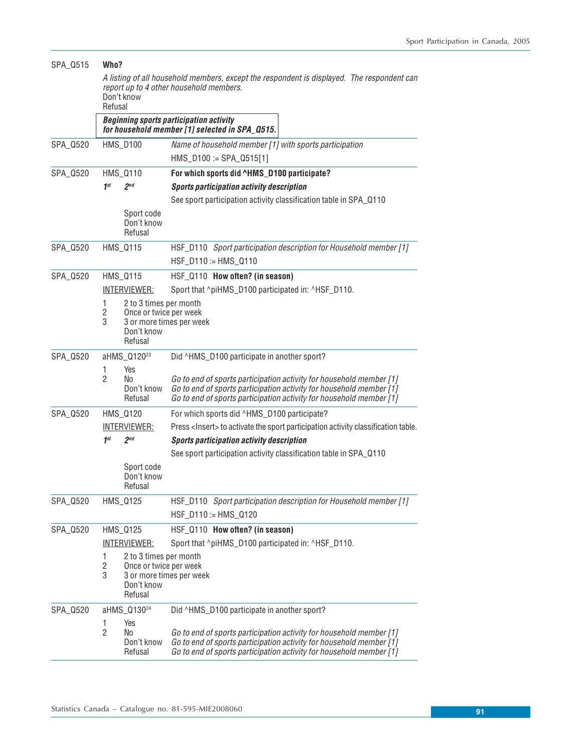SPA_Q515 **Who?**

*A listing of all household members, except the respondent is displayed. The respondent can report up to 4 other household members.*

Don't know
Refusal

***Beginning sports participation activity for household member [1] selected in SPA_Q515.***

---

SPA_Q520 HMS_D100 *Name of household member [1] with sports participation*

HMS_D100 := SPA_Q515[1]

---

SPA_Q520 HMS_Q110 **For which sports did ^HMS_D100 participate?**

***1st 2nd*** ***Sports participation activity description***

See sport participation activity classification table in SPA_Q110

Sport code
Don't know
Refusal

---

SPA_Q520 HMS_Q115 HSF_D110 *Sport participation description for Household member [1]*

HSF_D110 := HMS_Q110

---

SPA_Q520 HMS_Q115 HSF_Q110 **How often? (in season)**

INTERVIEWER: Sport that ^piHMS_D100 participated in: ^HSF_D110.

1 2 to 3 times per month
2 Once or twice per week
3 3 or more times per week
Don't know
Refusal

---

SPA_Q520 aHMS_Q120[23] Did ^HMS_D100 participate in another sport?

1 Yes
2 No *Go to end of sports participation activity for household member [1]*
Don't know *Go to end of sports participation activity for household member [1]*
Refusal *Go to end of sports participation activity for household member [1]*

---

SPA_Q520 HMS_Q120 For which sports did ^HMS_D100 participate?

INTERVIEWER: Press <Insert> to activate the sport participation activity classification table.

***1st 2nd*** ***Sports participation activity description***

See sport participation activity classification table in SPA_Q110

Sport code
Don't know
Refusal

---

SPA_Q520 HMS_Q125 HSF_D110 *Sport participation description for Household member [1]*

HSF_D110 := HMS_Q120

---

SPA_Q520 HMS_Q125 HSF_Q110 **How often? (in season)**

INTERVIEWER: Sport that ^piHMS_D100 participated in: ^HSF_D110.

1 2 to 3 times per month
2 Once or twice per week
3 3 or more times per week
Don't know
Refusal

---

SPA_Q520 aHMS_Q130[24] Did ^HMS_D100 participate in another sport?

1 Yes
2 No *Go to end of sports participation activity for household member [1]*
Don't know *Go to end of sports participation activity for household member [1]*
Refusal *Go to end of sports participation activity for household member [1]*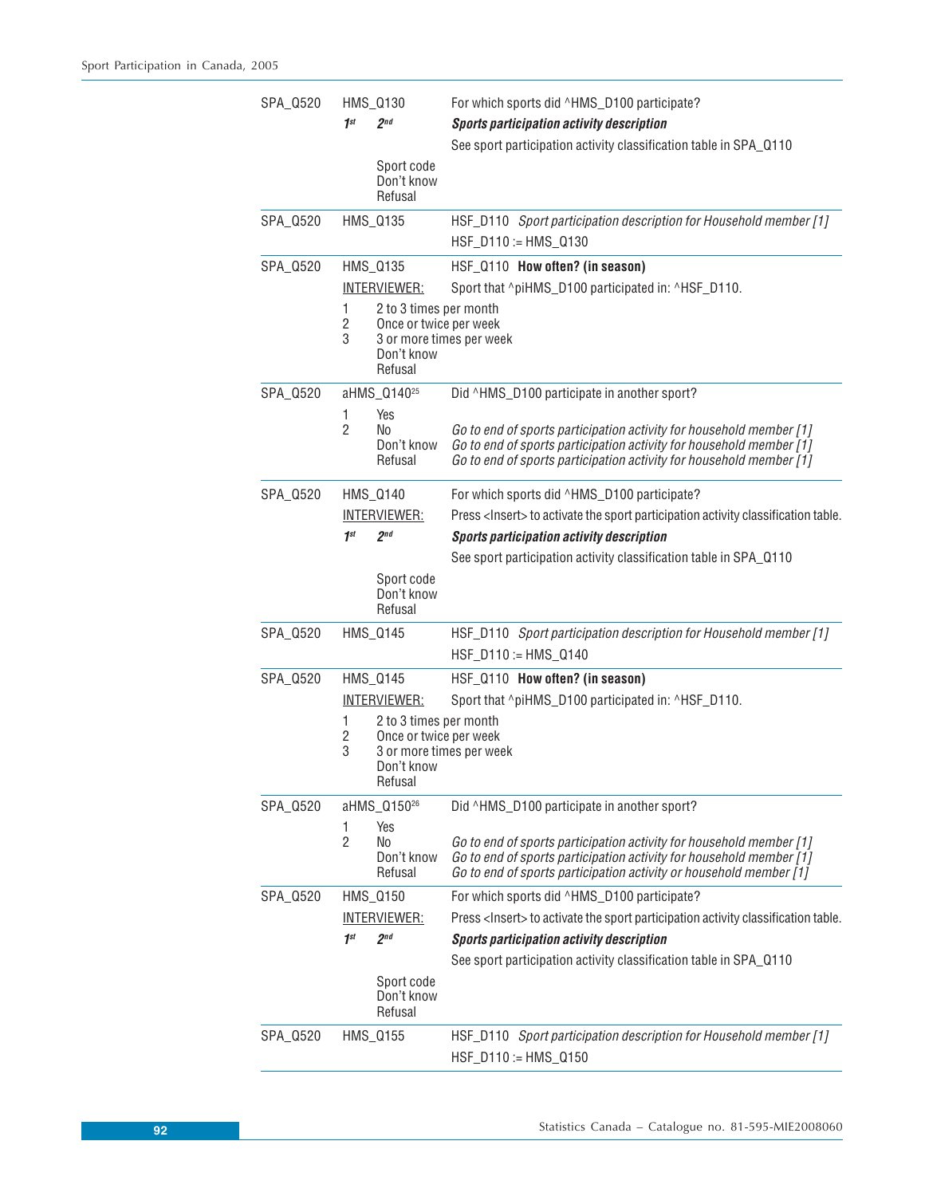| | | |
|---|---|---|
| SPA_Q520 | HMS_Q130 | For which sports did ^HMS_D100 participate? |
| | *1st* *2nd* | ***Sports participation activity description*** |
| | | See sport participation activity classification table in SPA_Q110 |
| | Sport code<br>Don't know<br>Refusal | |
| SPA_Q520 | HMS_Q135 | HSF_D110 *Sport participation description for Household member [1]* |
| | | HSF_D110 := HMS_Q130 |
| SPA_Q520 | HMS_Q135 | HSF_Q110 **How often? (in season)** |
| | INTERVIEWER: | Sport that ^piHMS_D100 participated in: ^HSF_D110. |
| | 1 2 to 3 times per month<br>2 Once or twice per week<br>3 3 or more times per week<br>Don't know<br>Refusal | |
| SPA_Q520 | aHMS_Q140[25] | Did ^HMS_D100 participate in another sport? |
| | 1 Yes | |
| | 2 No | *Go to end of sports participation activity for household member [1]* |
| | Don't know | *Go to end of sports participation activity for household member [1]* |
| | Refusal | *Go to end of sports participation activity for household member [1]* |
| SPA_Q520 | HMS_Q140 | For which sports did ^HMS_D100 participate? |
| | INTERVIEWER: | Press <Insert> to activate the sport participation activity classification table. |
| | *1st* *2nd* | ***Sports participation activity description*** |
| | | See sport participation activity classification table in SPA_Q110 |
| | Sport code<br>Don't know<br>Refusal | |
| SPA_Q520 | HMS_Q145 | HSF_D110 *Sport participation description for Household member [1]* |
| | | HSF_D110 := HMS_Q140 |
| SPA_Q520 | HMS_Q145 | HSF_Q110 **How often? (in season)** |
| | INTERVIEWER: | Sport that ^piHMS_D100 participated in: ^HSF_D110. |
| | 1 2 to 3 times per month<br>2 Once or twice per week<br>3 3 or more times per week<br>Don't know<br>Refusal | |
| SPA_Q520 | aHMS_Q150[26] | Did ^HMS_D100 participate in another sport? |
| | 1 Yes | |
| | 2 No | *Go to end of sports participation activity for household member [1]* |
| | Don't know | *Go to end of sports participation activity for household member [1]* |
| | Refusal | *Go to end of sports participation activity or household member [1]* |
| SPA_Q520 | HMS_Q150 | For which sports did ^HMS_D100 participate? |
| | INTERVIEWER: | Press <Insert> to activate the sport participation activity classification table. |
| | *1st* *2nd* | ***Sports participation activity description*** |
| | | See sport participation activity classification table in SPA_Q110 |
| | Sport code<br>Don't know<br>Refusal | |
| SPA_Q520 | HMS_Q155 | HSF_D110 *Sport participation description for Household member [1]* |
| | | HSF_D110 := HMS_Q150 |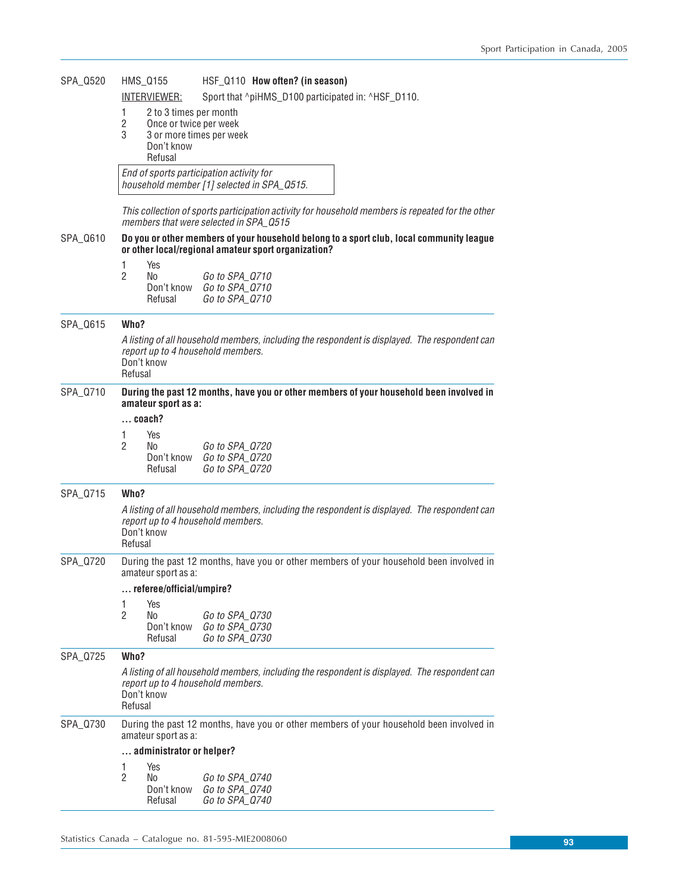SPA_Q520 HMS_Q155 HSF_Q110 **How often? (in season)**

INTERVIEWER: Sport that ^piHMS_D100 participated in: ^HSF_D110.

1 2 to 3 times per month
2 Once or twice per week
3 3 or more times per week
Don't know
Refusal

*End of sports participation activity for household member [1] selected in SPA_Q515.*

*This collection of sports participation activity for household members is repeated for the other members that were selected in SPA_Q515*

SPA_Q610 **Do you or other members of your household belong to a sport club, local community league or other local/regional amateur sport organization?**

1 Yes
2 No *Go to SPA_Q710*
Don't know *Go to SPA_Q710*
Refusal *Go to SPA_Q710*

---

SPA_Q615 **Who?**

*A listing of all household members, including the respondent is displayed. The respondent can report up to 4 household members.*
Don't know
Refusal

---

SPA_Q710 **During the past 12 months, have you or other members of your household been involved in amateur sport as a:**

**… coach?**

1 Yes
2 No *Go to SPA_Q720*
Don't know *Go to SPA_Q720*
Refusal *Go to SPA_Q720*

---

SPA_Q715 **Who?**

*A listing of all household members, including the respondent is displayed. The respondent can report up to 4 household members.*
Don't know
Refusal

---

SPA_Q720 During the past 12 months, have you or other members of your household been involved in amateur sport as a:

**… referee/official/umpire?**

1 Yes
2 No *Go to SPA_Q730*
Don't know *Go to SPA_Q730*
Refusal *Go to SPA_Q730*

---

SPA_Q725 **Who?**

*A listing of all household members, including the respondent is displayed. The respondent can report up to 4 household members.*
Don't know
Refusal

---

SPA_Q730 During the past 12 months, have you or other members of your household been involved in amateur sport as a:

**… administrator or helper?**

1 Yes
2 No *Go to SPA_Q740*
Don't know *Go to SPA_Q740*
Refusal *Go to SPA_Q740*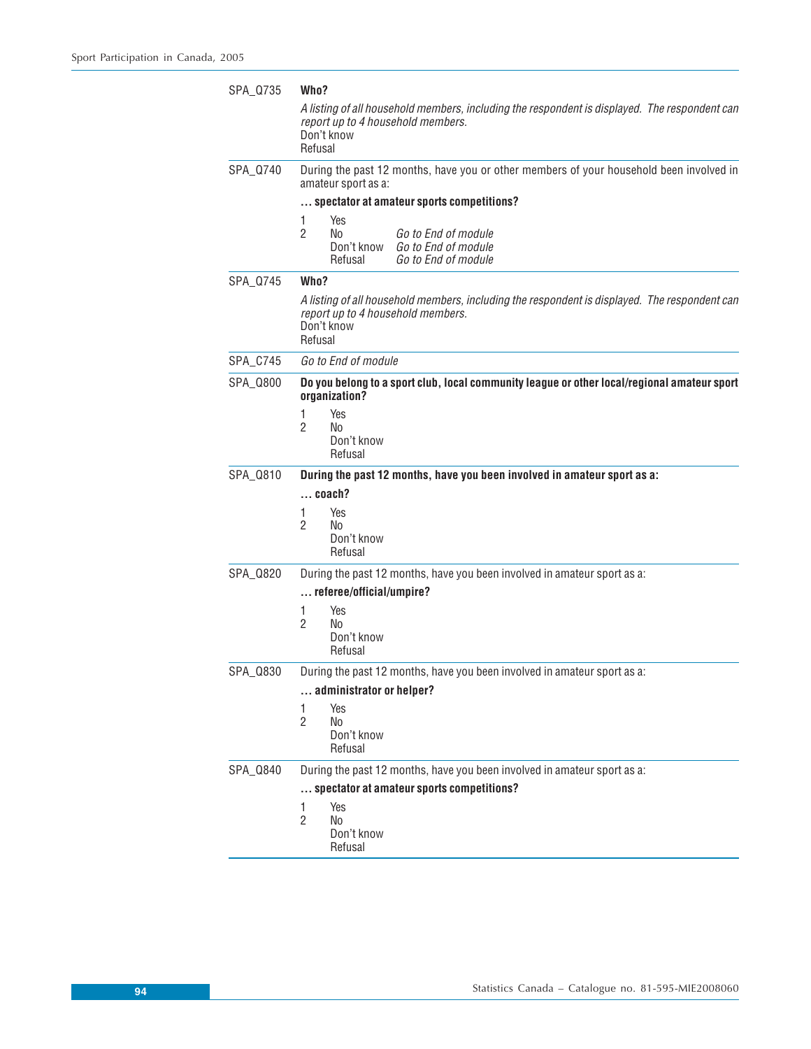SPA_Q735 **Who?**

*A listing of all household members, including the respondent is displayed. The respondent can report up to 4 household members.*
Don't know
Refusal

---

SPA_Q740 During the past 12 months, have you or other members of your household been involved in amateur sport as a:

**… spectator at amateur sports competitions?**

1 Yes
2 No *Go to End of module*
Don't know *Go to End of module*
Refusal *Go to End of module*

---

SPA_Q745 **Who?**

*A listing of all household members, including the respondent is displayed. The respondent can report up to 4 household members.*
Don't know
Refusal

---

SPA_C745 *Go to End of module*

---

SPA_Q800 **Do you belong to a sport club, local community league or other local/regional amateur sport organization?**

1 Yes
2 No
Don't know
Refusal

---

SPA_Q810 **During the past 12 months, have you been involved in amateur sport as a:**

**… coach?**

1 Yes
2 No
Don't know
Refusal

---

SPA_Q820 During the past 12 months, have you been involved in amateur sport as a:

**… referee/official/umpire?**

1 Yes
2 No
Don't know
Refusal

---

SPA_Q830 During the past 12 months, have you been involved in amateur sport as a:

**… administrator or helper?**

1 Yes
2 No
Don't know
Refusal

---

SPA_Q840 During the past 12 months, have you been involved in amateur sport as a:

**… spectator at amateur sports competitions?**

1 Yes
2 No
Don't know
Refusal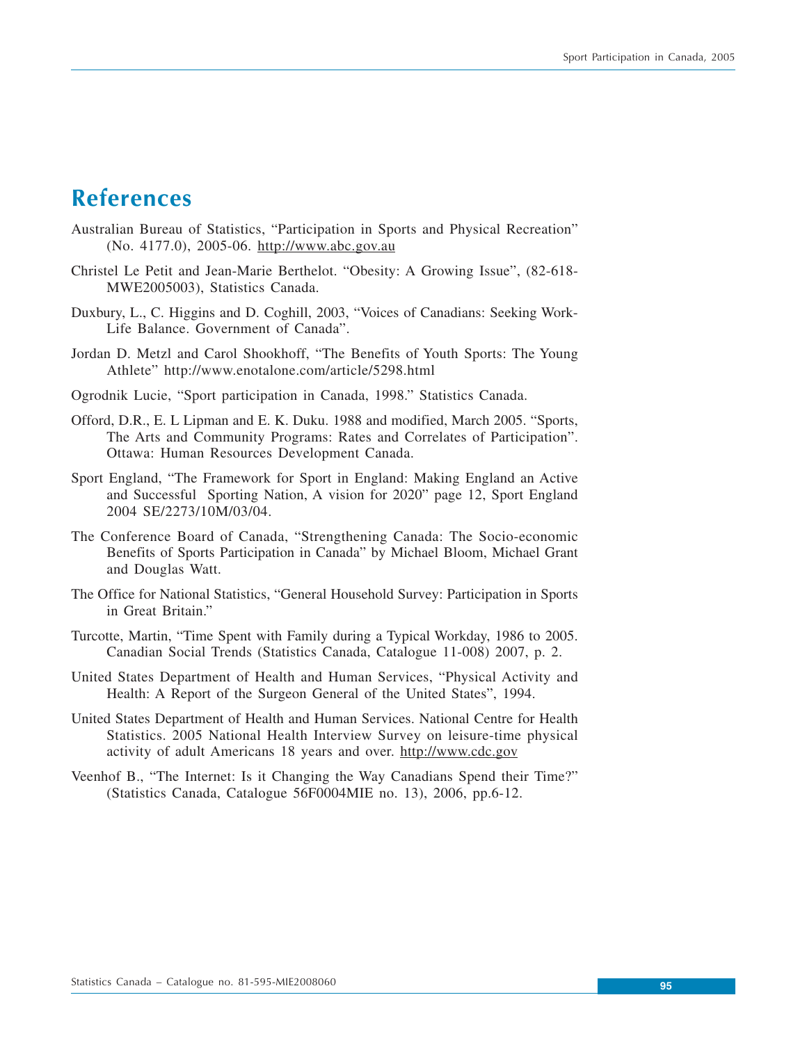# References

Australian Bureau of Statistics, “Participation in Sports and Physical Recreation” (No. 4177.0), 2005-06. http://www.abc.gov.au

Christel Le Petit and Jean-Marie Berthelot. “Obesity: A Growing Issue”, (82-618-MWE2005003), Statistics Canada.

Duxbury, L., C. Higgins and D. Coghill, 2003, “Voices of Canadians: Seeking Work-Life Balance. Government of Canada”.

Jordan D. Metzl and Carol Shookhoff, “The Benefits of Youth Sports: The Young Athlete” http://www.enotalone.com/article/5298.html

Ogrodnik Lucie, “Sport participation in Canada, 1998.” Statistics Canada.

Offord, D.R., E. L Lipman and E. K. Duku. 1988 and modified, March 2005. “Sports, The Arts and Community Programs: Rates and Correlates of Participation”. Ottawa: Human Resources Development Canada.

Sport England, “The Framework for Sport in England: Making England an Active and Successful Sporting Nation, A vision for 2020” page 12, Sport England 2004 SE/2273/10M/03/04.

The Conference Board of Canada, “Strengthening Canada: The Socio-economic Benefits of Sports Participation in Canada” by Michael Bloom, Michael Grant and Douglas Watt.

The Office for National Statistics, “General Household Survey: Participation in Sports in Great Britain.”

Turcotte, Martin, “Time Spent with Family during a Typical Workday, 1986 to 2005. Canadian Social Trends (Statistics Canada, Catalogue 11-008) 2007, p. 2.

United States Department of Health and Human Services, “Physical Activity and Health: A Report of the Surgeon General of the United States”, 1994.

United States Department of Health and Human Services. National Centre for Health Statistics. 2005 National Health Interview Survey on leisure-time physical activity of adult Americans 18 years and over. http://www.cdc.gov

Veenhof B., “The Internet: Is it Changing the Way Canadians Spend their Time?” (Statistics Canada, Catalogue 56F0004MIE no. 13), 2006, pp.6-12.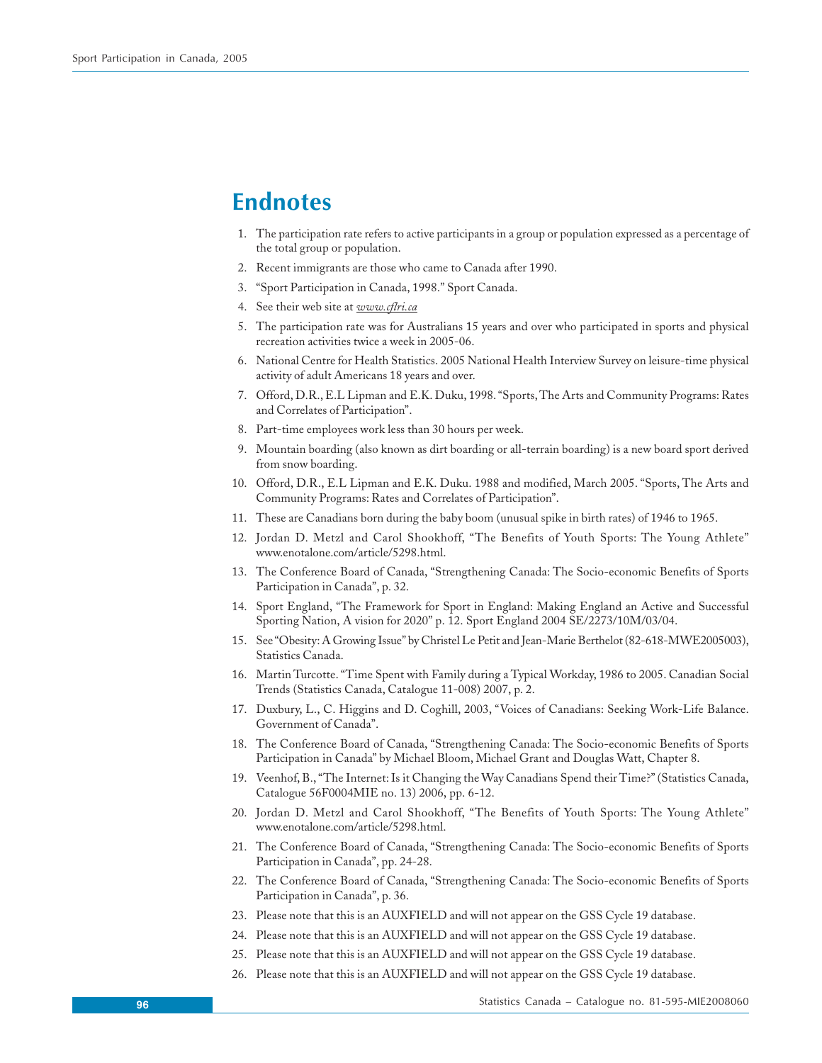# Endnotes

1. The participation rate refers to active participants in a group or population expressed as a percentage of the total group or population.
2. Recent immigrants are those who came to Canada after 1990.
3. "Sport Participation in Canada, 1998." Sport Canada.
4. See their web site at *www.cflri.ca*
5. The participation rate was for Australians 15 years and over who participated in sports and physical recreation activities twice a week in 2005-06.
6. National Centre for Health Statistics. 2005 National Health Interview Survey on leisure-time physical activity of adult Americans 18 years and over.
7. Offord, D.R., E.L Lipman and E.K. Duku, 1998. "Sports, The Arts and Community Programs: Rates and Correlates of Participation".
8. Part-time employees work less than 30 hours per week.
9. Mountain boarding (also known as dirt boarding or all-terrain boarding) is a new board sport derived from snow boarding.
10. Offord, D.R., E.L Lipman and E.K. Duku. 1988 and modified, March 2005. "Sports, The Arts and Community Programs: Rates and Correlates of Participation".
11. These are Canadians born during the baby boom (unusual spike in birth rates) of 1946 to 1965.
12. Jordan D. Metzl and Carol Shookhoff, "The Benefits of Youth Sports: The Young Athlete" www.enotalone.com/article/5298.html.
13. The Conference Board of Canada, "Strengthening Canada: The Socio-economic Benefits of Sports Participation in Canada", p. 32.
14. Sport England, "The Framework for Sport in England: Making England an Active and Successful Sporting Nation, A vision for 2020" p. 12. Sport England 2004 SE/2273/10M/03/04.
15. See "Obesity: A Growing Issue" by Christel Le Petit and Jean-Marie Berthelot (82-618-MWE2005003), Statistics Canada.
16. Martin Turcotte. "Time Spent with Family during a Typical Workday, 1986 to 2005. Canadian Social Trends (Statistics Canada, Catalogue 11-008) 2007, p. 2.
17. Duxbury, L., C. Higgins and D. Coghill, 2003, "Voices of Canadians: Seeking Work-Life Balance. Government of Canada".
18. The Conference Board of Canada, "Strengthening Canada: The Socio-economic Benefits of Sports Participation in Canada" by Michael Bloom, Michael Grant and Douglas Watt, Chapter 8.
19. Veenhof, B., "The Internet: Is it Changing the Way Canadians Spend their Time?" (Statistics Canada, Catalogue 56F0004MIE no. 13) 2006, pp. 6-12.
20. Jordan D. Metzl and Carol Shookhoff, "The Benefits of Youth Sports: The Young Athlete" www.enotalone.com/article/5298.html.
21. The Conference Board of Canada, "Strengthening Canada: The Socio-economic Benefits of Sports Participation in Canada", pp. 24-28.
22. The Conference Board of Canada, "Strengthening Canada: The Socio-economic Benefits of Sports Participation in Canada", p. 36.
23. Please note that this is an AUXFIELD and will not appear on the GSS Cycle 19 database.
24. Please note that this is an AUXFIELD and will not appear on the GSS Cycle 19 database.
25. Please note that this is an AUXFIELD and will not appear on the GSS Cycle 19 database.
26. Please note that this is an AUXFIELD and will not appear on the GSS Cycle 19 database.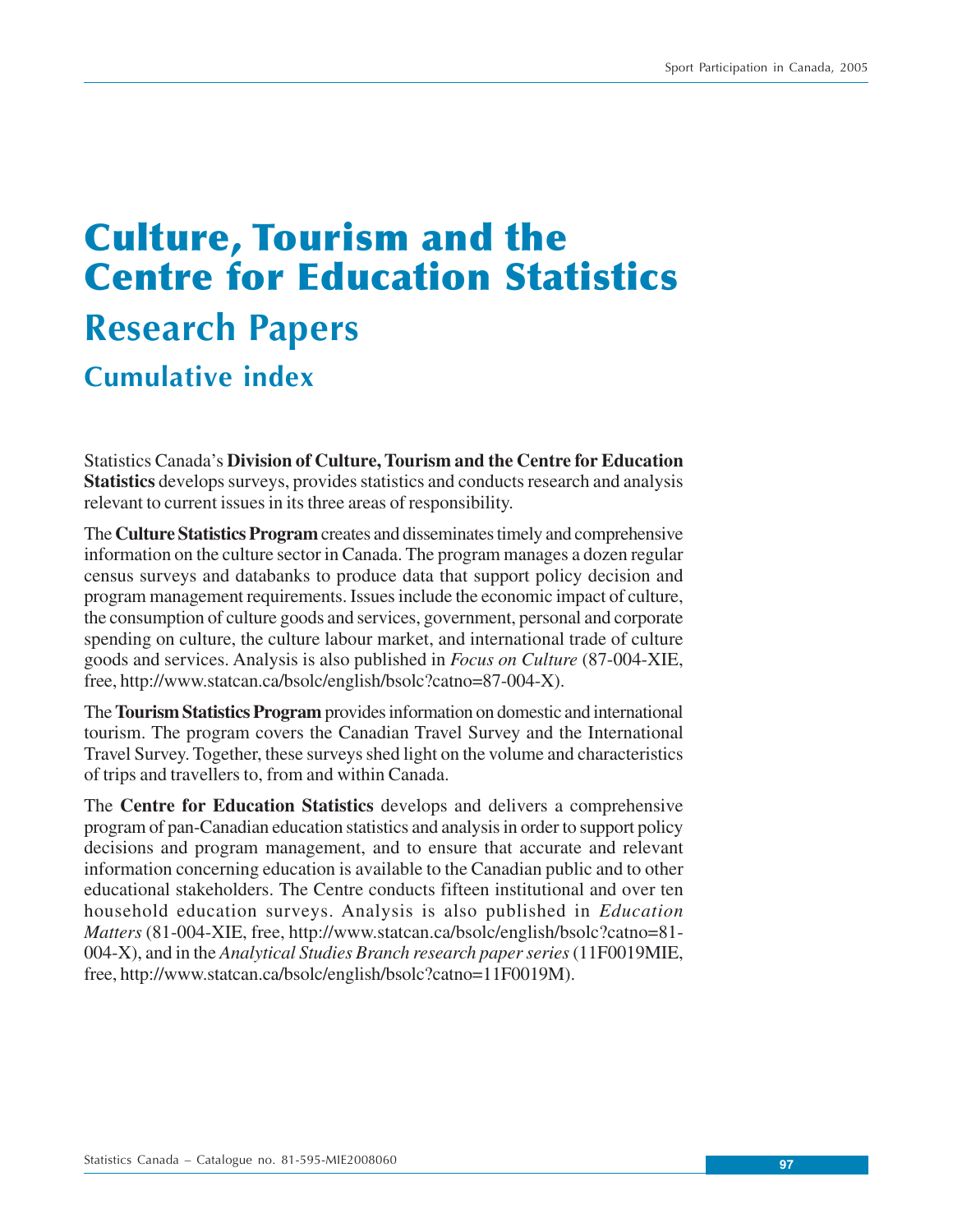# Culture, Tourism and the Centre for Education Statistics

## Research Papers

### Cumulative index

Statistics Canada's **Division of Culture, Tourism and the Centre for Education Statistics** develops surveys, provides statistics and conducts research and analysis relevant to current issues in its three areas of responsibility.

The **Culture Statistics Program** creates and disseminates timely and comprehensive information on the culture sector in Canada. The program manages a dozen regular census surveys and databanks to produce data that support policy decision and program management requirements. Issues include the economic impact of culture, the consumption of culture goods and services, government, personal and corporate spending on culture, the culture labour market, and international trade of culture goods and services. Analysis is also published in *Focus on Culture* (87-004-XIE, free, http://www.statcan.ca/bsolc/english/bsolc?catno=87-004-X).

The **Tourism Statistics Program** provides information on domestic and international tourism. The program covers the Canadian Travel Survey and the International Travel Survey. Together, these surveys shed light on the volume and characteristics of trips and travellers to, from and within Canada.

The **Centre for Education Statistics** develops and delivers a comprehensive program of pan-Canadian education statistics and analysis in order to support policy decisions and program management, and to ensure that accurate and relevant information concerning education is available to the Canadian public and to other educational stakeholders. The Centre conducts fifteen institutional and over ten household education surveys. Analysis is also published in *Education Matters* (81-004-XIE, free, http://www.statcan.ca/bsolc/english/bsolc?catno=81-004-X), and in the *Analytical Studies Branch research paper series* (11F0019MIE, free, http://www.statcan.ca/bsolc/english/bsolc?catno=11F0019M).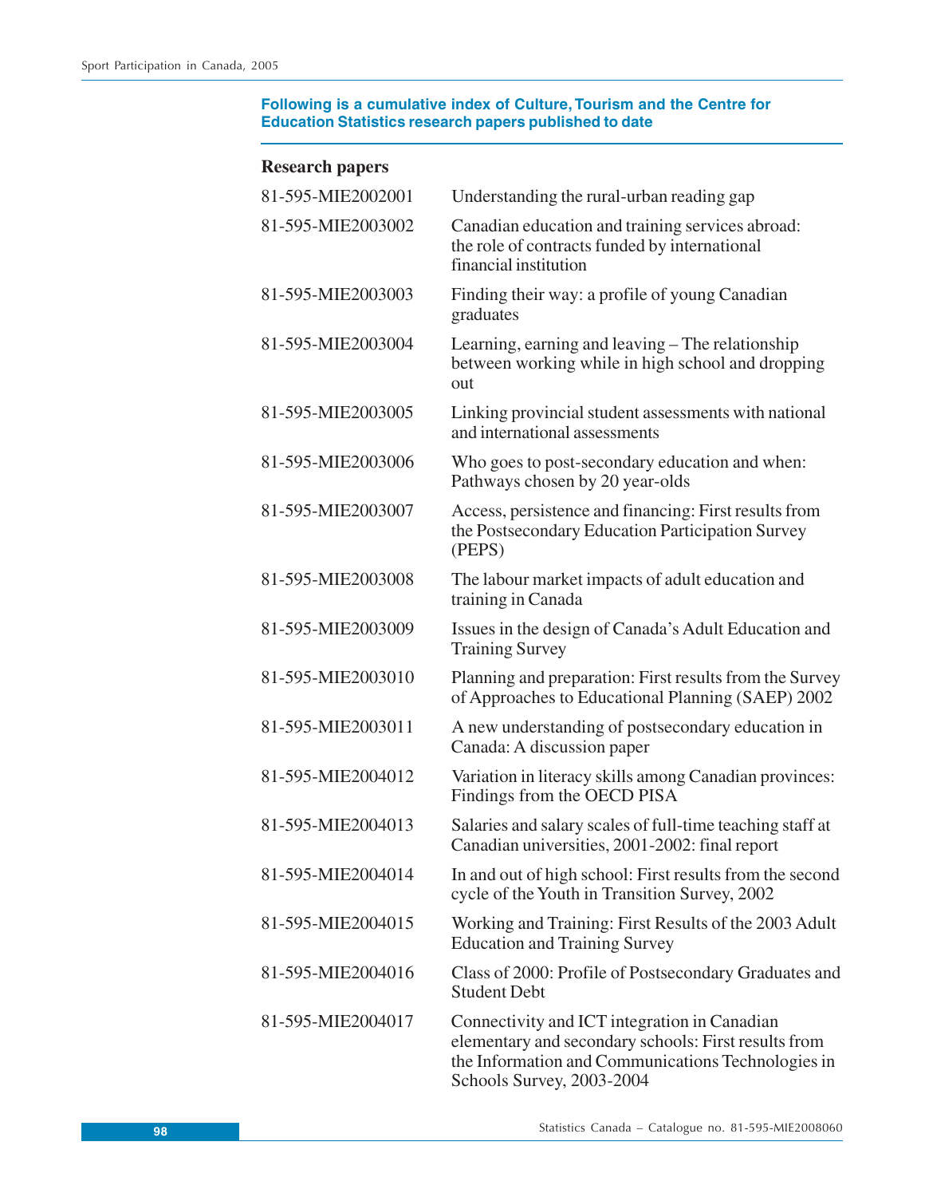**Following is a cumulative index of Culture, Tourism and the Centre for Education Statistics research papers published to date**

### Research papers

| | |
|---|---|
| 81-595-MIE2002001 | Understanding the rural-urban reading gap |
| 81-595-MIE2003002 | Canadian education and training services abroad: the role of contracts funded by international financial institution |
| 81-595-MIE2003003 | Finding their way: a profile of young Canadian graduates |
| 81-595-MIE2003004 | Learning, earning and leaving – The relationship between working while in high school and dropping out |
| 81-595-MIE2003005 | Linking provincial student assessments with national and international assessments |
| 81-595-MIE2003006 | Who goes to post-secondary education and when: Pathways chosen by 20 year-olds |
| 81-595-MIE2003007 | Access, persistence and financing: First results from the Postsecondary Education Participation Survey (PEPS) |
| 81-595-MIE2003008 | The labour market impacts of adult education and training in Canada |
| 81-595-MIE2003009 | Issues in the design of Canada's Adult Education and Training Survey |
| 81-595-MIE2003010 | Planning and preparation: First results from the Survey of Approaches to Educational Planning (SAEP) 2002 |
| 81-595-MIE2003011 | A new understanding of postsecondary education in Canada: A discussion paper |
| 81-595-MIE2004012 | Variation in literacy skills among Canadian provinces: Findings from the OECD PISA |
| 81-595-MIE2004013 | Salaries and salary scales of full-time teaching staff at Canadian universities, 2001-2002: final report |
| 81-595-MIE2004014 | In and out of high school: First results from the second cycle of the Youth in Transition Survey, 2002 |
| 81-595-MIE2004015 | Working and Training: First Results of the 2003 Adult Education and Training Survey |
| 81-595-MIE2004016 | Class of 2000: Profile of Postsecondary Graduates and Student Debt |
| 81-595-MIE2004017 | Connectivity and ICT integration in Canadian elementary and secondary schools: First results from the Information and Communications Technologies in Schools Survey, 2003-2004 |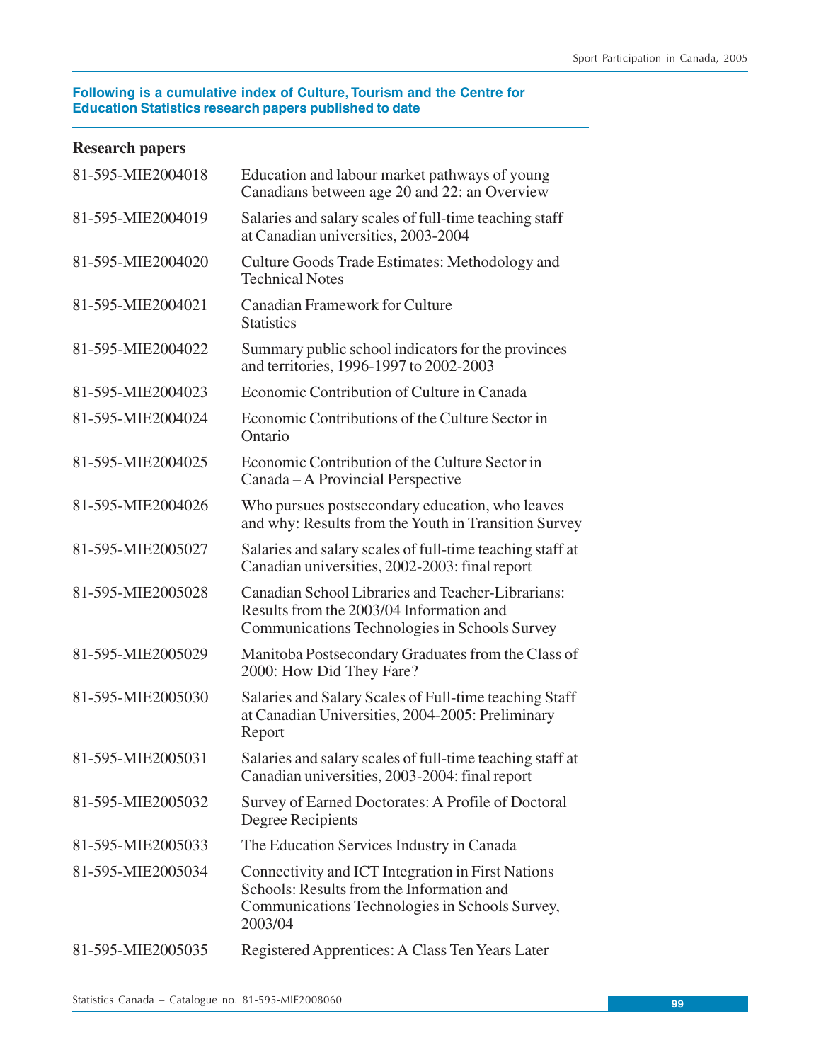**Following is a cumulative index of Culture, Tourism and the Centre for Education Statistics research papers published to date**

## Research papers

| | |
|---|---|
| 81-595-MIE2004018 | Education and labour market pathways of young Canadians between age 20 and 22: an Overview |
| 81-595-MIE2004019 | Salaries and salary scales of full-time teaching staff at Canadian universities, 2003-2004 |
| 81-595-MIE2004020 | Culture Goods Trade Estimates: Methodology and Technical Notes |
| 81-595-MIE2004021 | Canadian Framework for Culture Statistics |
| 81-595-MIE2004022 | Summary public school indicators for the provinces and territories, 1996-1997 to 2002-2003 |
| 81-595-MIE2004023 | Economic Contribution of Culture in Canada |
| 81-595-MIE2004024 | Economic Contributions of the Culture Sector in Ontario |
| 81-595-MIE2004025 | Economic Contribution of the Culture Sector in Canada – A Provincial Perspective |
| 81-595-MIE2004026 | Who pursues postsecondary education, who leaves and why: Results from the Youth in Transition Survey |
| 81-595-MIE2005027 | Salaries and salary scales of full-time teaching staff at Canadian universities, 2002-2003: final report |
| 81-595-MIE2005028 | Canadian School Libraries and Teacher-Librarians: Results from the 2003/04 Information and Communications Technologies in Schools Survey |
| 81-595-MIE2005029 | Manitoba Postsecondary Graduates from the Class of 2000: How Did They Fare? |
| 81-595-MIE2005030 | Salaries and Salary Scales of Full-time teaching Staff at Canadian Universities, 2004-2005: Preliminary Report |
| 81-595-MIE2005031 | Salaries and salary scales of full-time teaching staff at Canadian universities, 2003-2004: final report |
| 81-595-MIE2005032 | Survey of Earned Doctorates: A Profile of Doctoral Degree Recipients |
| 81-595-MIE2005033 | The Education Services Industry in Canada |
| 81-595-MIE2005034 | Connectivity and ICT Integration in First Nations Schools: Results from the Information and Communications Technologies in Schools Survey, 2003/04 |
| 81-595-MIE2005035 | Registered Apprentices: A Class Ten Years Later |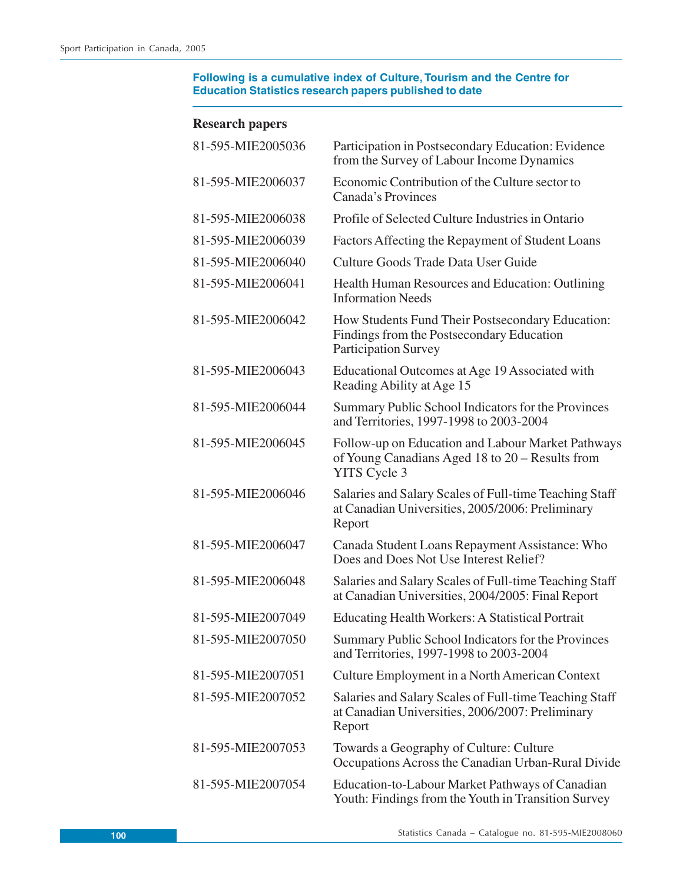**Following is a cumulative index of Culture, Tourism and the Centre for Education Statistics research papers published to date**

## Research papers

| | |
|---|---|
| 81-595-MIE2005036 | Participation in Postsecondary Education: Evidence from the Survey of Labour Income Dynamics |
| 81-595-MIE2006037 | Economic Contribution of the Culture sector to Canada's Provinces |
| 81-595-MIE2006038 | Profile of Selected Culture Industries in Ontario |
| 81-595-MIE2006039 | Factors Affecting the Repayment of Student Loans |
| 81-595-MIE2006040 | Culture Goods Trade Data User Guide |
| 81-595-MIE2006041 | Health Human Resources and Education: Outlining Information Needs |
| 81-595-MIE2006042 | How Students Fund Their Postsecondary Education: Findings from the Postsecondary Education Participation Survey |
| 81-595-MIE2006043 | Educational Outcomes at Age 19 Associated with Reading Ability at Age 15 |
| 81-595-MIE2006044 | Summary Public School Indicators for the Provinces and Territories, 1997-1998 to 2003-2004 |
| 81-595-MIE2006045 | Follow-up on Education and Labour Market Pathways of Young Canadians Aged 18 to 20 – Results from YITS Cycle 3 |
| 81-595-MIE2006046 | Salaries and Salary Scales of Full-time Teaching Staff at Canadian Universities, 2005/2006: Preliminary Report |
| 81-595-MIE2006047 | Canada Student Loans Repayment Assistance: Who Does and Does Not Use Interest Relief? |
| 81-595-MIE2006048 | Salaries and Salary Scales of Full-time Teaching Staff at Canadian Universities, 2004/2005: Final Report |
| 81-595-MIE2007049 | Educating Health Workers: A Statistical Portrait |
| 81-595-MIE2007050 | Summary Public School Indicators for the Provinces and Territories, 1997-1998 to 2003-2004 |
| 81-595-MIE2007051 | Culture Employment in a North American Context |
| 81-595-MIE2007052 | Salaries and Salary Scales of Full-time Teaching Staff at Canadian Universities, 2006/2007: Preliminary Report |
| 81-595-MIE2007053 | Towards a Geography of Culture: Culture Occupations Across the Canadian Urban-Rural Divide |
| 81-595-MIE2007054 | Education-to-Labour Market Pathways of Canadian Youth: Findings from the Youth in Transition Survey |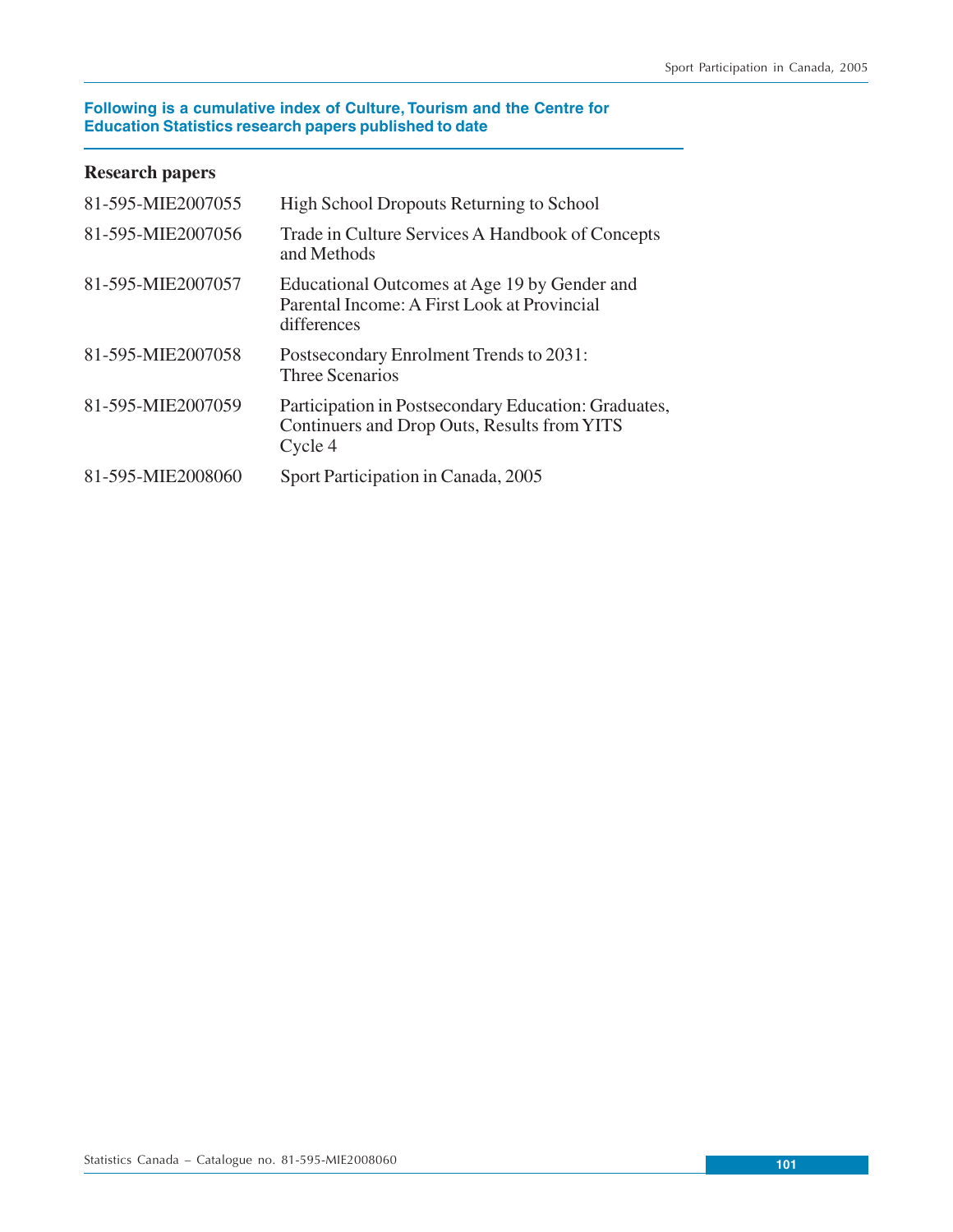**Following is a cumulative index of Culture, Tourism and the Centre for Education Statistics research papers published to date**

## Research papers

| | |
|---|---|
| 81-595-MIE2007055 | High School Dropouts Returning to School |
| 81-595-MIE2007056 | Trade in Culture Services A Handbook of Concepts and Methods |
| 81-595-MIE2007057 | Educational Outcomes at Age 19 by Gender and Parental Income: A First Look at Provincial differences |
| 81-595-MIE2007058 | Postsecondary Enrolment Trends to 2031: Three Scenarios |
| 81-595-MIE2007059 | Participation in Postsecondary Education: Graduates, Continuers and Drop Outs, Results from YITS Cycle 4 |
| 81-595-MIE2008060 | Sport Participation in Canada, 2005 |